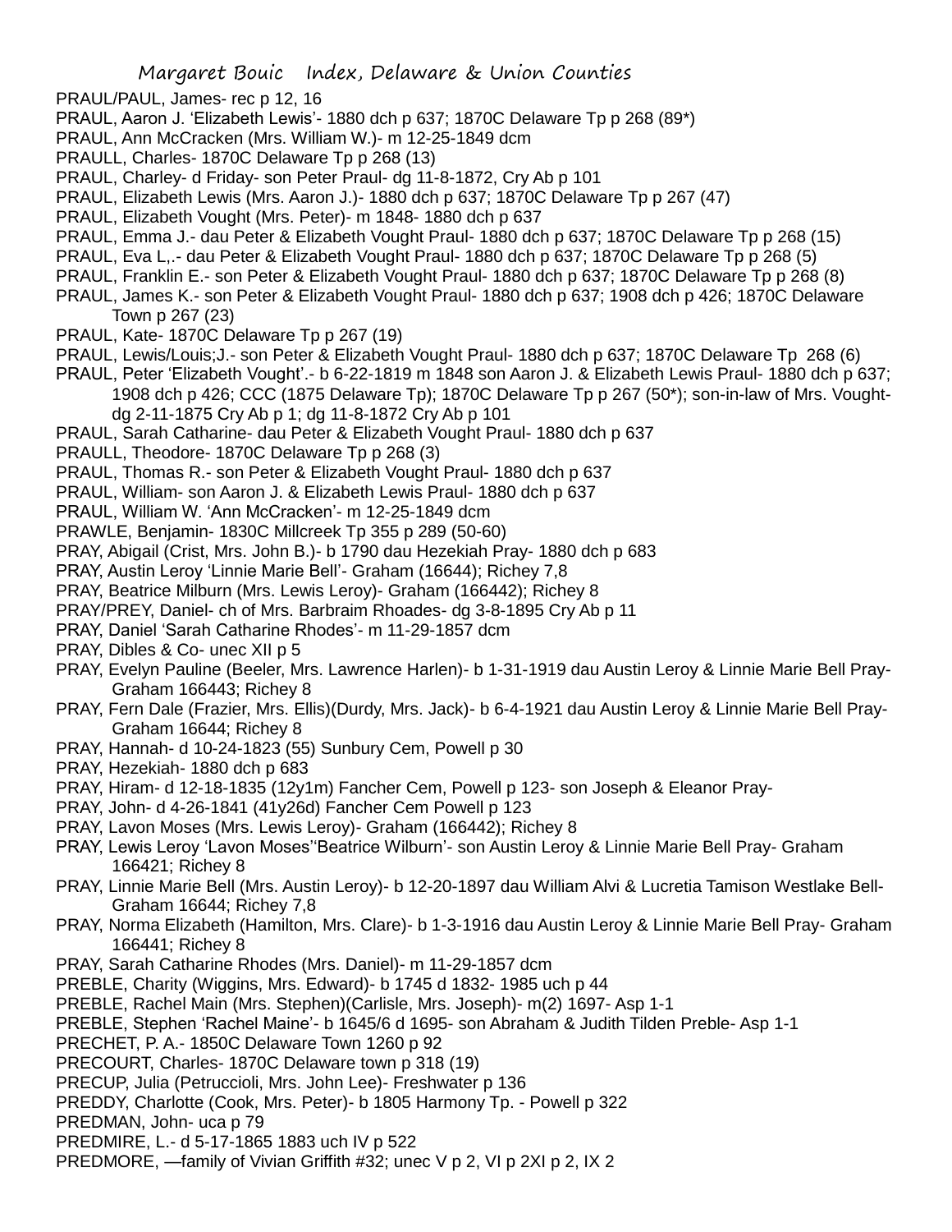PRAUL/PAUL, James- rec p 12, 16
PRAUL, Aaron J. 'Elizabeth Lewis'- 1880 dch p 637; 1870C Delaware Tp p 268 (89*)
PRAUL, Ann McCracken (Mrs. William W.)- m 12-25-1849 dcm
PRAULL, Charles- 1870C Delaware Tp p 268 (13)
PRAUL, Charley- d Friday- son Peter Praul- dg 11-8-1872, Cry Ab p 101
PRAUL, Elizabeth Lewis (Mrs. Aaron J.)- 1880 dch p 637; 1870C Delaware Tp p 267 (47)
PRAUL, Elizabeth Vought (Mrs. Peter)- m 1848- 1880 dch p 637
PRAUL, Emma J.- dau Peter & Elizabeth Vought Praul- 1880 dch p 637; 1870C Delaware Tp p 268 (15)
PRAUL, Eva L,.- dau Peter & Elizabeth Vought Praul- 1880 dch p 637; 1870C Delaware Tp p 268 (5)
PRAUL, Franklin E.- son Peter & Elizabeth Vought Praul- 1880 dch p 637; 1870C Delaware Tp p 268 (8)
PRAUL, James K.- son Peter & Elizabeth Vought Praul- 1880 dch p 637; 1908 dch p 426; 1870C Delaware Town p 267 (23)
PRAUL, Kate- 1870C Delaware Tp p 267 (19)
PRAUL, Lewis/Louis;J.- son Peter & Elizabeth Vought Praul- 1880 dch p 637; 1870C Delaware Tp 268 (6)
PRAUL, Peter 'Elizabeth Vought'.- b 6-22-1819 m 1848 son Aaron J. & Elizabeth Lewis Praul- 1880 dch p 637; 1908 dch p 426; CCC (1875 Delaware Tp); 1870C Delaware Tp p 267 (50*); son-in-law of Mrs. Vought- dg 2-11-1875 Cry Ab p 1; dg 11-8-1872 Cry Ab p 101
PRAUL, Sarah Catharine- dau Peter & Elizabeth Vought Praul- 1880 dch p 637
PRAULL, Theodore- 1870C Delaware Tp p 268 (3)
PRAUL, Thomas R.- son Peter & Elizabeth Vought Praul- 1880 dch p 637
PRAUL, William- son Aaron J. & Elizabeth Lewis Praul- 1880 dch p 637
PRAUL, William W. 'Ann McCracken'- m 12-25-1849 dcm
PRAWLE, Benjamin- 1830C Millcreek Tp 355 p 289 (50-60)
PRAY, Abigail (Crist, Mrs. John B.)- b 1790 dau Hezekiah Pray- 1880 dch p 683
PRAY, Austin Leroy 'Linnie Marie Bell'- Graham (16644); Richey 7,8
PRAY, Beatrice Milburn (Mrs. Lewis Leroy)- Graham (166442); Richey 8
PRAY/PREY, Daniel- ch of Mrs. Barbraim Rhoades- dg 3-8-1895 Cry Ab p 11
PRAY, Daniel 'Sarah Catharine Rhodes'- m 11-29-1857 dcm
PRAY, Dibles & Co- unec XII p 5
PRAY, Evelyn Pauline (Beeler, Mrs. Lawrence Harlen)- b 1-31-1919 dau Austin Leroy & Linnie Marie Bell Pray- Graham 166443; Richey 8
PRAY, Fern Dale (Frazier, Mrs. Ellis)(Durdy, Mrs. Jack)- b 6-4-1921 dau Austin Leroy & Linnie Marie Bell Pray- Graham 16644; Richey 8
PRAY, Hannah- d 10-24-1823 (55) Sunbury Cem, Powell p 30
PRAY, Hezekiah- 1880 dch p 683
PRAY, Hiram- d 12-18-1835 (12y1m) Fancher Cem, Powell p 123- son Joseph & Eleanor Pray-
PRAY, John- d 4-26-1841 (41y26d) Fancher Cem Powell p 123
PRAY, Lavon Moses (Mrs. Lewis Leroy)- Graham (166442); Richey 8
PRAY, Lewis Leroy 'Lavon Moses''Beatrice Wilburn'- son Austin Leroy & Linnie Marie Bell Pray- Graham 166421; Richey 8
PRAY, Linnie Marie Bell (Mrs. Austin Leroy)- b 12-20-1897 dau William Alvi & Lucretia Tamison Westlake Bell- Graham 16644; Richey 7,8
PRAY, Norma Elizabeth (Hamilton, Mrs. Clare)- b 1-3-1916 dau Austin Leroy & Linnie Marie Bell Pray- Graham 166441; Richey 8
PRAY, Sarah Catharine Rhodes (Mrs. Daniel)- m 11-29-1857 dcm
PREBLE, Charity (Wiggins, Mrs. Edward)- b 1745 d 1832- 1985 uch p 44
PREBLE, Rachel Main (Mrs. Stephen)(Carlisle, Mrs. Joseph)- m(2) 1697- Asp 1-1
PREBLE, Stephen 'Rachel Maine'- b 1645/6 d 1695- son Abraham & Judith Tilden Preble- Asp 1-1
PRECHET, P. A.- 1850C Delaware Town 1260 p 92
PRECOURT, Charles- 1870C Delaware town p 318 (19)
PRECUP, Julia (Petruccioli, Mrs. John Lee)- Freshwater p 136
PREDDY, Charlotte (Cook, Mrs. Peter)- b 1805 Harmony Tp. - Powell p 322
PREDMAN, John- uca p 79
PREDMIRE, L.- d 5-17-1865 1883 uch IV p 522
PREDMORE, —family of Vivian Griffith #32; unec V p 2, VI p 2XI p 2, IX 2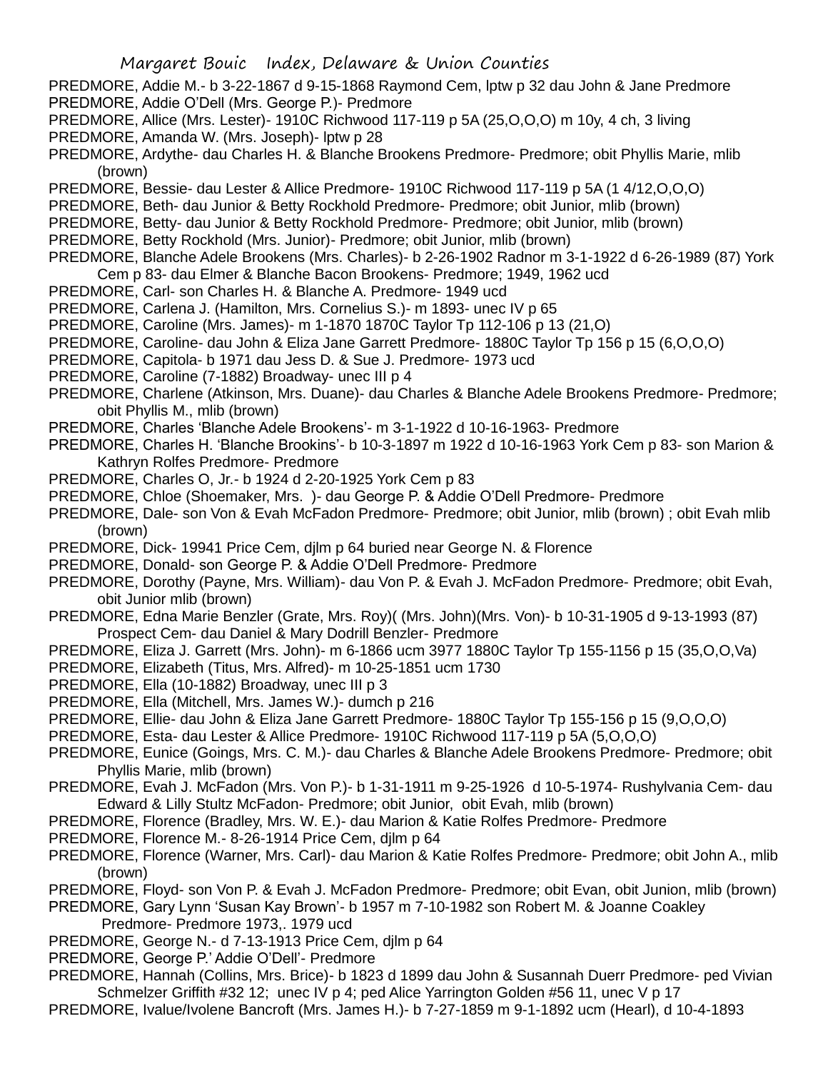PREDMORE, Addie M.- b 3-22-1867 d 9-15-1868 Raymond Cem, lptw p 32 dau John & Jane Predmore

PREDMORE, Addie O'Dell (Mrs. George P.)- Predmore

PREDMORE, Allice (Mrs. Lester)- 1910C Richwood 117-119 p 5A (25,O,O,O) m 10y, 4 ch, 3 living

PREDMORE, Amanda W. (Mrs. Joseph)- lptw p 28

PREDMORE, Ardythe- dau Charles H. & Blanche Brookens Predmore- Predmore; obit Phyllis Marie, mlib (brown)

PREDMORE, Bessie- dau Lester & Allice Predmore- 1910C Richwood 117-119 p 5A (1 4/12,O,O,O)

PREDMORE, Beth- dau Junior & Betty Rockhold Predmore- Predmore; obit Junior, mlib (brown)

PREDMORE, Betty- dau Junior & Betty Rockhold Predmore- Predmore; obit Junior, mlib (brown)

PREDMORE, Betty Rockhold (Mrs. Junior)- Predmore; obit Junior, mlib (brown)

PREDMORE, Blanche Adele Brookens (Mrs. Charles)- b 2-26-1902 Radnor m 3-1-1922 d 6-26-1989 (87) York Cem p 83- dau Elmer & Blanche Bacon Brookens- Predmore; 1949, 1962 ucd

PREDMORE, Carl- son Charles H. & Blanche A. Predmore- 1949 ucd

PREDMORE, Carlena J. (Hamilton, Mrs. Cornelius S.)- m 1893- unec IV p 65

PREDMORE, Caroline (Mrs. James)- m 1-1870 1870C Taylor Tp 112-106 p 13 (21,O)

PREDMORE, Caroline- dau John & Eliza Jane Garrett Predmore- 1880C Taylor Tp 156 p 15 (6,O,O,O)

PREDMORE, Capitola- b 1971 dau Jess D. & Sue J. Predmore- 1973 ucd

PREDMORE, Caroline (7-1882) Broadway- unec III p 4

PREDMORE, Charlene (Atkinson, Mrs. Duane)- dau Charles & Blanche Adele Brookens Predmore- Predmore; obit Phyllis M., mlib (brown)

PREDMORE, Charles 'Blanche Adele Brookens'- m 3-1-1922 d 10-16-1963- Predmore

PREDMORE, Charles H. 'Blanche Brookins'- b 10-3-1897 m 1922 d 10-16-1963 York Cem p 83- son Marion & Kathryn Rolfes Predmore- Predmore

PREDMORE, Charles O, Jr.- b 1924 d 2-20-1925 York Cem p 83

PREDMORE, Chloe (Shoemaker, Mrs. )- dau George P. & Addie O'Dell Predmore- Predmore

PREDMORE, Dale- son Von & Evah McFadon Predmore- Predmore; obit Junior, mlib (brown) ; obit Evah mlib (brown)

PREDMORE, Dick- 19941 Price Cem, djlm p 64 buried near George N. & Florence

PREDMORE, Donald- son George P. & Addie O'Dell Predmore- Predmore

PREDMORE, Dorothy (Payne, Mrs. William)- dau Von P. & Evah J. McFadon Predmore- Predmore; obit Evah, obit Junior mlib (brown)

PREDMORE, Edna Marie Benzler (Grate, Mrs. Roy)( (Mrs. John)(Mrs. Von)- b 10-31-1905 d 9-13-1993 (87) Prospect Cem- dau Daniel & Mary Dodrill Benzler- Predmore

PREDMORE, Eliza J. Garrett (Mrs. John)- m 6-1866 ucm 3977 1880C Taylor Tp 155-1156 p 15 (35,O,O,Va)

PREDMORE, Elizabeth (Titus, Mrs. Alfred)- m 10-25-1851 ucm 1730

PREDMORE, Ella (10-1882) Broadway, unec III p 3

PREDMORE, Ella (Mitchell, Mrs. James W.)- dumch p 216

PREDMORE, Ellie- dau John & Eliza Jane Garrett Predmore- 1880C Taylor Tp 155-156 p 15 (9,O,O,O)

PREDMORE, Esta- dau Lester & Allice Predmore- 1910C Richwood 117-119 p 5A (5,O,O,O)

PREDMORE, Eunice (Goings, Mrs. C. M.)- dau Charles & Blanche Adele Brookens Predmore- Predmore; obit Phyllis Marie, mlib (brown)

PREDMORE, Evah J. McFadon (Mrs. Von P.)- b 1-31-1911 m 9-25-1926 d 10-5-1974- Rushylvania Cem- dau Edward & Lilly Stultz McFadon- Predmore; obit Junior, obit Evah, mlib (brown)

PREDMORE, Florence (Bradley, Mrs. W. E.)- dau Marion & Katie Rolfes Predmore- Predmore

PREDMORE, Florence M.- 8-26-1914 Price Cem, djlm p 64

PREDMORE, Florence (Warner, Mrs. Carl)- dau Marion & Katie Rolfes Predmore- Predmore; obit John A., mlib (brown)

PREDMORE, Floyd- son Von P. & Evah J. McFadon Predmore- Predmore; obit Evan, obit Junion, mlib (brown)

PREDMORE, Gary Lynn 'Susan Kay Brown'- b 1957 m 7-10-1982 son Robert M. & Joanne Coakley Predmore- Predmore 1973,. 1979 ucd

PREDMORE, George N.- d 7-13-1913 Price Cem, djlm p 64

PREDMORE, George P.' Addie O'Dell'- Predmore

PREDMORE, Hannah (Collins, Mrs. Brice)- b 1823 d 1899 dau John & Susannah Duerr Predmore- ped Vivian Schmelzer Griffith #32 12; unec IV p 4; ped Alice Yarrington Golden #56 11, unec V p 17

PREDMORE, Ivalue/Ivolene Bancroft (Mrs. James H.)- b 7-27-1859 m 9-1-1892 ucm (Hearl), d 10-4-1893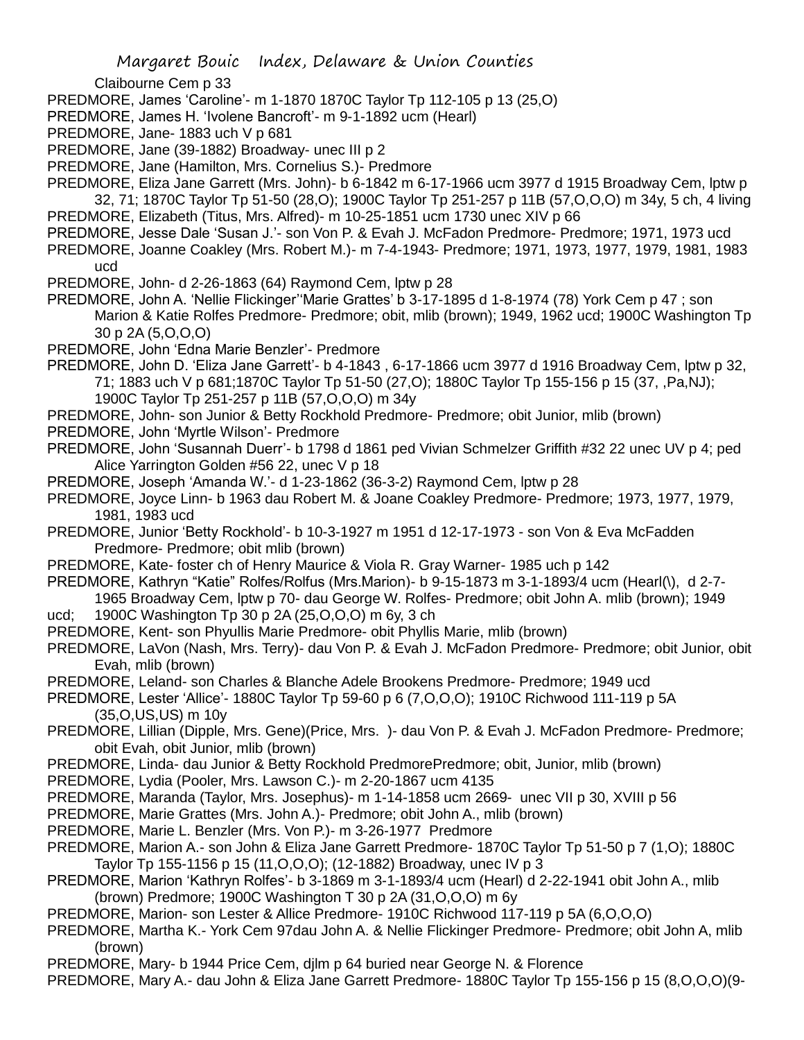Claibourne Cem p 33

PREDMORE, James 'Caroline'- m 1-1870 1870C Taylor Tp 112-105 p 13 (25,O)

PREDMORE, James H. 'Ivolene Bancroft'- m 9-1-1892 ucm (Hearl)

PREDMORE, Jane- 1883 uch V p 681

PREDMORE, Jane (39-1882) Broadway- unec III p 2

PREDMORE, Jane (Hamilton, Mrs. Cornelius S.)- Predmore

PREDMORE, Eliza Jane Garrett (Mrs. John)- b 6-1842 m 6-17-1966 ucm 3977 d 1915 Broadway Cem, lptw p 32, 71; 1870C Taylor Tp 51-50 (28,O); 1900C Taylor Tp 251-257 p 11B (57,O,O,O) m 34y, 5 ch, 4 living

PREDMORE, Elizabeth (Titus, Mrs. Alfred)- m 10-25-1851 ucm 1730 unec XIV p 66

PREDMORE, Jesse Dale 'Susan J.'- son Von P. & Evah J. McFadon Predmore- Predmore; 1971, 1973 ucd

PREDMORE, Joanne Coakley (Mrs. Robert M.)- m 7-4-1943- Predmore; 1971, 1973, 1977, 1979, 1981, 1983 ucd

PREDMORE, John- d 2-26-1863 (64) Raymond Cem, lptw p 28

PREDMORE, John A. 'Nellie Flickinger''Marie Grattes' b 3-17-1895 d 1-8-1974 (78) York Cem p 47 ; son Marion & Katie Rolfes Predmore- Predmore; obit, mlib (brown); 1949, 1962 ucd; 1900C Washington Tp 30 p 2A (5,O,O,O)

PREDMORE, John 'Edna Marie Benzler'- Predmore

PREDMORE, John D. 'Eliza Jane Garrett'- b 4-1843 , 6-17-1866 ucm 3977 d 1916 Broadway Cem, lptw p 32, 71; 1883 uch V p 681;1870C Taylor Tp 51-50 (27,O); 1880C Taylor Tp 155-156 p 15 (37, ,Pa,NJ); 1900C Taylor Tp 251-257 p 11B (57,O,O,O) m 34y

PREDMORE, John- son Junior & Betty Rockhold Predmore- Predmore; obit Junior, mlib (brown)

PREDMORE, John 'Myrtle Wilson'- Predmore

PREDMORE, John 'Susannah Duerr'- b 1798 d 1861 ped Vivian Schmelzer Griffith #32 22 unec UV p 4; ped Alice Yarrington Golden #56 22, unec V p 18

PREDMORE, Joseph 'Amanda W.'- d 1-23-1862 (36-3-2) Raymond Cem, lptw p 28

PREDMORE, Joyce Linn- b 1963 dau Robert M. & Joane Coakley Predmore- Predmore; 1973, 1977, 1979, 1981, 1983 ucd

PREDMORE, Junior 'Betty Rockhold'- b 10-3-1927 m 1951 d 12-17-1973 - son Von & Eva McFadden Predmore- Predmore; obit mlib (brown)

PREDMORE, Kate- foster ch of Henry Maurice & Viola R. Gray Warner- 1985 uch p 142

PREDMORE, Kathryn "Katie" Rolfes/Rolfus (Mrs.Marion)- b 9-15-1873 m 3-1-1893/4 ucm (Hearl(\), d 2-7-1965 Broadway Cem, lptw p 70- dau George W. Rolfes- Predmore; obit John A. mlib (brown); 1949 ucd; 1900C Washington Tp 30 p 2A (25,O,O,O) m 6y, 3 ch

PREDMORE, Kent- son Phyullis Marie Predmore- obit Phyllis Marie, mlib (brown)

PREDMORE, LaVon (Nash, Mrs. Terry)- dau Von P. & Evah J. McFadon Predmore- Predmore; obit Junior, obit Evah, mlib (brown)

PREDMORE, Leland- son Charles & Blanche Adele Brookens Predmore- Predmore; 1949 ucd

PREDMORE, Lester 'Allice'- 1880C Taylor Tp 59-60 p 6 (7,O,O,O); 1910C Richwood 111-119 p 5A (35,O,US,US) m 10y

PREDMORE, Lillian (Dipple, Mrs. Gene)(Price, Mrs. )- dau Von P. & Evah J. McFadon Predmore- Predmore; obit Evah, obit Junior, mlib (brown)

PREDMORE, Linda- dau Junior & Betty Rockhold PredmorePredmore; obit, Junior, mlib (brown)

PREDMORE, Lydia (Pooler, Mrs. Lawson C.)- m 2-20-1867 ucm 4135

PREDMORE, Maranda (Taylor, Mrs. Josephus)- m 1-14-1858 ucm 2669- unec VII p 30, XVIII p 56

PREDMORE, Marie Grattes (Mrs. John A.)- Predmore; obit John A., mlib (brown)

PREDMORE, Marie L. Benzler (Mrs. Von P.)- m 3-26-1977 Predmore

PREDMORE, Marion A.- son John & Eliza Jane Garrett Predmore- 1870C Taylor Tp 51-50 p 7 (1,O); 1880C Taylor Tp 155-1156 p 15 (11,O,O,O); (12-1882) Broadway, unec IV p 3

PREDMORE, Marion 'Kathryn Rolfes'- b 3-1869 m 3-1-1893/4 ucm (Hearl) d 2-22-1941 obit John A., mlib (brown) Predmore; 1900C Washington T 30 p 2A (31,O,O,O) m 6y

PREDMORE, Marion- son Lester & Allice Predmore- 1910C Richwood 117-119 p 5A (6,O,O,O)

PREDMORE, Martha K.- York Cem 97dau John A. & Nellie Flickinger Predmore- Predmore; obit John A, mlib (brown)

PREDMORE, Mary- b 1944 Price Cem, djlm p 64 buried near George N. & Florence

PREDMORE, Mary A.- dau John & Eliza Jane Garrett Predmore- 1880C Taylor Tp 155-156 p 15 (8,O,O,O)(9-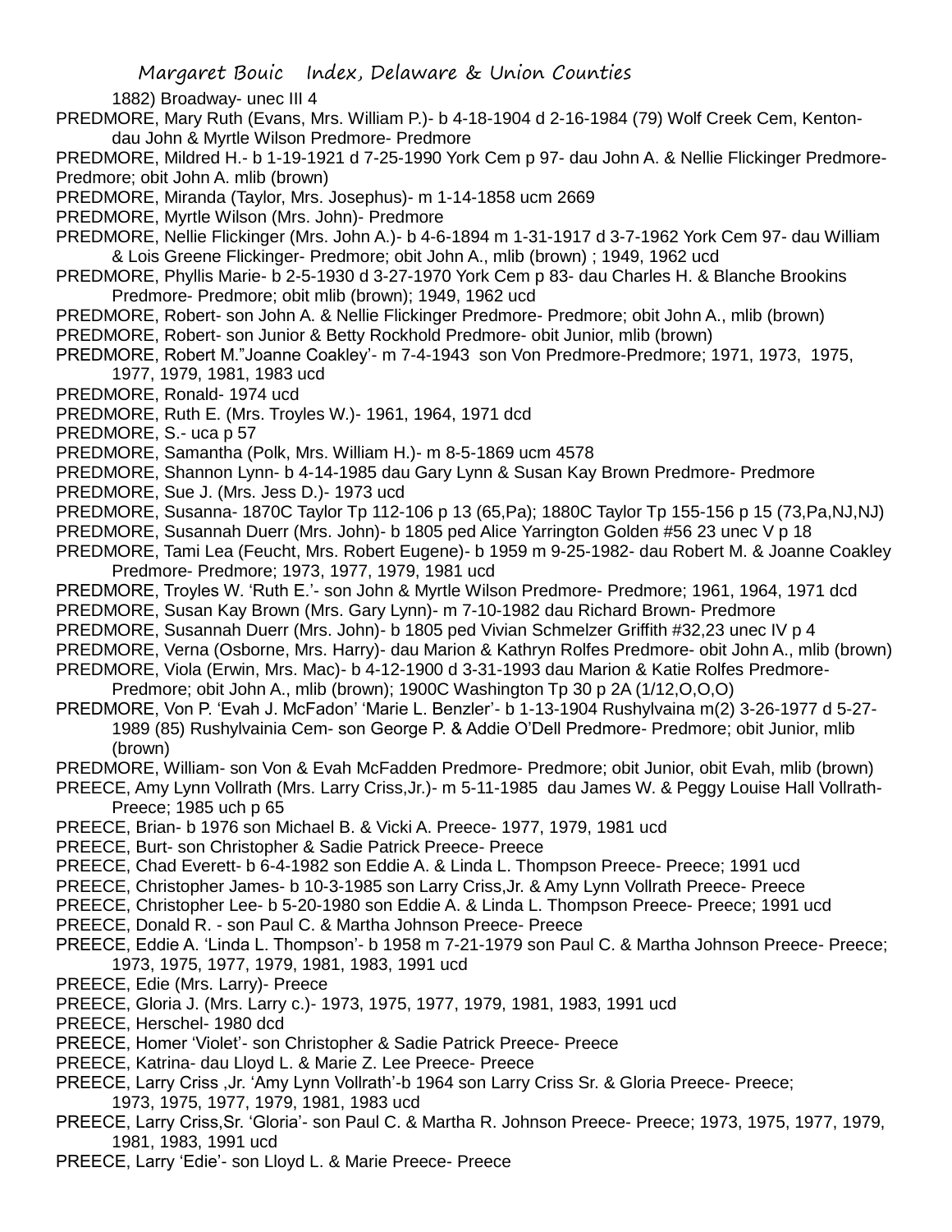1882) Broadway- unec III 4

PREDMORE, Mary Ruth (Evans, Mrs. William P.)- b 4-18-1904 d 2-16-1984 (79) Wolf Creek Cem, Kenton- dau John & Myrtle Wilson Predmore- Predmore

PREDMORE, Mildred H.- b 1-19-1921 d 7-25-1990 York Cem p 97- dau John A. & Nellie Flickinger Predmore- Predmore; obit John A. mlib (brown)

PREDMORE, Miranda (Taylor, Mrs. Josephus)- m 1-14-1858 ucm 2669

PREDMORE, Myrtle Wilson (Mrs. John)- Predmore

PREDMORE, Nellie Flickinger (Mrs. John A.)- b 4-6-1894 m 1-31-1917 d 3-7-1962 York Cem 97- dau William & Lois Greene Flickinger- Predmore; obit John A., mlib (brown) ; 1949, 1962 ucd

PREDMORE, Phyllis Marie- b 2-5-1930 d 3-27-1970 York Cem p 83- dau Charles H. & Blanche Brookins Predmore- Predmore; obit mlib (brown); 1949, 1962 ucd

PREDMORE, Robert- son John A. & Nellie Flickinger Predmore- Predmore; obit John A., mlib (brown)

PREDMORE, Robert- son Junior & Betty Rockhold Predmore- obit Junior, mlib (brown)

PREDMORE, Robert M."Joanne Coakley'- m 7-4-1943 son Von Predmore-Predmore; 1971, 1973, 1975, 1977, 1979, 1981, 1983 ucd

PREDMORE, Ronald- 1974 ucd

PREDMORE, Ruth E. (Mrs. Troyles W.)- 1961, 1964, 1971 dcd

PREDMORE, S.- uca p 57

PREDMORE, Samantha (Polk, Mrs. William H.)- m 8-5-1869 ucm 4578

PREDMORE, Shannon Lynn- b 4-14-1985 dau Gary Lynn & Susan Kay Brown Predmore- Predmore

PREDMORE, Sue J. (Mrs. Jess D.)- 1973 ucd

PREDMORE, Susanna- 1870C Taylor Tp 112-106 p 13 (65,Pa); 1880C Taylor Tp 155-156 p 15 (73,Pa,NJ,NJ)

PREDMORE, Susannah Duerr (Mrs. John)- b 1805 ped Alice Yarrington Golden #56 23 unec V p 18

PREDMORE, Tami Lea (Feucht, Mrs. Robert Eugene)- b 1959 m 9-25-1982- dau Robert M. & Joanne Coakley Predmore- Predmore; 1973, 1977, 1979, 1981 ucd

PREDMORE, Troyles W. 'Ruth E.'- son John & Myrtle Wilson Predmore- Predmore; 1961, 1964, 1971 dcd

PREDMORE, Susan Kay Brown (Mrs. Gary Lynn)- m 7-10-1982 dau Richard Brown- Predmore

PREDMORE, Susannah Duerr (Mrs. John)- b 1805 ped Vivian Schmelzer Griffith #32,23 unec IV p 4

PREDMORE, Verna (Osborne, Mrs. Harry)- dau Marion & Kathryn Rolfes Predmore- obit John A., mlib (brown)

PREDMORE, Viola (Erwin, Mrs. Mac)- b 4-12-1900 d 3-31-1993 dau Marion & Katie Rolfes Predmore- Predmore; obit John A., mlib (brown); 1900C Washington Tp 30 p 2A (1/12,O,O,O)

PREDMORE, Von P. 'Evah J. McFadon' 'Marie L. Benzler'- b 1-13-1904 Rushylvaina m(2) 3-26-1977 d 5-27-1989 (85) Rushylvainia Cem- son George P. & Addie O'Dell Predmore- Predmore; obit Junior, mlib (brown)

PREDMORE, William- son Von & Evah McFadden Predmore- Predmore; obit Junior, obit Evah, mlib (brown)

PREECE, Amy Lynn Vollrath (Mrs. Larry Criss,Jr.)- m 5-11-1985 dau James W. & Peggy Louise Hall Vollrath- Preece; 1985 uch p 65

PREECE, Brian- b 1976 son Michael B. & Vicki A. Preece- 1977, 1979, 1981 ucd

PREECE, Burt- son Christopher & Sadie Patrick Preece- Preece

PREECE, Chad Everett- b 6-4-1982 son Eddie A. & Linda L. Thompson Preece- Preece; 1991 ucd

PREECE, Christopher James- b 10-3-1985 son Larry Criss,Jr. & Amy Lynn Vollrath Preece- Preece

PREECE, Christopher Lee- b 5-20-1980 son Eddie A. & Linda L. Thompson Preece- Preece; 1991 ucd

PREECE, Donald R. - son Paul C. & Martha Johnson Preece- Preece

PREECE, Eddie A. 'Linda L. Thompson'- b 1958 m 7-21-1979 son Paul C. & Martha Johnson Preece- Preece; 1973, 1975, 1977, 1979, 1981,- 1983, 1991 ucd

PREECE, Edie (Mrs. Larry)- Preece

PREECE, Gloria J. (Mrs. Larry c.)- 1973, 1975, 1977, 1979, 1981, 1983, 1991 ucd

PREECE, Herschel- 1980 dcd

PREECE, Homer 'Violet'- son Christopher & Sadie Patrick Preece- Preece

PREECE, Katrina- dau Lloyd L. & Marie Z. Lee Preece- Preece

PREECE, Larry Criss ,Jr. 'Amy Lynn Vollrath'-b 1964 son Larry Criss Sr. & Gloria Preece- Preece; 1973, 1975, 1977, 1979, 1981, 1983 ucd

PREECE, Larry Criss,Sr. 'Gloria'- son Paul C. & Martha R. Johnson Preece- Preece; 1973, 1975, 1977, 1979, 1981, 1983, 1991 ucd

PREECE, Larry 'Edie'- son Lloyd L. & Marie Preece- Preece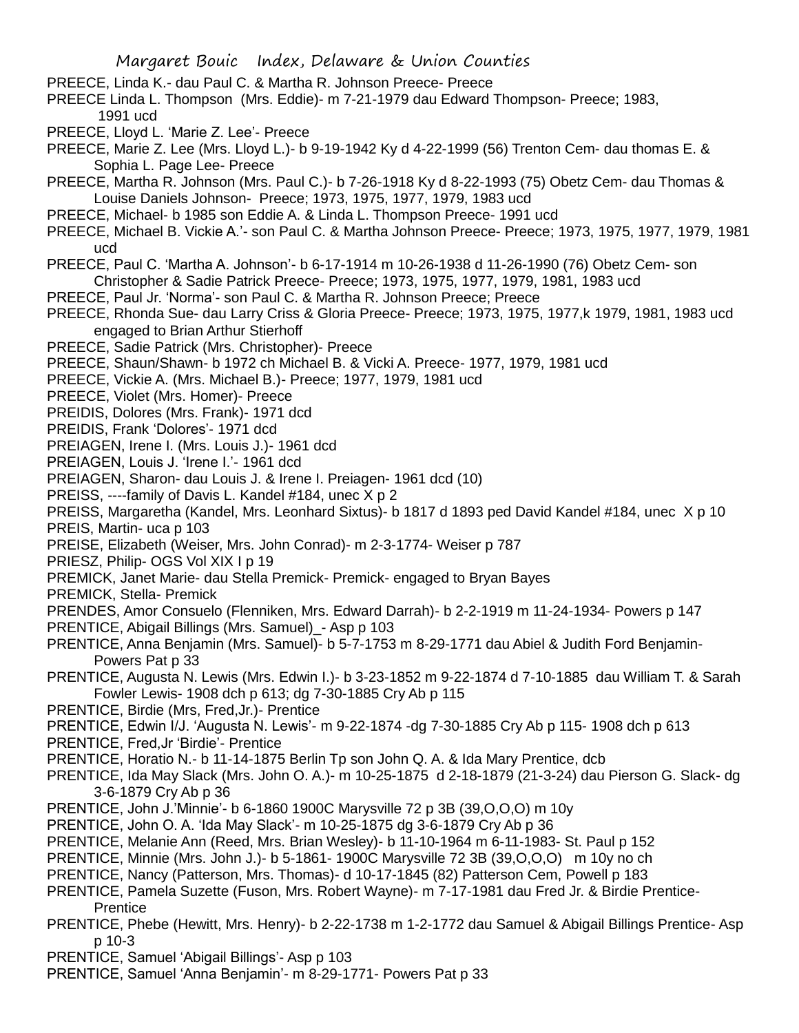PREECE, Linda K.- dau Paul C. & Martha R. Johnson Preece- Preece

PREECE Linda L. Thompson (Mrs. Eddie)- m 7-21-1979 dau Edward Thompson- Preece; 1983, 1991 ucd

PREECE, Lloyd L. 'Marie Z. Lee'- Preece

PREECE, Marie Z. Lee (Mrs. Lloyd L.)- b 9-19-1942 Ky d 4-22-1999 (56) Trenton Cem- dau thomas E. & Sophia L. Page Lee- Preece

PREECE, Martha R. Johnson (Mrs. Paul C.)- b 7-26-1918 Ky d 8-22-1993 (75) Obetz Cem- dau Thomas & Louise Daniels Johnson- Preece; 1973, 1975, 1977, 1979, 1983 ucd

PREECE, Michael- b 1985 son Eddie A. & Linda L. Thompson Preece- 1991 ucd

PREECE, Michael B. Vickie A.'- son Paul C. & Martha Johnson Preece- Preece; 1973, 1975, 1977, 1979, 1981 ucd

PREECE, Paul C. 'Martha A. Johnson'- b 6-17-1914 m 10-26-1938 d 11-26-1990 (76) Obetz Cem- son Christopher & Sadie Patrick Preece- Preece; 1973, 1975, 1977, 1979, 1981, 1983 ucd

PREECE, Paul Jr. 'Norma'- son Paul C. & Martha R. Johnson Preece; Preece

PREECE, Rhonda Sue- dau Larry Criss & Gloria Preece- Preece; 1973, 1975, 1977,k 1979, 1981, 1983 ucd engaged to Brian Arthur Stierhoff

PREECE, Sadie Patrick (Mrs. Christopher)- Preece

PREECE, Shaun/Shawn- b 1972 ch Michael B. & Vicki A. Preece- 1977, 1979, 1981 ucd

PREECE, Vickie A. (Mrs. Michael B.)- Preece; 1977, 1979, 1981 ucd

PREECE, Violet (Mrs. Homer)- Preece

PREIDIS, Dolores (Mrs. Frank)- 1971 dcd

PREIDIS, Frank 'Dolores'- 1971 dcd

PREIAGEN, Irene I. (Mrs. Louis J.)- 1961 dcd

PREIAGEN, Louis J. 'Irene I.'- 1961 dcd

PREIAGEN, Sharon- dau Louis J. & Irene I. Preiagen- 1961 dcd (10)

PREISS, ----family of Davis L. Kandel #184, unec X p 2

PREISS, Margaretha (Kandel, Mrs. Leonhard Sixtus)- b 1817 d 1893 ped David Kandel #184, unec X p 10

PREIS, Martin- uca p 103

PREISE, Elizabeth (Weiser, Mrs. John Conrad)- m 2-3-1774- Weiser p 787

PRIESZ, Philip- OGS Vol XIX I p 19

PREMICK, Janet Marie- dau Stella Premick- Premick- engaged to Bryan Bayes

PREMICK, Stella- Premick

PRENDES, Amor Consuelo (Flenniken, Mrs. Edward Darrah)- b 2-2-1919 m 11-24-1934- Powers p 147

PRENTICE, Abigail Billings (Mrs. Samuel)_- Asp p 103

PRENTICE, Anna Benjamin (Mrs. Samuel)- b 5-7-1753 m 8-29-1771 dau Abiel & Judith Ford Benjamin- Powers Pat p 33

PRENTICE, Augusta N. Lewis (Mrs. Edwin I.)- b 3-23-1852 m 9-22-1874 d 7-10-1885 dau William T. & Sarah Fowler Lewis- 1908 dch p 613; dg 7-30-1885 Cry Ab p 115

PRENTICE, Birdie (Mrs, Fred,Jr.)- Prentice

PRENTICE, Edwin I/J. 'Augusta N. Lewis'- m 9-22-1874 -dg 7-30-1885 Cry Ab p 115- 1908 dch p 613

PRENTICE, Fred,Jr 'Birdie'- Prentice

PRENTICE, Horatio N.- b 11-14-1875 Berlin Tp son John Q. A. & Ida Mary Prentice, dcb

PRENTICE, Ida May Slack (Mrs. John O. A.)- m 10-25-1875 d 2-18-1879 (21-3-24) dau Pierson G. Slack- dg 3-6-1879 Cry Ab p 36

PRENTICE, John J.'Minnie'- b 6-1860 1900C Marysville 72 p 3B (39,O,O,O) m 10y

PRENTICE, John O. A. 'Ida May Slack'- m 10-25-1875 dg 3-6-1879 Cry Ab p 36

PRENTICE, Melanie Ann (Reed, Mrs. Brian Wesley)- b 11-10-1964 m 6-11-1983- St. Paul p 152

PRENTICE, Minnie (Mrs. John J.)- b 5-1861- 1900C Marysville 72 3B (39,O,O,O) m 10y no ch

PRENTICE, Nancy (Patterson, Mrs. Thomas)- d 10-17-1845 (82) Patterson Cem, Powell p 183

PRENTICE, Pamela Suzette (Fuson, Mrs. Robert Wayne)- m 7-17-1981 dau Fred Jr. & Birdie Prentice- Prentice

PRENTICE, Phebe (Hewitt, Mrs. Henry)- b 2-22-1738 m 1-2-1772 dau Samuel & Abigail Billings Prentice- Asp p 10-3

PRENTICE, Samuel 'Abigail Billings'- Asp p 103

PRENTICE, Samuel 'Anna Benjamin'- m 8-29-1771- Powers Pat p 33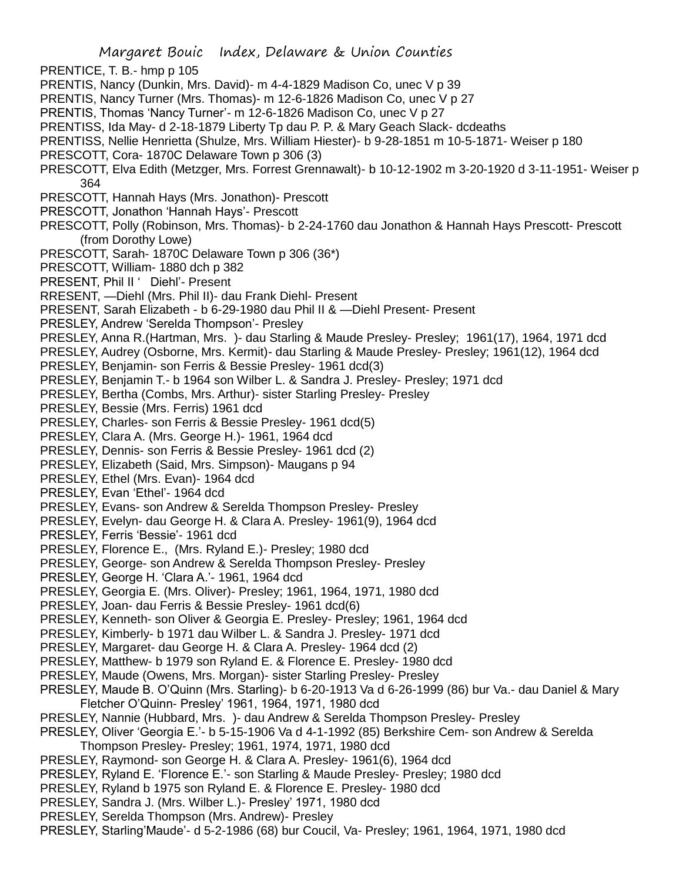PRENTICE, T. B.- hmp p 105
PRENTIS, Nancy (Dunkin, Mrs. David)- m 4-4-1829 Madison Co, unec V p 39
PRENTIS, Nancy Turner (Mrs. Thomas)- m 12-6-1826 Madison Co, unec V p 27
PRENTIS, Thomas 'Nancy Turner'- m 12-6-1826 Madison Co, unec V p 27
PRENTISS, Ida May- d 2-18-1879 Liberty Tp dau P. P. & Mary Geach Slack- dcdeaths
PRENTISS, Nellie Henrietta (Shulze, Mrs. William Hiester)- b 9-28-1851 m 10-5-1871- Weiser p 180
PRESCOTT, Cora- 1870C Delaware Town p 306 (3)
PRESCOTT, Elva Edith (Metzger, Mrs. Forrest Grennawalt)- b 10-12-1902 m 3-20-1920 d 3-11-1951- Weiser p 364
PRESCOTT, Hannah Hays (Mrs. Jonathon)- Prescott
PRESCOTT, Jonathon 'Hannah Hays'- Prescott
PRESCOTT, Polly (Robinson, Mrs. Thomas)- b 2-24-1760 dau Jonathon & Hannah Hays Prescott- Prescott (from Dorothy Lowe)
PRESCOTT, Sarah- 1870C Delaware Town p 306 (36*)
PRESCOTT, William- 1880 dch p 382
PRESENT, Phil II ' Diehl'- Present
RRESENT, —Diehl (Mrs. Phil II)- dau Frank Diehl- Present
PRESENT, Sarah Elizabeth - b 6-29-1980 dau Phil II & —Diehl Present- Present
PRESLEY, Andrew 'Serelda Thompson'- Presley
PRESLEY, Anna R.(Hartman, Mrs. )- dau Starling & Maude Presley- Presley; 1961(17), 1964, 1971 dcd
PRESLEY, Audrey (Osborne, Mrs. Kermit)- dau Starling & Maude Presley- Presley; 1961(12), 1964 dcd
PRESLEY, Benjamin- son Ferris & Bessie Presley- 1961 dcd(3)
PRESLEY, Benjamin T.- b 1964 son Wilber L. & Sandra J. Presley- Presley; 1971 dcd
PRESLEY, Bertha (Combs, Mrs. Arthur)- sister Starling Presley- Presley
PRESLEY, Bessie (Mrs. Ferris) 1961 dcd
PRESLEY, Charles- son Ferris & Bessie Presley- 1961 dcd(5)
PRESLEY, Clara A. (Mrs. George H.)- 1961, 1964 dcd
PRESLEY, Dennis- son Ferris & Bessie Presley- 1961 dcd (2)
PRESLEY, Elizabeth (Said, Mrs. Simpson)- Maugans p 94
PRESLEY, Ethel (Mrs. Evan)- 1964 dcd
PRESLEY, Evan 'Ethel'- 1964 dcd
PRESLEY, Evans- son Andrew & Serelda Thompson Presley- Presley
PRESLEY, Evelyn- dau George H. & Clara A. Presley- 1961(9), 1964 dcd
PRESLEY, Ferris 'Bessie'- 1961 dcd
PRESLEY, Florence E., (Mrs. Ryland E.)- Presley; 1980 dcd
PRESLEY, George- son Andrew & Serelda Thompson Presley- Presley
PRESLEY, George H. 'Clara A.'- 1961, 1964 dcd
PRESLEY, Georgia E. (Mrs. Oliver)- Presley; 1961, 1964, 1971, 1980 dcd
PRESLEY, Joan- dau Ferris & Bessie Presley- 1961 dcd(6)
PRESLEY, Kenneth- son Oliver & Georgia E. Presley- Presley; 1961, 1964 dcd
PRESLEY, Kimberly- b 1971 dau Wilber L. & Sandra J. Presley- 1971 dcd
PRESLEY, Margaret- dau George H. & Clara A. Presley- 1964 dcd (2)
PRESLEY, Matthew- b 1979 son Ryland E. & Florence E. Presley- 1980 dcd
PRESLEY, Maude (Owens, Mrs. Morgan)- sister Starling Presley- Presley
PRESLEY, Maude B. O'Quinn (Mrs. Starling)- b 6-20-1913 Va d 6-26-1999 (86) bur Va.- dau Daniel & Mary Fletcher O'Quinn- Presley' 1961, 1964, 1971, 1980 dcd
PRESLEY, Nannie (Hubbard, Mrs. )- dau Andrew & Serelda Thompson Presley- Presley
PRESLEY, Oliver 'Georgia E.'- b 5-15-1906 Va d 4-1-1992 (85) Berkshire Cem- son Andrew & Serelda Thompson Presley- Presley; 1961, 1974, 1971, 1980 dcd
PRESLEY, Raymond- son George H. & Clara A. Presley- 1961(6), 1964 dcd
PRESLEY, Ryland E. 'Florence E.'- son Starling & Maude Presley- Presley; 1980 dcd
PRESLEY, Ryland b 1975 son Ryland E. & Florence E. Presley- 1980 dcd
PRESLEY, Sandra J. (Mrs. Wilber L.)- Presley' 1971, 1980 dcd
PRESLEY, Serelda Thompson (Mrs. Andrew)- Presley
PRESLEY, Starling'Maude'- d 5-2-1986 (68) bur Coucil, Va- Presley; 1961, 1964, 1971, 1980 dcd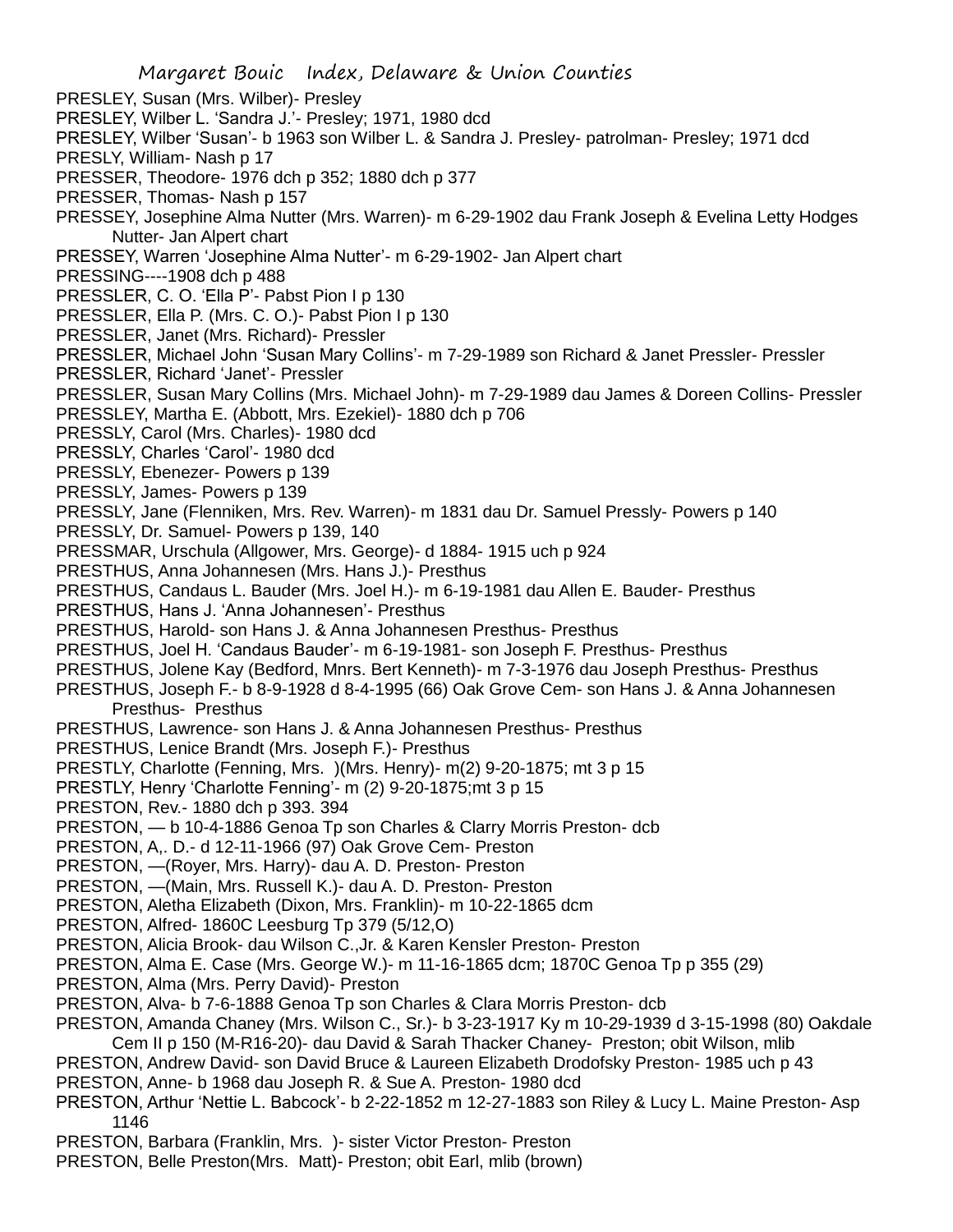PRESLEY, Susan (Mrs. Wilber)- Presley
PRESLEY, Wilber L. 'Sandra J.'- Presley; 1971, 1980 dcd
PRESLEY, Wilber 'Susan'- b 1963 son Wilber L. & Sandra J. Presley- patrolman- Presley; 1971 dcd
PRESLY, William- Nash p 17
PRESSER, Theodore- 1976 dch p 352; 1880 dch p 377
PRESSER, Thomas- Nash p 157
PRESSEY, Josephine Alma Nutter (Mrs. Warren)- m 6-29-1902 dau Frank Joseph & Evelina Letty Hodges Nutter- Jan Alpert chart
PRESSEY, Warren 'Josephine Alma Nutter'- m 6-29-1902- Jan Alpert chart
PRESSING----1908 dch p 488
PRESSLER, C. O. 'Ella P'- Pabst Pion I p 130
PRESSLER, Ella P. (Mrs. C. O.)- Pabst Pion I p 130
PRESSLER, Janet (Mrs. Richard)- Pressler
PRESSLER, Michael John 'Susan Mary Collins'- m 7-29-1989 son Richard & Janet Pressler- Pressler
PRESSLER, Richard 'Janet'- Pressler
PRESSLER, Susan Mary Collins (Mrs. Michael John)- m 7-29-1989 dau James & Doreen Collins- Pressler
PRESSLEY, Martha E. (Abbott, Mrs. Ezekiel)- 1880 dch p 706
PRESSLY, Carol (Mrs. Charles)- 1980 dcd
PRESSLY, Charles 'Carol'- 1980 dcd
PRESSLY, Ebenezer- Powers p 139
PRESSLY, James- Powers p 139
PRESSLY, Jane (Flenniken, Mrs. Rev. Warren)- m 1831 dau Dr. Samuel Pressly- Powers p 140
PRESSLY, Dr. Samuel- Powers p 139, 140
PRESSMAR, Urschula (Allgower, Mrs. George)- d 1884- 1915 uch p 924
PRESTHUS, Anna Johannesen (Mrs. Hans J.)- Presthus
PRESTHUS, Candaus L. Bauder (Mrs. Joel H.)- m 6-19-1981 dau Allen E. Bauder- Presthus
PRESTHUS, Hans J. 'Anna Johannesen'- Presthus
PRESTHUS, Harold- son Hans J. & Anna Johannesen Presthus- Presthus
PRESTHUS, Joel H. 'Candaus Bauder'- m 6-19-1981- son Joseph F. Presthus- Presthus
PRESTHUS, Jolene Kay (Bedford, Mnrs. Bert Kenneth)- m 7-3-1976 dau Joseph Presthus- Presthus
PRESTHUS, Joseph F.- b 8-9-1928 d 8-4-1995 (66) Oak Grove Cem- son Hans J. & Anna Johannesen Presthus- Presthus
PRESTHUS, Lawrence- son Hans J. & Anna Johannesen Presthus- Presthus
PRESTHUS, Lenice Brandt (Mrs. Joseph F.)- Presthus
PRESTLY, Charlotte (Fenning, Mrs. )(Mrs. Henry)- m(2) 9-20-1875; mt 3 p 15
PRESTLY, Henry 'Charlotte Fenning'- m (2) 9-20-1875;mt 3 p 15
PRESTON, Rev.- 1880 dch p 393. 394
PRESTON, — b 10-4-1886 Genoa Tp son Charles & Clarry Morris Preston- dcb
PRESTON, A,. D.- d 12-11-1966 (97) Oak Grove Cem- Preston
PRESTON, —(Royer, Mrs. Harry)- dau A. D. Preston- Preston
PRESTON, —(Main, Mrs. Russell K.)- dau A. D. Preston- Preston
PRESTON, Aletha Elizabeth (Dixon, Mrs. Franklin)- m 10-22-1865 dcm
PRESTON, Alfred- 1860C Leesburg Tp 379 (5/12,O)
PRESTON, Alicia Brook- dau Wilson C.,Jr. & Karen Kensler Preston- Preston
PRESTON, Alma E. Case (Mrs. George W.)- m 11-16-1865 dcm; 1870C Genoa Tp p 355 (29)
PRESTON, Alma (Mrs. Perry David)- Preston
PRESTON, Alva- b 7-6-1888 Genoa Tp son Charles & Clara Morris Preston- dcb
PRESTON, Amanda Chaney (Mrs. Wilson C., Sr.)- b 3-23-1917 Ky m 10-29-1939 d 3-15-1998 (80) Oakdale Cem II p 150 (M-R16-20)- dau David & Sarah Thacker Chaney- Preston; obit Wilson, mlib
PRESTON, Andrew David- son David Bruce & Laureen Elizabeth Drodofsky Preston- 1985 uch p 43
PRESTON, Anne- b 1968 dau Joseph R. & Sue A. Preston- 1980 dcd
PRESTON, Arthur 'Nettie L. Babcock'- b 2-22-1852 m 12-27-1883 son Riley & Lucy L. Maine Preston- Asp 1146
PRESTON, Barbara (Franklin, Mrs. )- sister Victor Preston- Preston
PRESTON, Belle Preston(Mrs. Matt)- Preston; obit Earl, mlib (brown)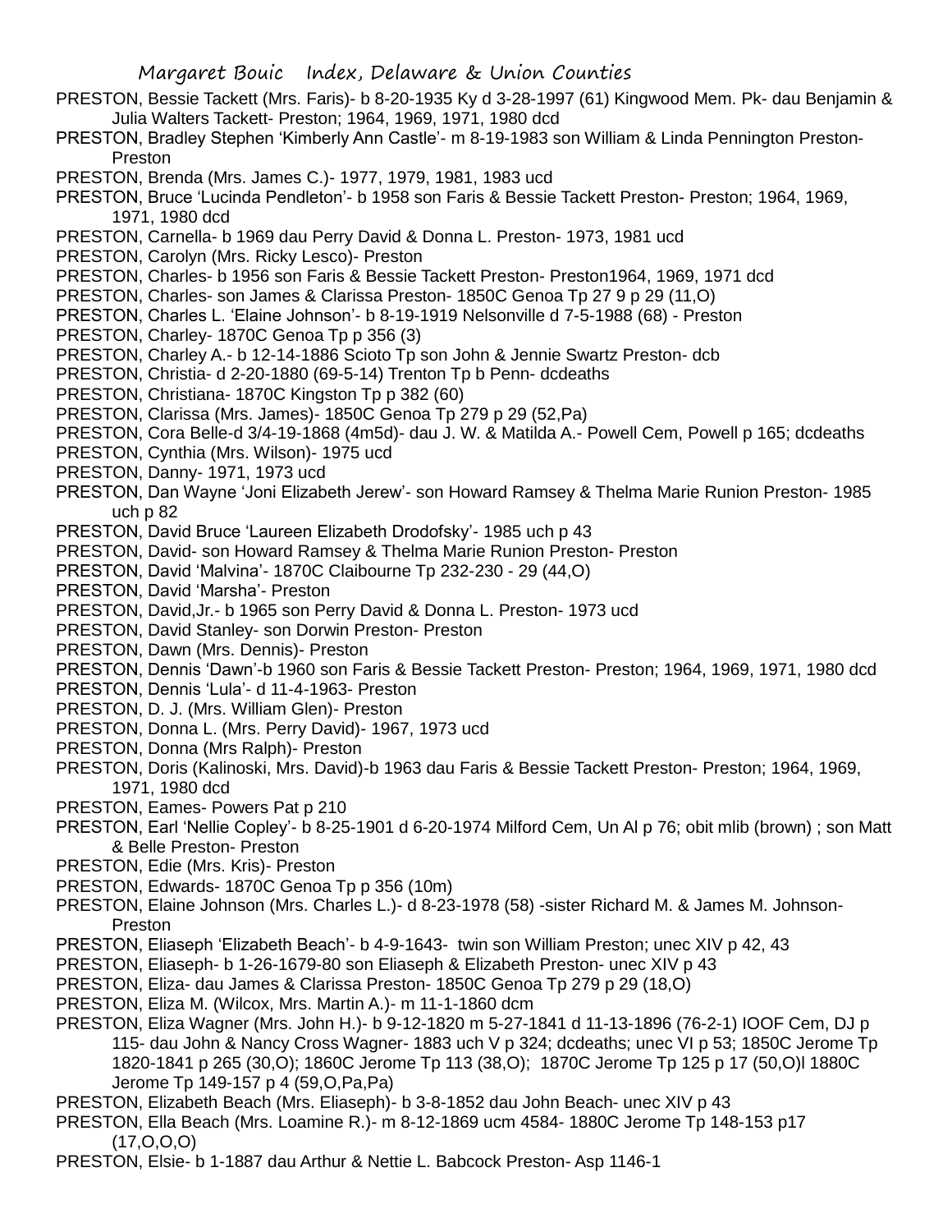PRESTON, Bessie Tackett (Mrs. Faris)- b 8-20-1935 Ky d 3-28-1997 (61) Kingwood Mem. Pk- dau Benjamin & Julia Walters Tackett- Preston; 1964, 1969, 1971, 1980 dcd

PRESTON, Bradley Stephen 'Kimberly Ann Castle'- m 8-19-1983 son William & Linda Pennington Preston- Preston

PRESTON, Brenda (Mrs. James C.)- 1977, 1979, 1981, 1983 ucd

PRESTON, Bruce 'Lucinda Pendleton'- b 1958 son Faris & Bessie Tackett Preston- Preston; 1964, 1969, 1971, 1980 dcd

PRESTON, Carnella- b 1969 dau Perry David & Donna L. Preston- 1973, 1981 ucd

PRESTON, Carolyn (Mrs. Ricky Lesco)- Preston

PRESTON, Charles- b 1956 son Faris & Bessie Tackett Preston- Preston1964, 1969, 1971 dcd

PRESTON, Charles- son James & Clarissa Preston- 1850C Genoa Tp 27 9 p 29 (11,O)

PRESTON, Charles L. 'Elaine Johnson'- b 8-19-1919 Nelsonville d 7-5-1988 (68) - Preston

PRESTON, Charley- 1870C Genoa Tp p 356 (3)

PRESTON, Charley A.- b 12-14-1886 Scioto Tp son John & Jennie Swartz Preston- dcb

PRESTON, Christia- d 2-20-1880 (69-5-14) Trenton Tp b Penn- dcdeaths

PRESTON, Christiana- 1870C Kingston Tp p 382 (60)

PRESTON, Clarissa (Mrs. James)- 1850C Genoa Tp 279 p 29 (52,Pa)

PRESTON, Cora Belle-d 3/4-19-1868 (4m5d)- dau J. W. & Matilda A.- Powell Cem, Powell p 165; dcdeaths

PRESTON, Cynthia (Mrs. Wilson)- 1975 ucd

PRESTON, Danny- 1971, 1973 ucd

PRESTON, Dan Wayne 'Joni Elizabeth Jerew'- son Howard Ramsey & Thelma Marie Runion Preston- 1985 uch p 82

PRESTON, David Bruce 'Laureen Elizabeth Drodofsky'- 1985 uch p 43

PRESTON, David- son Howard Ramsey & Thelma Marie Runion Preston- Preston

PRESTON, David 'Malvina'- 1870C Claibourne Tp 232-230 - 29 (44,O)

PRESTON, David 'Marsha'- Preston

PRESTON, David,Jr.- b 1965 son Perry David & Donna L. Preston- 1973 ucd

PRESTON, David Stanley- son Dorwin Preston- Preston

PRESTON, Dawn (Mrs. Dennis)- Preston

PRESTON, Dennis 'Dawn'-b 1960 son Faris & Bessie Tackett Preston- Preston; 1964, 1969, 1971, 1980 dcd

PRESTON, Dennis 'Lula'- d 11-4-1963- Preston

PRESTON, D. J. (Mrs. William Glen)- Preston

PRESTON, Donna L. (Mrs. Perry David)- 1967, 1973 ucd

PRESTON, Donna (Mrs Ralph)- Preston

PRESTON, Doris (Kalinoski, Mrs. David)-b 1963 dau Faris & Bessie Tackett Preston- Preston; 1964, 1969, 1971, 1980 dcd

PRESTON, Eames- Powers Pat p 210

PRESTON, Earl 'Nellie Copley'- b 8-25-1901 d 6-20-1974 Milford Cem, Un Al p 76; obit mlib (brown) ; son Matt & Belle Preston- Preston

PRESTON, Edie (Mrs. Kris)- Preston

PRESTON, Edwards- 1870C Genoa Tp p 356 (10m)

PRESTON, Elaine Johnson (Mrs. Charles L.)- d 8-23-1978 (58) -sister Richard M. & James M. Johnson- Preston

PRESTON, Eliaseph 'Elizabeth Beach'- b 4-9-1643- twin son William Preston; unec XIV p 42, 43

PRESTON, Eliaseph- b 1-26-1679-80 son Eliaseph & Elizabeth Preston- unec XIV p 43

PRESTON, Eliza- dau James & Clarissa Preston- 1850C Genoa Tp 279 p 29 (18,O)

PRESTON, Eliza M. (Wilcox, Mrs. Martin A.)- m 11-1-1860 dcm

PRESTON, Eliza Wagner (Mrs. John H.)- b 9-12-1820 m 5-27-1841 d 11-13-1896 (76-2-1) IOOF Cem, DJ p 115- dau John & Nancy Cross Wagner- 1883 uch V p 324; dcdeaths; unec VI p 53; 1850C Jerome Tp 1820-1841 p 265 (30,O); 1860C Jerome Tp 113 (38,O); 1870C Jerome Tp 125 p 17 (50,O)l 1880C Jerome Tp 149-157 p 4 (59,O,Pa,Pa)

PRESTON, Elizabeth Beach (Mrs. Eliaseph)- b 3-8-1852 dau John Beach- unec XIV p 43

PRESTON, Ella Beach (Mrs. Loamine R.)- m 8-12-1869 ucm 4584- 1880C Jerome Tp 148-153 p17 (17,O,O,O)

PRESTON, Elsie- b 1-1887 dau Arthur & Nettie L. Babcock Preston- Asp 1146-1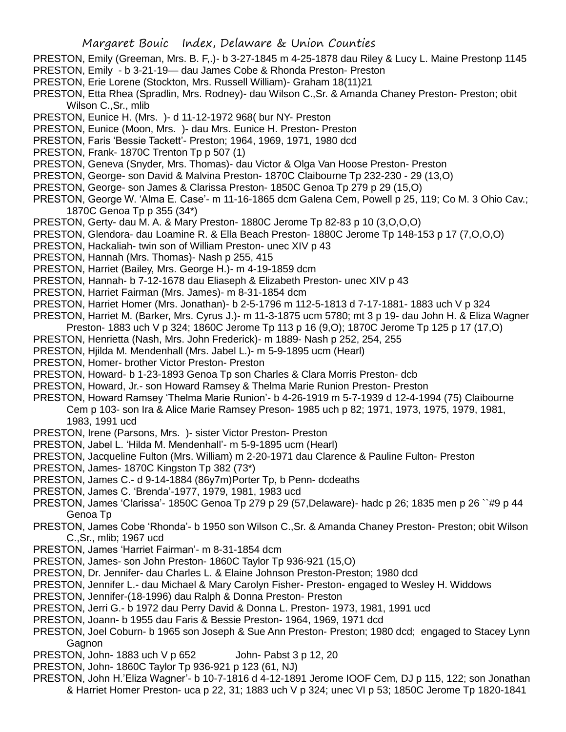PRESTON, Emily (Greeman, Mrs. B. F,.)- b 3-27-1845 m 4-25-1878 dau Riley & Lucy L. Maine Prestonp 1145

PRESTON, Emily - b 3-21-19— dau James Cobe & Rhonda Preston- Preston

PRESTON, Erie Lorene (Stockton, Mrs. Russell William)- Graham 18(11)21

PRESTON, Etta Rhea (Spradlin, Mrs. Rodney)- dau Wilson C.,Sr. & Amanda Chaney Preston- Preston; obit Wilson C.,Sr., mlib

PRESTON, Eunice H. (Mrs. )- d 11-12-1972 968( bur NY- Preston

PRESTON, Eunice (Moon, Mrs. )- dau Mrs. Eunice H. Preston- Preston

PRESTON, Faris 'Bessie Tackett'- Preston; 1964, 1969, 1971, 1980 dcd

PRESTON, Frank- 1870C Trenton Tp p 507 (1)

PRESTON, Geneva (Snyder, Mrs. Thomas)- dau Victor & Olga Van Hoose Preston- Preston

PRESTON, George- son David & Malvina Preston- 1870C Claibourne Tp 232-230 - 29 (13,O)

PRESTON, George- son James & Clarissa Preston- 1850C Genoa Tp 279 p 29 (15,O)

PRESTON, George W. 'Alma E. Case'- m 11-16-1865 dcm Galena Cem, Powell p 25, 119; Co M. 3 Ohio Cav.; 1870C Genoa Tp p 355 (34*)

PRESTON, Gerty- dau M. A. & Mary Preston- 1880C Jerome Tp 82-83 p 10 (3,O,O,O)

PRESTON, Glendora- dau Loamine R. & Ella Beach Preston- 1880C Jerome Tp 148-153 p 17 (7,O,O,O)

PRESTON, Hackaliah- twin son of William Preston- unec XIV p 43

PRESTON, Hannah (Mrs. Thomas)- Nash p 255, 415

PRESTON, Harriet (Bailey, Mrs. George H.)- m 4-19-1859 dcm

PRESTON, Hannah- b 7-12-1678 dau Eliaseph & Elizabeth Preston- unec XIV p 43

PRESTON, Harriet Fairman (Mrs. James)- m 8-31-1854 dcm

PRESTON, Harriet Homer (Mrs. Jonathan)- b 2-5-1796 m 112-5-1813 d 7-17-1881- 1883 uch V p 324

PRESTON, Harriet M. (Barker, Mrs. Cyrus J.)- m 11-3-1875 ucm 5780; mt 3 p 19- dau John H. & Eliza Wagner Preston- 1883 uch V p 324; 1860C Jerome Tp 113 p 16 (9,O); 1870C Jerome Tp 125 p 17 (17,O)

PRESTON, Henrietta (Nash, Mrs. John Frederick)- m 1889- Nash p 252, 254, 255

PRESTON, Hjilda M. Mendenhall (Mrs. Jabel L.)- m 5-9-1895 ucm (Hearl)

PRESTON, Homer- brother Victor Preston- Preston

PRESTON, Howard- b 1-23-1893 Genoa Tp son Charles & Clara Morris Preston- dcb

PRESTON, Howard, Jr.- son Howard Ramsey & Thelma Marie Runion Preston- Preston

PRESTON, Howard Ramsey 'Thelma Marie Runion'- b 4-26-1919 m 5-7-1939 d 12-4-1994 (75) Claibourne Cem p 103- son Ira & Alice Marie Ramsey Preson- 1985 uch p 82; 1971, 1973, 1975, 1979, 1981, 1983, 1991 ucd

PRESTON, Irene (Parsons, Mrs. )- sister Victor Preston- Preston

PRESTON, Jabel L. 'Hilda M. Mendenhall'- m 5-9-1895 ucm (Hearl)

PRESTON, Jacqueline Fulton (Mrs. William) m 2-20-1971 dau Clarence & Pauline Fulton- Preston

PRESTON, James- 1870C Kingston Tp 382 (73*)

PRESTON, James C.- d 9-14-1884 (86y7m)Porter Tp, b Penn- dcdeaths

PRESTON, James C. 'Brenda'-1977, 1979, 1981, 1983 ucd

PRESTON, James 'Clarissa'- 1850C Genoa Tp 279 p 29 (57,Delaware)- hadc p 26; 1835 men p 26 ``#9 p 44 Genoa Tp

PRESTON, James Cobe 'Rhonda'- b 1950 son Wilson C.,Sr. & Amanda Chaney Preston- Preston; obit Wilson C.,Sr., mlib; 1967 ucd

PRESTON, James 'Harriet Fairman'- m 8-31-1854 dcm

PRESTON, James- son John Preston- 1860C Taylor Tp 936-921 (15,O)

PRESTON, Dr. Jennifer- dau Charles L. & Elaine Johnson Preston-Preston; 1980 dcd

PRESTON, Jennifer L.- dau Michael & Mary Carolyn Fisher- Preston- engaged to Wesley H. Widdows

PRESTON, Jennifer-(18-1996) dau Ralph & Donna Preston- Preston

PRESTON, Jerri G.- b 1972 dau Perry David & Donna L. Preston- 1973, 1981, 1991 ucd

PRESTON, Joann- b 1955 dau Faris & Bessie Preston- 1964, 1969, 1971 dcd

PRESTON, Joel Coburn- b 1965 son Joseph & Sue Ann Preston- Preston; 1980 dcd; engaged to Stacey Lynn Gagnon

PRESTON, John- 1883 uch V p 652 John- Pabst 3 p 12, 20

PRESTON, John- 1860C Taylor Tp 936-921 p 123 (61, NJ)

PRESTON, John H.'Eliza Wagner'- b 10-7-1816 d 4-12-1891 Jerome IOOF Cem, DJ p 115, 122; son Jonathan & Harriet Homer Preston- uca p 22, 31; 1883 uch V p 324; unec VI p 53; 1850C Jerome Tp 1820-1841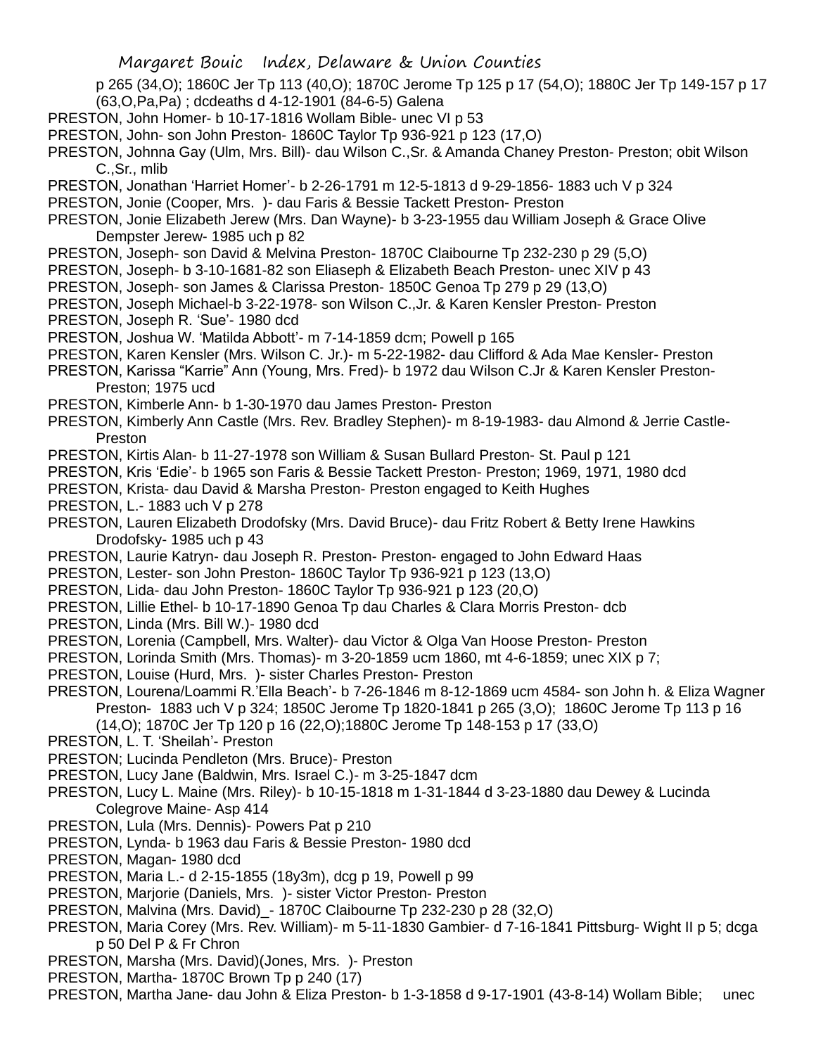p 265 (34,O); 1860C Jer Tp 113 (40,O); 1870C Jerome Tp 125 p 17 (54,O); 1880C Jer Tp 149-157 p 17 (63,O,Pa,Pa) ; dcdeaths d 4-12-1901 (84-6-5) Galena

PRESTON, John Homer- b 10-17-1816 Wollam Bible- unec VI p 53

PRESTON, John- son John Preston- 1860C Taylor Tp 936-921 p 123 (17,O)

PRESTON, Johnna Gay (Ulm, Mrs. Bill)- dau Wilson C.,Sr. & Amanda Chaney Preston- Preston; obit Wilson C.,Sr., mlib

PRESTON, Jonathan 'Harriet Homer'- b 2-26-1791 m 12-5-1813 d 9-29-1856- 1883 uch V p 324

PRESTON, Jonie (Cooper, Mrs. )- dau Faris & Bessie Tackett Preston- Preston

PRESTON, Jonie Elizabeth Jerew (Mrs. Dan Wayne)- b 3-23-1955 dau William Joseph & Grace Olive Dempster Jerew- 1985 uch p 82

PRESTON, Joseph- son David & Melvina Preston- 1870C Claibourne Tp 232-230 p 29 (5,O)

PRESTON, Joseph- b 3-10-1681-82 son Eliaseph & Elizabeth Beach Preston- unec XIV p 43

PRESTON, Joseph- son James & Clarissa Preston- 1850C Genoa Tp 279 p 29 (13,O)

PRESTON, Joseph Michael-b 3-22-1978- son Wilson C.,Jr. & Karen Kensler Preston- Preston

PRESTON, Joseph R. 'Sue'- 1980 dcd

PRESTON, Joshua W. 'Matilda Abbott'- m 7-14-1859 dcm; Powell p 165

PRESTON, Karen Kensler (Mrs. Wilson C. Jr.)- m 5-22-1982- dau Clifford & Ada Mae Kensler- Preston

PRESTON, Karissa "Karrie" Ann (Young, Mrs. Fred)- b 1972 dau Wilson C.Jr & Karen Kensler Preston- Preston; 1975 ucd

PRESTON, Kimberle Ann- b 1-30-1970 dau James Preston- Preston

PRESTON, Kimberly Ann Castle (Mrs. Rev. Bradley Stephen)- m 8-19-1983- dau Almond & Jerrie Castle- Preston

PRESTON, Kirtis Alan- b 11-27-1978 son William & Susan Bullard Preston- St. Paul p 121

PRESTON, Kris 'Edie'- b 1965 son Faris & Bessie Tackett Preston- Preston; 1969, 1971, 1980 dcd

PRESTON, Krista- dau David & Marsha Preston- Preston engaged to Keith Hughes

PRESTON, L.- 1883 uch V p 278

PRESTON, Lauren Elizabeth Drodofsky (Mrs. David Bruce)- dau Fritz Robert & Betty Irene Hawkins Drodofsky- 1985 uch p 43

PRESTON, Laurie Katryn- dau Joseph R. Preston- Preston- engaged to John Edward Haas

PRESTON, Lester- son John Preston- 1860C Taylor Tp 936-921 p 123 (13,O)

PRESTON, Lida- dau John Preston- 1860C Taylor Tp 936-921 p 123 (20,O)

PRESTON, Lillie Ethel- b 10-17-1890 Genoa Tp dau Charles & Clara Morris Preston- dcb

PRESTON, Linda (Mrs. Bill W.)- 1980 dcd

PRESTON, Lorenia (Campbell, Mrs. Walter)- dau Victor & Olga Van Hoose Preston- Preston

PRESTON, Lorinda Smith (Mrs. Thomas)- m 3-20-1859 ucm 1860, mt 4-6-1859; unec XIX p 7;

PRESTON, Louise (Hurd, Mrs. )- sister Charles Preston- Preston

PRESTON, Lourena/Loammi R.'Ella Beach'- b 7-26-1846 m 8-12-1869 ucm 4584- son John h. & Eliza Wagner Preston- 1883 uch V p 324; 1850C Jerome Tp 1820-1841 p 265 (3,O); 1860C Jerome Tp 113 p 16 (14,O); 1870C Jer Tp 120 p 16 (22,O);1880C Jerome Tp 148-153 p 17 (33,O)

PRESTON, L. T. 'Sheilah'- Preston

PRESTON; Lucinda Pendleton (Mrs. Bruce)- Preston

PRESTON, Lucy Jane (Baldwin, Mrs. Israel C.)- m 3-25-1847 dcm

PRESTON, Lucy L. Maine (Mrs. Riley)- b 10-15-1818 m 1-31-1844 d 3-23-1880 dau Dewey & Lucinda Colegrove Maine- Asp 414

PRESTON, Lula (Mrs. Dennis)- Powers Pat p 210

PRESTON, Lynda- b 1963 dau Faris & Bessie Preston- 1980 dcd

PRESTON, Magan- 1980 dcd

PRESTON, Maria L.- d 2-15-1855 (18y3m), dcg p 19, Powell p 99

PRESTON, Marjorie (Daniels, Mrs. )- sister Victor Preston- Preston

PRESTON, Malvina (Mrs. David)_- 1870C Claibourne Tp 232-230 p 28 (32,O)

PRESTON, Maria Corey (Mrs. Rev. William)- m 5-11-1830 Gambier- d 7-16-1841 Pittsburg- Wight II p 5; dcga p 50 Del P & Fr Chron

PRESTON, Marsha (Mrs. David)(Jones, Mrs. )- Preston

PRESTON, Martha- 1870C Brown Tp p 240 (17)

PRESTON, Martha Jane- dau John & Eliza Preston- b 1-3-1858 d 9-17-1901 (43-8-14) Wollam Bible; unec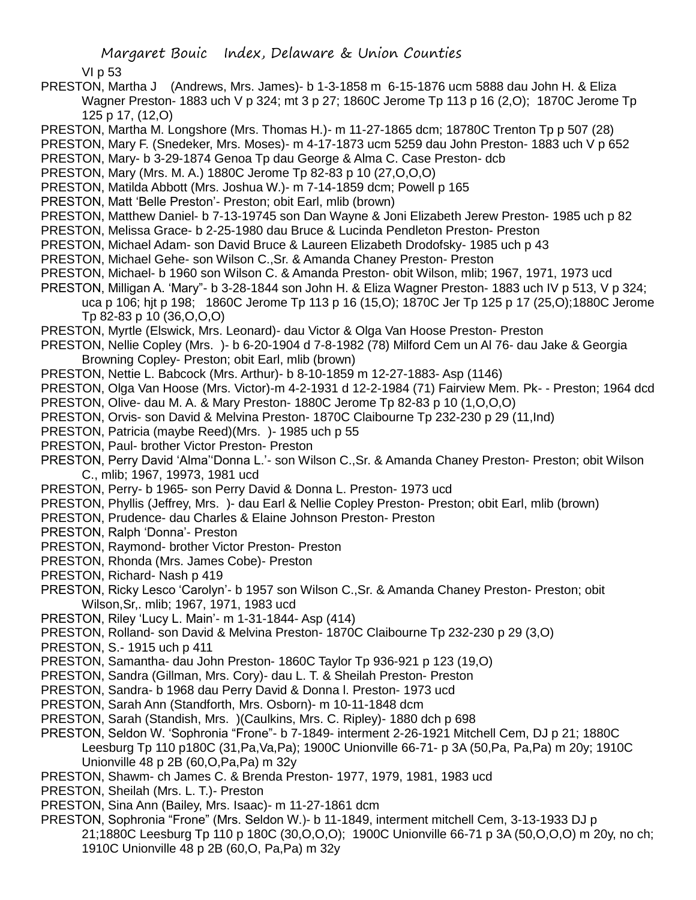VI p 53

PRESTON, Martha J (Andrews, Mrs. James)- b 1-3-1858 m 6-15-1876 ucm 5888 dau John H. & Eliza Wagner Preston- 1883 uch V p 324; mt 3 p 27; 1860C Jerome Tp 113 p 16 (2,O); 1870C Jerome Tp 125 p 17, (12,O)

PRESTON, Martha M. Longshore (Mrs. Thomas H.)- m 11-27-1865 dcm; 18780C Trenton Tp p 507 (28)

PRESTON, Mary F. (Snedeker, Mrs. Moses)- m 4-17-1873 ucm 5259 dau John Preston- 1883 uch V p 652

PRESTON, Mary- b 3-29-1874 Genoa Tp dau George & Alma C. Case Preston- dcb

PRESTON, Mary (Mrs. M. A.) 1880C Jerome Tp 82-83 p 10 (27,O,O,O)

PRESTON, Matilda Abbott (Mrs. Joshua W.)- m 7-14-1859 dcm; Powell p 165

PRESTON, Matt 'Belle Preston'- Preston; obit Earl, mlib (brown)

PRESTON, Matthew Daniel- b 7-13-19745 son Dan Wayne & Joni Elizabeth Jerew Preston- 1985 uch p 82

PRESTON, Melissa Grace- b 2-25-1980 dau Bruce & Lucinda Pendleton Preston- Preston

PRESTON, Michael Adam- son David Bruce & Laureen Elizabeth Drodofsky- 1985 uch p 43

PRESTON, Michael Gehe- son Wilson C.,Sr. & Amanda Chaney Preston- Preston

PRESTON, Michael- b 1960 son Wilson C. & Amanda Preston- obit Wilson, mlib; 1967, 1971, 1973 ucd

PRESTON, Milligan A. 'Mary"- b 3-28-1844 son John H. & Eliza Wagner Preston- 1883 uch IV p 513, V p 324; uca p 106; hjt p 198; 1860C Jerome Tp 113 p 16 (15,O); 1870C Jer Tp 125 p 17 (25,O);1880C Jerome Tp 82-83 p 10 (36,O,O,O)

PRESTON, Myrtle (Elswick, Mrs. Leonard)- dau Victor & Olga Van Hoose Preston- Preston

PRESTON, Nellie Copley (Mrs. )- b 6-20-1904 d 7-8-1982 (78) Milford Cem un Al 76- dau Jake & Georgia Browning Copley- Preston; obit Earl, mlib (brown)

PRESTON, Nettie L. Babcock (Mrs. Arthur)- b 8-10-1859 m 12-27-1883- Asp (1146)

PRESTON, Olga Van Hoose (Mrs. Victor)-m 4-2-1931 d 12-2-1984 (71) Fairview Mem. Pk- - Preston; 1964 dcd

PRESTON, Olive- dau M. A. & Mary Preston- 1880C Jerome Tp 82-83 p 10 (1,O,O,O)

PRESTON, Orvis- son David & Melvina Preston- 1870C Claibourne Tp 232-230 p 29 (11,Ind)

PRESTON, Patricia (maybe Reed)(Mrs. )- 1985 uch p 55

PRESTON, Paul- brother Victor Preston- Preston

PRESTON, Perry David 'Alma''Donna L.'- son Wilson C.,Sr. & Amanda Chaney Preston- Preston; obit Wilson C., mlib; 1967, 19973, 1981 ucd

PRESTON, Perry- b 1965- son Perry David & Donna L. Preston- 1973 ucd

PRESTON, Phyllis (Jeffrey, Mrs. )- dau Earl & Nellie Copley Preston- Preston; obit Earl, mlib (brown)

PRESTON, Prudence- dau Charles & Elaine Johnson Preston- Preston

PRESTON, Ralph 'Donna'- Preston

PRESTON, Raymond- brother Victor Preston- Preston

PRESTON, Rhonda (Mrs. James Cobe)- Preston

PRESTON, Richard- Nash p 419

PRESTON, Ricky Lesco 'Carolyn'- b 1957 son Wilson C.,Sr. & Amanda Chaney Preston- Preston; obit Wilson,Sr,. mlib; 1967, 1971, 1983 ucd

PRESTON, Riley 'Lucy L. Main'- m 1-31-1844- Asp (414)

PRESTON, Rolland- son David & Melvina Preston- 1870C Claibourne Tp 232-230 p 29 (3,O)

PRESTON, S.- 1915 uch p 411

PRESTON, Samantha- dau John Preston- 1860C Taylor Tp 936-921 p 123 (19,O)

PRESTON, Sandra (Gillman, Mrs. Cory)- dau L. T. & Sheilah Preston- Preston

PRESTON, Sandra- b 1968 dau Perry David & Donna l. Preston- 1973 ucd

PRESTON, Sarah Ann (Standforth, Mrs. Osborn)- m 10-11-1848 dcm

PRESTON, Sarah (Standish, Mrs. )(Caulkins, Mrs. C. Ripley)- 1880 dch p 698

PRESTON, Seldon W. 'Sophronia "Frone"- b 7-1849- interment 2-26-1921 Mitchell Cem, DJ p 21; 1880C Leesburg Tp 110 p180C (31,Pa,Va,Pa); 1900C Unionville 66-71- p 3A (50,Pa, Pa,Pa) m 20y; 1910C Unionville 48 p 2B (60,O,Pa,Pa) m 32y

PRESTON, Shawm- ch James C. & Brenda Preston- 1977, 1979, 1981, 1983 ucd

PRESTON, Sheilah (Mrs. L. T.)- Preston

PRESTON, Sina Ann (Bailey, Mrs. Isaac)- m 11-27-1861 dcm

PRESTON, Sophronia "Frone" (Mrs. Seldon W.)- b 11-1849, interment mitchell Cem, 3-13-1933 DJ p 21;1880C Leesburg Tp 110 p 180C (30,O,O,O); 1900C Unionville 66-71 p 3A (50,O,O,O) m 20y, no ch; 1910C Unionville 48 p 2B (60,O, Pa,Pa) m 32y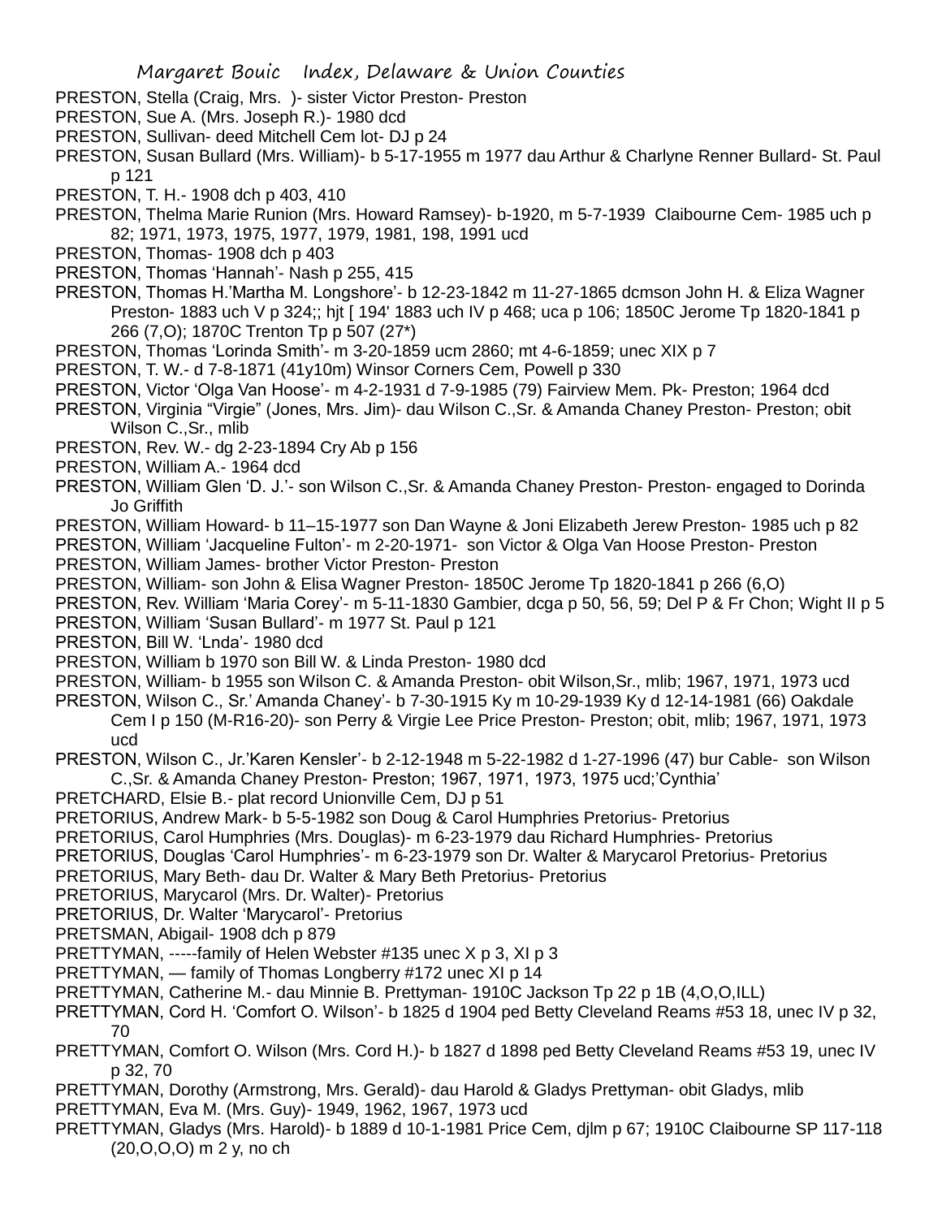PRESTON, Stella (Craig, Mrs. )- sister Victor Preston- Preston

PRESTON, Sue A. (Mrs. Joseph R.)- 1980 dcd

PRESTON, Sullivan- deed Mitchell Cem lot- DJ p 24

PRESTON, Susan Bullard (Mrs. William)- b 5-17-1955 m 1977 dau Arthur & Charlyne Renner Bullard- St. Paul p 121

PRESTON, T. H.- 1908 dch p 403, 410

PRESTON, Thelma Marie Runion (Mrs. Howard Ramsey)- b-1920, m 5-7-1939 Claibourne Cem- 1985 uch p 82; 1971, 1973, 1975, 1977, 1979, 1981, 198, 1991 ucd

PRESTON, Thomas- 1908 dch p 403

PRESTON, Thomas 'Hannah'- Nash p 255, 415

PRESTON, Thomas H.'Martha M. Longshore'- b 12-23-1842 m 11-27-1865 dcmson John H. & Eliza Wagner Preston- 1883 uch V p 324;; hjt [ 194' 1883 uch IV p 468; uca p 106; 1850C Jerome Tp 1820-1841 p 266 (7,O); 1870C Trenton Tp p 507 (27*)

PRESTON, Thomas 'Lorinda Smith'- m 3-20-1859 ucm 2860; mt 4-6-1859; unec XIX p 7

PRESTON, T. W.- d 7-8-1871 (41y10m) Winsor Corners Cem, Powell p 330

PRESTON, Victor 'Olga Van Hoose'- m 4-2-1931 d 7-9-1985 (79) Fairview Mem. Pk- Preston; 1964 dcd

PRESTON, Virginia "Virgie" (Jones, Mrs. Jim)- dau Wilson C.,Sr. & Amanda Chaney Preston- Preston; obit Wilson C.,Sr., mlib

PRESTON, Rev. W.- dg 2-23-1894 Cry Ab p 156

PRESTON, William A.- 1964 dcd

PRESTON, William Glen 'D. J.'- son Wilson C.,Sr. & Amanda Chaney Preston- Preston- engaged to Dorinda Jo Griffith

PRESTON, William Howard- b 11–15-1977 son Dan Wayne & Joni Elizabeth Jerew Preston- 1985 uch p 82

PRESTON, William 'Jacqueline Fulton'- m 2-20-1971- son Victor & Olga Van Hoose Preston- Preston

PRESTON, William James- brother Victor Preston- Preston

PRESTON, William- son John & Elisa Wagner Preston- 1850C Jerome Tp 1820-1841 p 266 (6,O)

PRESTON, Rev. William 'Maria Corey'- m 5-11-1830 Gambier, dcga p 50, 56, 59; Del P & Fr Chon; Wight II p 5

PRESTON, William 'Susan Bullard'- m 1977 St. Paul p 121

PRESTON, Bill W. 'Lnda'- 1980 dcd

PRESTON, William b 1970 son Bill W. & Linda Preston- 1980 dcd

PRESTON, William- b 1955 son Wilson C. & Amanda Preston- obit Wilson,Sr., mlib; 1967, 1971, 1973 ucd

PRESTON, Wilson C., Sr.' Amanda Chaney'- b 7-30-1915 Ky m 10-29-1939 Ky d 12-14-1981 (66) Oakdale Cem I p 150 (M-R16-20)- son Perry & Virgie Lee Price Preston- Preston; obit, mlib; 1967, 1971, 1973 ucd

PRESTON, Wilson C., Jr.'Karen Kensler'- b 2-12-1948 m 5-22-1982 d 1-27-1996 (47) bur Cable- son Wilson C.,Sr. & Amanda Chaney Preston- Preston; 1967, 1971, 1973, 1975 ucd;'Cynthia'

PRETCHARD, Elsie B.- plat record Unionville Cem, DJ p 51

PRETORIUS, Andrew Mark- b 5-5-1982 son Doug & Carol Humphries Pretorius- Pretorius

PRETORIUS, Carol Humphries (Mrs. Douglas)- m 6-23-1979 dau Richard Humphries- Pretorius

PRETORIUS, Douglas 'Carol Humphries'- m 6-23-1979 son Dr. Walter & Marycarol Pretorius- Pretorius

PRETORIUS, Mary Beth- dau Dr. Walter & Mary Beth Pretorius- Pretorius

PRETORIUS, Marycarol (Mrs. Dr. Walter)- Pretorius

PRETORIUS, Dr. Walter 'Marycarol'- Pretorius

PRETSMAN, Abigail- 1908 dch p 879

PRETTYMAN, -----family of Helen Webster #135 unec X p 3, XI p 3

PRETTYMAN, — family of Thomas Longberry #172 unec XI p 14

PRETTYMAN, Catherine M.- dau Minnie B. Prettyman- 1910C Jackson Tp 22 p 1B (4,O,O,ILL)

PRETTYMAN, Cord H. 'Comfort O. Wilson'- b 1825 d 1904 ped Betty Cleveland Reams #53 18, unec IV p 32, 70

PRETTYMAN, Comfort O. Wilson (Mrs. Cord H.)- b 1827 d 1898 ped Betty Cleveland Reams #53 19, unec IV p 32, 70

PRETTYMAN, Dorothy (Armstrong, Mrs. Gerald)- dau Harold & Gladys Prettyman- obit Gladys, mlib

PRETTYMAN, Eva M. (Mrs. Guy)- 1949, 1962, 1967, 1973 ucd

PRETTYMAN, Gladys (Mrs. Harold)- b 1889 d 10-1-1981 Price Cem, djlm p 67; 1910C Claibourne SP 117-118 (20,O,O,O) m 2 y, no ch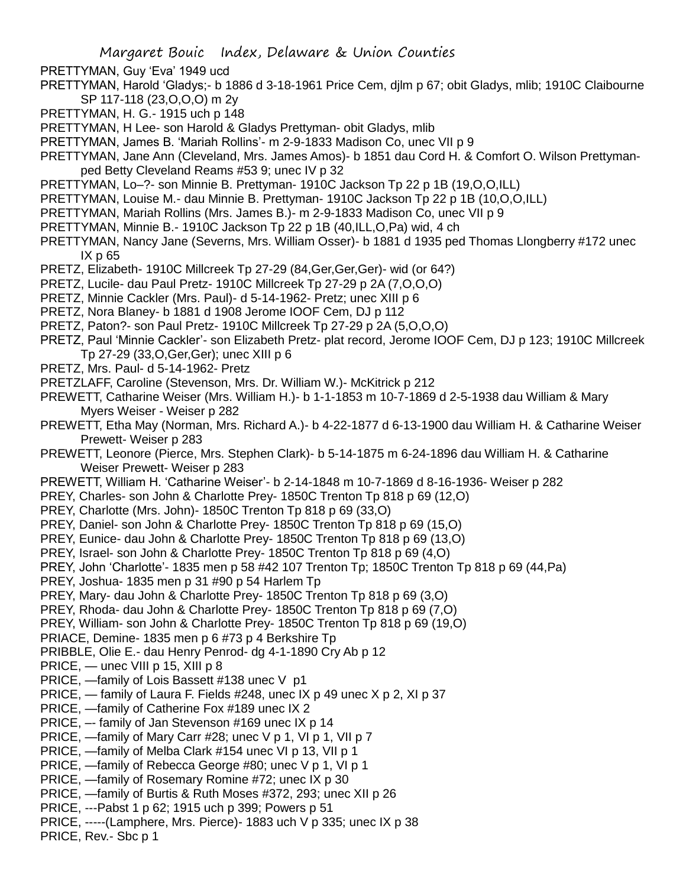PRETTYMAN, Guy 'Eva' 1949 ucd

PRETTYMAN, Harold 'Gladys;- b 1886 d 3-18-1961 Price Cem, djlm p 67; obit Gladys, mlib; 1910C Claibourne SP 117-118 (23,O,O,O) m 2y

PRETTYMAN, H. G.- 1915 uch p 148

PRETTYMAN, H Lee- son Harold & Gladys Prettyman- obit Gladys, mlib

PRETTYMAN, James B. 'Mariah Rollins'- m 2-9-1833 Madison Co, unec VII p 9

PRETTYMAN, Jane Ann (Cleveland, Mrs. James Amos)- b 1851 dau Cord H. & Comfort O. Wilson Prettyman- ped Betty Cleveland Reams #53 9; unec IV p 32

PRETTYMAN, Lo–?- son Minnie B. Prettyman- 1910C Jackson Tp 22 p 1B (19,O,O,ILL)

PRETTYMAN, Louise M.- dau Minnie B. Prettyman- 1910C Jackson Tp 22 p 1B (10,O,O,ILL)

PRETTYMAN, Mariah Rollins (Mrs. James B.)- m 2-9-1833 Madison Co, unec VII p 9

PRETTYMAN, Minnie B.- 1910C Jackson Tp 22 p 1B (40,ILL,O,Pa) wid, 4 ch

PRETTYMAN, Nancy Jane (Severns, Mrs. William Osser)- b 1881 d 1935 ped Thomas Llongberry #172 unec IX p 65

PRETZ, Elizabeth- 1910C Millcreek Tp 27-29 (84,Ger,Ger,Ger)- wid (or 64?)

PRETZ, Lucile- dau Paul Pretz- 1910C Millcreek Tp 27-29 p 2A (7,O,O,O)

PRETZ, Minnie Cackler (Mrs. Paul)- d 5-14-1962- Pretz; unec XIII p 6

PRETZ, Nora Blaney- b 1881 d 1908 Jerome IOOF Cem, DJ p 112

PRETZ, Paton?- son Paul Pretz- 1910C Millcreek Tp 27-29 p 2A (5,O,O,O)

PRETZ, Paul 'Minnie Cackler'- son Elizabeth Pretz- plat record, Jerome IOOF Cem, DJ p 123; 1910C Millcreek Tp 27-29 (33,O,Ger,Ger); unec XIII p 6

PRETZ, Mrs. Paul- d 5-14-1962- Pretz

PRETZLAFF, Caroline (Stevenson, Mrs. Dr. William W.)- McKitrick p 212

PREWETT, Catharine Weiser (Mrs. William H.)- b 1-1-1853 m 10-7-1869 d 2-5-1938 dau William & Mary Myers Weiser - Weiser p 282

PREWETT, Etha May (Norman, Mrs. Richard A.)- b 4-22-1877 d 6-13-1900 dau William H. & Catharine Weiser Prewett- Weiser p 283

PREWETT, Leonore (Pierce, Mrs. Stephen Clark)- b 5-14-1875 m 6-24-1896 dau William H. & Catharine Weiser Prewett- Weiser p 283

PREWETT, William H. 'Catharine Weiser'- b 2-14-1848 m 10-7-1869 d 8-16-1936- Weiser p 282

PREY, Charles- son John & Charlotte Prey- 1850C Trenton Tp 818 p 69 (12,O)

PREY, Charlotte (Mrs. John)- 1850C Trenton Tp 818 p 69 (33,O)

PREY, Daniel- son John & Charlotte Prey- 1850C Trenton Tp 818 p 69 (15,O)

PREY, Eunice- dau John & Charlotte Prey- 1850C Trenton Tp 818 p 69 (13,O)

PREY, Israel- son John & Charlotte Prey- 1850C Trenton Tp 818 p 69 (4,O)

PREY, John 'Charlotte'- 1835 men p 58 #42 107 Trenton Tp; 1850C Trenton Tp 818 p 69 (44,Pa)

PREY, Joshua- 1835 men p 31 #90 p 54 Harlem Tp

PREY, Mary- dau John & Charlotte Prey- 1850C Trenton Tp 818 p 69 (3,O)

PREY, Rhoda- dau John & Charlotte Prey- 1850C Trenton Tp 818 p 69 (7,O)

PREY, William- son John & Charlotte Prey- 1850C Trenton Tp 818 p 69 (19,O)

PRIACE, Demine- 1835 men p 6 #73 p 4 Berkshire Tp

PRIBBLE, Olie E.- dau Henry Penrod- dg 4-1-1890 Cry Ab p 12

PRICE, — unec VIII p 15, XIII p 8

PRICE, —family of Lois Bassett #138 unec V p1

PRICE, — family of Laura F. Fields #248, unec IX p 49 unec X p 2, XI p 37

PRICE, —family of Catherine Fox #189 unec IX 2

PRICE, –- family of Jan Stevenson #169 unec IX p 14

PRICE, —family of Mary Carr #28; unec V p 1, VI p 1, VII p 7

PRICE, —family of Melba Clark #154 unec VI p 13, VII p 1

PRICE, —family of Rebecca George #80; unec V p 1, VI p 1

PRICE, —family of Rosemary Romine #72; unec IX p 30

PRICE, —family of Burtis & Ruth Moses #372, 293; unec XII p 26

PRICE, ---Pabst 1 p 62; 1915 uch p 399; Powers p 51

PRICE, -----(Lamphere, Mrs. Pierce)- 1883 uch V p 335; unec IX p 38

PRICE, Rev.- Sbc p 1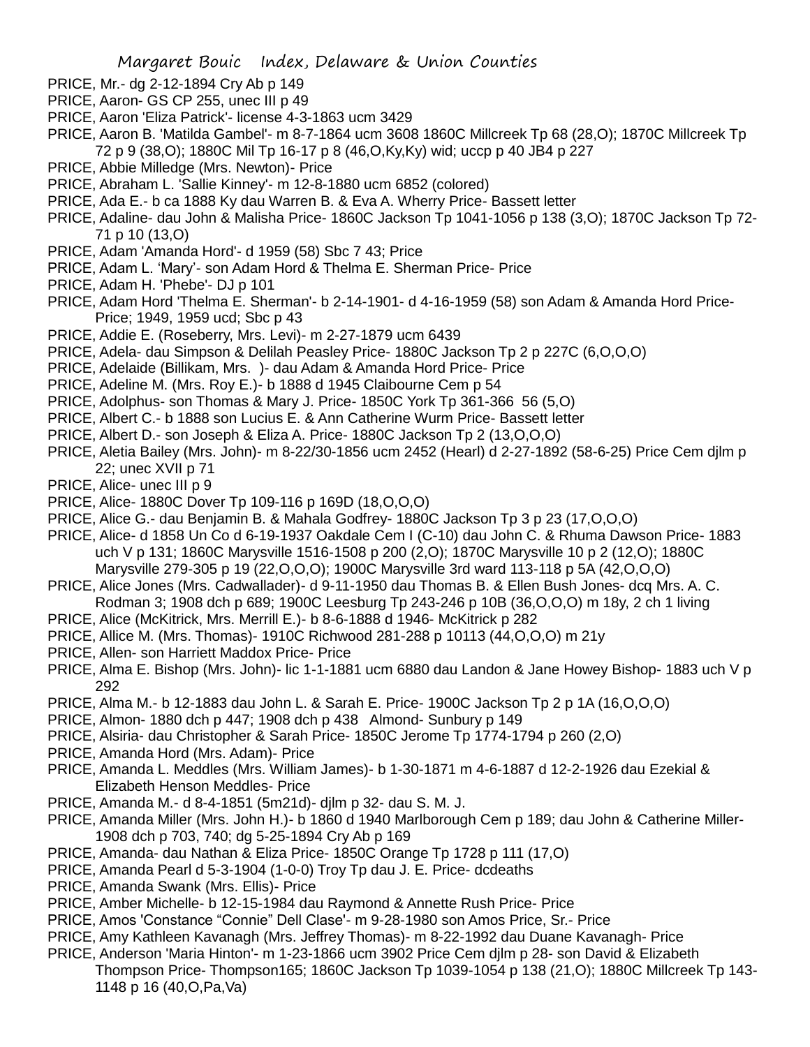PRICE, Mr.- dg 2-12-1894 Cry Ab p 149

PRICE, Aaron- GS CP 255, unec III p 49

PRICE, Aaron 'Eliza Patrick'- license 4-3-1863 ucm 3429

PRICE, Aaron B. 'Matilda Gambel'- m 8-7-1864 ucm 3608 1860C Millcreek Tp 68 (28,O); 1870C Millcreek Tp 72 p 9 (38,O); 1880C Mil Tp 16-17 p 8 (46,O,Ky,Ky) wid; uccp p 40 JB4 p 227

PRICE, Abbie Milledge (Mrs. Newton)- Price

PRICE, Abraham L. 'Sallie Kinney'- m 12-8-1880 ucm 6852 (colored)

PRICE, Ada E.- b ca 1888 Ky dau Warren B. & Eva A. Wherry Price- Bassett letter

PRICE, Adaline- dau John & Malisha Price- 1860C Jackson Tp 1041-1056 p 138 (3,O); 1870C Jackson Tp 72-71 p 10 (13,O)

PRICE, Adam 'Amanda Hord'- d 1959 (58) Sbc 7 43; Price

PRICE, Adam L. 'Mary'- son Adam Hord & Thelma E. Sherman Price- Price

PRICE, Adam H. 'Phebe'- DJ p 101

PRICE, Adam Hord 'Thelma E. Sherman'- b 2-14-1901- d 4-16-1959 (58) son Adam & Amanda Hord Price- Price; 1949, 1959 ucd; Sbc p 43

PRICE, Addie E. (Roseberry, Mrs. Levi)- m 2-27-1879 ucm 6439

PRICE, Adela- dau Simpson & Delilah Peasley Price- 1880C Jackson Tp 2 p 227C (6,O,O,O)

PRICE, Adelaide (Billikam, Mrs. )- dau Adam & Amanda Hord Price- Price

PRICE, Adeline M. (Mrs. Roy E.)- b 1888 d 1945 Claibourne Cem p 54

PRICE, Adolphus- son Thomas & Mary J. Price- 1850C York Tp 361-366 56 (5,O)

PRICE, Albert C.- b 1888 son Lucius E. & Ann Catherine Wurm Price- Bassett letter

PRICE, Albert D.- son Joseph & Eliza A. Price- 1880C Jackson Tp 2 (13,O,O,O)

PRICE, Aletia Bailey (Mrs. John)- m 8-22/30-1856 ucm 2452 (Hearl) d 2-27-1892 (58-6-25) Price Cem djlm p 22; unec XVII p 71

PRICE, Alice- unec III p 9

PRICE, Alice- 1880C Dover Tp 109-116 p 169D (18,O,O,O)

PRICE, Alice G.- dau Benjamin B. & Mahala Godfrey- 1880C Jackson Tp 3 p 23 (17,O,O,O)

PRICE, Alice- d 1858 Un Co d 6-19-1937 Oakdale Cem I (C-10) dau John C. & Rhuma Dawson Price- 1883 uch V p 131; 1860C Marysville 1516-1508 p 200 (2,O); 1870C Marysville 10 p 2 (12,O); 1880C Marysville 279-305 p 19 (22,O,O,O); 1900C Marysville 3rd ward 113-118 p 5A (42,O,O,O)

PRICE, Alice Jones (Mrs. Cadwallader)- d 9-11-1950 dau Thomas B. & Ellen Bush Jones- dcq Mrs. A. C. Rodman 3; 1908 dch p 689; 1900C Leesburg Tp 243-246 p 10B (36,O,O,O) m 18y, 2 ch 1 living

PRICE, Alice (McKitrick, Mrs. Merrill E.)- b 8-6-1888 d 1946- McKitrick p 282

PRICE, Allice M. (Mrs. Thomas)- 1910C Richwood 281-288 p 10113 (44,O,O,O) m 21y

PRICE, Allen- son Harriett Maddox Price- Price

PRICE, Alma E. Bishop (Mrs. John)- lic 1-1-1881 ucm 6880 dau Landon & Jane Howey Bishop- 1883 uch V p 292

PRICE, Alma M.- b 12-1883 dau John L. & Sarah E. Price- 1900C Jackson Tp 2 p 1A (16,O,O,O)

PRICE, Almon- 1880 dch p 447; 1908 dch p 438 Almond- Sunbury p 149

PRICE, Alsiria- dau Christopher & Sarah Price- 1850C Jerome Tp 1774-1794 p 260 (2,O)

PRICE, Amanda Hord (Mrs. Adam)- Price

PRICE, Amanda L. Meddles (Mrs. William James)- b 1-30-1871 m 4-6-1887 d 12-2-1926 dau Ezekial & Elizabeth Henson Meddles- Price

PRICE, Amanda M.- d 8-4-1851 (5m21d)- djlm p 32- dau S. M. J.

PRICE, Amanda Miller (Mrs. John H.)- b 1860 d 1940 Marlborough Cem p 189; dau John & Catherine Miller- 1908 dch p 703, 740; dg 5-25-1894 Cry Ab p 169

PRICE, Amanda- dau Nathan & Eliza Price- 1850C Orange Tp 1728 p 111 (17,O)

PRICE, Amanda Pearl d 5-3-1904 (1-0-0) Troy Tp dau J. E. Price- dcdeaths

PRICE, Amanda Swank (Mrs. Ellis)- Price

PRICE, Amber Michelle- b 12-15-1984 dau Raymond & Annette Rush Price- Price

PRICE, Amos 'Constance "Connie" Dell Clase'- m 9-28-1980 son Amos Price, Sr.- Price

PRICE, Amy Kathleen Kavanagh (Mrs. Jeffrey Thomas)- m 8-22-1992 dau Duane Kavanagh- Price

PRICE, Anderson 'Maria Hinton'- m 1-23-1866 ucm 3902 Price Cem djlm p 28- son David & Elizabeth Thompson Price- Thompson165; 1860C Jackson Tp 1039-1054 p 138 (21,O); 1880C Millcreek Tp 143-1148 p 16 (40,O,Pa,Va)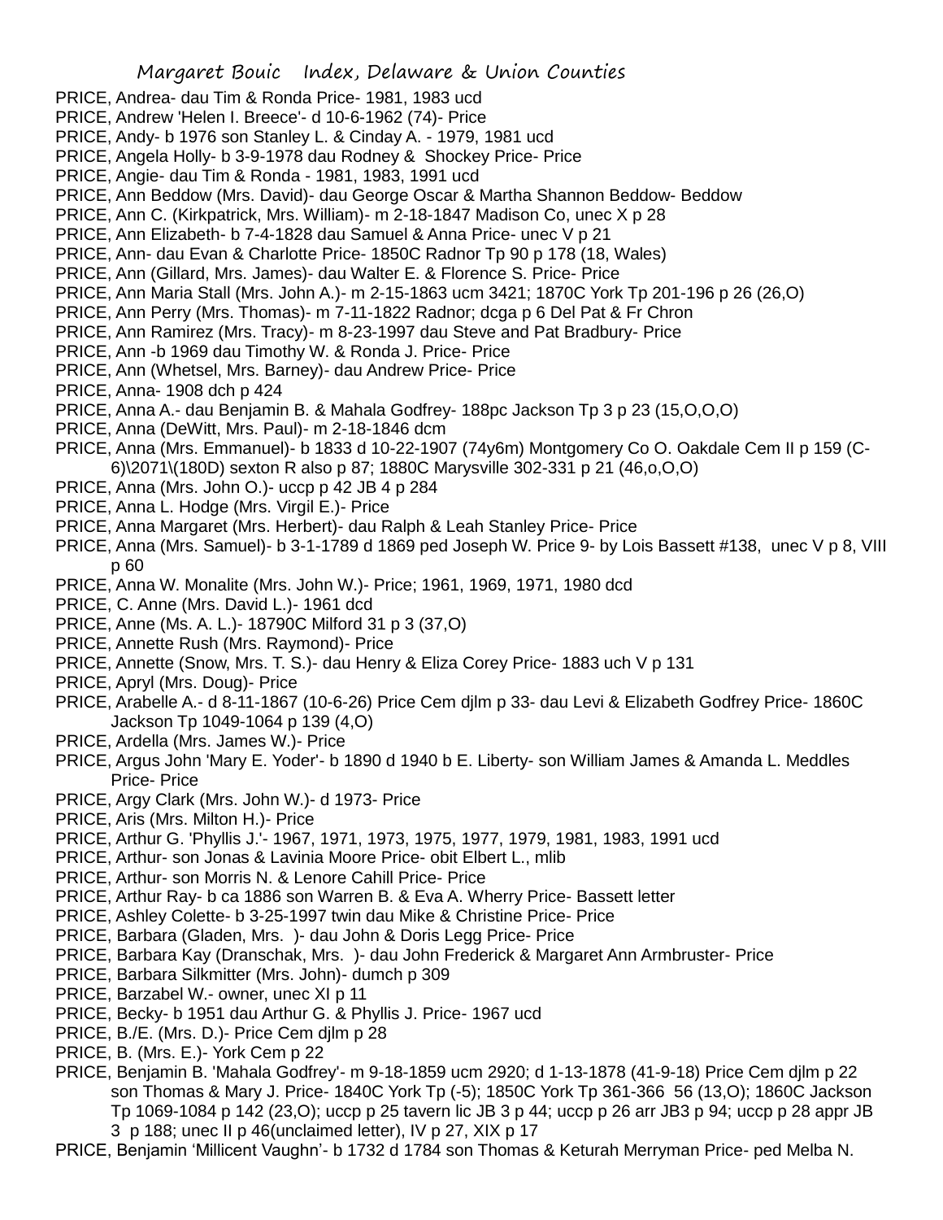PRICE, Andrea- dau Tim & Ronda Price- 1981, 1983 ucd

PRICE, Andrew 'Helen I. Breece'- d 10-6-1962 (74)- Price

PRICE, Andy- b 1976 son Stanley L. & Cinday A. - 1979, 1981 ucd

PRICE, Angela Holly- b 3-9-1978 dau Rodney & Shockey Price- Price

PRICE, Angie- dau Tim & Ronda - 1981, 1983, 1991 ucd

PRICE, Ann Beddow (Mrs. David)- dau George Oscar & Martha Shannon Beddow- Beddow

PRICE, Ann C. (Kirkpatrick, Mrs. William)- m 2-18-1847 Madison Co, unec X p 28

PRICE, Ann Elizabeth- b 7-4-1828 dau Samuel & Anna Price- unec V p 21

PRICE, Ann- dau Evan & Charlotte Price- 1850C Radnor Tp 90 p 178 (18, Wales)

PRICE, Ann (Gillard, Mrs. James)- dau Walter E. & Florence S. Price- Price

PRICE, Ann Maria Stall (Mrs. John A.)- m 2-15-1863 ucm 3421; 1870C York Tp 201-196 p 26 (26,O)

PRICE, Ann Perry (Mrs. Thomas)- m 7-11-1822 Radnor; dcga p 6 Del Pat & Fr Chron

PRICE, Ann Ramirez (Mrs. Tracy)- m 8-23-1997 dau Steve and Pat Bradbury- Price

PRICE, Ann -b 1969 dau Timothy W. & Ronda J. Price- Price

PRICE, Ann (Whetsel, Mrs. Barney)- dau Andrew Price- Price

PRICE, Anna- 1908 dch p 424

PRICE, Anna A.- dau Benjamin B. & Mahala Godfrey- 188pc Jackson Tp 3 p 23 (15,O,O,O)

PRICE, Anna (DeWitt, Mrs. Paul)- m 2-18-1846 dcm

PRICE, Anna (Mrs. Emmanuel)- b 1833 d 10-22-1907 (74y6m) Montgomery Co O. Oakdale Cem II p 159 (C-6)\2071\(180D) sexton R also p 87; 1880C Marysville 302-331 p 21 (46,o,O,O)

PRICE, Anna (Mrs. John O.)- uccp p 42 JB 4 p 284

PRICE, Anna L. Hodge (Mrs. Virgil E.)- Price

PRICE, Anna Margaret (Mrs. Herbert)- dau Ralph & Leah Stanley Price- Price

PRICE, Anna (Mrs. Samuel)- b 3-1-1789 d 1869 ped Joseph W. Price 9- by Lois Bassett #138, unec V p 8, VIII p 60

PRICE, Anna W. Monalite (Mrs. John W.)- Price; 1961, 1969, 1971, 1980 dcd

PRICE, C. Anne (Mrs. David L.)- 1961 dcd

PRICE, Anne (Ms. A. L.)- 18790C Milford 31 p 3 (37,O)

PRICE, Annette Rush (Mrs. Raymond)- Price

PRICE, Annette (Snow, Mrs. T. S.)- dau Henry & Eliza Corey Price- 1883 uch V p 131

PRICE, Apryl (Mrs. Doug)- Price

PRICE, Arabelle A.- d 8-11-1867 (10-6-26) Price Cem djlm p 33- dau Levi & Elizabeth Godfrey Price- 1860C Jackson Tp 1049-1064 p 139 (4,O)

PRICE, Ardella (Mrs. James W.)- Price

PRICE, Argus John 'Mary E. Yoder'- b 1890 d 1940 b E. Liberty- son William James & Amanda L. Meddles Price- Price

PRICE, Argy Clark (Mrs. John W.)- d 1973- Price

PRICE, Aris (Mrs. Milton H.)- Price

PRICE, Arthur G. 'Phyllis J.'- 1967, 1971, 1973, 1975, 1977, 1979, 1981, 1983, 1991 ucd

PRICE, Arthur- son Jonas & Lavinia Moore Price- obit Elbert L., mlib

PRICE, Arthur- son Morris N. & Lenore Cahill Price- Price

PRICE, Arthur Ray- b ca 1886 son Warren B. & Eva A. Wherry Price- Bassett letter

PRICE, Ashley Colette- b 3-25-1997 twin dau Mike & Christine Price- Price

PRICE, Barbara (Gladen, Mrs. )- dau John & Doris Legg Price- Price

PRICE, Barbara Kay (Dranschak, Mrs. )- dau John Frederick & Margaret Ann Armbruster- Price

PRICE, Barbara Silkmitter (Mrs. John)- dumch p 309

PRICE, Barzabel W.- owner, unec XI p 11

PRICE, Becky- b 1951 dau Arthur G. & Phyllis J. Price- 1967 ucd

PRICE, B./E. (Mrs. D.)- Price Cem djlm p 28

PRICE, B. (Mrs. E.)- York Cem p 22

PRICE, Benjamin B. 'Mahala Godfrey'- m 9-18-1859 ucm 2920; d 1-13-1878 (41-9-18) Price Cem djlm p 22 son Thomas & Mary J. Price- 1840C York Tp (-5); 1850C York Tp 361-366 56 (13,O); 1860C Jackson Tp 1069-1084 p 142 (23,O); uccp p 25 tavern lic JB 3 p 44; uccp p 26 arr JB3 p 94; uccp p 28 appr JB 3 p 188; unec II p 46(unclaimed letter), IV p 27, XIX p 17

PRICE, Benjamin 'Millicent Vaughn'- b 1732 d 1784 son Thomas & Keturah Merryman Price- ped Melba N.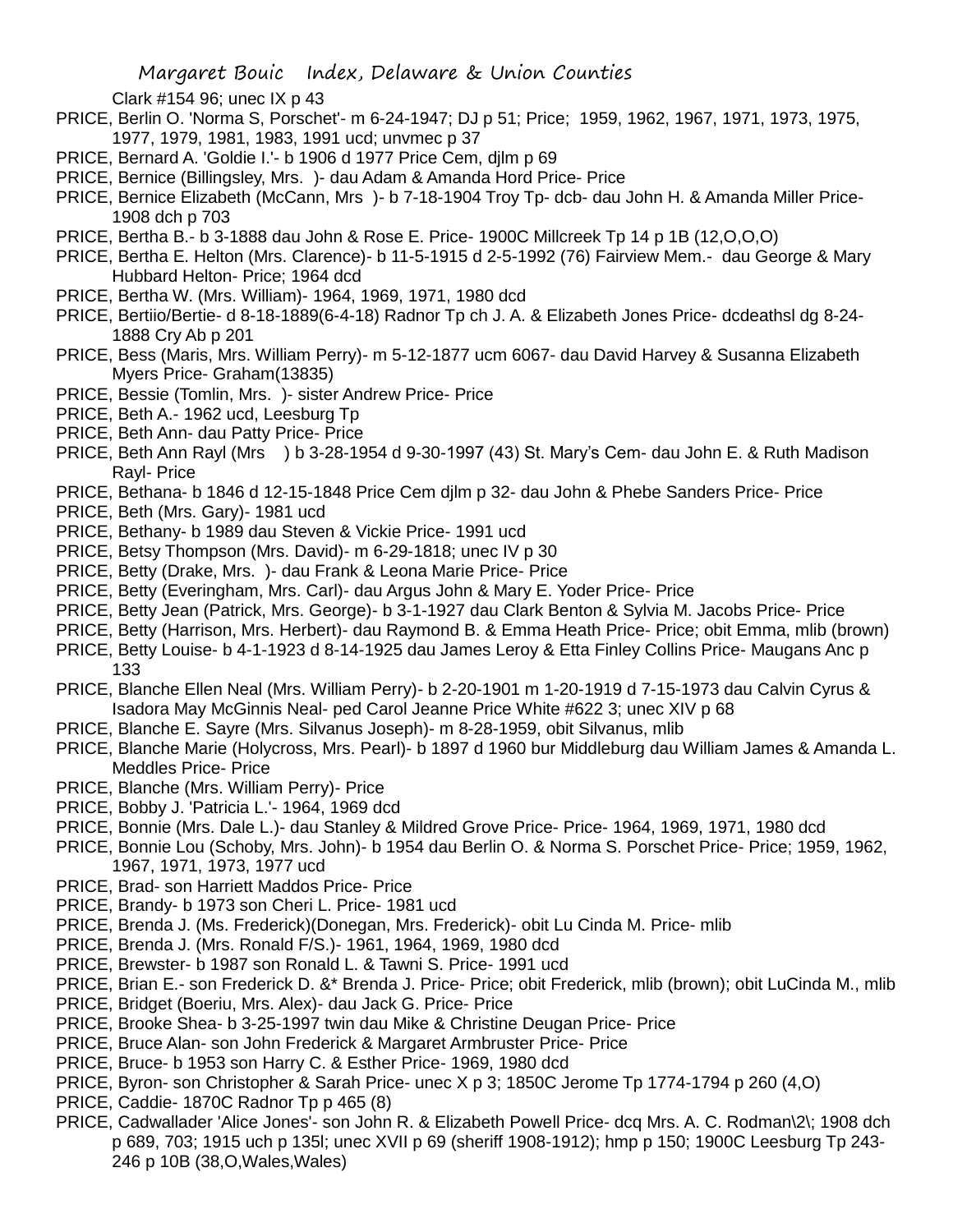Clark #154 96; unec IX p 43

PRICE, Berlin O. 'Norma S, Porschet'- m 6-24-1947; DJ p 51; Price; 1959, 1962, 1967, 1971, 1973, 1975, 1977, 1979, 1981, 1983, 1991 ucd; unvmec p 37

PRICE, Bernard A. 'Goldie I.'- b 1906 d 1977 Price Cem, djlm p 69

PRICE, Bernice (Billingsley, Mrs. )- dau Adam & Amanda Hord Price- Price

PRICE, Bernice Elizabeth (McCann, Mrs )- b 7-18-1904 Troy Tp- dcb- dau John H. & Amanda Miller Price- 1908 dch p 703

PRICE, Bertha B.- b 3-1888 dau John & Rose E. Price- 1900C Millcreek Tp 14 p 1B (12,O,O,O)

PRICE, Bertha E. Helton (Mrs. Clarence)- b 11-5-1915 d 2-5-1992 (76) Fairview Mem.- dau George & Mary Hubbard Helton- Price; 1964 dcd

PRICE, Bertha W. (Mrs. William)- 1964, 1969, 1971, 1980 dcd

PRICE, Bertiio/Bertie- d 8-18-1889(6-4-18) Radnor Tp ch J. A. & Elizabeth Jones Price- dcdeathsl dg 8-24-1888 Cry Ab p 201

PRICE, Bess (Maris, Mrs. William Perry)- m 5-12-1877 ucm 6067- dau David Harvey & Susanna Elizabeth Myers Price- Graham(13835)

PRICE, Bessie (Tomlin, Mrs. )- sister Andrew Price- Price

PRICE, Beth A.- 1962 ucd, Leesburg Tp

PRICE, Beth Ann- dau Patty Price- Price

PRICE, Beth Ann Rayl (Mrs ) b 3-28-1954 d 9-30-1997 (43) St. Mary's Cem- dau John E. & Ruth Madison Rayl- Price

PRICE, Bethana- b 1846 d 12-15-1848 Price Cem djlm p 32- dau John & Phebe Sanders Price- Price

PRICE, Beth (Mrs. Gary)- 1981 ucd

PRICE, Bethany- b 1989 dau Steven & Vickie Price- 1991 ucd

PRICE, Betsy Thompson (Mrs. David)- m 6-29-1818; unec IV p 30

PRICE, Betty (Drake, Mrs. )- dau Frank & Leona Marie Price- Price

PRICE, Betty (Everingham, Mrs. Carl)- dau Argus John & Mary E. Yoder Price- Price

PRICE, Betty Jean (Patrick, Mrs. George)- b 3-1-1927 dau Clark Benton & Sylvia M. Jacobs Price- Price

PRICE, Betty (Harrison, Mrs. Herbert)- dau Raymond B. & Emma Heath Price- Price; obit Emma, mlib (brown)

PRICE, Betty Louise- b 4-1-1923 d 8-14-1925 dau James Leroy & Etta Finley Collins Price- Maugans Anc p 133

PRICE, Blanche Ellen Neal (Mrs. William Perry)- b 2-20-1901 m 1-20-1919 d 7-15-1973 dau Calvin Cyrus & Isadora May McGinnis Neal- ped Carol Jeanne Price White #622 3; unec XIV p 68

PRICE, Blanche E. Sayre (Mrs. Silvanus Joseph)- m 8-28-1959, obit Silvanus, mlib

PRICE, Blanche Marie (Holycross, Mrs. Pearl)- b 1897 d 1960 bur Middleburg dau William James & Amanda L. Meddles Price- Price

PRICE, Blanche (Mrs. William Perry)- Price

PRICE, Bobby J. 'Patricia L.'- 1964, 1969 dcd

PRICE, Bonnie (Mrs. Dale L.)- dau Stanley & Mildred Grove Price- Price- 1964, 1969, 1971, 1980 dcd

PRICE, Bonnie Lou (Schoby, Mrs. John)- b 1954 dau Berlin O. & Norma S. Porschet Price- Price; 1959, 1962, 1967, 1971, 1973, 1977 ucd

PRICE, Brad- son Harriett Maddos Price- Price

PRICE, Brandy- b 1973 son Cheri L. Price- 1981 ucd

PRICE, Brenda J. (Ms. Frederick)(Donegan, Mrs. Frederick)- obit Lu Cinda M. Price- mlib

PRICE, Brenda J. (Mrs. Ronald F/S.)- 1961, 1964, 1969, 1980 dcd

PRICE, Brewster- b 1987 son Ronald L. & Tawni S. Price- 1991 ucd

PRICE, Brian E.- son Frederick D. &* Brenda J. Price- Price; obit Frederick, mlib (brown); obit LuCinda M., mlib

PRICE, Bridget (Boeriu, Mrs. Alex)- dau Jack G. Price- Price

PRICE, Brooke Shea- b 3-25-1997 twin dau Mike & Christine Deugan Price- Price

PRICE, Bruce Alan- son John Frederick & Margaret Armbruster Price- Price

PRICE, Bruce- b 1953 son Harry C. & Esther Price- 1969, 1980 dcd

PRICE, Byron- son Christopher & Sarah Price- unec X p 3; 1850C Jerome Tp 1774-1794 p 260 (4,O)

PRICE, Caddie- 1870C Radnor Tp p 465 (8)

PRICE, Cadwallader 'Alice Jones'- son John R. & Elizabeth Powell Price- dcq Mrs. A. C. Rodman\2\; 1908 dch p 689, 703; 1915 uch p 135l; unec XVII p 69 (sheriff 1908-1912); hmp p 150; 1900C Leesburg Tp 243-246 p 10B (38,O,Wales,Wales)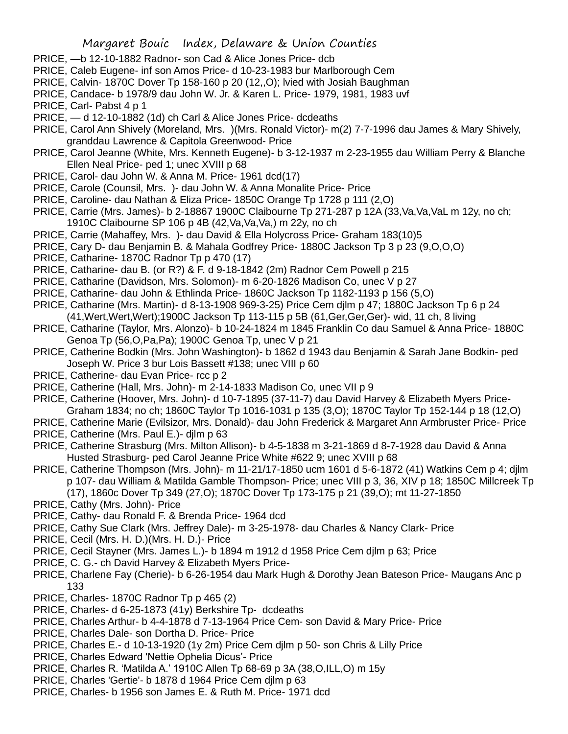PRICE, —b 12-10-1882 Radnor- son Cad & Alice Jones Price- dcb

PRICE, Caleb Eugene- inf son Amos Price- d 10-23-1983 bur Marlborough Cem

PRICE, Calvin- 1870C Dover Tp 158-160 p 20 (12,,O); lvied with Josiah Baughman

PRICE, Candace- b 1978/9 dau John W. Jr. & Karen L. Price- 1979, 1981, 1983 uvf

PRICE, Carl- Pabst 4 p 1

PRICE, — d 12-10-1882 (1d) ch Carl & Alice Jones Price- dcdeaths

PRICE, Carol Ann Shively (Moreland, Mrs. )(Mrs. Ronald Victor)- m(2) 7-7-1996 dau James & Mary Shively, granddau Lawrence & Capitola Greenwood- Price

PRICE, Carol Jeanne (White, Mrs. Kenneth Eugene)- b 3-12-1937 m 2-23-1955 dau William Perry & Blanche Ellen Neal Price- ped 1; unec XVIII p 68

PRICE, Carol- dau John W. & Anna M. Price- 1961 dcd(17)

PRICE, Carole (Counsil, Mrs. )- dau John W. & Anna Monalite Price- Price

PRICE, Caroline- dau Nathan & Eliza Price- 1850C Orange Tp 1728 p 111 (2,O)

PRICE, Carrie (Mrs. James)- b 2-18867 1900C Claibourne Tp 271-287 p 12A (33,Va,Va,VaL m 12y, no ch; 1910C Claibourne SP 106 p 4B (42,Va,Va,Va,) m 22y, no ch

PRICE, Carrie (Mahaffey, Mrs. )- dau David & Ella Holycross Price- Graham 183(10)5

PRICE, Cary D- dau Benjamin B. & Mahala Godfrey Price- 1880C Jackson Tp 3 p 23 (9,O,O,O)

PRICE, Catharine- 1870C Radnor Tp p 470 (17)

PRICE, Catharine- dau B. (or R?) & F. d 9-18-1842 (2m) Radnor Cem Powell p 215

PRICE, Catharine (Davidson, Mrs. Solomon)- m 6-20-1826 Madison Co, unec V p 27

PRICE, Catharine- dau John & Ethlinda Price- 1860C Jackson Tp 1182-1193 p 156 (5,O)

PRICE, Catharine (Mrs. Martin)- d 8-13-1908 969-3-25) Price Cem djlm p 47; 1880C Jackson Tp 6 p 24 (41,Wert,Wert,Wert);1900C Jackson Tp 113-115 p 5B (61,Ger,Ger,Ger)- wid, 11 ch, 8 living

PRICE, Catharine (Taylor, Mrs. Alonzo)- b 10-24-1824 m 1845 Franklin Co dau Samuel & Anna Price- 1880C Genoa Tp (56,O,Pa,Pa); 1900C Genoa Tp, unec V p 21

PRICE, Catherine Bodkin (Mrs. John Washington)- b 1862 d 1943 dau Benjamin & Sarah Jane Bodkin- ped Joseph W. Price 3 bur Lois Bassett #138; unec VIII p 60

PRICE, Catherine- dau Evan Price- rcc p 2

PRICE, Catherine (Hall, Mrs. John)- m 2-14-1833 Madison Co, unec VII p 9

PRICE, Catherine (Hoover, Mrs. John)- d 10-7-1895 (37-11-7) dau David Harvey & Elizabeth Myers Price- Graham 1834; no ch; 1860C Taylor Tp 1016-1031 p 135 (3,O); 1870C Taylor Tp 152-144 p 18 (12,O)

PRICE, Catherine Marie (Evilsizor, Mrs. Donald)- dau John Frederick & Margaret Ann Armbruster Price- Price

PRICE, Catherine (Mrs. Paul E.)- djlm p 63

PRICE, Catherine Strasburg (Mrs. Milton Allison)- b 4-5-1838 m 3-21-1869 d 8-7-1928 dau David & Anna Husted Strasburg- ped Carol Jeanne Price White #622 9; unec XVIII p 68

PRICE, Catherine Thompson (Mrs. John)- m 11-21/17-1850 ucm 1601 d 5-6-1872 (41) Watkins Cem p 4; djlm p 107- dau William & Matilda Gamble Thompson- Price; unec VIII p 3, 36, XIV p 18; 1850C Millcreek Tp (17), 1860c Dover Tp 349 (27,O); 1870C Dover Tp 173-175 p 21 (39,O); mt 11-27-1850

PRICE, Cathy (Mrs. John)- Price

PRICE, Cathy- dau Ronald F. & Brenda Price- 1964 dcd

PRICE, Cathy Sue Clark (Mrs. Jeffrey Dale)- m 3-25-1978- dau Charles & Nancy Clark- Price

PRICE, Cecil (Mrs. H. D.)(Mrs. H. D.)- Price

PRICE, Cecil Stayner (Mrs. James L.)- b 1894 m 1912 d 1958 Price Cem djlm p 63; Price

PRICE, C. G.- ch David Harvey & Elizabeth Myers Price-

PRICE, Charlene Fay (Cherie)- b 6-26-1954 dau Mark Hugh & Dorothy Jean Bateson Price- Maugans Anc p 133

PRICE, Charles- 1870C Radnor Tp p 465 (2)

PRICE, Charles- d 6-25-1873 (41y) Berkshire Tp- dcdeaths

PRICE, Charles Arthur- b 4-4-1878 d 7-13-1964 Price Cem- son David & Mary Price- Price

PRICE, Charles Dale- son Dortha D. Price- Price

PRICE, Charles E.- d 10-13-1920 (1y 2m) Price Cem djlm p 50- son Chris & Lilly Price

PRICE, Charles Edward 'Nettie Ophelia Dicus'- Price

PRICE, Charles R. 'Matilda A.' 1910C Allen Tp 68-69 p 3A (38,O,ILL,O) m 15y

PRICE, Charles 'Gertie'- b 1878 d 1964 Price Cem djlm p 63

PRICE, Charles- b 1956 son James E. & Ruth M. Price- 1971 dcd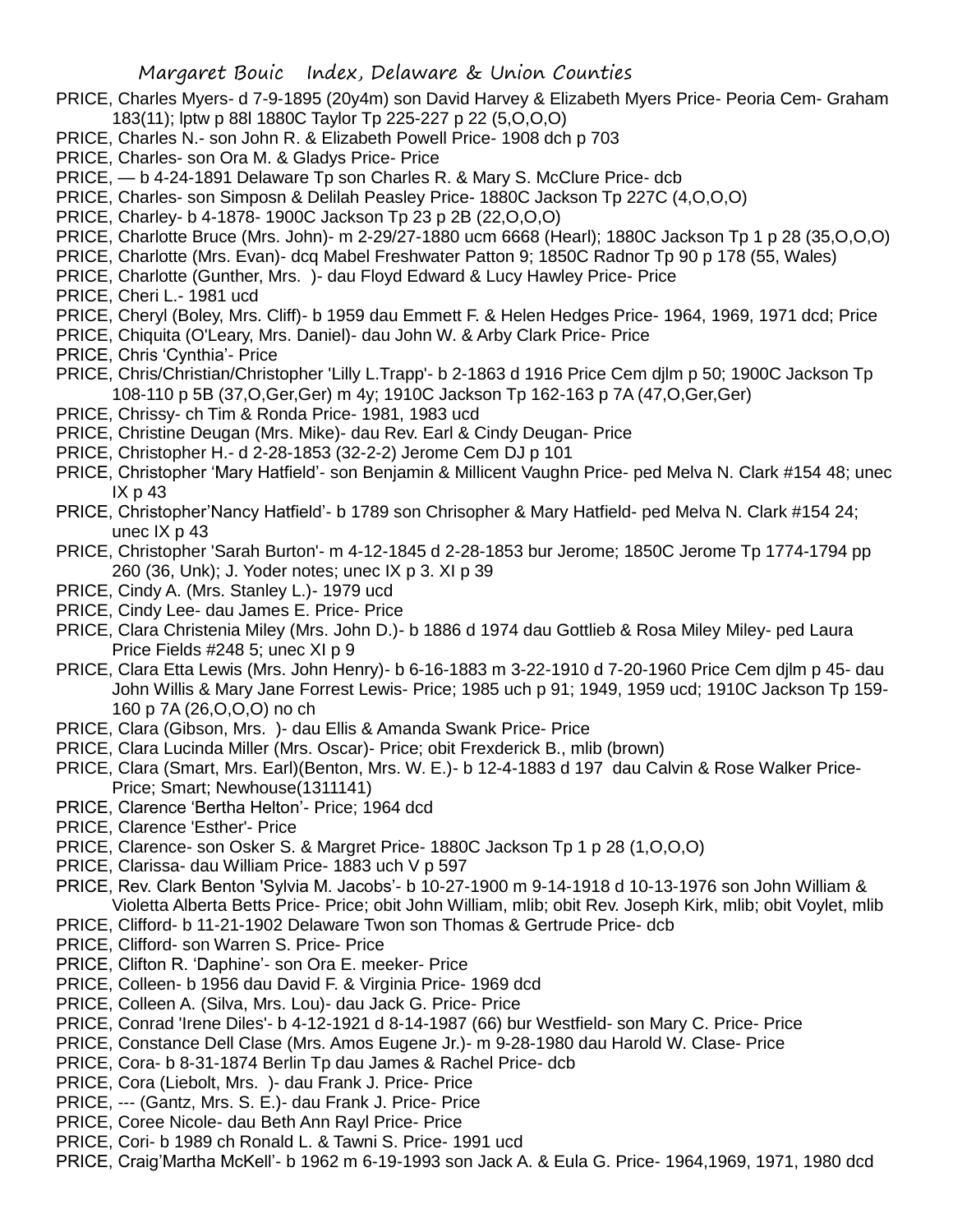PRICE, Charles Myers- d 7-9-1895 (20y4m) son David Harvey & Elizabeth Myers Price- Peoria Cem- Graham 183(11); lptw p 88l 1880C Taylor Tp 225-227 p 22 (5,O,O,O)

PRICE, Charles N.- son John R. & Elizabeth Powell Price- 1908 dch p 703

PRICE, Charles- son Ora M. & Gladys Price- Price

PRICE, — b 4-24-1891 Delaware Tp son Charles R. & Mary S. McClure Price- dcb

PRICE, Charles- son Simposn & Delilah Peasley Price- 1880C Jackson Tp 227C (4,O,O,O)

PRICE, Charley- b 4-1878- 1900C Jackson Tp 23 p 2B (22,O,O,O)

PRICE, Charlotte Bruce (Mrs. John)- m 2-29/27-1880 ucm 6668 (Hearl); 1880C Jackson Tp 1 p 28 (35,O,O,O)

PRICE, Charlotte (Mrs. Evan)- dcq Mabel Freshwater Patton 9; 1850C Radnor Tp 90 p 178 (55, Wales)

PRICE, Charlotte (Gunther, Mrs. )- dau Floyd Edward & Lucy Hawley Price- Price

PRICE, Cheri L.- 1981 ucd

PRICE, Cheryl (Boley, Mrs. Cliff)- b 1959 dau Emmett F. & Helen Hedges Price- 1964, 1969, 1971 dcd; Price

PRICE, Chiquita (O'Leary, Mrs. Daniel)- dau John W. & Arby Clark Price- Price

PRICE, Chris 'Cynthia'- Price

PRICE, Chris/Christian/Christopher 'Lilly L.Trapp'- b 2-1863 d 1916 Price Cem djlm p 50; 1900C Jackson Tp 108-110 p 5B (37,O,Ger,Ger) m 4y; 1910C Jackson Tp 162-163 p 7A (47,O,Ger,Ger)

PRICE, Chrissy- ch Tim & Ronda Price- 1981, 1983 ucd

PRICE, Christine Deugan (Mrs. Mike)- dau Rev. Earl & Cindy Deugan- Price

PRICE, Christopher H.- d 2-28-1853 (32-2-2) Jerome Cem DJ p 101

PRICE, Christopher 'Mary Hatfield'- son Benjamin & Millicent Vaughn Price- ped Melva N. Clark #154 48; unec IX p 43

PRICE, Christopher'Nancy Hatfield'- b 1789 son Chrisopher & Mary Hatfield- ped Melva N. Clark #154 24; unec IX p 43

PRICE, Christopher 'Sarah Burton'- m 4-12-1845 d 2-28-1853 bur Jerome; 1850C Jerome Tp 1774-1794 pp 260 (36, Unk); J. Yoder notes; unec IX p 3. XI p 39

PRICE, Cindy A. (Mrs. Stanley L.)- 1979 ucd

PRICE, Cindy Lee- dau James E. Price- Price

PRICE, Clara Christenia Miley (Mrs. John D.)- b 1886 d 1974 dau Gottlieb & Rosa Miley Miley- ped Laura Price Fields #248 5; unec XI p 9

PRICE, Clara Etta Lewis (Mrs. John Henry)- b 6-16-1883 m 3-22-1910 d 7-20-1960 Price Cem djlm p 45- dau John Willis & Mary Jane Forrest Lewis- Price; 1985 uch p 91; 1949, 1959 ucd; 1910C Jackson Tp 159-160 p 7A (26,O,O,O) no ch

PRICE, Clara (Gibson, Mrs. )- dau Ellis & Amanda Swank Price- Price

PRICE, Clara Lucinda Miller (Mrs. Oscar)- Price; obit Frexderick B., mlib (brown)

PRICE, Clara (Smart, Mrs. Earl)(Benton, Mrs. W. E.)- b 12-4-1883 d 197 dau Calvin & Rose Walker Price- Price; Smart; Newhouse(1311141)

PRICE, Clarence 'Bertha Helton'- Price; 1964 dcd

PRICE, Clarence 'Esther'- Price

PRICE, Clarence- son Osker S. & Margret Price- 1880C Jackson Tp 1 p 28 (1,O,O,O)

PRICE, Clarissa- dau William Price- 1883 uch V p 597

PRICE, Rev. Clark Benton 'Sylvia M. Jacobs'- b 10-27-1900 m 9-14-1918 d 10-13-1976 son John William & Violetta Alberta Betts Price- Price; obit John William, mlib; obit Rev. Joseph Kirk, mlib; obit Voylet, mlib

PRICE, Clifford- b 11-21-1902 Delaware Twon son Thomas & Gertrude Price- dcb

PRICE, Clifford- son Warren S. Price- Price

PRICE, Clifton R. 'Daphine'- son Ora E. meeker- Price

PRICE, Colleen- b 1956 dau David F. & Virginia Price- 1969 dcd

PRICE, Colleen A. (Silva, Mrs. Lou)- dau Jack G. Price- Price

PRICE, Conrad 'Irene Diles'- b 4-12-1921 d 8-14-1987 (66) bur Westfield- son Mary C. Price- Price

PRICE, Constance Dell Clase (Mrs. Amos Eugene Jr.)- m 9-28-1980 dau Harold W. Clase- Price

PRICE, Cora- b 8-31-1874 Berlin Tp dau James & Rachel Price- dcb

PRICE, Cora (Liebolt, Mrs. )- dau Frank J. Price- Price

PRICE, --- (Gantz, Mrs. S. E.)- dau Frank J. Price- Price

PRICE, Coree Nicole- dau Beth Ann Rayl Price- Price

PRICE, Cori- b 1989 ch Ronald L. & Tawni S. Price- 1991 ucd

PRICE, Craig'Martha McKell'- b 1962 m 6-19-1993 son Jack A. & Eula G. Price- 1964,1969, 1971, 1980 dcd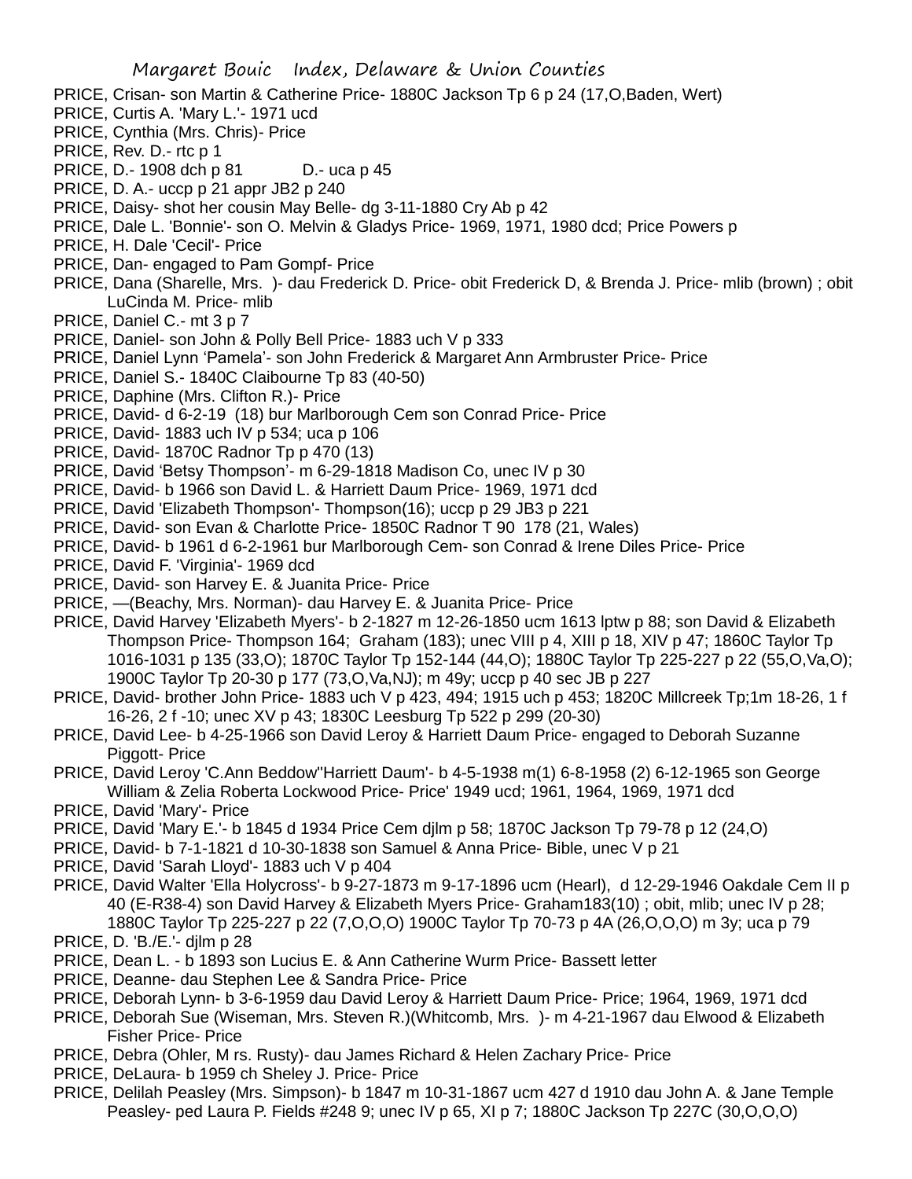PRICE, Crisan- son Martin & Catherine Price- 1880C Jackson Tp 6 p 24 (17,O,Baden, Wert)
PRICE, Curtis A. 'Mary L.'- 1971 ucd
PRICE, Cynthia (Mrs. Chris)- Price
PRICE, Rev. D.- rtc p 1
PRICE, D.- 1908 dch p 81 D.- uca p 45
PRICE, D. A.- uccp p 21 appr JB2 p 240
PRICE, Daisy- shot her cousin May Belle- dg 3-11-1880 Cry Ab p 42
PRICE, Dale L. 'Bonnie'- son O. Melvin & Gladys Price- 1969, 1971, 1980 dcd; Price Powers p
PRICE, H. Dale 'Cecil'- Price
PRICE, Dan- engaged to Pam Gompf- Price
PRICE, Dana (Sharelle, Mrs. )- dau Frederick D. Price- obit Frederick D, & Brenda J. Price- mlib (brown) ; obit LuCinda M. Price- mlib
PRICE, Daniel C.- mt 3 p 7
PRICE, Daniel- son John & Polly Bell Price- 1883 uch V p 333
PRICE, Daniel Lynn 'Pamela'- son John Frederick & Margaret Ann Armbruster Price- Price
PRICE, Daniel S.- 1840C Claibourne Tp 83 (40-50)
PRICE, Daphine (Mrs. Clifton R.)- Price
PRICE, David- d 6-2-19 (18) bur Marlborough Cem son Conrad Price- Price
PRICE, David- 1883 uch IV p 534; uca p 106
PRICE, David- 1870C Radnor Tp p 470 (13)
PRICE, David 'Betsy Thompson'- m 6-29-1818 Madison Co, unec IV p 30
PRICE, David- b 1966 son David L. & Harriett Daum Price- 1969, 1971 dcd
PRICE, David 'Elizabeth Thompson'- Thompson(16); uccp p 29 JB3 p 221
PRICE, David- son Evan & Charlotte Price- 1850C Radnor T 90 178 (21, Wales)
PRICE, David- b 1961 d 6-2-1961 bur Marlborough Cem- son Conrad & Irene Diles Price- Price
PRICE, David F. 'Virginia'- 1969 dcd
PRICE, David- son Harvey E. & Juanita Price- Price
PRICE, —(Beachy, Mrs. Norman)- dau Harvey E. & Juanita Price- Price
PRICE, David Harvey 'Elizabeth Myers'- b 2-1827 m 12-26-1850 ucm 1613 lptw p 88; son David & Elizabeth Thompson Price- Thompson 164; Graham (183); unec VIII p 4, XIII p 18, XIV p 47; 1860C Taylor Tp 1016-1031 p 135 (33,O); 1870C Taylor Tp 152-144 (44,O); 1880C Taylor Tp 225-227 p 22 (55,O,Va,O); 1900C Taylor Tp 20-30 p 177 (73,O,Va,NJ); m 49y; uccp p 40 sec JB p 227
PRICE, David- brother John Price- 1883 uch V p 423, 494; 1915 uch p 453; 1820C Millcreek Tp;1m 18-26, 1 f 16-26, 2 f -10; unec XV p 43; 1830C Leesburg Tp 522 p 299 (20-30)
PRICE, David Lee- b 4-25-1966 son David Leroy & Harriett Daum Price- engaged to Deborah Suzanne Piggott- Price
PRICE, David Leroy 'C.Ann Beddow''Harriett Daum'- b 4-5-1938 m(1) 6-8-1958 (2) 6-12-1965 son George William & Zelia Roberta Lockwood Price- Price' 1949 ucd; 1961, 1964, 1969, 1971 dcd
PRICE, David 'Mary'- Price
PRICE, David 'Mary E.'- b 1845 d 1934 Price Cem djlm p 58; 1870C Jackson Tp 79-78 p 12 (24,O)
PRICE, David- b 7-1-1821 d 10-30-1838 son Samuel & Anna Price- Bible, unec V p 21
PRICE, David 'Sarah Lloyd'- 1883 uch V p 404
PRICE, David Walter 'Ella Holycross'- b 9-27-1873 m 9-17-1896 ucm (Hearl), d 12-29-1946 Oakdale Cem II p 40 (E-R38-4) son David Harvey & Elizabeth Myers Price- Graham183(10) ; obit, mlib; unec IV p 28; 1880C Taylor Tp 225-227 p 22 (7,O,O,O) 1900C Taylor Tp 70-73 p 4A (26,O,O,O) m 3y; uca p 79
PRICE, D. 'B./E.'- djlm p 28
PRICE, Dean L. - b 1893 son Lucius E. & Ann Catherine Wurm Price- Bassett letter
PRICE, Deanne- dau Stephen Lee & Sandra Price- Price
PRICE, Deborah Lynn- b 3-6-1959 dau David Leroy & Harriett Daum Price- Price; 1964, 1969, 1971 dcd
PRICE, Deborah Sue (Wiseman, Mrs. Steven R.)(Whitcomb, Mrs. )- m 4-21-1967 dau Elwood & Elizabeth Fisher Price- Price
PRICE, Debra (Ohler, M rs. Rusty)- dau James Richard & Helen Zachary Price- Price
PRICE, DeLaura- b 1959 ch Sheley J. Price- Price
PRICE, Delilah Peasley (Mrs. Simpson)- b 1847 m 10-31-1867 ucm 427 d 1910 dau John A. & Jane Temple Peasley- ped Laura P. Fields #248 9; unec IV p 65, XI p 7; 1880C Jackson Tp 227C (30,O,O,O)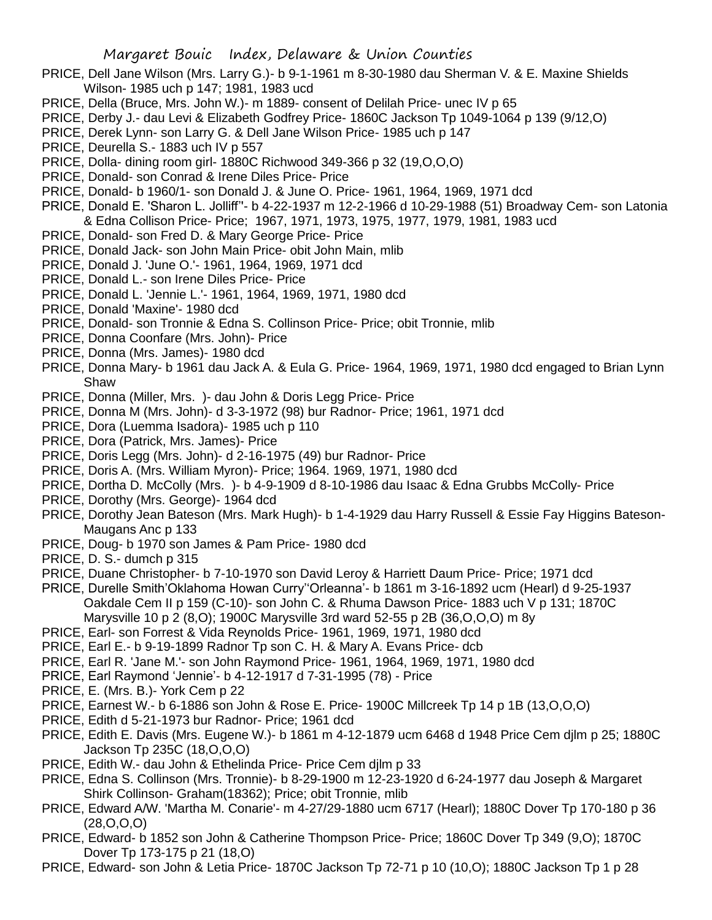PRICE, Dell Jane Wilson (Mrs. Larry G.)- b 9-1-1961 m 8-30-1980 dau Sherman V. & E. Maxine Shields Wilson- 1985 uch p 147; 1981, 1983 ucd

PRICE, Della (Bruce, Mrs. John W.)- m 1889- consent of Delilah Price- unec IV p 65

PRICE, Derby J.- dau Levi & Elizabeth Godfrey Price- 1860C Jackson Tp 1049-1064 p 139 (9/12,O)

PRICE, Derek Lynn- son Larry G. & Dell Jane Wilson Price- 1985 uch p 147

PRICE, Deurella S.- 1883 uch IV p 557

PRICE, Dolla- dining room girl- 1880C Richwood 349-366 p 32 (19,O,O,O)

PRICE, Donald- son Conrad & Irene Diles Price- Price

PRICE, Donald- b 1960/1- son Donald J. & June O. Price- 1961, 1964, 1969, 1971 dcd

PRICE, Donald E. 'Sharon L. Jolliff''- b 4-22-1937 m 12-2-1966 d 10-29-1988 (51) Broadway Cem- son Latonia & Edna Collison Price- Price; 1967, 1971, 1973, 1975, 1977, 1979, 1981, 1983 ucd

PRICE, Donald- son Fred D. & Mary George Price- Price

PRICE, Donald Jack- son John Main Price- obit John Main, mlib

PRICE, Donald J. 'June O.'- 1961, 1964, 1969, 1971 dcd

PRICE, Donald L.- son Irene Diles Price- Price

PRICE, Donald L. 'Jennie L.'- 1961, 1964, 1969, 1971, 1980 dcd

PRICE, Donald 'Maxine'- 1980 dcd

PRICE, Donald- son Tronnie & Edna S. Collinson Price- Price; obit Tronnie, mlib

PRICE, Donna Coonfare (Mrs. John)- Price

PRICE, Donna (Mrs. James)- 1980 dcd

PRICE, Donna Mary- b 1961 dau Jack A. & Eula G. Price- 1964, 1969, 1971, 1980 dcd engaged to Brian Lynn Shaw

PRICE, Donna (Miller, Mrs. )- dau John & Doris Legg Price- Price

PRICE, Donna M (Mrs. John)- d 3-3-1972 (98) bur Radnor- Price; 1961, 1971 dcd

PRICE, Dora (Luemma Isadora)- 1985 uch p 110

PRICE, Dora (Patrick, Mrs. James)- Price

PRICE, Doris Legg (Mrs. John)- d 2-16-1975 (49) bur Radnor- Price

PRICE, Doris A. (Mrs. William Myron)- Price; 1964. 1969, 1971, 1980 dcd

PRICE, Dortha D. McColly (Mrs. )- b 4-9-1909 d 8-10-1986 dau Isaac & Edna Grubbs McColly- Price

PRICE, Dorothy (Mrs. George)- 1964 dcd

PRICE, Dorothy Jean Bateson (Mrs. Mark Hugh)- b 1-4-1929 dau Harry Russell & Essie Fay Higgins Bateson- Maugans Anc p 133

PRICE, Doug- b 1970 son James & Pam Price- 1980 dcd

PRICE, D. S.- dumch p 315

PRICE, Duane Christopher- b 7-10-1970 son David Leroy & Harriett Daum Price- Price; 1971 dcd

PRICE, Durelle Smith'Oklahoma Howan Curry''Orleanna'- b 1861 m 3-16-1892 ucm (Hearl) d 9-25-1937 Oakdale Cem II p 159 (C-10)- son John C. & Rhuma Dawson Price- 1883 uch V p 131; 1870C Marysville 10 p 2 (8,O); 1900C Marysville 3rd ward 52-55 p 2B (36,O,O,O) m 8y

PRICE, Earl- son Forrest & Vida Reynolds Price- 1961, 1969, 1971, 1980 dcd

PRICE, Earl E.- b 9-19-1899 Radnor Tp son C. H. & Mary A. Evans Price- dcb

PRICE, Earl R. 'Jane M.'- son John Raymond Price- 1961, 1964, 1969, 1971, 1980 dcd

PRICE, Earl Raymond 'Jennie'- b 4-12-1917 d 7-31-1995 (78) - Price

PRICE, E. (Mrs. B.)- York Cem p 22

PRICE, Earnest W.- b 6-1886 son John & Rose E. Price- 1900C Millcreek Tp 14 p 1B (13,O,O,O)

PRICE, Edith d 5-21-1973 bur Radnor- Price; 1961 dcd

PRICE, Edith E. Davis (Mrs. Eugene W.)- b 1861 m 4-12-1879 ucm 6468 d 1948 Price Cem djlm p 25; 1880C Jackson Tp 235C (18,O,O,O)

PRICE, Edith W.- dau John & Ethelinda Price- Price Cem djlm p 33

PRICE, Edna S. Collinson (Mrs. Tronnie)- b 8-29-1900 m 12-23-1920 d 6-24-1977 dau Joseph & Margaret Shirk Collinson- Graham(18362); Price; obit Tronnie, mlib

PRICE, Edward A/W. 'Martha M. Conarie'- m 4-27/29-1880 ucm 6717 (Hearl); 1880C Dover Tp 170-180 p 36 (28,O,O,O)

PRICE, Edward- b 1852 son John & Catherine Thompson Price- Price; 1860C Dover Tp 349 (9,O); 1870C Dover Tp 173-175 p 21 (18,O)

PRICE, Edward- son John & Letia Price- 1870C Jackson Tp 72-71 p 10 (10,O); 1880C Jackson Tp 1 p 28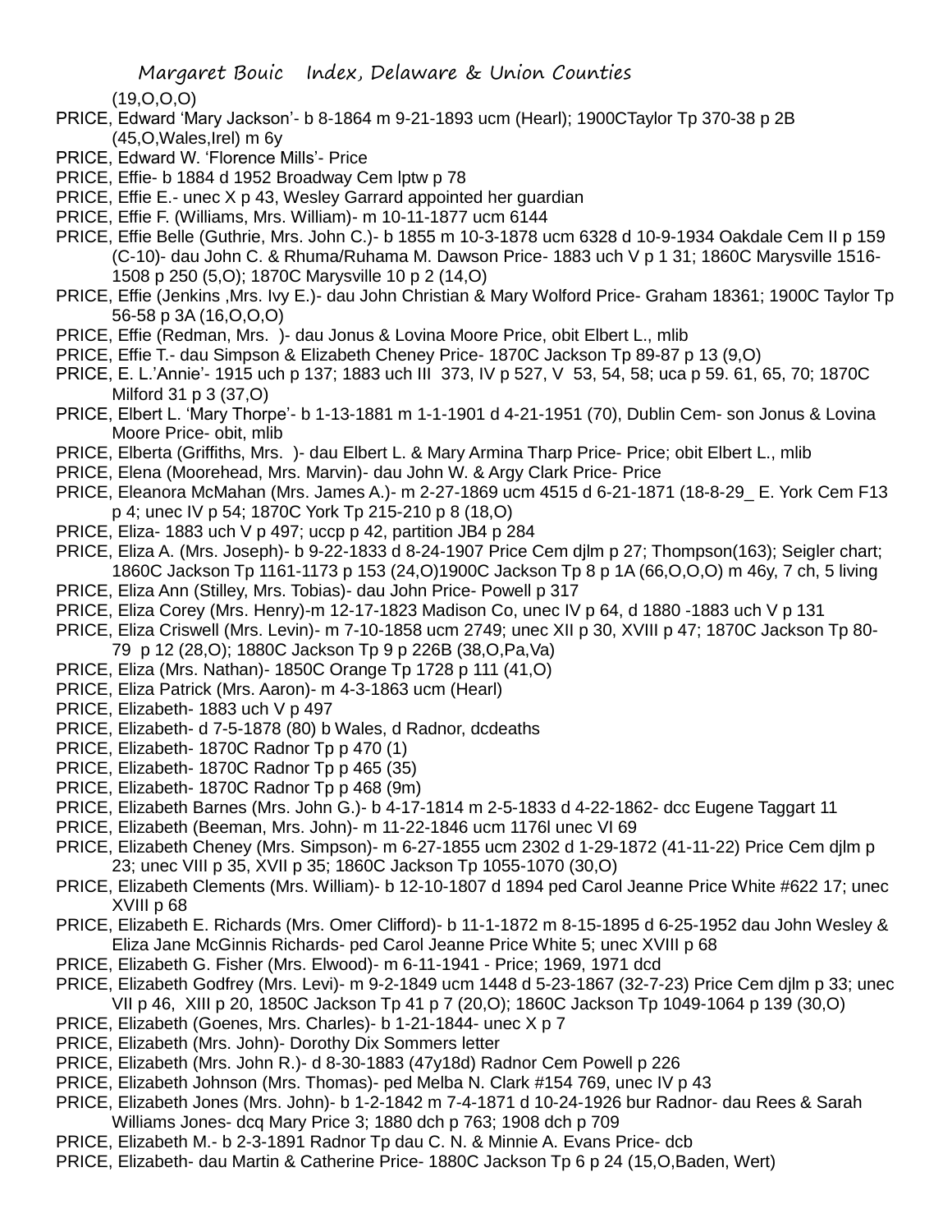(19,O,O,O)

PRICE, Edward 'Mary Jackson'- b 8-1864 m 9-21-1893 ucm (Hearl); 1900CTaylor Tp 370-38 p 2B (45,O,Wales,Irel) m 6y

PRICE, Edward W. 'Florence Mills'- Price

PRICE, Effie- b 1884 d 1952 Broadway Cem lptw p 78

PRICE, Effie E.- unec X p 43, Wesley Garrard appointed her guardian

PRICE, Effie F. (Williams, Mrs. William)- m 10-11-1877 ucm 6144

PRICE, Effie Belle (Guthrie, Mrs. John C.)- b 1855 m 10-3-1878 ucm 6328 d 10-9-1934 Oakdale Cem II p 159 (C-10)- dau John C. & Rhuma/Ruhama M. Dawson Price- 1883 uch V p 1 31; 1860C Marysville 1516-1508 p 250 (5,O); 1870C Marysville 10 p 2 (14,O)

PRICE, Effie (Jenkins ,Mrs. Ivy E.)- dau John Christian & Mary Wolford Price- Graham 18361; 1900C Taylor Tp 56-58 p 3A (16,O,O,O)

PRICE, Effie (Redman, Mrs. )- dau Jonus & Lovina Moore Price, obit Elbert L., mlib

PRICE, Effie T.- dau Simpson & Elizabeth Cheney Price- 1870C Jackson Tp 89-87 p 13 (9,O)

PRICE, E. L.'Annie'- 1915 uch p 137; 1883 uch III 373, IV p 527, V 53, 54, 58; uca p 59. 61, 65, 70; 1870C Milford 31 p 3 (37,O)

PRICE, Elbert L. 'Mary Thorpe'- b 1-13-1881 m 1-1-1901 d 4-21-1951 (70), Dublin Cem- son Jonus & Lovina Moore Price- obit, mlib

PRICE, Elberta (Griffiths, Mrs. )- dau Elbert L. & Mary Armina Tharp Price- Price; obit Elbert L., mlib

PRICE, Elena (Moorehead, Mrs. Marvin)- dau John W. & Argy Clark Price- Price

PRICE, Eleanora McMahan (Mrs. James A.)- m 2-27-1869 ucm 4515 d 6-21-1871 (18-8-29_ E. York Cem F13 p 4; unec IV p 54; 1870C York Tp 215-210 p 8 (18,O)

PRICE, Eliza- 1883 uch V p 497; uccp p 42, partition JB4 p 284

PRICE, Eliza A. (Mrs. Joseph)- b 9-22-1833 d 8-24-1907 Price Cem djlm p 27; Thompson(163); Seigler chart; 1860C Jackson Tp 1161-1173 p 153 (24,O)1900C Jackson Tp 8 p 1A (66,O,O,O) m 46y, 7 ch, 5 living

PRICE, Eliza Ann (Stilley, Mrs. Tobias)- dau John Price- Powell p 317

PRICE, Eliza Corey (Mrs. Henry)-m 12-17-1823 Madison Co, unec IV p 64, d 1880 -1883 uch V p 131

PRICE, Eliza Criswell (Mrs. Levin)- m 7-10-1858 ucm 2749; unec XII p 30, XVIII p 47; 1870C Jackson Tp 80-79 p 12 (28,O); 1880C Jackson Tp 9 p 226B (38,O,Pa,Va)

PRICE, Eliza (Mrs. Nathan)- 1850C Orange Tp 1728 p 111 (41,O)

PRICE, Eliza Patrick (Mrs. Aaron)- m 4-3-1863 ucm (Hearl)

PRICE, Elizabeth- 1883 uch V p 497

PRICE, Elizabeth- d 7-5-1878 (80) b Wales, d Radnor, dcdeaths

PRICE, Elizabeth- 1870C Radnor Tp p 470 (1)

PRICE, Elizabeth- 1870C Radnor Tp p 465 (35)

PRICE, Elizabeth- 1870C Radnor Tp p 468 (9m)

PRICE, Elizabeth Barnes (Mrs. John G.)- b 4-17-1814 m 2-5-1833 d 4-22-1862- dcc Eugene Taggart 11

PRICE, Elizabeth (Beeman, Mrs. John)- m 11-22-1846 ucm 1176l unec VI 69

PRICE, Elizabeth Cheney (Mrs. Simpson)- m 6-27-1855 ucm 2302 d 1-29-1872 (41-11-22) Price Cem djlm p 23; unec VIII p 35, XVII p 35; 1860C Jackson Tp 1055-1070 (30,O)

PRICE, Elizabeth Clements (Mrs. William)- b 12-10-1807 d 1894 ped Carol Jeanne Price White #622 17; unec XVIII p 68

PRICE, Elizabeth E. Richards (Mrs. Omer Clifford)- b 11-1-1872 m 8-15-1895 d 6-25-1952 dau John Wesley & Eliza Jane McGinnis Richards- ped Carol Jeanne Price White 5; unec XVIII p 68

PRICE, Elizabeth G. Fisher (Mrs. Elwood)- m 6-11-1941 - Price; 1969, 1971 dcd

PRICE, Elizabeth Godfrey (Mrs. Levi)- m 9-2-1849 ucm 1448 d 5-23-1867 (32-7-23) Price Cem djlm p 33; unec VII p 46, XIII p 20, 1850C Jackson Tp 41 p 7 (20,O); 1860C Jackson Tp 1049-1064 p 139 (30,O)

PRICE, Elizabeth (Goenes, Mrs. Charles)- b 1-21-1844- unec X p 7

PRICE, Elizabeth (Mrs. John)- Dorothy Dix Sommers letter

PRICE, Elizabeth (Mrs. John R.)- d 8-30-1883 (47y18d) Radnor Cem Powell p 226

PRICE, Elizabeth Johnson (Mrs. Thomas)- ped Melba N. Clark #154 769, unec IV p 43

PRICE, Elizabeth Jones (Mrs. John)- b 1-2-1842 m 7-4-1871 d 10-24-1926 bur Radnor- dau Rees & Sarah Williams Jones- dcq Mary Price 3; 1880 dch p 763; 1908 dch p 709

PRICE, Elizabeth M.- b 2-3-1891 Radnor Tp dau C. N. & Minnie A. Evans Price- dcb

PRICE, Elizabeth- dau Martin & Catherine Price- 1880C Jackson Tp 6 p 24 (15,O,Baden, Wert)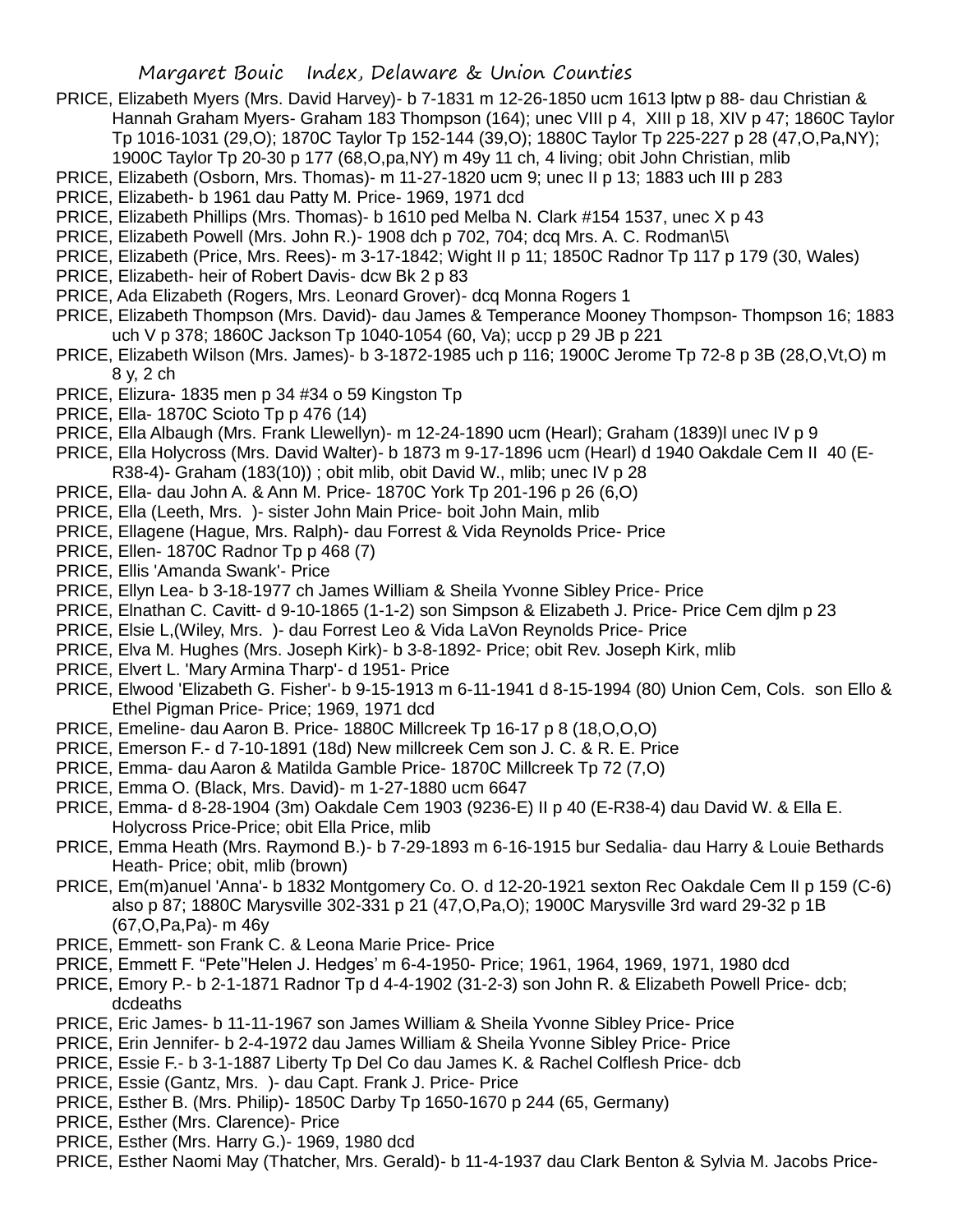PRICE, Elizabeth Myers (Mrs. David Harvey)- b 7-1831 m 12-26-1850 ucm 1613 lptw p 88- dau Christian & Hannah Graham Myers- Graham 183 Thompson (164); unec VIII p 4, XIII p 18, XIV p 47; 1860C Taylor Tp 1016-1031 (29,O); 1870C Taylor Tp 152-144 (39,O); 1880C Taylor Tp 225-227 p 28 (47,O,Pa,NY); 1900C Taylor Tp 20-30 p 177 (68,O,pa,NY) m 49y 11 ch, 4 living; obit John Christian, mlib

PRICE, Elizabeth (Osborn, Mrs. Thomas)- m 11-27-1820 ucm 9; unec II p 13; 1883 uch III p 283

PRICE, Elizabeth- b 1961 dau Patty M. Price- 1969, 1971 dcd

PRICE, Elizabeth Phillips (Mrs. Thomas)- b 1610 ped Melba N. Clark #154 1537, unec X p 43

PRICE, Elizabeth Powell (Mrs. John R.)- 1908 dch p 702, 704; dcq Mrs. A. C. Rodman\5\

PRICE, Elizabeth (Price, Mrs. Rees)- m 3-17-1842; Wight II p 11; 1850C Radnor Tp 117 p 179 (30, Wales)

PRICE, Elizabeth- heir of Robert Davis- dcw Bk 2 p 83

PRICE, Ada Elizabeth (Rogers, Mrs. Leonard Grover)- dcq Monna Rogers 1

PRICE, Elizabeth Thompson (Mrs. David)- dau James & Temperance Mooney Thompson- Thompson 16; 1883 uch V p 378; 1860C Jackson Tp 1040-1054 (60, Va); uccp p 29 JB p 221

PRICE, Elizabeth Wilson (Mrs. James)- b 3-1872-1985 uch p 116; 1900C Jerome Tp 72-8 p 3B (28,O,Vt,O) m 8 y, 2 ch

PRICE, Elizura- 1835 men p 34 #34 o 59 Kingston Tp

PRICE, Ella- 1870C Scioto Tp p 476 (14)

PRICE, Ella Albaugh (Mrs. Frank Llewellyn)- m 12-24-1890 ucm (Hearl); Graham (1839)l unec IV p 9

PRICE, Ella Holycross (Mrs. David Walter)- b 1873 m 9-17-1896 ucm (Hearl) d 1940 Oakdale Cem II 40 (E-R38-4)- Graham (183(10)) ; obit mlib, obit David W., mlib; unec IV p 28

PRICE, Ella- dau John A. & Ann M. Price- 1870C York Tp 201-196 p 26 (6,O)

PRICE, Ella (Leeth, Mrs. )- sister John Main Price- boit John Main, mlib

PRICE, Ellagene (Hague, Mrs. Ralph)- dau Forrest & Vida Reynolds Price- Price

PRICE, Ellen- 1870C Radnor Tp p 468 (7)

PRICE, Ellis 'Amanda Swank'- Price

PRICE, Ellyn Lea- b 3-18-1977 ch James William & Sheila Yvonne Sibley Price- Price

PRICE, Elnathan C. Cavitt- d 9-10-1865 (1-1-2) son Simpson & Elizabeth J. Price- Price Cem djlm p 23

PRICE, Elsie L,(Wiley, Mrs. )- dau Forrest Leo & Vida LaVon Reynolds Price- Price

PRICE, Elva M. Hughes (Mrs. Joseph Kirk)- b 3-8-1892- Price; obit Rev. Joseph Kirk, mlib

PRICE, Elvert L. 'Mary Armina Tharp'- d 1951- Price

PRICE, Elwood 'Elizabeth G. Fisher'- b 9-15-1913 m 6-11-1941 d 8-15-1994 (80) Union Cem, Cols. son Ello & Ethel Pigman Price- Price; 1969, 1971 dcd

PRICE, Emeline- dau Aaron B. Price- 1880C Millcreek Tp 16-17 p 8 (18,O,O,O)

PRICE, Emerson F.- d 7-10-1891 (18d) New millcreek Cem son J. C. & R. E. Price

PRICE, Emma- dau Aaron & Matilda Gamble Price- 1870C Millcreek Tp 72 (7,O)

PRICE, Emma O. (Black, Mrs. David)- m 1-27-1880 ucm 6647

PRICE, Emma- d 8-28-1904 (3m) Oakdale Cem 1903 (9236-E) II p 40 (E-R38-4) dau David W. & Ella E. Holycross Price-Price; obit Ella Price, mlib

PRICE, Emma Heath (Mrs. Raymond B.)- b 7-29-1893 m 6-16-1915 bur Sedalia- dau Harry & Louie Bethards Heath- Price; obit, mlib (brown)

PRICE, Em(m)anuel 'Anna'- b 1832 Montgomery Co. O. d 12-20-1921 sexton Rec Oakdale Cem II p 159 (C-6) also p 87; 1880C Marysville 302-331 p 21 (47,O,Pa,O); 1900C Marysville 3rd ward 29-32 p 1B (67,O,Pa,Pa)- m 46y

PRICE, Emmett- son Frank C. & Leona Marie Price- Price

PRICE, Emmett F. "Pete"Helen J. Hedges' m 6-4-1950- Price; 1961, 1964, 1969, 1971, 1980 dcd

PRICE, Emory P.- b 2-1-1871 Radnor Tp d 4-4-1902 (31-2-3) son John R. & Elizabeth Powell Price- dcb; dcdeaths

PRICE, Eric James- b 11-11-1967 son James William & Sheila Yvonne Sibley Price- Price

PRICE, Erin Jennifer- b 2-4-1972 dau James William & Sheila Yvonne Sibley Price- Price

PRICE, Essie F.- b 3-1-1887 Liberty Tp Del Co dau James K. & Rachel Colflesh Price- dcb

PRICE, Essie (Gantz, Mrs. )- dau Capt. Frank J. Price- Price

PRICE, Esther B. (Mrs. Philip)- 1850C Darby Tp 1650-1670 p 244 (65, Germany)

PRICE, Esther (Mrs. Clarence)- Price

PRICE, Esther (Mrs. Harry G.)- 1969, 1980 dcd

PRICE, Esther Naomi May (Thatcher, Mrs. Gerald)- b 11-4-1937 dau Clark Benton & Sylvia M. Jacobs Price-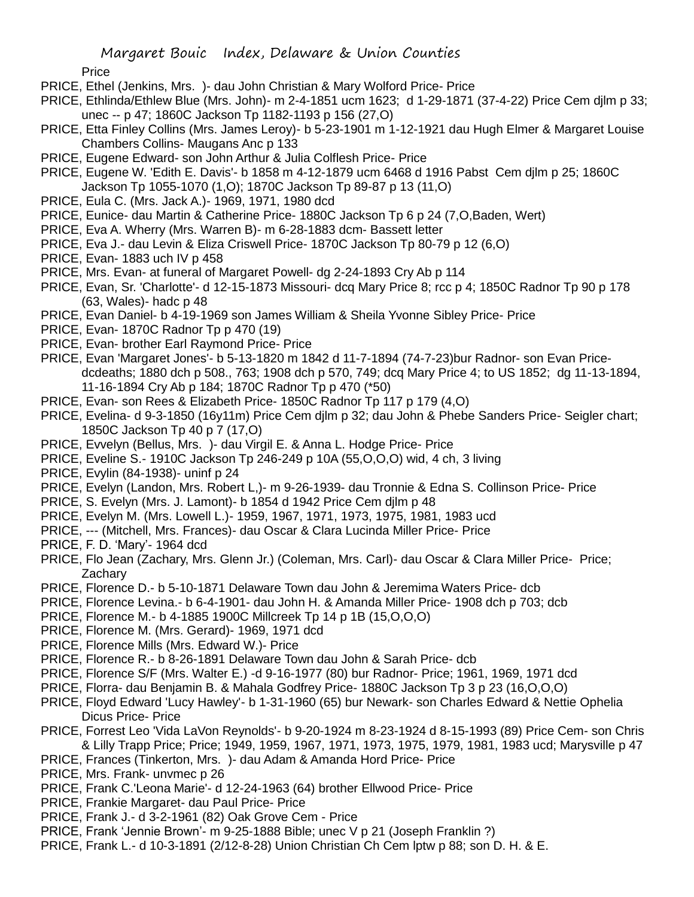Price

PRICE, Ethel (Jenkins, Mrs. )- dau John Christian & Mary Wolford Price- Price

PRICE, Ethlinda/Ethlew Blue (Mrs. John)- m 2-4-1851 ucm 1623; d 1-29-1871 (37-4-22) Price Cem djlm p 33; unec -- p 47; 1860C Jackson Tp 1182-1193 p 156 (27,O)

PRICE, Etta Finley Collins (Mrs. James Leroy)- b 5-23-1901 m 1-12-1921 dau Hugh Elmer & Margaret Louise Chambers Collins- Maugans Anc p 133

PRICE, Eugene Edward- son John Arthur & Julia Colflesh Price- Price

PRICE, Eugene W. 'Edith E. Davis'- b 1858 m 4-12-1879 ucm 6468 d 1916 Pabst Cem djlm p 25; 1860C Jackson Tp 1055-1070 (1,O); 1870C Jackson Tp 89-87 p 13 (11,O)

PRICE, Eula C. (Mrs. Jack A.)- 1969, 1971, 1980 dcd

PRICE, Eunice- dau Martin & Catherine Price- 1880C Jackson Tp 6 p 24 (7,O,Baden, Wert)

PRICE, Eva A. Wherry (Mrs. Warren B)- m 6-28-1883 dcm- Bassett letter

PRICE, Eva J.- dau Levin & Eliza Criswell Price- 1870C Jackson Tp 80-79 p 12 (6,O)

PRICE, Evan- 1883 uch IV p 458

PRICE, Mrs. Evan- at funeral of Margaret Powell- dg 2-24-1893 Cry Ab p 114

PRICE, Evan, Sr. 'Charlotte'- d 12-15-1873 Missouri- dcq Mary Price 8; rcc p 4; 1850C Radnor Tp 90 p 178 (63, Wales)- hadc p 48

PRICE, Evan Daniel- b 4-19-1969 son James William & Sheila Yvonne Sibley Price- Price

PRICE, Evan- 1870C Radnor Tp p 470 (19)

PRICE, Evan- brother Earl Raymond Price- Price

PRICE, Evan 'Margaret Jones'- b 5-13-1820 m 1842 d 11-7-1894 (74-7-23)bur Radnor- son Evan Price- dcdeaths; 1880 dch p 508., 763; 1908 dch p 570, 749; dcq Mary Price 4; to US 1852; dg 11-13-1894, 11-16-1894 Cry Ab p 184; 1870C Radnor Tp p 470 (*50)

PRICE, Evan- son Rees & Elizabeth Price- 1850C Radnor Tp 117 p 179 (4,O)

PRICE, Evelina- d 9-3-1850 (16y11m) Price Cem djlm p 32; dau John & Phebe Sanders Price- Seigler chart; 1850C Jackson Tp 40 p 7 (17,O)

PRICE, Evvelyn (Bellus, Mrs. )- dau Virgil E. & Anna L. Hodge Price- Price

PRICE, Eveline S.- 1910C Jackson Tp 246-249 p 10A (55,O,O,O) wid, 4 ch, 3 living

PRICE, Evylin (84-1938)- uninf p 24

PRICE, Evelyn (Landon, Mrs. Robert L,)- m 9-26-1939- dau Tronnie & Edna S. Collinson Price- Price

PRICE, S. Evelyn (Mrs. J. Lamont)- b 1854 d 1942 Price Cem djlm p 48

PRICE, Evelyn M. (Mrs. Lowell L.)- 1959, 1967, 1971, 1973, 1975, 1981, 1983 ucd

PRICE, --- (Mitchell, Mrs. Frances)- dau Oscar & Clara Lucinda Miller Price- Price

PRICE, F. D. 'Mary'- 1964 dcd

PRICE, Flo Jean (Zachary, Mrs. Glenn Jr.) (Coleman, Mrs. Carl)- dau Oscar & Clara Miller Price- Price; Zachary

PRICE, Florence D.- b 5-10-1871 Delaware Town dau John & Jeremima Waters Price- dcb

PRICE, Florence Levina.- b 6-4-1901- dau John H. & Amanda Miller Price- 1908 dch p 703; dcb

PRICE, Florence M.- b 4-1885 1900C Millcreek Tp 14 p 1B (15,O,O,O)

PRICE, Florence M. (Mrs. Gerard)- 1969, 1971 dcd

PRICE, Florence Mills (Mrs. Edward W.)- Price

PRICE, Florence R.- b 8-26-1891 Delaware Town dau John & Sarah Price- dcb

PRICE, Florence S/F (Mrs. Walter E.) -d 9-16-1977 (80) bur Radnor- Price; 1961, 1969, 1971 dcd

PRICE, Florra- dau Benjamin B. & Mahala Godfrey Price- 1880C Jackson Tp 3 p 23 (16,O,O,O)

PRICE, Floyd Edward 'Lucy Hawley'- b 1-31-1960 (65) bur Newark- son Charles Edward & Nettie Ophelia Dicus Price- Price

PRICE, Forrest Leo 'Vida LaVon Reynolds'- b 9-20-1924 m 8-23-1924 d 8-15-1993 (89) Price Cem- son Chris & Lilly Trapp Price; Price; 1949, 1959, 1967, 1971, 1973, 1975, 1979, 1981, 1983 ucd; Marysville p 47

PRICE, Frances (Tinkerton, Mrs. )- dau Adam & Amanda Hord Price- Price

PRICE, Mrs. Frank- unvmec p 26

PRICE, Frank C.'Leona Marie'- d 12-24-1963 (64) brother Ellwood Price- Price

PRICE, Frankie Margaret- dau Paul Price- Price

PRICE, Frank J.- d 3-2-1961 (82) Oak Grove Cem - Price

PRICE, Frank 'Jennie Brown'- m 9-25-1888 Bible; unec V p 21 (Joseph Franklin ?)

PRICE, Frank L.- d 10-3-1891 (2/12-8-28) Union Christian Ch Cem lptw p 88; son D. H. & E.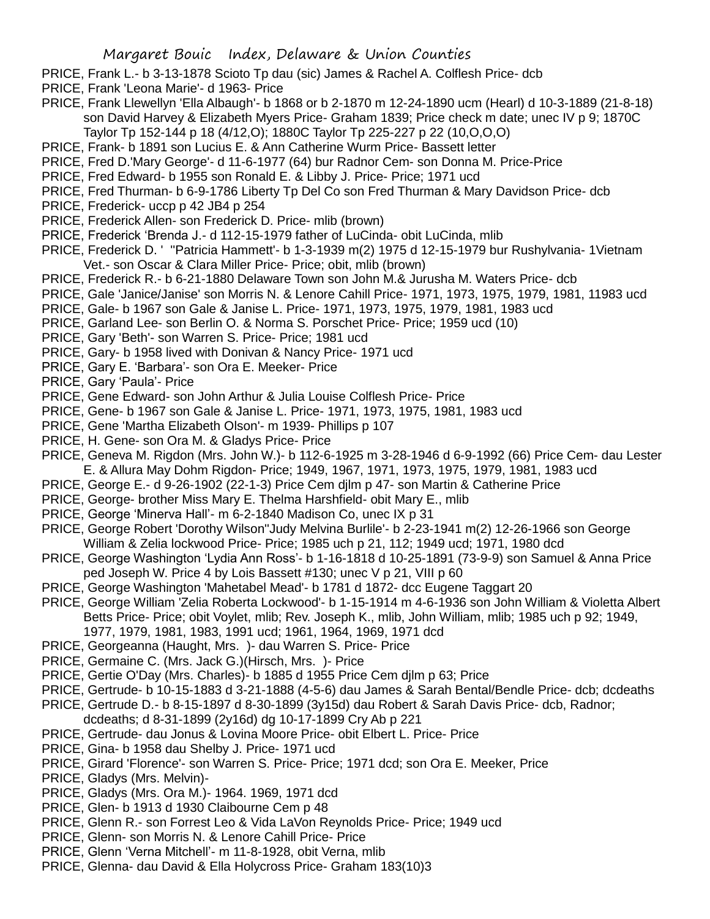PRICE, Frank L.- b 3-13-1878 Scioto Tp dau (sic) James & Rachel A. Colflesh Price- dcb

PRICE, Frank 'Leona Marie'- d 1963- Price

PRICE, Frank Llewellyn 'Ella Albaugh'- b 1868 or b 2-1870 m 12-24-1890 ucm (Hearl) d 10-3-1889 (21-8-18) son David Harvey & Elizabeth Myers Price- Graham 1839; Price check m date; unec IV p 9; 1870C Taylor Tp 152-144 p 18 (4/12,O); 1880C Taylor Tp 225-227 p 22 (10,O,O,O)

PRICE, Frank- b 1891 son Lucius E. & Ann Catherine Wurm Price- Bassett letter

PRICE, Fred D.'Mary George'- d 11-6-1977 (64) bur Radnor Cem- son Donna M. Price-Price

PRICE, Fred Edward- b 1955 son Ronald E. & Libby J. Price- Price; 1971 ucd

PRICE, Fred Thurman- b 6-9-1786 Liberty Tp Del Co son Fred Thurman & Mary Davidson Price- dcb

PRICE, Frederick- uccp p 42 JB4 p 254

PRICE, Frederick Allen- son Frederick D. Price- mlib (brown)

PRICE, Frederick 'Brenda J.- d 112-15-1979 father of LuCinda- obit LuCinda, mlib

PRICE, Frederick D. ' "Patricia Hammett'- b 1-3-1939 m(2) 1975 d 12-15-1979 bur Rushylvania- 1Vietnam Vet.- son Oscar & Clara Miller Price- Price; obit, mlib (brown)

PRICE, Frederick R.- b 6-21-1880 Delaware Town son John M.& Jurusha M. Waters Price- dcb

PRICE, Gale 'Janice/Janise' son Morris N. & Lenore Cahill Price- 1971, 1973, 1975, 1979, 1981, 11983 ucd

PRICE, Gale- b 1967 son Gale & Janise L. Price- 1971, 1973, 1975, 1979, 1981, 1983 ucd

PRICE, Garland Lee- son Berlin O. & Norma S. Porschet Price- Price; 1959 ucd (10)

PRICE, Gary 'Beth'- son Warren S. Price- Price; 1981 ucd

PRICE, Gary- b 1958 lived with Donivan & Nancy Price- 1971 ucd

PRICE, Gary E. 'Barbara'- son Ora E. Meeker- Price

PRICE, Gary 'Paula'- Price

PRICE, Gene Edward- son John Arthur & Julia Louise Colflesh Price- Price

PRICE, Gene- b 1967 son Gale & Janise L. Price- 1971, 1973, 1975, 1981, 1983 ucd

PRICE, Gene 'Martha Elizabeth Olson'- m 1939- Phillips p 107

PRICE, H. Gene- son Ora M. & Gladys Price- Price

PRICE, Geneva M. Rigdon (Mrs. John W.)- b 112-6-1925 m 3-28-1946 d 6-9-1992 (66) Price Cem- dau Lester E. & Allura May Dohm Rigdon- Price; 1949, 1967, 1971, 1973, 1975, 1979, 1981, 1983 ucd

PRICE, George E.- d 9-26-1902 (22-1-3) Price Cem djlm p 47- son Martin & Catherine Price

PRICE, George- brother Miss Mary E. Thelma Harshfield- obit Mary E., mlib

PRICE, George 'Minerva Hall'- m 6-2-1840 Madison Co, unec IX p 31

PRICE, George Robert 'Dorothy Wilson''Judy Melvina Burlile'- b 2-23-1941 m(2) 12-26-1966 son George William & Zelia lockwood Price- Price; 1985 uch p 21, 112; 1949 ucd; 1971, 1980 dcd

PRICE, George Washington 'Lydia Ann Ross'- b 1-16-1818 d 10-25-1891 (73-9-9) son Samuel & Anna Price ped Joseph W. Price 4 by Lois Bassett #130; unec V p 21, VIII p 60

PRICE, George Washington 'Mahetabel Mead'- b 1781 d 1872- dcc Eugene Taggart 20

PRICE, George William 'Zelia Roberta Lockwood'- b 1-15-1914 m 4-6-1936 son John William & Violetta Albert Betts Price- Price; obit Voylet, mlib; Rev. Joseph K., mlib, John William, mlib; 1985 uch p 92; 1949, 1977, 1979, 1981, 1983, 1991 ucd; 1961, 1964, 1969, 1971 dcd

PRICE, Georgeanna (Haught, Mrs. )- dau Warren S. Price- Price

PRICE, Germaine C. (Mrs. Jack G.)(Hirsch, Mrs. )- Price

PRICE, Gertie O'Day (Mrs. Charles)- b 1885 d 1955 Price Cem djlm p 63; Price

PRICE, Gertrude- b 10-15-1883 d 3-21-1888 (4-5-6) dau James & Sarah Bental/Bendle Price- dcb; dcdeaths

PRICE, Gertrude D.- b 8-15-1897 d 8-30-1899 (3y15d) dau Robert & Sarah Davis Price- dcb, Radnor; dcdeaths; d 8-31-1899 (2y16d) dg 10-17-1899 Cry Ab p 221

PRICE, Gertrude- dau Jonus & Lovina Moore Price- obit Elbert L. Price- Price

PRICE, Gina- b 1958 dau Shelby J. Price- 1971 ucd

PRICE, Girard 'Florence'- son Warren S. Price- Price; 1971 dcd; son Ora E. Meeker, Price

PRICE, Gladys (Mrs. Melvin)-

PRICE, Gladys (Mrs. Ora M.)- 1964. 1969, 1971 dcd

PRICE, Glen- b 1913 d 1930 Claibourne Cem p 48

PRICE, Glenn R.- son Forrest Leo & Vida LaVon Reynolds Price- Price; 1949 ucd

PRICE, Glenn- son Morris N. & Lenore Cahill Price- Price

PRICE, Glenn 'Verna Mitchell'- m 11-8-1928, obit Verna, mlib

PRICE, Glenna- dau David & Ella Holycross Price- Graham 183(10)3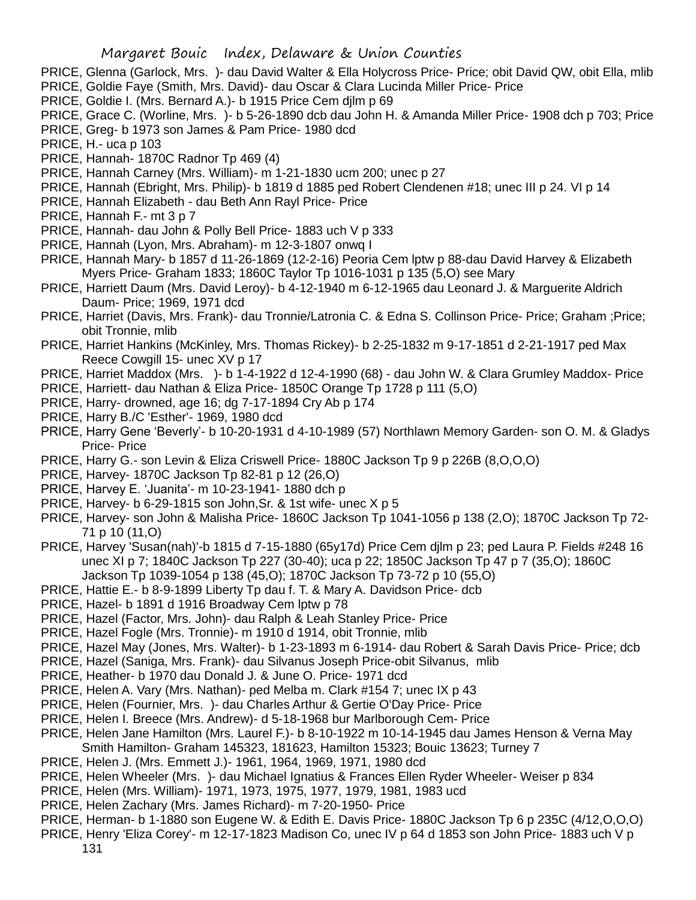PRICE, Glenna (Garlock, Mrs. )- dau David Walter & Ella Holycross Price- Price; obit David QW, obit Ella, mlib

PRICE, Goldie Faye (Smith, Mrs. David)- dau Oscar & Clara Lucinda Miller Price- Price

PRICE, Goldie I. (Mrs. Bernard A.)- b 1915 Price Cem djlm p 69

PRICE, Grace C. (Worline, Mrs. )- b 5-26-1890 dcb dau John H. & Amanda Miller Price- 1908 dch p 703; Price

PRICE, Greg- b 1973 son James & Pam Price- 1980 dcd

PRICE, H.- uca p 103

PRICE, Hannah- 1870C Radnor Tp 469 (4)

PRICE, Hannah Carney (Mrs. William)- m 1-21-1830 ucm 200; unec p 27

PRICE, Hannah (Ebright, Mrs. Philip)- b 1819 d 1885 ped Robert Clendenen #18; unec III p 24. VI p 14

PRICE, Hannah Elizabeth - dau Beth Ann Rayl Price- Price

PRICE, Hannah F.- mt 3 p 7

PRICE, Hannah- dau John & Polly Bell Price- 1883 uch V p 333

PRICE, Hannah (Lyon, Mrs. Abraham)- m 12-3-1807 onwq I

PRICE, Hannah Mary- b 1857 d 11-26-1869 (12-2-16) Peoria Cem lptw p 88-dau David Harvey & Elizabeth Myers Price- Graham 1833; 1860C Taylor Tp 1016-1031 p 135 (5,O) see Mary

PRICE, Harriett Daum (Mrs. David Leroy)- b 4-12-1940 m 6-12-1965 dau Leonard J. & Marguerite Aldrich Daum- Price; 1969, 1971 dcd

PRICE, Harriet (Davis, Mrs. Frank)- dau Tronnie/Latronia C. & Edna S. Collinson Price- Price; Graham ;Price; obit Tronnie, mlib

PRICE, Harriet Hankins (McKinley, Mrs. Thomas Rickey)- b 2-25-1832 m 9-17-1851 d 2-21-1917 ped Max Reece Cowgill 15- unec XV p 17

PRICE, Harriet Maddox (Mrs. )- b 1-4-1922 d 12-4-1990 (68) - dau John W. & Clara Grumley Maddox- Price

PRICE, Harriett- dau Nathan & Eliza Price- 1850C Orange Tp 1728 p 111 (5,O)

PRICE, Harry- drowned, age 16; dg 7-17-1894 Cry Ab p 174

PRICE, Harry B./C 'Esther'- 1969, 1980 dcd

PRICE, Harry Gene 'Beverly'- b 10-20-1931 d 4-10-1989 (57) Northlawn Memory Garden- son O. M. & Gladys Price- Price

PRICE, Harry G.- son Levin & Eliza Criswell Price- 1880C Jackson Tp 9 p 226B (8,O,O,O)

PRICE, Harvey- 1870C Jackson Tp 82-81 p 12 (26,O)

PRICE, Harvey E. 'Juanita'- m 10-23-1941- 1880 dch p

PRICE, Harvey- b 6-29-1815 son John,Sr. & 1st wife- unec X p 5

PRICE, Harvey- son John & Malisha Price- 1860C Jackson Tp 1041-1056 p 138 (2,O); 1870C Jackson Tp 72-71 p 10 (11,O)

PRICE, Harvey 'Susan(nah)'-b 1815 d 7-15-1880 (65y17d) Price Cem djlm p 23; ped Laura P. Fields #248 16 unec XI p 7; 1840C Jackson Tp 227 (30-40); uca p 22; 1850C Jackson Tp 47 p 7 (35,O); 1860C Jackson Tp 1039-1054 p 138 (45,O); 1870C Jackson Tp 73-72 p 10 (55,O)

PRICE, Hattie E.- b 8-9-1899 Liberty Tp dau f. T. & Mary A. Davidson Price- dcb

PRICE, Hazel- b 1891 d 1916 Broadway Cem lptw p 78

PRICE, Hazel (Factor, Mrs. John)- dau Ralph & Leah Stanley Price- Price

PRICE, Hazel Fogle (Mrs. Tronnie)- m 1910 d 1914, obit Tronnie, mlib

PRICE, Hazel May (Jones, Mrs. Walter)- b 1-23-1893 m 6-1914- dau Robert & Sarah Davis Price- Price; dcb

PRICE, Hazel (Saniga, Mrs. Frank)- dau Silvanus Joseph Price-obit Silvanus, mlib

PRICE, Heather- b 1970 dau Donald J. & June O. Price- 1971 dcd

PRICE, Helen A. Vary (Mrs. Nathan)- ped Melba m. Clark #154 7; unec IX p 43

PRICE, Helen (Fournier, Mrs. )- dau Charles Arthur & Gertie O'Day Price- Price

PRICE, Helen I. Breece (Mrs. Andrew)- d 5-18-1968 bur Marlborough Cem- Price

PRICE, Helen Jane Hamilton (Mrs. Laurel F.)- b 8-10-1922 m 10-14-1945 dau James Henson & Verna May Smith Hamilton- Graham 145323, 181623, Hamilton 15323; Bouic 13623; Turney 7

PRICE, Helen J. (Mrs. Emmett J.)- 1961, 1964, 1969, 1971, 1980 dcd

PRICE, Helen Wheeler (Mrs. )- dau Michael Ignatius & Frances Ellen Ryder Wheeler- Weiser p 834

PRICE, Helen (Mrs. William)- 1971, 1973, 1975, 1977, 1979, 1981, 1983 ucd

PRICE, Helen Zachary (Mrs. James Richard)- m 7-20-1950- Price

PRICE, Herman- b 1-1880 son Eugene W. & Edith E. Davis Price- 1880C Jackson Tp 6 p 235C (4/12,O,O,O)

PRICE, Henry 'Eliza Corey'- m 12-17-1823 Madison Co, unec IV p 64 d 1853 son John Price- 1883 uch V p 131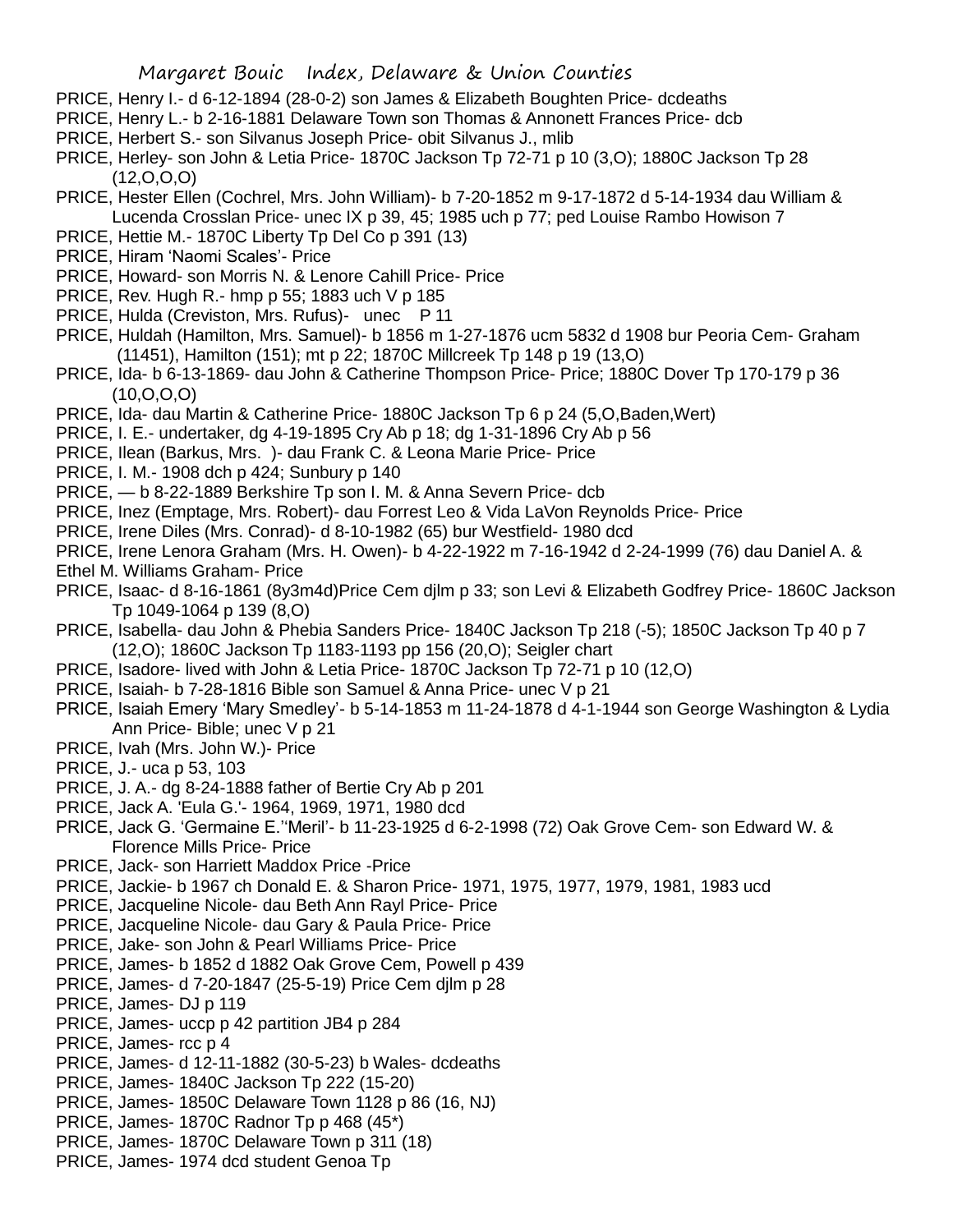PRICE, Henry I.- d 6-12-1894 (28-0-2) son James & Elizabeth Boughten Price- dcdeaths

PRICE, Henry L.- b 2-16-1881 Delaware Town son Thomas & Annonett Frances Price- dcb

PRICE, Herbert S.- son Silvanus Joseph Price- obit Silvanus J., mlib

PRICE, Herley- son John & Letia Price- 1870C Jackson Tp 72-71 p 10 (3,O); 1880C Jackson Tp 28 (12,O,O,O)

PRICE, Hester Ellen (Cochrel, Mrs. John William)- b 7-20-1852 m 9-17-1872 d 5-14-1934 dau William & Lucenda Crosslan Price- unec IX p 39, 45; 1985 uch p 77; ped Louise Rambo Howison 7

PRICE, Hettie M.- 1870C Liberty Tp Del Co p 391 (13)

PRICE, Hiram 'Naomi Scales'- Price

PRICE, Howard- son Morris N. & Lenore Cahill Price- Price

PRICE, Rev. Hugh R.- hmp p 55; 1883 uch V p 185

PRICE, Hulda (Creviston, Mrs. Rufus)- unec P 11

PRICE, Huldah (Hamilton, Mrs. Samuel)- b 1856 m 1-27-1876 ucm 5832 d 1908 bur Peoria Cem- Graham (11451), Hamilton (151); mt p 22; 1870C Millcreek Tp 148 p 19 (13,O)

PRICE, Ida- b 6-13-1869- dau John & Catherine Thompson Price- Price; 1880C Dover Tp 170-179 p 36 (10,O,O,O)

PRICE, Ida- dau Martin & Catherine Price- 1880C Jackson Tp 6 p 24 (5,O,Baden,Wert)

PRICE, I. E.- undertaker, dg 4-19-1895 Cry Ab p 18; dg 1-31-1896 Cry Ab p 56

PRICE, Ilean (Barkus, Mrs. )- dau Frank C. & Leona Marie Price- Price

PRICE, I. M.- 1908 dch p 424; Sunbury p 140

PRICE, — b 8-22-1889 Berkshire Tp son I. M. & Anna Severn Price- dcb

PRICE, Inez (Emptage, Mrs. Robert)- dau Forrest Leo & Vida LaVon Reynolds Price- Price

PRICE, Irene Diles (Mrs. Conrad)- d 8-10-1982 (65) bur Westfield- 1980 dcd

PRICE, Irene Lenora Graham (Mrs. H. Owen)- b 4-22-1922 m 7-16-1942 d 2-24-1999 (76) dau Daniel A. & Ethel M. Williams Graham- Price

PRICE, Isaac- d 8-16-1861 (8y3m4d)Price Cem djlm p 33; son Levi & Elizabeth Godfrey Price- 1860C Jackson Tp 1049-1064 p 139 (8,O)

PRICE, Isabella- dau John & Phebia Sanders Price- 1840C Jackson Tp 218 (-5); 1850C Jackson Tp 40 p 7 (12,O); 1860C Jackson Tp 1183-1193 pp 156 (20,O); Seigler chart

PRICE, Isadore- lived with John & Letia Price- 1870C Jackson Tp 72-71 p 10 (12,O)

PRICE, Isaiah- b 7-28-1816 Bible son Samuel & Anna Price- unec V p 21

PRICE, Isaiah Emery 'Mary Smedley'- b 5-14-1853 m 11-24-1878 d 4-1-1944 son George Washington & Lydia Ann Price- Bible; unec V p 21

PRICE, Ivah (Mrs. John W.)- Price

PRICE, J.- uca p 53, 103

PRICE, J. A.- dg 8-24-1888 father of Bertie Cry Ab p 201

PRICE, Jack A. 'Eula G.'- 1964, 1969, 1971, 1980 dcd

PRICE, Jack G. 'Germaine E.''Meril'- b 11-23-1925 d 6-2-1998 (72) Oak Grove Cem- son Edward W. & Florence Mills Price- Price

PRICE, Jack- son Harriett Maddox Price -Price

PRICE, Jackie- b 1967 ch Donald E. & Sharon Price- 1971, 1975, 1977, 1979, 1981, 1983 ucd

PRICE, Jacqueline Nicole- dau Beth Ann Rayl Price- Price

PRICE, Jacqueline Nicole- dau Gary & Paula Price- Price

PRICE, Jake- son John & Pearl Williams Price- Price

PRICE, James- b 1852 d 1882 Oak Grove Cem, Powell p 439

PRICE, James- d 7-20-1847 (25-5-19) Price Cem djlm p 28

PRICE, James- DJ p 119

PRICE, James- uccp p 42 partition JB4 p 284

PRICE, James- rcc p 4

PRICE, James- d 12-11-1882 (30-5-23) b Wales- dcdeaths

PRICE, James- 1840C Jackson Tp 222 (15-20)

PRICE, James- 1850C Delaware Town 1128 p 86 (16, NJ)

PRICE, James- 1870C Radnor Tp p 468 (45*)

PRICE, James- 1870C Delaware Town p 311 (18)

PRICE, James- 1974 dcd student Genoa Tp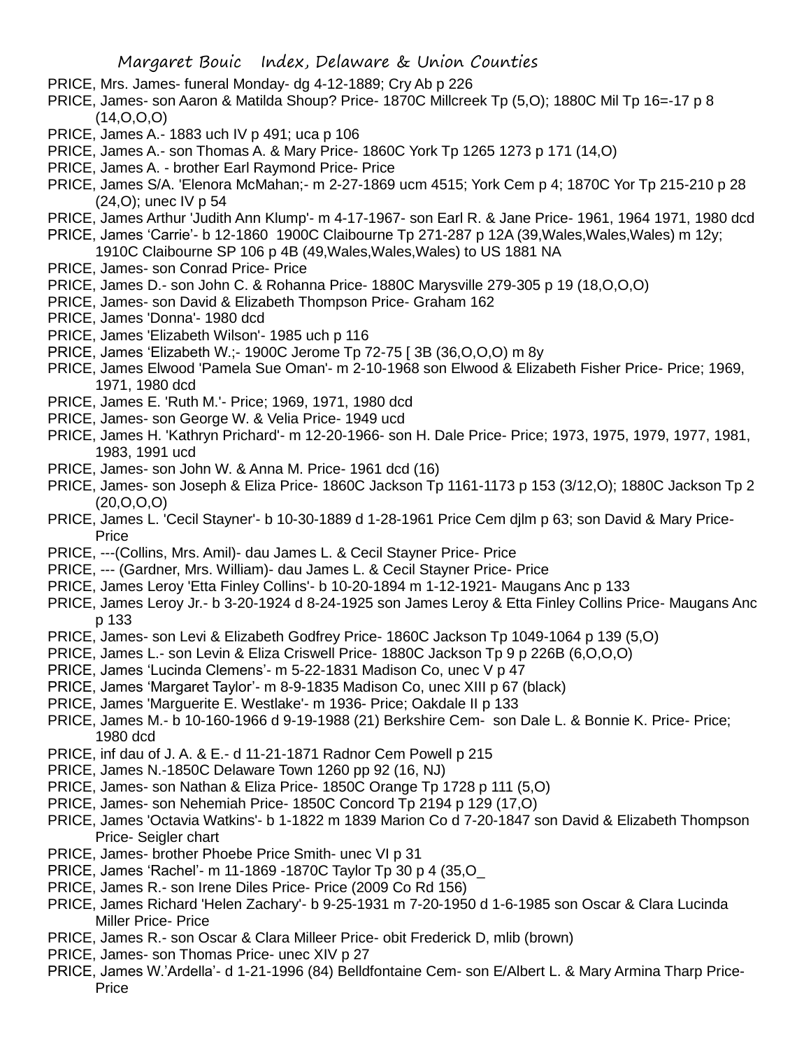PRICE, Mrs. James- funeral Monday- dg 4-12-1889; Cry Ab p 226

PRICE, James- son Aaron & Matilda Shoup? Price- 1870C Millcreek Tp (5,O); 1880C Mil Tp 16=-17 p 8 (14,O,O,O)

PRICE, James A.- 1883 uch IV p 491; uca p 106

PRICE, James A.- son Thomas A. & Mary Price- 1860C York Tp 1265 1273 p 171 (14,O)

PRICE, James A. - brother Earl Raymond Price- Price

PRICE, James S/A. 'Elenora McMahan;- m 2-27-1869 ucm 4515; York Cem p 4; 1870C Yor Tp 215-210 p 28 (24,O); unec IV p 54

PRICE, James Arthur 'Judith Ann Klump'- m 4-17-1967- son Earl R. & Jane Price- 1961, 1964 1971, 1980 dcd

PRICE, James 'Carrie'- b 12-1860 1900C Claibourne Tp 271-287 p 12A (39,Wales,Wales,Wales) m 12y; 1910C Claibourne SP 106 p 4B (49,Wales,Wales,Wales) to US 1881 NA

PRICE, James- son Conrad Price- Price

PRICE, James D.- son John C. & Rohanna Price- 1880C Marysville 279-305 p 19 (18,O,O,O)

PRICE, James- son David & Elizabeth Thompson Price- Graham 162

PRICE, James 'Donna'- 1980 dcd

PRICE, James 'Elizabeth Wilson'- 1985 uch p 116

PRICE, James 'Elizabeth W.;- 1900C Jerome Tp 72-75 [ 3B (36,O,O,O) m 8y

PRICE, James Elwood 'Pamela Sue Oman'- m 2-10-1968 son Elwood & Elizabeth Fisher Price- Price; 1969, 1971, 1980 dcd

PRICE, James E. 'Ruth M.'- Price; 1969, 1971, 1980 dcd

PRICE, James- son George W. & Velia Price- 1949 ucd

PRICE, James H. 'Kathryn Prichard'- m 12-20-1966- son H. Dale Price- Price; 1973, 1975, 1979, 1977, 1981, 1983, 1991 ucd

PRICE, James- son John W. & Anna M. Price- 1961 dcd (16)

PRICE, James- son Joseph & Eliza Price- 1860C Jackson Tp 1161-1173 p 153 (3/12,O); 1880C Jackson Tp 2 (20,O,O,O)

PRICE, James L. 'Cecil Stayner'- b 10-30-1889 d 1-28-1961 Price Cem djlm p 63; son David & Mary Price- Price

PRICE, ---(Collins, Mrs. Amil)- dau James L. & Cecil Stayner Price- Price

PRICE, --- (Gardner, Mrs. William)- dau James L. & Cecil Stayner Price- Price

PRICE, James Leroy 'Etta Finley Collins'- b 10-20-1894 m 1-12-1921- Maugans Anc p 133

PRICE, James Leroy Jr.- b 3-20-1924 d 8-24-1925 son James Leroy & Etta Finley Collins Price- Maugans Anc p 133

PRICE, James- son Levi & Elizabeth Godfrey Price- 1860C Jackson Tp 1049-1064 p 139 (5,O)

PRICE, James L.- son Levin & Eliza Criswell Price- 1880C Jackson Tp 9 p 226B (6,O,O,O)

PRICE, James 'Lucinda Clemens'- m 5-22-1831 Madison Co, unec V p 47

PRICE, James 'Margaret Taylor'- m 8-9-1835 Madison Co, unec XIII p 67 (black)

PRICE, James 'Marguerite E. Westlake'- m 1936- Price; Oakdale II p 133

PRICE, James M.- b 10-160-1966 d 9-19-1988 (21) Berkshire Cem- son Dale L. & Bonnie K. Price- Price; 1980 dcd

PRICE, inf dau of J. A. & E.- d 11-21-1871 Radnor Cem Powell p 215

PRICE, James N.-1850C Delaware Town 1260 pp 92 (16, NJ)

PRICE, James- son Nathan & Eliza Price- 1850C Orange Tp 1728 p 111 (5,O)

PRICE, James- son Nehemiah Price- 1850C Concord Tp 2194 p 129 (17,O)

PRICE, James 'Octavia Watkins'- b 1-1822 m 1839 Marion Co d 7-20-1847 son David & Elizabeth Thompson Price- Seigler chart

PRICE, James- brother Phoebe Price Smith- unec VI p 31

PRICE, James 'Rachel'- m 11-1869 -1870C Taylor Tp 30 p 4 (35,O_

PRICE, James R.- son Irene Diles Price- Price (2009 Co Rd 156)

PRICE, James Richard 'Helen Zachary'- b 9-25-1931 m 7-20-1950 d 1-6-1985 son Oscar & Clara Lucinda Miller Price- Price

PRICE, James R.- son Oscar & Clara Milleer Price- obit Frederick D, mlib (brown)

PRICE, James- son Thomas Price- unec XIV p 27

PRICE, James W.'Ardella'- d 1-21-1996 (84) Belldfontaine Cem- son E/Albert L. & Mary Armina Tharp Price- Price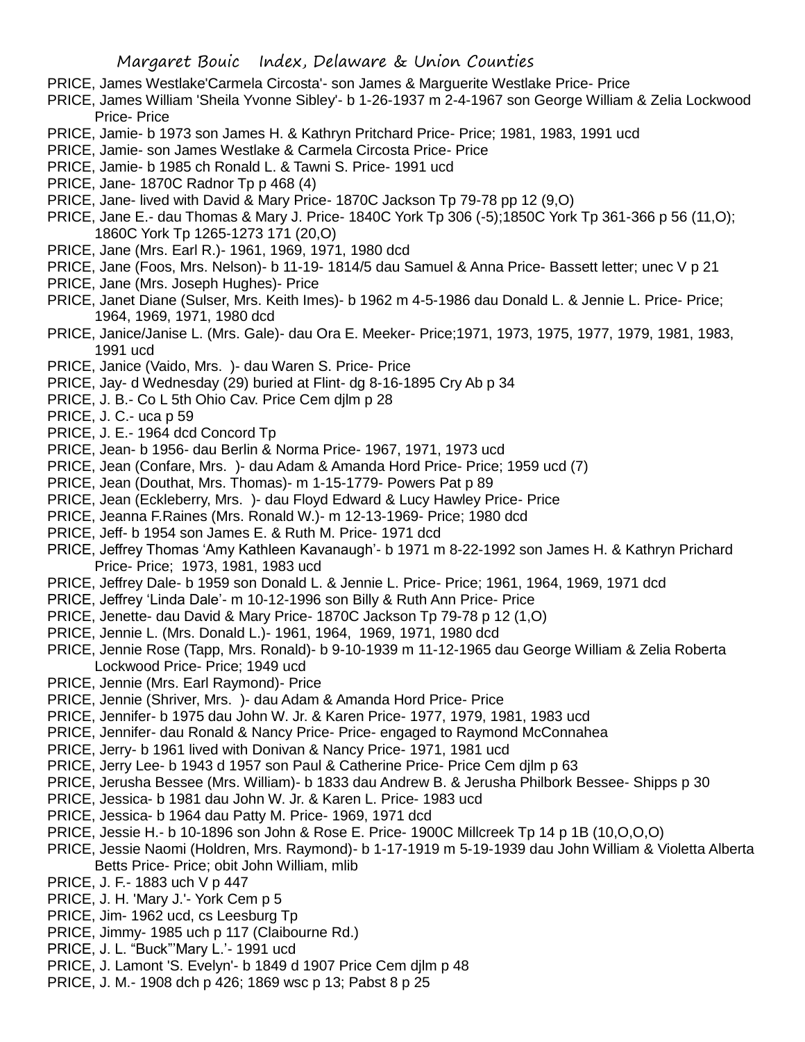PRICE, James Westlake'Carmela Circosta'- son James & Marguerite Westlake Price- Price

PRICE, James William 'Sheila Yvonne Sibley'- b 1-26-1937 m 2-4-1967 son George William & Zelia Lockwood Price- Price

PRICE, Jamie- b 1973 son James H. & Kathryn Pritchard Price- Price; 1981, 1983, 1991 ucd

PRICE, Jamie- son James Westlake & Carmela Circosta Price- Price

PRICE, Jamie- b 1985 ch Ronald L. & Tawni S. Price- 1991 ucd

PRICE, Jane- 1870C Radnor Tp p 468 (4)

PRICE, Jane- lived with David & Mary Price- 1870C Jackson Tp 79-78 pp 12 (9,O)

PRICE, Jane E.- dau Thomas & Mary J. Price- 1840C York Tp 306 (-5);1850C York Tp 361-366 p 56 (11,O); 1860C York Tp 1265-1273 171 (20,O)

PRICE, Jane (Mrs. Earl R.)- 1961, 1969, 1971, 1980 dcd

PRICE, Jane (Foos, Mrs. Nelson)- b 11-19- 1814/5 dau Samuel & Anna Price- Bassett letter; unec V p 21

PRICE, Jane (Mrs. Joseph Hughes)- Price

PRICE, Janet Diane (Sulser, Mrs. Keith Imes)- b 1962 m 4-5-1986 dau Donald L. & Jennie L. Price- Price; 1964, 1969, 1971, 1980 dcd

PRICE, Janice/Janise L. (Mrs. Gale)- dau Ora E. Meeker- Price;1971, 1973, 1975, 1977, 1979, 1981, 1983, 1991 ucd

PRICE, Janice (Vaido, Mrs. )- dau Waren S. Price- Price

PRICE, Jay- d Wednesday (29) buried at Flint- dg 8-16-1895 Cry Ab p 34

PRICE, J. B.- Co L 5th Ohio Cav. Price Cem djlm p 28

PRICE, J. C.- uca p 59

PRICE, J. E.- 1964 dcd Concord Tp

PRICE, Jean- b 1956- dau Berlin & Norma Price- 1967, 1971, 1973 ucd

PRICE, Jean (Confare, Mrs. )- dau Adam & Amanda Hord Price- Price; 1959 ucd (7)

PRICE, Jean (Douthat, Mrs. Thomas)- m 1-15-1779- Powers Pat p 89

PRICE, Jean (Eckleberry, Mrs. )- dau Floyd Edward & Lucy Hawley Price- Price

PRICE, Jeanna F.Raines (Mrs. Ronald W.)- m 12-13-1969- Price; 1980 dcd

PRICE, Jeff- b 1954 son James E. & Ruth M. Price- 1971 dcd

PRICE, Jeffrey Thomas 'Amy Kathleen Kavanaugh'- b 1971 m 8-22-1992 son James H. & Kathryn Prichard Price- Price; 1973, 1981, 1983 ucd

PRICE, Jeffrey Dale- b 1959 son Donald L. & Jennie L. Price- Price; 1961, 1964, 1969, 1971 dcd

PRICE, Jeffrey 'Linda Dale'- m 10-12-1996 son Billy & Ruth Ann Price- Price

PRICE, Jenette- dau David & Mary Price- 1870C Jackson Tp 79-78 p 12 (1,O)

PRICE, Jennie L. (Mrs. Donald L.)- 1961, 1964, 1969, 1971, 1980 dcd

PRICE, Jennie Rose (Tapp, Mrs. Ronald)- b 9-10-1939 m 11-12-1965 dau George William & Zelia Roberta Lockwood Price- Price; 1949 ucd

PRICE, Jennie (Mrs. Earl Raymond)- Price

PRICE, Jennie (Shriver, Mrs. )- dau Adam & Amanda Hord Price- Price

PRICE, Jennifer- b 1975 dau John W. Jr. & Karen Price- 1977, 1979, 1981, 1983 ucd

PRICE, Jennifer- dau Ronald & Nancy Price- Price- engaged to Raymond McConnahea

PRICE, Jerry- b 1961 lived with Donivan & Nancy Price- 1971, 1981 ucd

PRICE, Jerry Lee- b 1943 d 1957 son Paul & Catherine Price- Price Cem djlm p 63

PRICE, Jerusha Bessee (Mrs. William)- b 1833 dau Andrew B. & Jerusha Philbork Bessee- Shipps p 30

PRICE, Jessica- b 1981 dau John W. Jr. & Karen L. Price- 1983 ucd

PRICE, Jessica- b 1964 dau Patty M. Price- 1969, 1971 dcd

PRICE, Jessie H.- b 10-1896 son John & Rose E. Price- 1900C Millcreek Tp 14 p 1B (10,O,O,O)

PRICE, Jessie Naomi (Holdren, Mrs. Raymond)- b 1-17-1919 m 5-19-1939 dau John William & Violetta Alberta Betts Price- Price; obit John William, mlib

PRICE, J. F.- 1883 uch V p 447

PRICE, J. H. 'Mary J.'- York Cem p 5

PRICE, Jim- 1962 ucd, cs Leesburg Tp

PRICE, Jimmy- 1985 uch p 117 (Claibourne Rd.)

PRICE, J. L. "Buck"'Mary L.'- 1991 ucd

PRICE, J. Lamont 'S. Evelyn'- b 1849 d 1907 Price Cem djlm p 48

PRICE, J. M.- 1908 dch p 426; 1869 wsc p 13; Pabst 8 p 25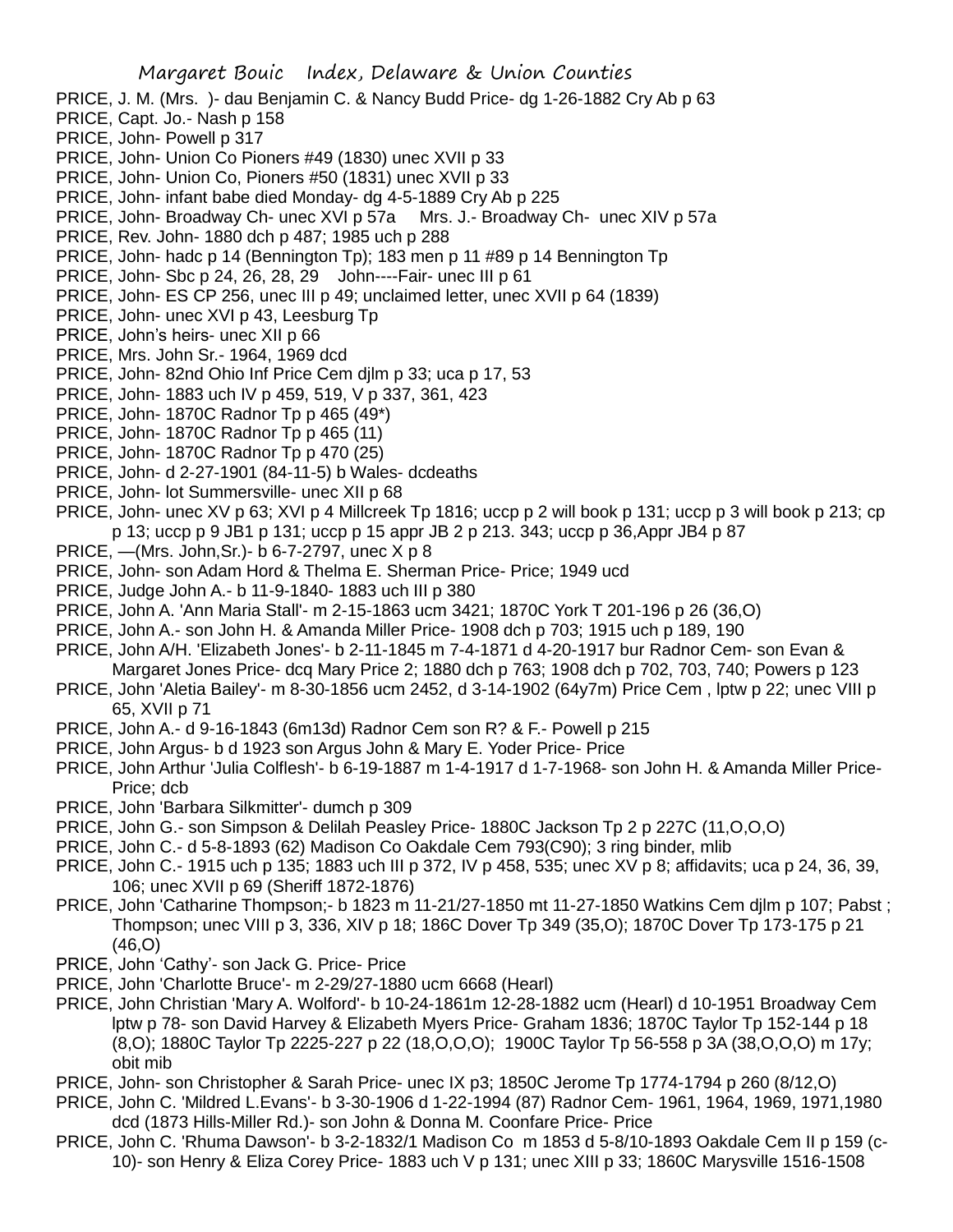PRICE, J. M. (Mrs. )- dau Benjamin C. & Nancy Budd Price- dg 1-26-1882 Cry Ab p 63
PRICE, Capt. Jo.- Nash p 158
PRICE, John- Powell p 317
PRICE, John- Union Co Pioners #49 (1830) unec XVII p 33
PRICE, John- Union Co, Pioners #50 (1831) unec XVII p 33
PRICE, John- infant babe died Monday- dg 4-5-1889 Cry Ab p 225
PRICE, John- Broadway Ch- unec XVI p 57a Mrs. J.- Broadway Ch- unec XIV p 57a
PRICE, Rev. John- 1880 dch p 487; 1985 uch p 288
PRICE, John- hadc p 14 (Bennington Tp); 183 men p 11 #89 p 14 Bennington Tp
PRICE, John- Sbc p 24, 26, 28, 29 John----Fair- unec III p 61
PRICE, John- ES CP 256, unec III p 49; unclaimed letter, unec XVII p 64 (1839)
PRICE, John- unec XVI p 43, Leesburg Tp
PRICE, John's heirs- unec XII p 66
PRICE, Mrs. John Sr.- 1964, 1969 dcd
PRICE, John- 82nd Ohio Inf Price Cem djlm p 33; uca p 17, 53
PRICE, John- 1883 uch IV p 459, 519, V p 337, 361, 423
PRICE, John- 1870C Radnor Tp p 465 (49*)
PRICE, John- 1870C Radnor Tp p 465 (11)
PRICE, John- 1870C Radnor Tp p 470 (25)
PRICE, John- d 2-27-1901 (84-11-5) b Wales- dcdeaths
PRICE, John- lot Summersville- unec XII p 68
PRICE, John- unec XV p 63; XVI p 4 Millcreek Tp 1816; uccp p 2 will book p 131; uccp p 3 will book p 213; cp p 13; uccp p 9 JB1 p 131; uccp p 15 appr JB 2 p 213. 343; uccp p 36,Appr JB4 p 87
PRICE, —(Mrs. John,Sr.)- b 6-7-2797, unec X p 8
PRICE, John- son Adam Hord & Thelma E. Sherman Price- Price; 1949 ucd
PRICE, Judge John A.- b 11-9-1840- 1883 uch III p 380
PRICE, John A. 'Ann Maria Stall'- m 2-15-1863 ucm 3421; 1870C York T 201-196 p 26 (36,O)
PRICE, John A.- son John H. & Amanda Miller Price- 1908 dch p 703; 1915 uch p 189, 190
PRICE, John A/H. 'Elizabeth Jones'- b 2-11-1845 m 7-4-1871 d 4-20-1917 bur Radnor Cem- son Evan & Margaret Jones Price- dcq Mary Price 2; 1880 dch p 763; 1908 dch p 702, 703, 740; Powers p 123
PRICE, John 'Aletia Bailey'- m 8-30-1856 ucm 2452, d 3-14-1902 (64y7m) Price Cem , lptw p 22; unec VIII p 65, XVII p 71
PRICE, John A.- d 9-16-1843 (6m13d) Radnor Cem son R? & F.- Powell p 215
PRICE, John Argus- b d 1923 son Argus John & Mary E. Yoder Price- Price
PRICE, John Arthur 'Julia Colflesh'- b 6-19-1887 m 1-4-1917 d 1-7-1968- son John H. & Amanda Miller Price- Price; dcb
PRICE, John 'Barbara Silkmitter'- dumch p 309
PRICE, John G.- son Simpson & Delilah Peasley Price- 1880C Jackson Tp 2 p 227C (11,O,O,O)
PRICE, John C.- d 5-8-1893 (62) Madison Co Oakdale Cem 793(C90); 3 ring binder, mlib
PRICE, John C.- 1915 uch p 135; 1883 uch III p 372, IV p 458, 535; unec XV p 8; affidavits; uca p 24, 36, 39, 106; unec XVII p 69 (Sheriff 1872-1876)
PRICE, John 'Catharine Thompson;- b 1823 m 11-21/27-1850 mt 11-27-1850 Watkins Cem djlm p 107; Pabst ; Thompson; unec VIII p 3, 336, XIV p 18; 186C Dover Tp 349 (35,O); 1870C Dover Tp 173-175 p 21 (46,O)
PRICE, John 'Cathy'- son Jack G. Price- Price
PRICE, John 'Charlotte Bruce'- m 2-29/27-1880 ucm 6668 (Hearl)
PRICE, John Christian 'Mary A. Wolford'- b 10-24-1861m 12-28-1882 ucm (Hearl) d 10-1951 Broadway Cem lptw p 78- son David Harvey & Elizabeth Myers Price- Graham 1836; 1870C Taylor Tp 152-144 p 18 (8,O); 1880C Taylor Tp 2225-227 p 22 (18,O,O,O); 1900C Taylor Tp 56-558 p 3A (38,O,O,O) m 17y; obit mib
PRICE, John- son Christopher & Sarah Price- unec IX p3; 1850C Jerome Tp 1774-1794 p 260 (8/12,O)
PRICE, John C. 'Mildred L.Evans'- b 3-30-1906 d 1-22-1994 (87) Radnor Cem- 1961, 1964, 1969, 1971,1980 dcd (1873 Hills-Miller Rd.)- son John & Donna M. Coonfare Price- Price
PRICE, John C. 'Rhuma Dawson'- b 3-2-1832/1 Madison Co m 1853 d 5-8/10-1893 Oakdale Cem II p 159 (c-10)- son Henry & Eliza Corey Price- 1883 uch V p 131; unec XIII p 33; 1860C Marysville 1516-1508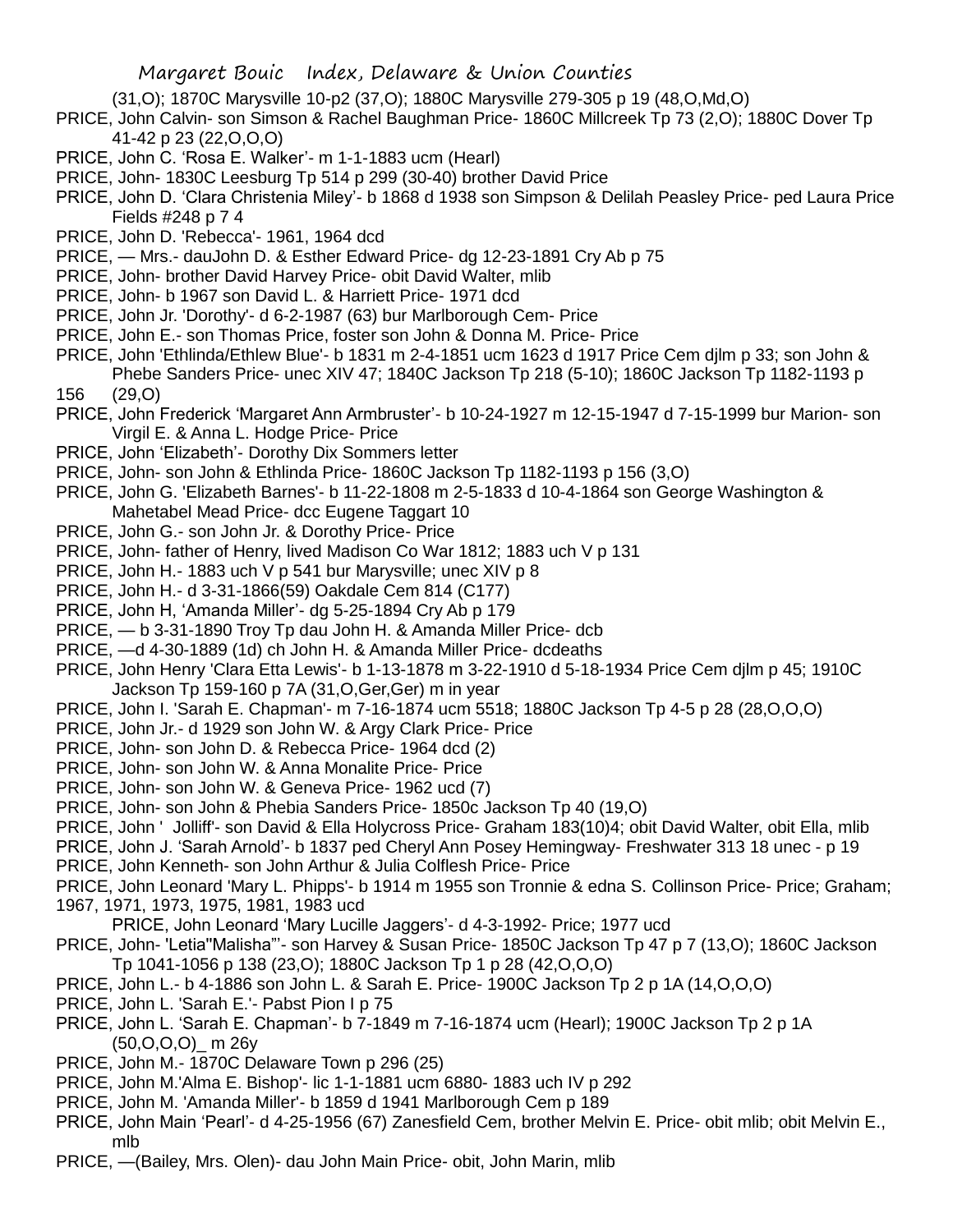(31,O); 1870C Marysville 10-p2 (37,O); 1880C Marysville 279-305 p 19 (48,O,Md,O)

PRICE, John Calvin- son Simson & Rachel Baughman Price- 1860C Millcreek Tp 73 (2,O); 1880C Dover Tp 41-42 p 23 (22,O,O,O)

PRICE, John C. 'Rosa E. Walker'- m 1-1-1883 ucm (Hearl)

PRICE, John- 1830C Leesburg Tp 514 p 299 (30-40) brother David Price

PRICE, John D. 'Clara Christenia Miley'- b 1868 d 1938 son Simpson & Delilah Peasley Price- ped Laura Price Fields #248 p 7 4

PRICE, John D. 'Rebecca'- 1961, 1964 dcd

PRICE, — Mrs.- dauJohn D. & Esther Edward Price- dg 12-23-1891 Cry Ab p 75

PRICE, John- brother David Harvey Price- obit David Walter, mlib

PRICE, John- b 1967 son David L. & Harriett Price- 1971 dcd

PRICE, John Jr. 'Dorothy'- d 6-2-1987 (63) bur Marlborough Cem- Price

PRICE, John E.- son Thomas Price, foster son John & Donna M. Price- Price

PRICE, John 'Ethlinda/Ethlew Blue'- b 1831 m 2-4-1851 ucm 1623 d 1917 Price Cem djlm p 33; son John & Phebe Sanders Price- unec XIV 47; 1840C Jackson Tp 218 (5-10); 1860C Jackson Tp 1182-1193 p 156 (29,O)

PRICE, John Frederick 'Margaret Ann Armbruster'- b 10-24-1927 m 12-15-1947 d 7-15-1999 bur Marion- son Virgil E. & Anna L. Hodge Price- Price

PRICE, John 'Elizabeth'- Dorothy Dix Sommers letter

PRICE, John- son John & Ethlinda Price- 1860C Jackson Tp 1182-1193 p 156 (3,O)

PRICE, John G. 'Elizabeth Barnes'- b 11-22-1808 m 2-5-1833 d 10-4-1864 son George Washington & Mahetabel Mead Price- dcc Eugene Taggart 10

PRICE, John G.- son John Jr. & Dorothy Price- Price

PRICE, John- father of Henry, lived Madison Co War 1812; 1883 uch V p 131

PRICE, John H.- 1883 uch V p 541 bur Marysville; unec XIV p 8

PRICE, John H.- d 3-31-1866(59) Oakdale Cem 814 (C177)

PRICE, John H, 'Amanda Miller'- dg 5-25-1894 Cry Ab p 179

PRICE, — b 3-31-1890 Troy Tp dau John H. & Amanda Miller Price- dcb

PRICE, —d 4-30-1889 (1d) ch John H. & Amanda Miller Price- dcdeaths

PRICE, John Henry 'Clara Etta Lewis'- b 1-13-1878 m 3-22-1910 d 5-18-1934 Price Cem djlm p 45; 1910C Jackson Tp 159-160 p 7A (31,O,Ger,Ger) m in year

PRICE, John I. 'Sarah E. Chapman'- m 7-16-1874 ucm 5518; 1880C Jackson Tp 4-5 p 28 (28,O,O,O)

PRICE, John Jr.- d 1929 son John W. & Argy Clark Price- Price

PRICE, John- son John D. & Rebecca Price- 1964 dcd (2)

PRICE, John- son John W. & Anna Monalite Price- Price

PRICE, John- son John W. & Geneva Price- 1962 ucd (7)

PRICE, John- son John & Phebia Sanders Price- 1850c Jackson Tp 40 (19,O)

PRICE, John ' Jolliff'- son David & Ella Holycross Price- Graham 183(10)4; obit David Walter, obit Ella, mlib

PRICE, John J. 'Sarah Arnold'- b 1837 ped Cheryl Ann Posey Hemingway- Freshwater 313 18 unec - p 19

PRICE, John Kenneth- son John Arthur & Julia Colflesh Price- Price

PRICE, John Leonard 'Mary L. Phipps'- b 1914 m 1955 son Tronnie & edna S. Collinson Price- Price; Graham; 1967, 1971, 1973, 1975, 1981, 1983 ucd

PRICE, John Leonard 'Mary Lucille Jaggers'- d 4-3-1992- Price; 1977 ucd

PRICE, John- 'Letia"Malisha"'- son Harvey & Susan Price- 1850C Jackson Tp 47 p 7 (13,O); 1860C Jackson Tp 1041-1056 p 138 (23,O); 1880C Jackson Tp 1 p 28 (42,O,O,O)

PRICE, John L.- b 4-1886 son John L. & Sarah E. Price- 1900C Jackson Tp 2 p 1A (14,O,O,O)

PRICE, John L. 'Sarah E.'- Pabst Pion I p 75

PRICE, John L. 'Sarah E. Chapman'- b 7-1849 m 7-16-1874 ucm (Hearl); 1900C Jackson Tp 2 p 1A (50,O,O,O)_ m 26y

PRICE, John M.- 1870C Delaware Town p 296 (25)

PRICE, John M.'Alma E. Bishop'- lic 1-1-1881 ucm 6880- 1883 uch IV p 292

PRICE, John M. 'Amanda Miller'- b 1859 d 1941 Marlborough Cem p 189

PRICE, John Main 'Pearl'- d 4-25-1956 (67) Zanesfield Cem, brother Melvin E. Price- obit mlib; obit Melvin E., mlb

PRICE, —(Bailey, Mrs. Olen)- dau John Main Price- obit, John Marin, mlib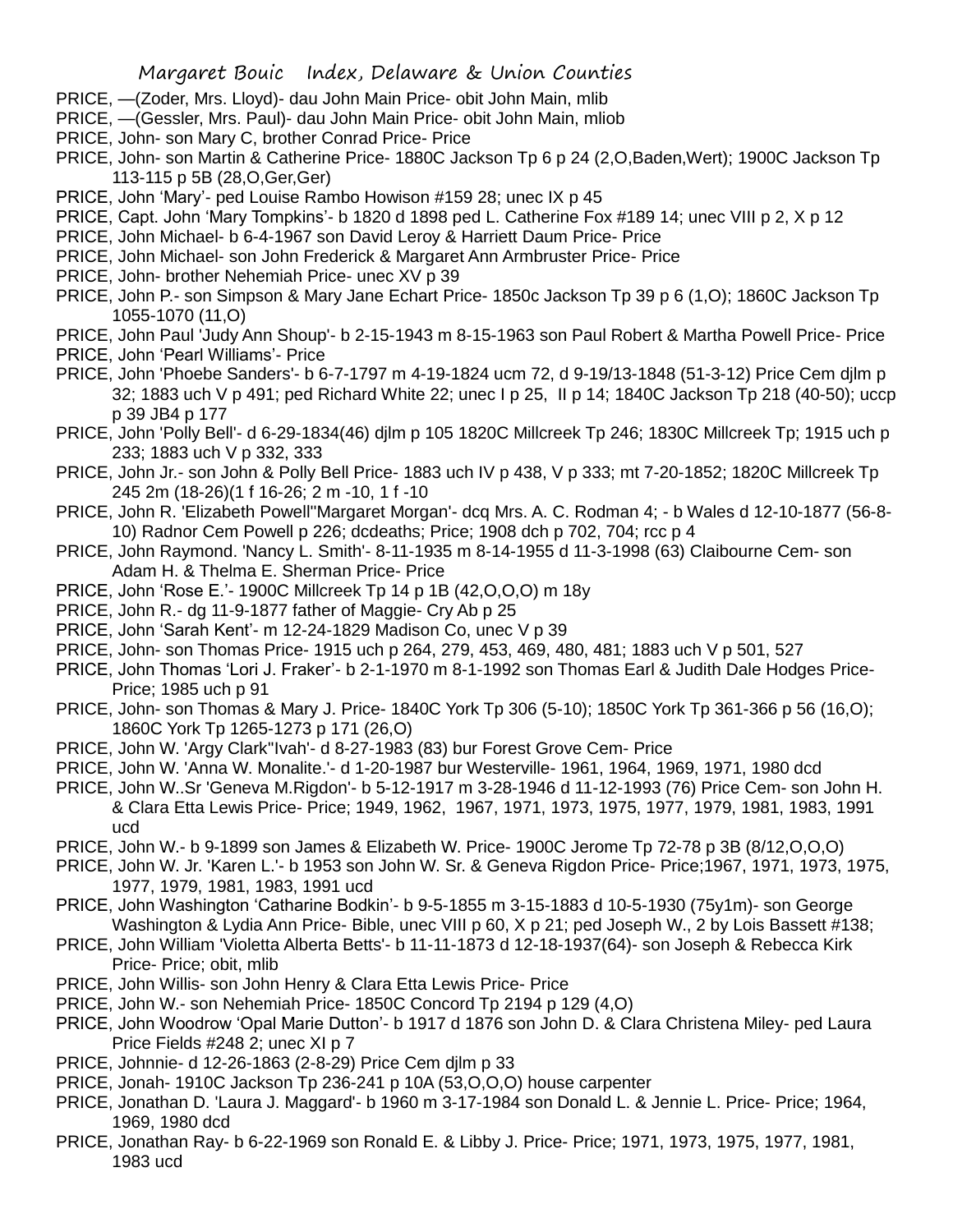PRICE, —(Zoder, Mrs. Lloyd)- dau John Main Price- obit John Main, mlib

PRICE, —(Gessler, Mrs. Paul)- dau John Main Price- obit John Main, mliob

PRICE, John- son Mary C, brother Conrad Price- Price

PRICE, John- son Martin & Catherine Price- 1880C Jackson Tp 6 p 24 (2,O,Baden,Wert); 1900C Jackson Tp 113-115 p 5B (28,O,Ger,Ger)

PRICE, John 'Mary'- ped Louise Rambo Howison #159 28; unec IX p 45

PRICE, Capt. John 'Mary Tompkins'- b 1820 d 1898 ped L. Catherine Fox #189 14; unec VIII p 2, X p 12

PRICE, John Michael- b 6-4-1967 son David Leroy & Harriett Daum Price- Price

PRICE, John Michael- son John Frederick & Margaret Ann Armbruster Price- Price

PRICE, John- brother Nehemiah Price- unec XV p 39

PRICE, John P.- son Simpson & Mary Jane Echart Price- 1850c Jackson Tp 39 p 6 (1,O); 1860C Jackson Tp 1055-1070 (11,O)

PRICE, John Paul 'Judy Ann Shoup'- b 2-15-1943 m 8-15-1963 son Paul Robert & Martha Powell Price- Price

PRICE, John 'Pearl Williams'- Price

PRICE, John 'Phoebe Sanders'- b 6-7-1797 m 4-19-1824 ucm 72, d 9-19/13-1848 (51-3-12) Price Cem djlm p 32; 1883 uch V p 491; ped Richard White 22; unec I p 25, II p 14; 1840C Jackson Tp 218 (40-50); uccp p 39 JB4 p 177

PRICE, John 'Polly Bell'- d 6-29-1834(46) djlm p 105 1820C Millcreek Tp 246; 1830C Millcreek Tp; 1915 uch p 233; 1883 uch V p 332, 333

PRICE, John Jr.- son John & Polly Bell Price- 1883 uch IV p 438, V p 333; mt 7-20-1852; 1820C Millcreek Tp 245 2m (18-26)(1 f 16-26; 2 m -10, 1 f -10

PRICE, John R. 'Elizabeth Powell''Margaret Morgan'- dcq Mrs. A. C. Rodman 4; - b Wales d 12-10-1877 (56-8-10) Radnor Cem Powell p 226; dcdeaths; Price; 1908 dch p 702, 704; rcc p 4

PRICE, John Raymond. 'Nancy L. Smith'- 8-11-1935 m 8-14-1955 d 11-3-1998 (63) Claibourne Cem- son Adam H. & Thelma E. Sherman Price- Price

PRICE, John 'Rose E.'- 1900C Millcreek Tp 14 p 1B (42,O,O,O) m 18y

PRICE, John R.- dg 11-9-1877 father of Maggie- Cry Ab p 25

PRICE, John 'Sarah Kent'- m 12-24-1829 Madison Co, unec V p 39

PRICE, John- son Thomas Price- 1915 uch p 264, 279, 453, 469, 480, 481; 1883 uch V p 501, 527

PRICE, John Thomas 'Lori J. Fraker'- b 2-1-1970 m 8-1-1992 son Thomas Earl & Judith Dale Hodges Price- Price; 1985 uch p 91

PRICE, John- son Thomas & Mary J. Price- 1840C York Tp 306 (5-10); 1850C York Tp 361-366 p 56 (16,O); 1860C York Tp 1265-1273 p 171 (26,O)

PRICE, John W. 'Argy Clark''Ivah'- d 8-27-1983 (83) bur Forest Grove Cem- Price

PRICE, John W. 'Anna W. Monalite.'- d 1-20-1987 bur Westerville- 1961, 1964, 1969, 1971, 1980 dcd

PRICE, John W..Sr 'Geneva M.Rigdon'- b 5-12-1917 m 3-28-1946 d 11-12-1993 (76) Price Cem- son John H. & Clara Etta Lewis Price- Price; 1949, 1962, 1967, 1971, 1973, 1975, 1977, 1979, 1981, 1983, 1991 ucd

PRICE, John W.- b 9-1899 son James & Elizabeth W. Price- 1900C Jerome Tp 72-78 p 3B (8/12,O,O,O)

PRICE, John W. Jr. 'Karen L.'- b 1953 son John W. Sr. & Geneva Rigdon Price- Price;1967, 1971, 1973, 1975, 1977, 1979, 1981, 1983, 1991 ucd

PRICE, John Washington 'Catharine Bodkin'- b 9-5-1855 m 3-15-1883 d 10-5-1930 (75y1m)- son George Washington & Lydia Ann Price- Bible, unec VIII p 60, X p 21; ped Joseph W., 2 by Lois Bassett #138;

PRICE, John William 'Violetta Alberta Betts'- b 11-11-1873 d 12-18-1937(64)- son Joseph & Rebecca Kirk Price- Price; obit, mlib

PRICE, John Willis- son John Henry & Clara Etta Lewis Price- Price

PRICE, John W.- son Nehemiah Price- 1850C Concord Tp 2194 p 129 (4,O)

PRICE, John Woodrow 'Opal Marie Dutton'- b 1917 d 1876 son John D. & Clara Christena Miley- ped Laura Price Fields #248 2; unec XI p 7

PRICE, Johnnie- d 12-26-1863 (2-8-29) Price Cem djlm p 33

PRICE, Jonah- 1910C Jackson Tp 236-241 p 10A (53,O,O,O) house carpenter

PRICE, Jonathan D. 'Laura J. Maggard'- b 1960 m 3-17-1984 son Donald L. & Jennie L. Price- Price; 1964, 1969, 1980 dcd

PRICE, Jonathan Ray- b 6-22-1969 son Ronald E. & Libby J. Price- Price; 1971, 1973, 1975, 1977, 1981, 1983 ucd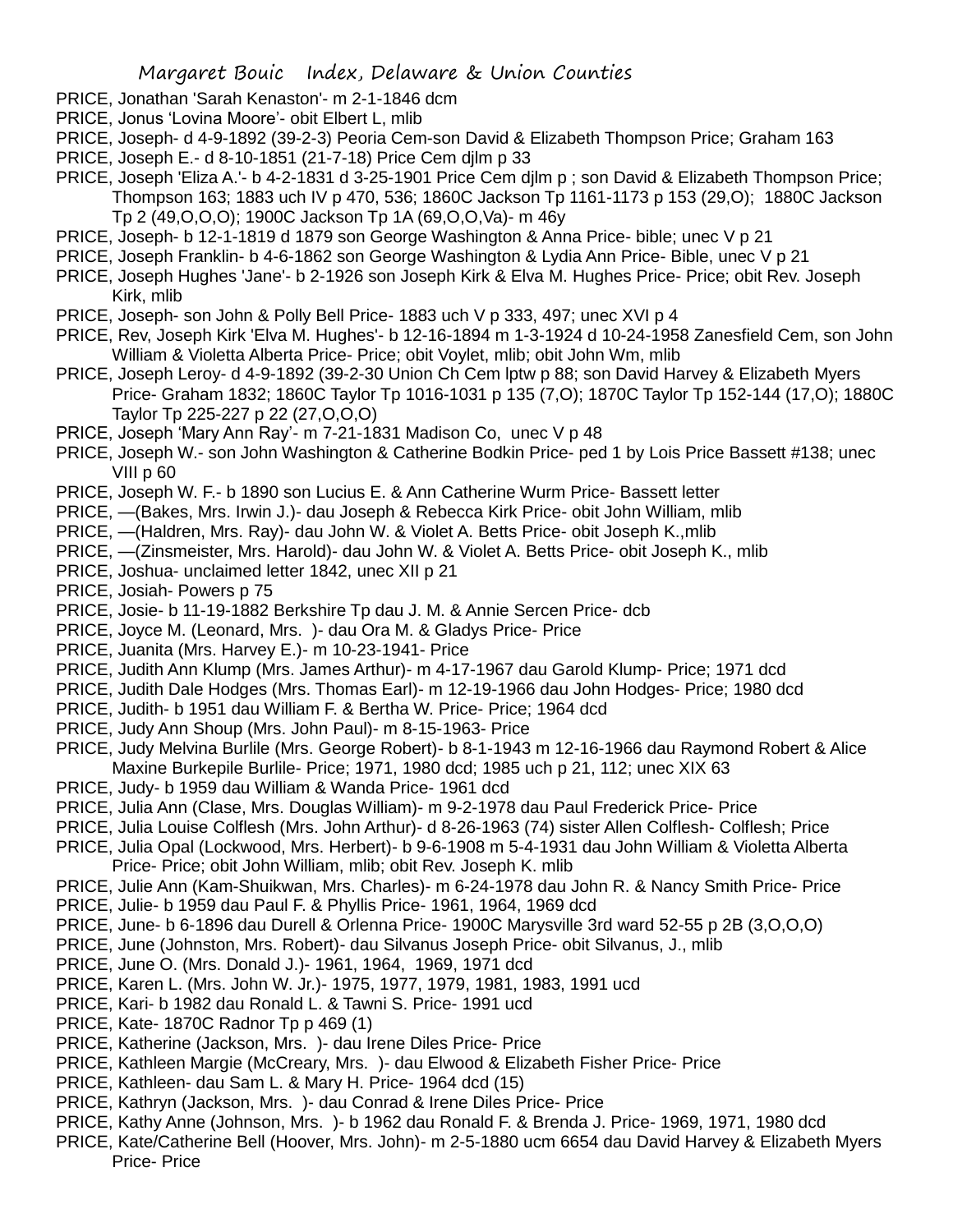PRICE, Jonathan 'Sarah Kenaston'- m 2-1-1846 dcm

PRICE, Jonus 'Lovina Moore'- obit Elbert L, mlib

PRICE, Joseph- d 4-9-1892 (39-2-3) Peoria Cem-son David & Elizabeth Thompson Price; Graham 163

PRICE, Joseph E.- d 8-10-1851 (21-7-18) Price Cem djlm p 33

PRICE, Joseph 'Eliza A.'- b 4-2-1831 d 3-25-1901 Price Cem djlm p ; son David & Elizabeth Thompson Price; Thompson 163; 1883 uch IV p 470, 536; 1860C Jackson Tp 1161-1173 p 153 (29,O); 1880C Jackson Tp 2 (49,O,O,O); 1900C Jackson Tp 1A (69,O,O,Va)- m 46y

PRICE, Joseph- b 12-1-1819 d 1879 son George Washington & Anna Price- bible; unec V p 21

PRICE, Joseph Franklin- b 4-6-1862 son George Washington & Lydia Ann Price- Bible, unec V p 21

PRICE, Joseph Hughes 'Jane'- b 2-1926 son Joseph Kirk & Elva M. Hughes Price- Price; obit Rev. Joseph Kirk, mlib

PRICE, Joseph- son John & Polly Bell Price- 1883 uch V p 333, 497; unec XVI p 4

PRICE, Rev, Joseph Kirk 'Elva M. Hughes'- b 12-16-1894 m 1-3-1924 d 10-24-1958 Zanesfield Cem, son John William & Violetta Alberta Price- Price; obit Voylet, mlib; obit John Wm, mlib

PRICE, Joseph Leroy- d 4-9-1892 (39-2-30 Union Ch Cem lptw p 88; son David Harvey & Elizabeth Myers Price- Graham 1832; 1860C Taylor Tp 1016-1031 p 135 (7,O); 1870C Taylor Tp 152-144 (17,O); 1880C Taylor Tp 225-227 p 22 (27,O,O,O)

PRICE, Joseph 'Mary Ann Ray'- m 7-21-1831 Madison Co, unec V p 48

PRICE, Joseph W.- son John Washington & Catherine Bodkin Price- ped 1 by Lois Price Bassett #138; unec VIII p 60

PRICE, Joseph W. F.- b 1890 son Lucius E. & Ann Catherine Wurm Price- Bassett letter

PRICE, —(Bakes, Mrs. Irwin J.)- dau Joseph & Rebecca Kirk Price- obit John William, mlib

PRICE, —(Haldren, Mrs. Ray)- dau John W. & Violet A. Betts Price- obit Joseph K.,mlib

PRICE, —(Zinsmeister, Mrs. Harold)- dau John W. & Violet A. Betts Price- obit Joseph K., mlib

PRICE, Joshua- unclaimed letter 1842, unec XII p 21

PRICE, Josiah- Powers p 75

PRICE, Josie- b 11-19-1882 Berkshire Tp dau J. M. & Annie Sercen Price- dcb

PRICE, Joyce M. (Leonard, Mrs. )- dau Ora M. & Gladys Price- Price

PRICE, Juanita (Mrs. Harvey E.)- m 10-23-1941- Price

PRICE, Judith Ann Klump (Mrs. James Arthur)- m 4-17-1967 dau Garold Klump- Price; 1971 dcd

PRICE, Judith Dale Hodges (Mrs. Thomas Earl)- m 12-19-1966 dau John Hodges- Price; 1980 dcd

PRICE, Judith- b 1951 dau William F. & Bertha W. Price- Price; 1964 dcd

PRICE, Judy Ann Shoup (Mrs. John Paul)- m 8-15-1963- Price

PRICE, Judy Melvina Burlile (Mrs. George Robert)- b 8-1-1943 m 12-16-1966 dau Raymond Robert & Alice Maxine Burkepile Burlile- Price; 1971, 1980 dcd; 1985 uch p 21, 112; unec XIX 63

PRICE, Judy- b 1959 dau William & Wanda Price- 1961 dcd

PRICE, Julia Ann (Clase, Mrs. Douglas William)- m 9-2-1978 dau Paul Frederick Price- Price

PRICE, Julia Louise Colflesh (Mrs. John Arthur)- d 8-26-1963 (74) sister Allen Colflesh- Colflesh; Price

PRICE, Julia Opal (Lockwood, Mrs. Herbert)- b 9-6-1908 m 5-4-1931 dau John William & Violetta Alberta Price- Price; obit John William, mlib; obit Rev. Joseph K. mlib

PRICE, Julie Ann (Kam-Shuikwan, Mrs. Charles)- m 6-24-1978 dau John R. & Nancy Smith Price- Price

PRICE, Julie- b 1959 dau Paul F. & Phyllis Price- 1961, 1964, 1969 dcd

PRICE, June- b 6-1896 dau Durell & Orlenna Price- 1900C Marysville 3rd ward 52-55 p 2B (3,O,O,O)

PRICE, June (Johnston, Mrs. Robert)- dau Silvanus Joseph Price- obit Silvanus, J., mlib

PRICE, June O. (Mrs. Donald J.)- 1961, 1964, 1969, 1971 dcd

PRICE, Karen L. (Mrs. John W. Jr.)- 1975, 1977, 1979, 1981, 1983, 1991 ucd

PRICE, Kari- b 1982 dau Ronald L. & Tawni S. Price- 1991 ucd

PRICE, Kate- 1870C Radnor Tp p 469 (1)

PRICE, Katherine (Jackson, Mrs. )- dau Irene Diles Price- Price

PRICE, Kathleen Margie (McCreary, Mrs. )- dau Elwood & Elizabeth Fisher Price- Price

PRICE, Kathleen- dau Sam L. & Mary H. Price- 1964 dcd (15)

PRICE, Kathryn (Jackson, Mrs. )- dau Conrad & Irene Diles Price- Price

PRICE, Kathy Anne (Johnson, Mrs. )- b 1962 dau Ronald F. & Brenda J. Price- 1969, 1971, 1980 dcd

PRICE, Kate/Catherine Bell (Hoover, Mrs. John)- m 2-5-1880 ucm 6654 dau David Harvey & Elizabeth Myers Price- Price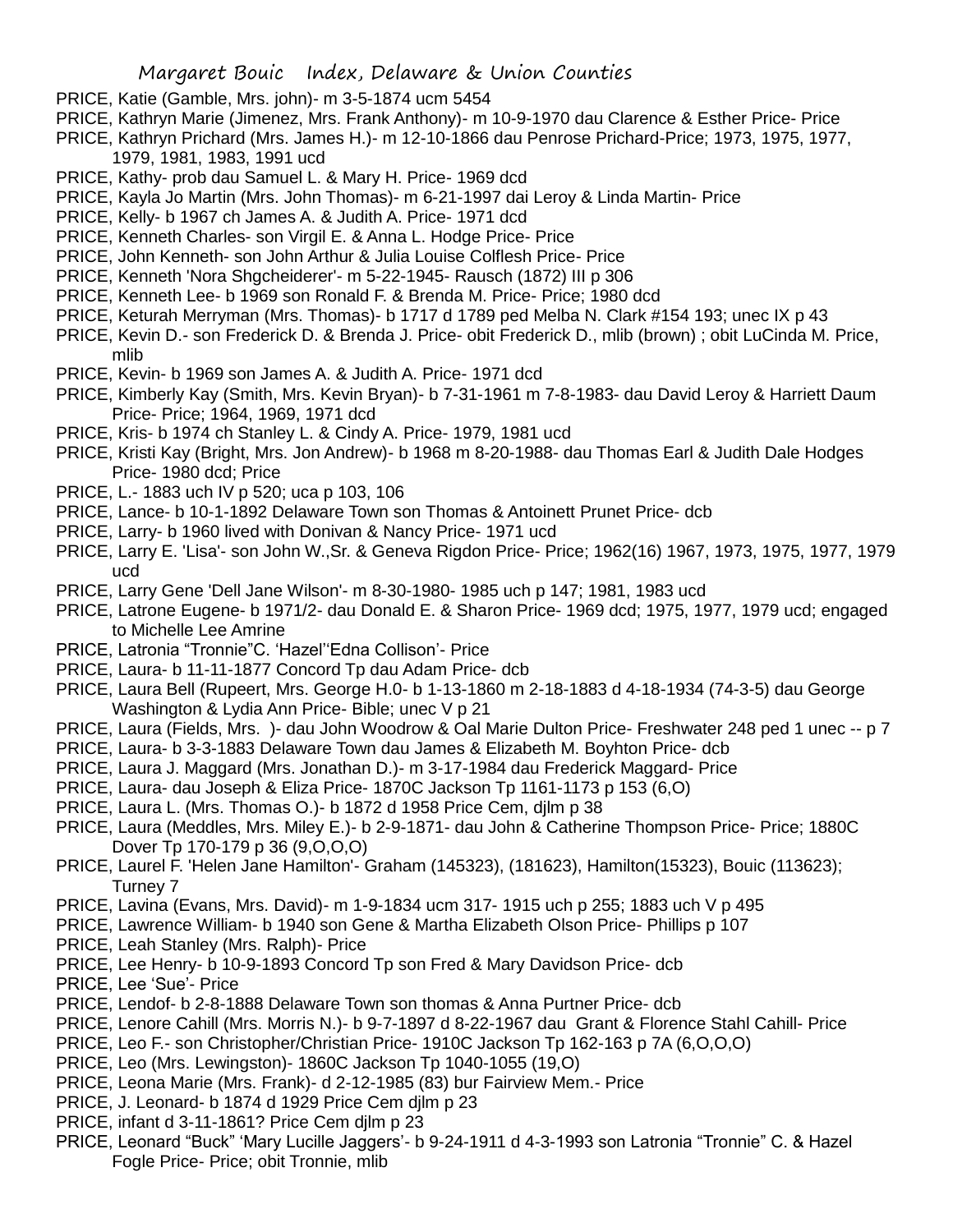PRICE, Katie (Gamble, Mrs. john)- m 3-5-1874 ucm 5454

PRICE, Kathryn Marie (Jimenez, Mrs. Frank Anthony)- m 10-9-1970 dau Clarence & Esther Price- Price

PRICE, Kathryn Prichard (Mrs. James H.)- m 12-10-1866 dau Penrose Prichard-Price; 1973, 1975, 1977, 1979, 1981, 1983, 1991 ucd

PRICE, Kathy- prob dau Samuel L. & Mary H. Price- 1969 dcd

PRICE, Kayla Jo Martin (Mrs. John Thomas)- m 6-21-1997 dai Leroy & Linda Martin- Price

PRICE, Kelly- b 1967 ch James A. & Judith A. Price- 1971 dcd

PRICE, Kenneth Charles- son Virgil E. & Anna L. Hodge Price- Price

PRICE, John Kenneth- son John Arthur & Julia Louise Colflesh Price- Price

PRICE, Kenneth 'Nora Shgcheiderer'- m 5-22-1945- Rausch (1872) III p 306

PRICE, Kenneth Lee- b 1969 son Ronald F. & Brenda M. Price- Price; 1980 dcd

PRICE, Keturah Merryman (Mrs. Thomas)- b 1717 d 1789 ped Melba N. Clark #154 193; unec IX p 43

PRICE, Kevin D.- son Frederick D. & Brenda J. Price- obit Frederick D., mlib (brown) ; obit LuCinda M. Price, mlib

PRICE, Kevin- b 1969 son James A. & Judith A. Price- 1971 dcd

PRICE, Kimberly Kay (Smith, Mrs. Kevin Bryan)- b 7-31-1961 m 7-8-1983- dau David Leroy & Harriett Daum Price- Price; 1964, 1969, 1971 dcd

PRICE, Kris- b 1974 ch Stanley L. & Cindy A. Price- 1979, 1981 ucd

PRICE, Kristi Kay (Bright, Mrs. Jon Andrew)- b 1968 m 8-20-1988- dau Thomas Earl & Judith Dale Hodges Price- 1980 dcd; Price

PRICE, L.- 1883 uch IV p 520; uca p 103, 106

PRICE, Lance- b 10-1-1892 Delaware Town son Thomas & Antoinett Prunet Price- dcb

PRICE, Larry- b 1960 lived with Donivan & Nancy Price- 1971 ucd

PRICE, Larry E. 'Lisa'- son John W.,Sr. & Geneva Rigdon Price- Price; 1962(16) 1967, 1973, 1975, 1977, 1979 ucd

PRICE, Larry Gene 'Dell Jane Wilson'- m 8-30-1980- 1985 uch p 147; 1981, 1983 ucd

PRICE, Latrone Eugene- b 1971/2- dau Donald E. & Sharon Price- 1969 dcd; 1975, 1977, 1979 ucd; engaged to Michelle Lee Amrine

PRICE, Latronia "Tronnie"C. 'Hazel''Edna Collison'- Price

PRICE, Laura- b 11-11-1877 Concord Tp dau Adam Price- dcb

PRICE, Laura Bell (Rupeert, Mrs. George H.0- b 1-13-1860 m 2-18-1883 d 4-18-1934 (74-3-5) dau George Washington & Lydia Ann Price- Bible; unec V p 21

PRICE, Laura (Fields, Mrs. )- dau John Woodrow & Oal Marie Dulton Price- Freshwater 248 ped 1 unec -- p 7

PRICE, Laura- b 3-3-1883 Delaware Town dau James & Elizabeth M. Boyhton Price- dcb

PRICE, Laura J. Maggard (Mrs. Jonathan D.)- m 3-17-1984 dau Frederick Maggard- Price

PRICE, Laura- dau Joseph & Eliza Price- 1870C Jackson Tp 1161-1173 p 153 (6,O)

PRICE, Laura L. (Mrs. Thomas O.)- b 1872 d 1958 Price Cem, djlm p 38

PRICE, Laura (Meddles, Mrs. Miley E.)- b 2-9-1871- dau John & Catherine Thompson Price- Price; 1880C Dover Tp 170-179 p 36 (9,O,O,O)

PRICE, Laurel F. 'Helen Jane Hamilton'- Graham (145323), (181623), Hamilton(15323), Bouic (113623); Turney 7

PRICE, Lavina (Evans, Mrs. David)- m 1-9-1834 ucm 317- 1915 uch p 255; 1883 uch V p 495

PRICE, Lawrence William- b 1940 son Gene & Martha Elizabeth Olson Price- Phillips p 107

PRICE, Leah Stanley (Mrs. Ralph)- Price

PRICE, Lee Henry- b 10-9-1893 Concord Tp son Fred & Mary Davidson Price- dcb

PRICE, Lee 'Sue'- Price

PRICE, Lendof- b 2-8-1888 Delaware Town son thomas & Anna Purtner Price- dcb

PRICE, Lenore Cahill (Mrs. Morris N.)- b 9-7-1897 d 8-22-1967 dau Grant & Florence Stahl Cahill- Price

PRICE, Leo F.- son Christopher/Christian Price- 1910C Jackson Tp 162-163 p 7A (6,O,O,O)

PRICE, Leo (Mrs. Lewingston)- 1860C Jackson Tp 1040-1055 (19,O)

PRICE, Leona Marie (Mrs. Frank)- d 2-12-1985 (83) bur Fairview Mem.- Price

PRICE, J. Leonard- b 1874 d 1929 Price Cem djlm p 23

PRICE, infant d 3-11-1861? Price Cem djlm p 23

PRICE, Leonard "Buck" 'Mary Lucille Jaggers'- b 9-24-1911 d 4-3-1993 son Latronia "Tronnie" C. & Hazel Fogle Price- Price; obit Tronnie, mlib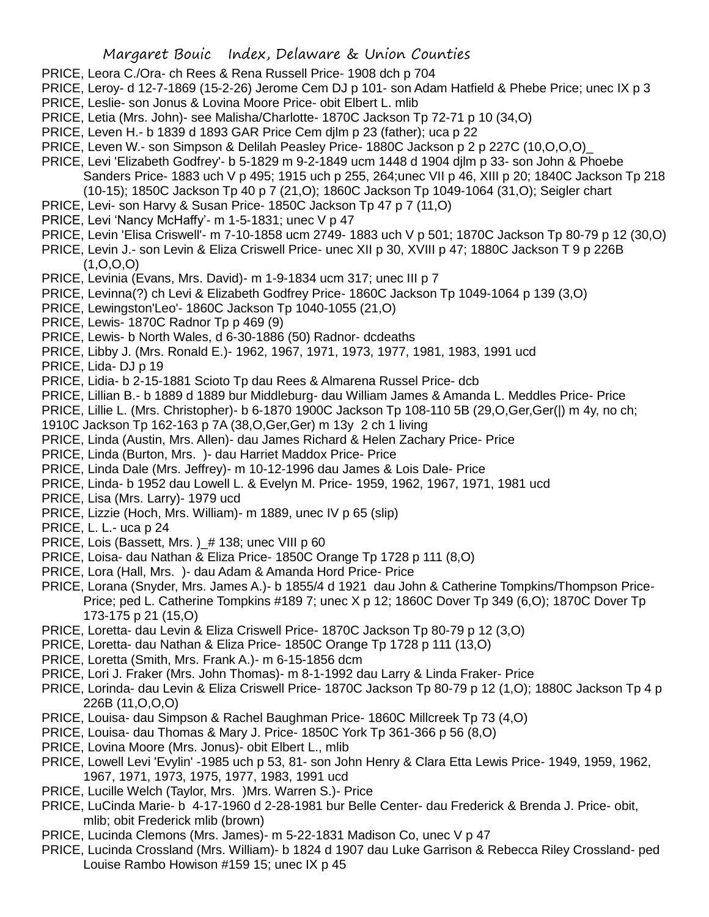PRICE, Leora C./Ora- ch Rees & Rena Russell Price- 1908 dch p 704

PRICE, Leroy- d 12-7-1869 (15-2-26) Jerome Cem DJ p 101- son Adam Hatfield & Phebe Price; unec IX p 3

PRICE, Leslie- son Jonus & Lovina Moore Price- obit Elbert L. mlib

PRICE, Letia (Mrs. John)- see Malisha/Charlotte- 1870C Jackson Tp 72-71 p 10 (34,O)

PRICE, Leven H.- b 1839 d 1893 GAR Price Cem djlm p 23 (father); uca p 22

PRICE, Leven W.- son Simpson & Delilah Peasley Price- 1880C Jackson p 2 p 227C (10,O,O,O)_

PRICE, Levi 'Elizabeth Godfrey'- b 5-1829 m 9-2-1849 ucm 1448 d 1904 djlm p 33- son John & Phoebe Sanders Price- 1883 uch V p 495; 1915 uch p 255, 264;unec VII p 46, XIII p 20; 1840C Jackson Tp 218 (10-15); 1850C Jackson Tp 40 p 7 (21,O); 1860C Jackson Tp 1049-1064 (31,O); Seigler chart

PRICE, Levi- son Harvy & Susan Price- 1850C Jackson Tp 47 p 7 (11,O)

PRICE, Levi 'Nancy McHaffy'- m 1-5-1831; unec V p 47

PRICE, Levin 'Elisa Criswell'- m 7-10-1858 ucm 2749- 1883 uch V p 501; 1870C Jackson Tp 80-79 p 12 (30,O)

PRICE, Levin J.- son Levin & Eliza Criswell Price- unec XII p 30, XVIII p 47; 1880C Jackson T 9 p 226B (1,O,O,O)

PRICE, Levinia (Evans, Mrs. David)- m 1-9-1834 ucm 317; unec III p 7

PRICE, Levinna(?) ch Levi & Elizabeth Godfrey Price- 1860C Jackson Tp 1049-1064 p 139 (3,O)

PRICE, Lewingston'Leo'- 1860C Jackson Tp 1040-1055 (21,O)

PRICE, Lewis- 1870C Radnor Tp p 469 (9)

PRICE, Lewis- b North Wales, d 6-30-1886 (50) Radnor- dcdeaths

PRICE, Libby J. (Mrs. Ronald E.)- 1962, 1967, 1971, 1973, 1977, 1981, 1983, 1991 ucd

PRICE, Lida- DJ p 19

PRICE, Lidia- b 2-15-1881 Scioto Tp dau Rees & Almarena Russel Price- dcb

PRICE, Lillian B.- b 1889 d 1889 bur Middleburg- dau William James & Amanda L. Meddles Price- Price

PRICE, Lillie L. (Mrs. Christopher)- b 6-1870 1900C Jackson Tp 108-110 5B (29,O,Ger,Ger(|) m 4y, no ch; 1910C Jackson Tp 162-163 p 7A (38,O,Ger,Ger) m 13y 2 ch 1 living

PRICE, Linda (Austin, Mrs. Allen)- dau James Richard & Helen Zachary Price- Price

PRICE, Linda (Burton, Mrs. )- dau Harriet Maddox Price- Price

PRICE, Linda Dale (Mrs. Jeffrey)- m 10-12-1996 dau James & Lois Dale- Price

PRICE, Linda- b 1952 dau Lowell L. & Evelyn M. Price- 1959, 1962, 1967, 1971, 1981 ucd

PRICE, Lisa (Mrs. Larry)- 1979 ucd

PRICE, Lizzie (Hoch, Mrs. William)- m 1889, unec IV p 65 (slip)

PRICE, L. L.- uca p 24

PRICE, Lois (Bassett, Mrs. )_# 138; unec VIII p 60

PRICE, Loisa- dau Nathan & Eliza Price- 1850C Orange Tp 1728 p 111 (8,O)

PRICE, Lora (Hall, Mrs. )- dau Adam & Amanda Hord Price- Price

PRICE, Lorana (Snyder, Mrs. James A.)- b 1855/4 d 1921 dau John & Catherine Tompkins/Thompson Price- Price; ped L. Catherine Tompkins #189 7; unec X p 12; 1860C Dover Tp 349 (6,O); 1870C Dover Tp 173-175 p 21 (15,O)

PRICE, Loretta- dau Levin & Eliza Criswell Price- 1870C Jackson Tp 80-79 p 12 (3,O)

PRICE, Loretta- dau Nathan & Eliza Price- 1850C Orange Tp 1728 p 111 (13,O)

PRICE, Loretta (Smith, Mrs. Frank A.)- m 6-15-1856 dcm

PRICE, Lori J. Fraker (Mrs. John Thomas)- m 8-1-1992 dau Larry & Linda Fraker- Price

PRICE, Lorinda- dau Levin & Eliza Criswell Price- 1870C Jackson Tp 80-79 p 12 (1,O); 1880C Jackson Tp 4 p 226B (11,O,O,O)

PRICE, Louisa- dau Simpson & Rachel Baughman Price- 1860C Millcreek Tp 73 (4,O)

PRICE, Louisa- dau Thomas & Mary J. Price- 1850C York Tp 361-366 p 56 (8,O)

PRICE, Lovina Moore (Mrs. Jonus)- obit Elbert L., mlib

PRICE, Lowell Levi 'Evylin' -1985 uch p 53, 81- son John Henry & Clara Etta Lewis Price- 1949, 1959, 1962, 1967, 1971, 1973, 1975, 1977, 1983, 1991 ucd

PRICE, Lucille Welch (Taylor, Mrs. )Mrs. Warren S.)- Price

PRICE, LuCinda Marie- b 4-17-1960 d 2-28-1981 bur Belle Center- dau Frederick & Brenda J. Price- obit, mlib; obit Frederick mlib (brown)

PRICE, Lucinda Clemons (Mrs. James)- m 5-22-1831 Madison Co, unec V p 47

PRICE, Lucinda Crossland (Mrs. William)- b 1824 d 1907 dau Luke Garrison & Rebecca Riley Crossland- ped Louise Rambo Howison #159 15; unec IX p 45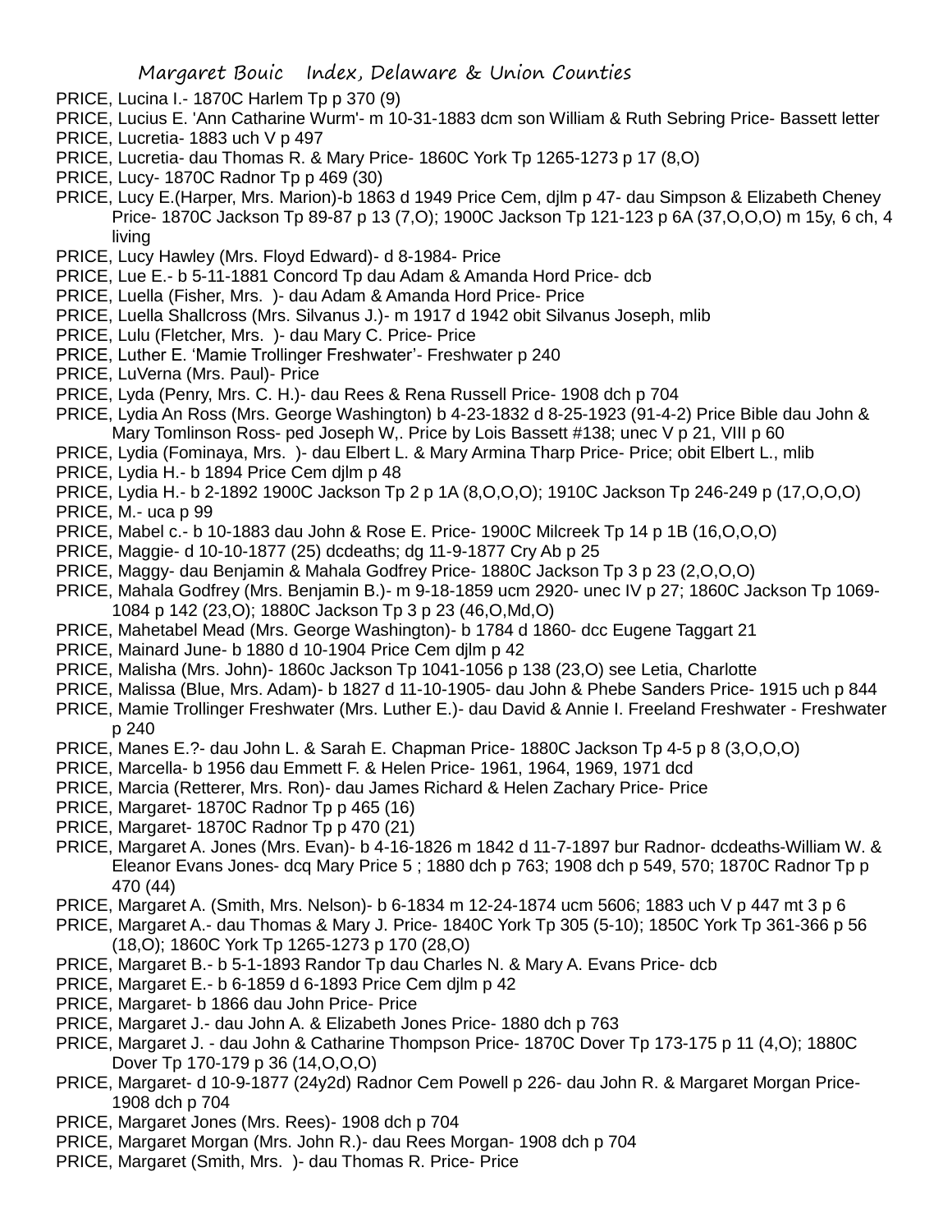PRICE, Lucina I.- 1870C Harlem Tp p 370 (9)

PRICE, Lucius E. 'Ann Catharine Wurm'- m 10-31-1883 dcm son William & Ruth Sebring Price- Bassett letter

PRICE, Lucretia- 1883 uch V p 497

PRICE, Lucretia- dau Thomas R. & Mary Price- 1860C York Tp 1265-1273 p 17 (8,O)

PRICE, Lucy- 1870C Radnor Tp p 469 (30)

PRICE, Lucy E.(Harper, Mrs. Marion)-b 1863 d 1949 Price Cem, djlm p 47- dau Simpson & Elizabeth Cheney Price- 1870C Jackson Tp 89-87 p 13 (7,O); 1900C Jackson Tp 121-123 p 6A (37,O,O,O) m 15y, 6 ch, 4 living

PRICE, Lucy Hawley (Mrs. Floyd Edward)- d 8-1984- Price

PRICE, Lue E.- b 5-11-1881 Concord Tp dau Adam & Amanda Hord Price- dcb

PRICE, Luella (Fisher, Mrs. )- dau Adam & Amanda Hord Price- Price

PRICE, Luella Shallcross (Mrs. Silvanus J.)- m 1917 d 1942 obit Silvanus Joseph, mlib

PRICE, Lulu (Fletcher, Mrs. )- dau Mary C. Price- Price

PRICE, Luther E. 'Mamie Trollinger Freshwater'- Freshwater p 240

PRICE, LuVerna (Mrs. Paul)- Price

PRICE, Lyda (Penry, Mrs. C. H.)- dau Rees & Rena Russell Price- 1908 dch p 704

PRICE, Lydia An Ross (Mrs. George Washington) b 4-23-1832 d 8-25-1923 (91-4-2) Price Bible dau John & Mary Tomlinson Ross- ped Joseph W,. Price by Lois Bassett #138; unec V p 21, VIII p 60

PRICE, Lydia (Fominaya, Mrs. )- dau Elbert L. & Mary Armina Tharp Price- Price; obit Elbert L., mlib

PRICE, Lydia H.- b 1894 Price Cem djlm p 48

PRICE, Lydia H.- b 2-1892 1900C Jackson Tp 2 p 1A (8,O,O,O); 1910C Jackson Tp 246-249 p (17,O,O,O)

PRICE, M.- uca p 99

PRICE, Mabel c.- b 10-1883 dau John & Rose E. Price- 1900C Milcreek Tp 14 p 1B (16,O,O,O)

PRICE, Maggie- d 10-10-1877 (25) dcdeaths; dg 11-9-1877 Cry Ab p 25

PRICE, Maggy- dau Benjamin & Mahala Godfrey Price- 1880C Jackson Tp 3 p 23 (2,O,O,O)

PRICE, Mahala Godfrey (Mrs. Benjamin B.)- m 9-18-1859 ucm 2920- unec IV p 27; 1860C Jackson Tp 1069-1084 p 142 (23,O); 1880C Jackson Tp 3 p 23 (46,O,Md,O)

PRICE, Mahetabel Mead (Mrs. George Washington)- b 1784 d 1860- dcc Eugene Taggart 21

PRICE, Mainard June- b 1880 d 10-1904 Price Cem djlm p 42

PRICE, Malisha (Mrs. John)- 1860c Jackson Tp 1041-1056 p 138 (23,O) see Letia, Charlotte

PRICE, Malissa (Blue, Mrs. Adam)- b 1827 d 11-10-1905- dau John & Phebe Sanders Price- 1915 uch p 844

PRICE, Mamie Trollinger Freshwater (Mrs. Luther E.)- dau David & Annie I. Freeland Freshwater - Freshwater p 240

PRICE, Manes E.?- dau John L. & Sarah E. Chapman Price- 1880C Jackson Tp 4-5 p 8 (3,O,O,O)

PRICE, Marcella- b 1956 dau Emmett F. & Helen Price- 1961, 1964, 1969, 1971 dcd

PRICE, Marcia (Retterer, Mrs. Ron)- dau James Richard & Helen Zachary Price- Price

PRICE, Margaret- 1870C Radnor Tp p 465 (16)

PRICE, Margaret- 1870C Radnor Tp p 470 (21)

PRICE, Margaret A. Jones (Mrs. Evan)- b 4-16-1826 m 1842 d 11-7-1897 bur Radnor- dcdeaths-William W. & Eleanor Evans Jones- dcq Mary Price 5 ; 1880 dch p 763; 1908 dch p 549, 570; 1870C Radnor Tp p 470 (44)

PRICE, Margaret A. (Smith, Mrs. Nelson)- b 6-1834 m 12-24-1874 ucm 5606; 1883 uch V p 447 mt 3 p 6

PRICE, Margaret A.- dau Thomas & Mary J. Price- 1840C York Tp 305 (5-10); 1850C York Tp 361-366 p 56 (18,O); 1860C York Tp 1265-1273 p 170 (28,O)

PRICE, Margaret B.- b 5-1-1893 Randor Tp dau Charles N. & Mary A. Evans Price- dcb

PRICE, Margaret E.- b 6-1859 d 6-1893 Price Cem djlm p 42

PRICE, Margaret- b 1866 dau John Price- Price

PRICE, Margaret J.- dau John A. & Elizabeth Jones Price- 1880 dch p 763

PRICE, Margaret J. - dau John & Catharine Thompson Price- 1870C Dover Tp 173-175 p 11 (4,O); 1880C Dover Tp 170-179 p 36 (14,O,O,O)

PRICE, Margaret- d 10-9-1877 (24y2d) Radnor Cem Powell p 226- dau John R. & Margaret Morgan Price- 1908 dch p 704

PRICE, Margaret Jones (Mrs. Rees)- 1908 dch p 704

PRICE, Margaret Morgan (Mrs. John R.)- dau Rees Morgan- 1908 dch p 704

PRICE, Margaret (Smith, Mrs. )- dau Thomas R. Price- Price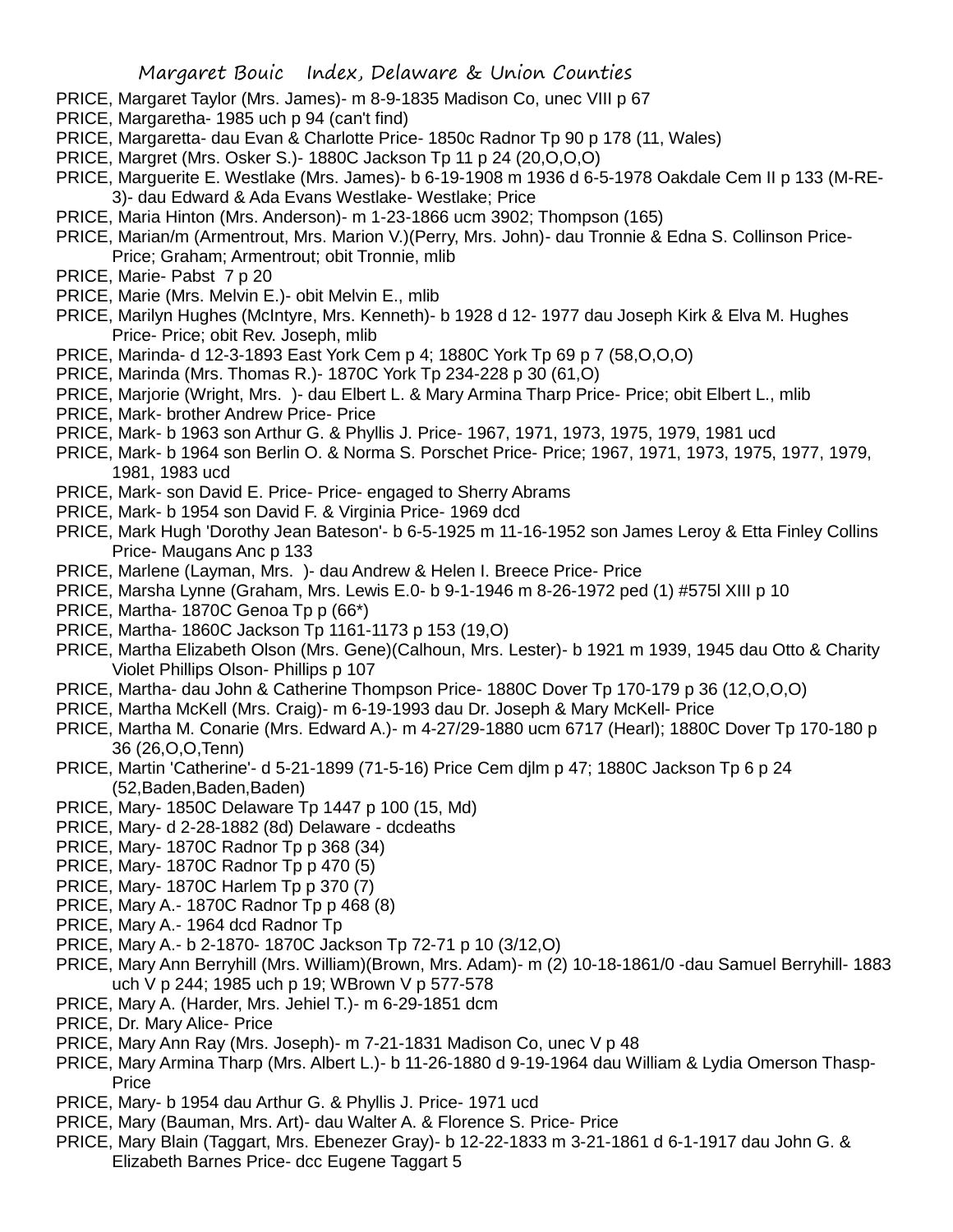PRICE, Margaret Taylor (Mrs. James)- m 8-9-1835 Madison Co, unec VIII p 67

PRICE, Margaretha- 1985 uch p 94 (can't find)

PRICE, Margaretta- dau Evan & Charlotte Price- 1850c Radnor Tp 90 p 178 (11, Wales)

PRICE, Margret (Mrs. Osker S.)- 1880C Jackson Tp 11 p 24 (20,O,O,O)

PRICE, Marguerite E. Westlake (Mrs. James)- b 6-19-1908 m 1936 d 6-5-1978 Oakdale Cem II p 133 (M-RE-3)- dau Edward & Ada Evans Westlake- Westlake; Price

PRICE, Maria Hinton (Mrs. Anderson)- m 1-23-1866 ucm 3902; Thompson (165)

PRICE, Marian/m (Armentrout, Mrs. Marion V.)(Perry, Mrs. John)- dau Tronnie & Edna S. Collinson Price- Price; Graham; Armentrout; obit Tronnie, mlib

PRICE, Marie- Pabst 7 p 20

PRICE, Marie (Mrs. Melvin E.)- obit Melvin E., mlib

PRICE, Marilyn Hughes (McIntyre, Mrs. Kenneth)- b 1928 d 12- 1977 dau Joseph Kirk & Elva M. Hughes Price- Price; obit Rev. Joseph, mlib

PRICE, Marinda- d 12-3-1893 East York Cem p 4; 1880C York Tp 69 p 7 (58,O,O,O)

PRICE, Marinda (Mrs. Thomas R.)- 1870C York Tp 234-228 p 30 (61,O)

PRICE, Marjorie (Wright, Mrs. )- dau Elbert L. & Mary Armina Tharp Price- Price; obit Elbert L., mlib

PRICE, Mark- brother Andrew Price- Price

PRICE, Mark- b 1963 son Arthur G. & Phyllis J. Price- 1967, 1971, 1973, 1975, 1979, 1981 ucd

PRICE, Mark- b 1964 son Berlin O. & Norma S. Porschet Price- Price; 1967, 1971, 1973, 1975, 1977, 1979, 1981, 1983 ucd

PRICE, Mark- son David E. Price- Price- engaged to Sherry Abrams

PRICE, Mark- b 1954 son David F. & Virginia Price- 1969 dcd

PRICE, Mark Hugh 'Dorothy Jean Bateson'- b 6-5-1925 m 11-16-1952 son James Leroy & Etta Finley Collins Price- Maugans Anc p 133

PRICE, Marlene (Layman, Mrs. )- dau Andrew & Helen I. Breece Price- Price

PRICE, Marsha Lynne (Graham, Mrs. Lewis E.0- b 9-1-1946 m 8-26-1972 ped (1) #575l XIII p 10

PRICE, Martha- 1870C Genoa Tp p (66*)

PRICE, Martha- 1860C Jackson Tp 1161-1173 p 153 (19,O)

PRICE, Martha Elizabeth Olson (Mrs. Gene)(Calhoun, Mrs. Lester)- b 1921 m 1939, 1945 dau Otto & Charity Violet Phillips Olson- Phillips p 107

PRICE, Martha- dau John & Catherine Thompson Price- 1880C Dover Tp 170-179 p 36 (12,O,O,O)

PRICE, Martha McKell (Mrs. Craig)- m 6-19-1993 dau Dr. Joseph & Mary McKell- Price

PRICE, Martha M. Conarie (Mrs. Edward A.)- m 4-27/29-1880 ucm 6717 (Hearl); 1880C Dover Tp 170-180 p 36 (26,O,O,Tenn)

PRICE, Martin 'Catherine'- d 5-21-1899 (71-5-16) Price Cem djlm p 47; 1880C Jackson Tp 6 p 24 (52,Baden,Baden,Baden)

PRICE, Mary- 1850C Delaware Tp 1447 p 100 (15, Md)

PRICE, Mary- d 2-28-1882 (8d) Delaware - dcdeaths

PRICE, Mary- 1870C Radnor Tp p 368 (34)

PRICE, Mary- 1870C Radnor Tp p 470 (5)

PRICE, Mary- 1870C Harlem Tp p 370 (7)

PRICE, Mary A.- 1870C Radnor Tp p 468 (8)

PRICE, Mary A.- 1964 dcd Radnor Tp

PRICE, Mary A.- b 2-1870- 1870C Jackson Tp 72-71 p 10 (3/12,O)

PRICE, Mary Ann Berryhill (Mrs. William)(Brown, Mrs. Adam)- m (2) 10-18-1861/0 -dau Samuel Berryhill- 1883 uch V p 244; 1985 uch p 19; WBrown V p 577-578

PRICE, Mary A. (Harder, Mrs. Jehiel T.)- m 6-29-1851 dcm

PRICE, Dr. Mary Alice- Price

PRICE, Mary Ann Ray (Mrs. Joseph)- m 7-21-1831 Madison Co, unec V p 48

PRICE, Mary Armina Tharp (Mrs. Albert L.)- b 11-26-1880 d 9-19-1964 dau William & Lydia Omerson Thasp- Price

PRICE, Mary- b 1954 dau Arthur G. & Phyllis J. Price- 1971 ucd

PRICE, Mary (Bauman, Mrs. Art)- dau Walter A. & Florence S. Price- Price

PRICE, Mary Blain (Taggart, Mrs. Ebenezer Gray)- b 12-22-1833 m 3-21-1861 d 6-1-1917 dau John G. & Elizabeth Barnes Price- dcc Eugene Taggart 5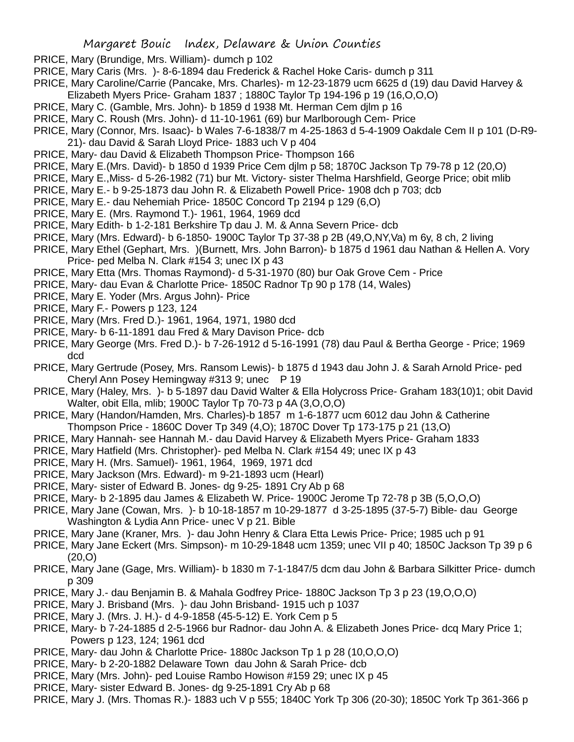PRICE, Mary (Brundige, Mrs. William)- dumch p 102

PRICE, Mary Caris (Mrs. )- 8-6-1894 dau Frederick & Rachel Hoke Caris- dumch p 311

PRICE, Mary Caroline/Carrie (Pancake, Mrs. Charles)- m 12-23-1879 ucm 6625 d (19) dau David Harvey & Elizabeth Myers Price- Graham 1837 ; 1880C Taylor Tp 194-196 p 19 (16,O,O,O)

PRICE, Mary C. (Gamble, Mrs. John)- b 1859 d 1938 Mt. Herman Cem djlm p 16

PRICE, Mary C. Roush (Mrs. John)- d 11-10-1961 (69) bur Marlborough Cem- Price

PRICE, Mary (Connor, Mrs. Isaac)- b Wales 7-6-1838/7 m 4-25-1863 d 5-4-1909 Oakdale Cem II p 101 (D-R9-21)- dau David & Sarah Lloyd Price- 1883 uch V p 404

PRICE, Mary- dau David & Elizabeth Thompson Price- Thompson 166

PRICE, Mary E.(Mrs. David)- b 1850 d 1939 Price Cem djlm p 58; 1870C Jackson Tp 79-78 p 12 (20,O)

PRICE, Mary E.,Miss- d 5-26-1982 (71) bur Mt. Victory- sister Thelma Harshfield, George Price; obit mlib

PRICE, Mary E.- b 9-25-1873 dau John R. & Elizabeth Powell Price- 1908 dch p 703; dcb

PRICE, Mary E.- dau Nehemiah Price- 1850C Concord Tp 2194 p 129 (6,O)

PRICE, Mary E. (Mrs. Raymond T.)- 1961, 1964, 1969 dcd

PRICE, Mary Edith- b 1-2-181 Berkshire Tp dau J. M. & Anna Severn Price- dcb

PRICE, Mary (Mrs. Edward)- b 6-1850- 1900C Taylor Tp 37-38 p 2B (49,O,NY,Va) m 6y, 8 ch, 2 living

PRICE, Mary Ethel (Gephart, Mrs. )(Burnett, Mrs. John Barron)- b 1875 d 1961 dau Nathan & Hellen A. Vory Price- ped Melba N. Clark #154 3; unec IX p 43

PRICE, Mary Etta (Mrs. Thomas Raymond)- d 5-31-1970 (80) bur Oak Grove Cem - Price

PRICE, Mary- dau Evan & Charlotte Price- 1850C Radnor Tp 90 p 178 (14, Wales)

PRICE, Mary E. Yoder (Mrs. Argus John)- Price

PRICE, Mary F.- Powers p 123, 124

PRICE, Mary (Mrs. Fred D.)- 1961, 1964, 1971, 1980 dcd

PRICE, Mary- b 6-11-1891 dau Fred & Mary Davison Price- dcb

PRICE, Mary George (Mrs. Fred D.)- b 7-26-1912 d 5-16-1991 (78) dau Paul & Bertha George - Price; 1969 dcd

PRICE, Mary Gertrude (Posey, Mrs. Ransom Lewis)- b 1875 d 1943 dau John J. & Sarah Arnold Price- ped Cheryl Ann Posey Hemingway #313 9; unec P 19

PRICE, Mary (Haley, Mrs. )- b 5-1897 dau David Walter & Ella Holycross Price- Graham 183(10)1; obit David Walter, obit Ella, mlib; 1900C Taylor Tp 70-73 p 4A (3,O,O,O)

PRICE, Mary (Handon/Hamden, Mrs. Charles)-b 1857 m 1-6-1877 ucm 6012 dau John & Catherine Thompson Price - 1860C Dover Tp 349 (4,O); 1870C Dover Tp 173-175 p 21 (13,O)

PRICE, Mary Hannah- see Hannah M.- dau David Harvey & Elizabeth Myers Price- Graham 1833

PRICE, Mary Hatfield (Mrs. Christopher)- ped Melba N. Clark #154 49; unec IX p 43

PRICE, Mary H. (Mrs. Samuel)- 1961, 1964, 1969, 1971 dcd

PRICE, Mary Jackson (Mrs. Edward)- m 9-21-1893 ucm (Hearl)

PRICE, Mary- sister of Edward B. Jones- dg 9-25- 1891 Cry Ab p 68

PRICE, Mary- b 2-1895 dau James & Elizabeth W. Price- 1900C Jerome Tp 72-78 p 3B (5,O,O,O)

PRICE, Mary Jane (Cowan, Mrs. )- b 10-18-1857 m 10-29-1877 d 3-25-1895 (37-5-7) Bible- dau George Washington & Lydia Ann Price- unec V p 21. Bible

PRICE, Mary Jane (Kraner, Mrs. )- dau John Henry & Clara Etta Lewis Price- Price; 1985 uch p 91

PRICE, Mary Jane Eckert (Mrs. Simpson)- m 10-29-1848 ucm 1359; unec VII p 40; 1850C Jackson Tp 39 p 6 (20,O)

PRICE, Mary Jane (Gage, Mrs. William)- b 1830 m 7-1-1847/5 dcm dau John & Barbara Silkitter Price- dumch p 309

PRICE, Mary J.- dau Benjamin B. & Mahala Godfrey Price- 1880C Jackson Tp 3 p 23 (19,O,O,O)

PRICE, Mary J. Brisband (Mrs. )- dau John Brisband- 1915 uch p 1037

PRICE, Mary J. (Mrs. J. H.)- d 4-9-1858 (45-5-12) E. York Cem p 5

PRICE, Mary- b 7-24-1885 d 2-5-1966 bur Radnor- dau John A. & Elizabeth Jones Price- dcq Mary Price 1; Powers p 123, 124; 1961 dcd

PRICE, Mary- dau John & Charlotte Price- 1880c Jackson Tp 1 p 28 (10,O,O,O)

PRICE, Mary- b 2-20-1882 Delaware Town dau John & Sarah Price- dcb

PRICE, Mary (Mrs. John)- ped Louise Rambo Howison #159 29; unec IX p 45

PRICE, Mary- sister Edward B. Jones- dg 9-25-1891 Cry Ab p 68

PRICE, Mary J. (Mrs. Thomas R.)- 1883 uch V p 555; 1840C York Tp 306 (20-30); 1850C York Tp 361-366 p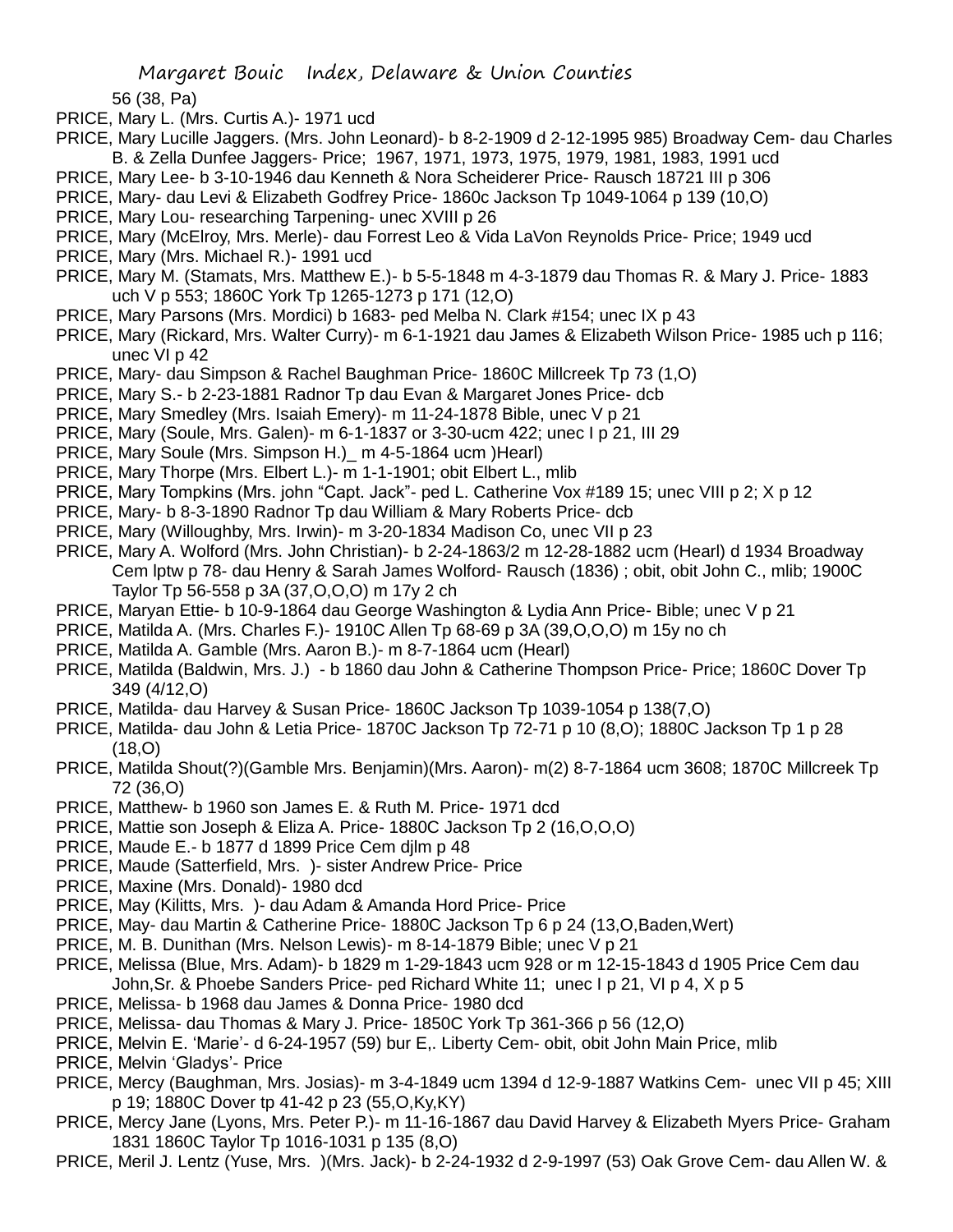56 (38, Pa)

PRICE, Mary L. (Mrs. Curtis A.)- 1971 ucd

PRICE, Mary Lucille Jaggers. (Mrs. John Leonard)- b 8-2-1909 d 2-12-1995 985) Broadway Cem- dau Charles B. & Zella Dunfee Jaggers- Price; 1967, 1971, 1973, 1975, 1979, 1981, 1983, 1991 ucd

PRICE, Mary Lee- b 3-10-1946 dau Kenneth & Nora Scheiderer Price- Rausch 18721 III p 306

PRICE, Mary- dau Levi & Elizabeth Godfrey Price- 1860c Jackson Tp 1049-1064 p 139 (10,O)

PRICE, Mary Lou- researching Tarpening- unec XVIII p 26

PRICE, Mary (McElroy, Mrs. Merle)- dau Forrest Leo & Vida LaVon Reynolds Price- Price; 1949 ucd

PRICE, Mary (Mrs. Michael R.)- 1991 ucd

PRICE, Mary M. (Stamats, Mrs. Matthew E.)- b 5-5-1848 m 4-3-1879 dau Thomas R. & Mary J. Price- 1883 uch V p 553; 1860C York Tp 1265-1273 p 171 (12,O)

PRICE, Mary Parsons (Mrs. Mordici) b 1683- ped Melba N. Clark #154; unec IX p 43

PRICE, Mary (Rickard, Mrs. Walter Curry)- m 6-1-1921 dau James & Elizabeth Wilson Price- 1985 uch p 116; unec VI p 42

PRICE, Mary- dau Simpson & Rachel Baughman Price- 1860C Millcreek Tp 73 (1,O)

PRICE, Mary S.- b 2-23-1881 Radnor Tp dau Evan & Margaret Jones Price- dcb

PRICE, Mary Smedley (Mrs. Isaiah Emery)- m 11-24-1878 Bible, unec V p 21

PRICE, Mary (Soule, Mrs. Galen)- m 6-1-1837 or 3-30-ucm 422; unec I p 21, III 29

PRICE, Mary Soule (Mrs. Simpson H.)_ m 4-5-1864 ucm )Hearl)

PRICE, Mary Thorpe (Mrs. Elbert L.)- m 1-1-1901; obit Elbert L., mlib

PRICE, Mary Tompkins (Mrs. john "Capt. Jack"- ped L. Catherine Vox #189 15; unec VIII p 2; X p 12

PRICE, Mary- b 8-3-1890 Radnor Tp dau William & Mary Roberts Price- dcb

PRICE, Mary (Willoughby, Mrs. Irwin)- m 3-20-1834 Madison Co, unec VII p 23

PRICE, Mary A. Wolford (Mrs. John Christian)- b 2-24-1863/2 m 12-28-1882 ucm (Hearl) d 1934 Broadway Cem lptw p 78- dau Henry & Sarah James Wolford- Rausch (1836) ; obit, obit John C., mlib; 1900C Taylor Tp 56-558 p 3A (37,O,O,O) m 17y 2 ch

PRICE, Maryan Ettie- b 10-9-1864 dau George Washington & Lydia Ann Price- Bible; unec V p 21

PRICE, Matilda A. (Mrs. Charles F.)- 1910C Allen Tp 68-69 p 3A (39,O,O,O) m 15y no ch

PRICE, Matilda A. Gamble (Mrs. Aaron B.)- m 8-7-1864 ucm (Hearl)

PRICE, Matilda (Baldwin, Mrs. J.) - b 1860 dau John & Catherine Thompson Price- Price; 1860C Dover Tp 349 (4/12,O)

PRICE, Matilda- dau Harvey & Susan Price- 1860C Jackson Tp 1039-1054 p 138(7,O)

PRICE, Matilda- dau John & Letia Price- 1870C Jackson Tp 72-71 p 10 (8,O); 1880C Jackson Tp 1 p 28 (18,O)

PRICE, Matilda Shout(?)(Gamble Mrs. Benjamin)(Mrs. Aaron)- m(2) 8-7-1864 ucm 3608; 1870C Millcreek Tp 72 (36,O)

PRICE, Matthew- b 1960 son James E. & Ruth M. Price- 1971 dcd

PRICE, Mattie son Joseph & Eliza A. Price- 1880C Jackson Tp 2 (16,O,O,O)

PRICE, Maude E.- b 1877 d 1899 Price Cem djlm p 48

PRICE, Maude (Satterfield, Mrs. )- sister Andrew Price- Price

PRICE, Maxine (Mrs. Donald)- 1980 dcd

PRICE, May (Kilitts, Mrs. )- dau Adam & Amanda Hord Price- Price

PRICE, May- dau Martin & Catherine Price- 1880C Jackson Tp 6 p 24 (13,O,Baden,Wert)

PRICE, M. B. Dunithan (Mrs. Nelson Lewis)- m 8-14-1879 Bible; unec V p 21

PRICE, Melissa (Blue, Mrs. Adam)- b 1829 m 1-29-1843 ucm 928 or m 12-15-1843 d 1905 Price Cem dau John,Sr. & Phoebe Sanders Price- ped Richard White 11; unec I p 21, VI p 4, X p 5

PRICE, Melissa- b 1968 dau James & Donna Price- 1980 dcd

PRICE, Melissa- dau Thomas & Mary J. Price- 1850C York Tp 361-366 p 56 (12,O)

PRICE, Melvin E. 'Marie'- d 6-24-1957 (59) bur E,. Liberty Cem- obit, obit John Main Price, mlib

PRICE, Melvin 'Gladys'- Price

PRICE, Mercy (Baughman, Mrs. Josias)- m 3-4-1849 ucm 1394 d 12-9-1887 Watkins Cem- unec VII p 45; XIII p 19; 1880C Dover tp 41-42 p 23 (55,O,Ky,KY)

PRICE, Mercy Jane (Lyons, Mrs. Peter P.)- m 11-16-1867 dau David Harvey & Elizabeth Myers Price- Graham 1831 1860C Taylor Tp 1016-1031 p 135 (8,O)

PRICE, Meril J. Lentz (Yuse, Mrs. )(Mrs. Jack)- b 2-24-1932 d 2-9-1997 (53) Oak Grove Cem- dau Allen W. &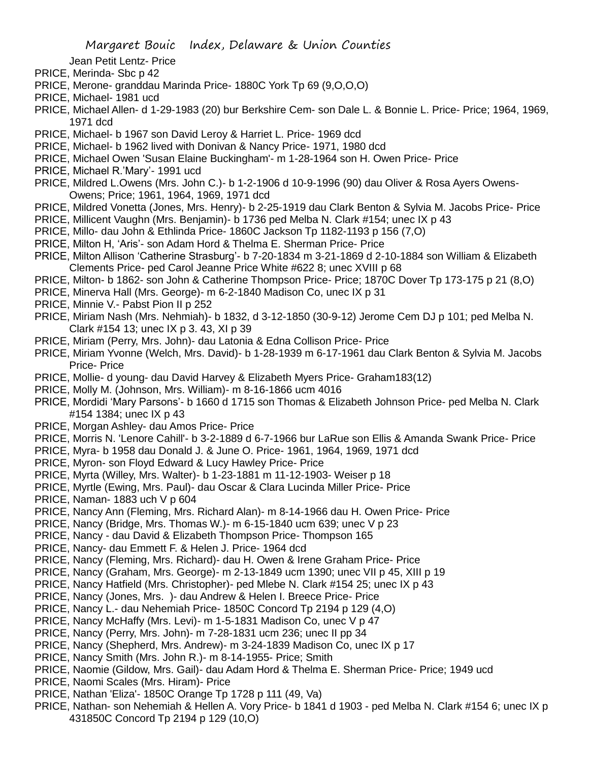Jean Petit Lentz- Price

PRICE, Merinda- Sbc p 42

PRICE, Merone- granddau Marinda Price- 1880C York Tp 69 (9,O,O,O)

PRICE, Michael- 1981 ucd

PRICE, Michael Allen- d 1-29-1983 (20) bur Berkshire Cem- son Dale L. & Bonnie L. Price- Price; 1964, 1969, 1971 dcd

PRICE, Michael- b 1967 son David Leroy & Harriet L. Price- 1969 dcd

PRICE, Michael- b 1962 lived with Donivan & Nancy Price- 1971, 1980 dcd

PRICE, Michael Owen 'Susan Elaine Buckingham'- m 1-28-1964 son H. Owen Price- Price

PRICE, Michael R.'Mary'- 1991 ucd

PRICE, Mildred L.Owens (Mrs. John C.)- b 1-2-1906 d 10-9-1996 (90) dau Oliver & Rosa Ayers Owens- Owens; Price; 1961, 1964, 1969, 1971 dcd

PRICE, Mildred Vonetta (Jones, Mrs. Henry)- b 2-25-1919 dau Clark Benton & Sylvia M. Jacobs Price- Price

PRICE, Millicent Vaughn (Mrs. Benjamin)- b 1736 ped Melba N. Clark #154; unec IX p 43

PRICE, Millo- dau John & Ethlinda Price- 1860C Jackson Tp 1182-1193 p 156 (7,O)

PRICE, Milton H, 'Aris'- son Adam Hord & Thelma E. Sherman Price- Price

PRICE, Milton Allison 'Catherine Strasburg'- b 7-20-1834 m 3-21-1869 d 2-10-1884 son William & Elizabeth Clements Price- ped Carol Jeanne Price White #622 8; unec XVIII p 68

PRICE, Milton- b 1862- son John & Catherine Thompson Price- Price; 1870C Dover Tp 173-175 p 21 (8,O)

PRICE, Minerva Hall (Mrs. George)- m 6-2-1840 Madison Co, unec IX p 31

PRICE, Minnie V.- Pabst Pion II p 252

PRICE, Miriam Nash (Mrs. Nehmiah)- b 1832, d 3-12-1850 (30-9-12) Jerome Cem DJ p 101; ped Melba N. Clark #154 13; unec IX p 3. 43, XI p 39

PRICE, Miriam (Perry, Mrs. John)- dau Latonia & Edna Collison Price- Price

PRICE, Miriam Yvonne (Welch, Mrs. David)- b 1-28-1939 m 6-17-1961 dau Clark Benton & Sylvia M. Jacobs Price- Price

PRICE, Mollie- d young- dau David Harvey & Elizabeth Myers Price- Graham183(12)

PRICE, Molly M. (Johnson, Mrs. William)- m 8-16-1866 ucm 4016

PRICE, Mordidi 'Mary Parsons'- b 1660 d 1715 son Thomas & Elizabeth Johnson Price- ped Melba N. Clark #154 1384; unec IX p 43

PRICE, Morgan Ashley- dau Amos Price- Price

PRICE, Morris N. 'Lenore Cahill'- b 3-2-1889 d 6-7-1966 bur LaRue son Ellis & Amanda Swank Price- Price

PRICE, Myra- b 1958 dau Donald J. & June O. Price- 1961, 1964, 1969, 1971 dcd

PRICE, Myron- son Floyd Edward & Lucy Hawley Price- Price

PRICE, Myrta (Willey, Mrs. Walter)- b 1-23-1881 m 11-12-1903- Weiser p 18

PRICE, Myrtle (Ewing, Mrs. Paul)- dau Oscar & Clara Lucinda Miller Price- Price

PRICE, Naman- 1883 uch V p 604

PRICE, Nancy Ann (Fleming, Mrs. Richard Alan)- m 8-14-1966 dau H. Owen Price- Price

PRICE, Nancy (Bridge, Mrs. Thomas W.)- m 6-15-1840 ucm 639; unec V p 23

PRICE, Nancy - dau David & Elizabeth Thompson Price- Thompson 165

PRICE, Nancy- dau Emmett F. & Helen J. Price- 1964 dcd

PRICE, Nancy (Fleming, Mrs. Richard)- dau H. Owen & Irene Graham Price- Price

PRICE, Nancy (Graham, Mrs. George)- m 2-13-1849 ucm 1390; unec VII p 45, XIII p 19

PRICE, Nancy Hatfield (Mrs. Christopher)- ped Mlebe N. Clark #154 25; unec IX p 43

PRICE, Nancy (Jones, Mrs. )- dau Andrew & Helen I. Breece Price- Price

PRICE, Nancy L.- dau Nehemiah Price- 1850C Concord Tp 2194 p 129 (4,O)

PRICE, Nancy McHaffy (Mrs. Levi)- m 1-5-1831 Madison Co, unec V p 47

PRICE, Nancy (Perry, Mrs. John)- m 7-28-1831 ucm 236; unec II pp 34

PRICE, Nancy (Shepherd, Mrs. Andrew)- m 3-24-1839 Madison Co, unec IX p 17

PRICE, Nancy Smith (Mrs. John R.)- m 8-14-1955- Price; Smith

PRICE, Naomie (Gildow, Mrs. Gail)- dau Adam Hord & Thelma E. Sherman Price- Price; 1949 ucd

PRICE, Naomi Scales (Mrs. Hiram)- Price

PRICE, Nathan 'Eliza'- 1850C Orange Tp 1728 p 111 (49, Va)

PRICE, Nathan- son Nehemiah & Hellen A. Vory Price- b 1841 d 1903 - ped Melba N. Clark #154 6; unec IX p 431850C Concord Tp 2194 p 129 (10,O)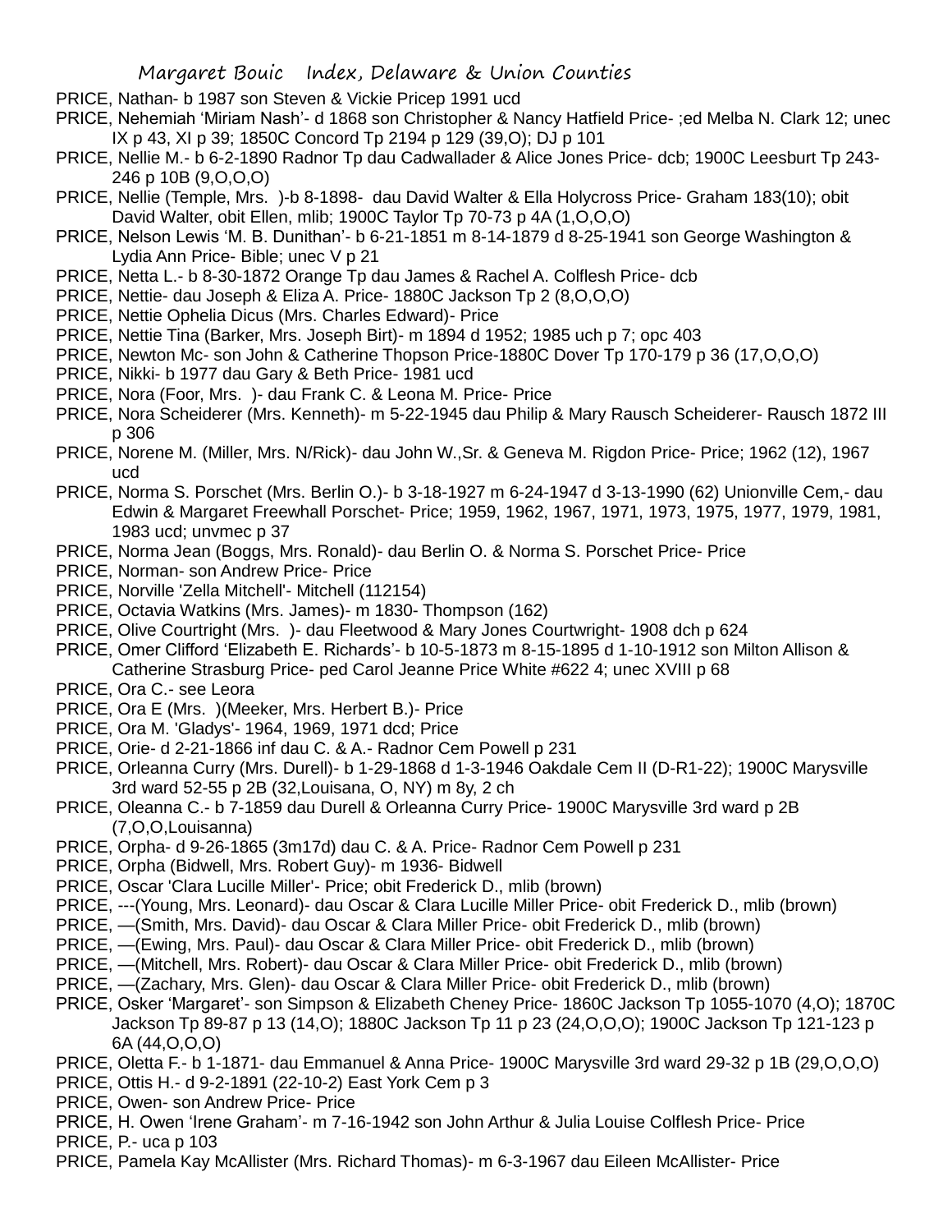PRICE, Nathan- b 1987 son Steven & Vickie Pricep 1991 ucd

PRICE, Nehemiah 'Miriam Nash'- d 1868 son Christopher & Nancy Hatfield Price- ;ed Melba N. Clark 12; unec IX p 43, XI p 39; 1850C Concord Tp 2194 p 129 (39,O); DJ p 101

PRICE, Nellie M.- b 6-2-1890 Radnor Tp dau Cadwallader & Alice Jones Price- dcb; 1900C Leesburt Tp 243-246 p 10B (9,O,O,O)

PRICE, Nellie (Temple, Mrs. )-b 8-1898- dau David Walter & Ella Holycross Price- Graham 183(10); obit David Walter, obit Ellen, mlib; 1900C Taylor Tp 70-73 p 4A (1,O,O,O)

PRICE, Nelson Lewis 'M. B. Dunithan'- b 6-21-1851 m 8-14-1879 d 8-25-1941 son George Washington & Lydia Ann Price- Bible; unec V p 21

PRICE, Netta L.- b 8-30-1872 Orange Tp dau James & Rachel A. Colflesh Price- dcb

PRICE, Nettie- dau Joseph & Eliza A. Price- 1880C Jackson Tp 2 (8,O,O,O)

PRICE, Nettie Ophelia Dicus (Mrs. Charles Edward)- Price

PRICE, Nettie Tina (Barker, Mrs. Joseph Birt)- m 1894 d 1952; 1985 uch p 7; opc 403

PRICE, Newton Mc- son John & Catherine Thopson Price-1880C Dover Tp 170-179 p 36 (17,O,O,O)

PRICE, Nikki- b 1977 dau Gary & Beth Price- 1981 ucd

PRICE, Nora (Foor, Mrs. )- dau Frank C. & Leona M. Price- Price

PRICE, Nora Scheiderer (Mrs. Kenneth)- m 5-22-1945 dau Philip & Mary Rausch Scheiderer- Rausch 1872 III p 306

PRICE, Norene M. (Miller, Mrs. N/Rick)- dau John W.,Sr. & Geneva M. Rigdon Price- Price; 1962 (12), 1967 ucd

PRICE, Norma S. Porschet (Mrs. Berlin O.)- b 3-18-1927 m 6-24-1947 d 3-13-1990 (62) Unionville Cem,- dau Edwin & Margaret Freewhall Porschet- Price; 1959, 1962, 1967, 1971, 1973, 1975, 1977, 1979, 1981, 1983 ucd; unvmec p 37

PRICE, Norma Jean (Boggs, Mrs. Ronald)- dau Berlin O. & Norma S. Porschet Price- Price

PRICE, Norman- son Andrew Price- Price

PRICE, Norville 'Zella Mitchell'- Mitchell (112154)

PRICE, Octavia Watkins (Mrs. James)- m 1830- Thompson (162)

PRICE, Olive Courtright (Mrs. )- dau Fleetwood & Mary Jones Courtwright- 1908 dch p 624

PRICE, Omer Clifford 'Elizabeth E. Richards'- b 10-5-1873 m 8-15-1895 d 1-10-1912 son Milton Allison & Catherine Strasburg Price- ped Carol Jeanne Price White #622 4; unec XVIII p 68

PRICE, Ora C.- see Leora

PRICE, Ora E (Mrs. )(Meeker, Mrs. Herbert B.)- Price

PRICE, Ora M. 'Gladys'- 1964, 1969, 1971 dcd; Price

PRICE, Orie- d 2-21-1866 inf dau C. & A.- Radnor Cem Powell p 231

PRICE, Orleanna Curry (Mrs. Durell)- b 1-29-1868 d 1-3-1946 Oakdale Cem II (D-R1-22); 1900C Marysville 3rd ward 52-55 p 2B (32,Louisana, O, NY) m 8y, 2 ch

PRICE, Oleanna C.- b 7-1859 dau Durell & Orleanna Curry Price- 1900C Marysville 3rd ward p 2B (7,O,O,Louisanna)

PRICE, Orpha- d 9-26-1865 (3m17d) dau C. & A. Price- Radnor Cem Powell p 231

PRICE, Orpha (Bidwell, Mrs. Robert Guy)- m 1936- Bidwell

PRICE, Oscar 'Clara Lucille Miller'- Price; obit Frederick D., mlib (brown)

PRICE, ---(Young, Mrs. Leonard)- dau Oscar & Clara Lucille Miller Price- obit Frederick D., mlib (brown)

PRICE, —(Smith, Mrs. David)- dau Oscar & Clara Miller Price- obit Frederick D., mlib (brown)

PRICE, —(Ewing, Mrs. Paul)- dau Oscar & Clara Miller Price- obit Frederick D., mlib (brown)

PRICE, —(Mitchell, Mrs. Robert)- dau Oscar & Clara Miller Price- obit Frederick D., mlib (brown)

PRICE, —(Zachary, Mrs. Glen)- dau Oscar & Clara Miller Price- obit Frederick D., mlib (brown)

PRICE, Osker 'Margaret'- son Simpson & Elizabeth Cheney Price- 1860C Jackson Tp 1055-1070 (4,O); 1870C Jackson Tp 89-87 p 13 (14,O); 1880C Jackson Tp 11 p 23 (24,O,O,O); 1900C Jackson Tp 121-123 p 6A (44,O,O,O)

PRICE, Oletta F.- b 1-1871- dau Emmanuel & Anna Price- 1900C Marysville 3rd ward 29-32 p 1B (29,O,O,O)

PRICE, Ottis H.- d 9-2-1891 (22-10-2) East York Cem p 3

PRICE, Owen- son Andrew Price- Price

PRICE, H. Owen 'Irene Graham'- m 7-16-1942 son John Arthur & Julia Louise Colflesh Price- Price

PRICE, P.- uca p 103

PRICE, Pamela Kay McAllister (Mrs. Richard Thomas)- m 6-3-1967 dau Eileen McAllister- Price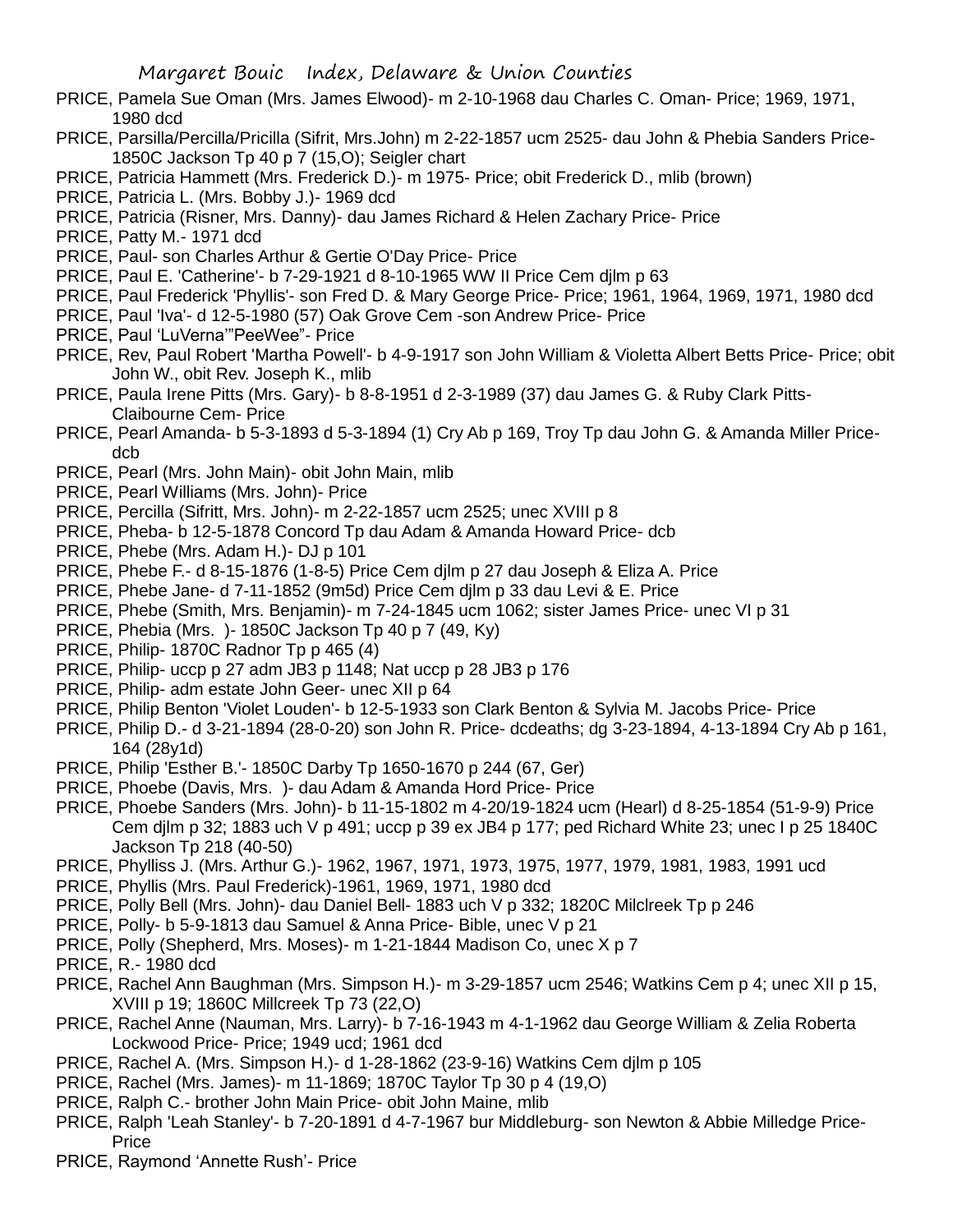PRICE, Pamela Sue Oman (Mrs. James Elwood)- m 2-10-1968 dau Charles C. Oman- Price; 1969, 1971, 1980 dcd

PRICE, Parsilla/Percilla/Pricilla (Sifrit, Mrs.John) m 2-22-1857 ucm 2525- dau John & Phebia Sanders Price- 1850C Jackson Tp 40 p 7 (15,O); Seigler chart

PRICE, Patricia Hammett (Mrs. Frederick D.)- m 1975- Price; obit Frederick D., mlib (brown)

PRICE, Patricia L. (Mrs. Bobby J.)- 1969 dcd

PRICE, Patricia (Risner, Mrs. Danny)- dau James Richard & Helen Zachary Price- Price

PRICE, Patty M.- 1971 dcd

PRICE, Paul- son Charles Arthur & Gertie O'Day Price- Price

PRICE, Paul E. 'Catherine'- b 7-29-1921 d 8-10-1965 WW II Price Cem djlm p 63

PRICE, Paul Frederick 'Phyllis'- son Fred D. & Mary George Price- Price; 1961, 1964, 1969, 1971, 1980 dcd

PRICE, Paul 'Iva'- d 12-5-1980 (57) Oak Grove Cem -son Andrew Price- Price

PRICE, Paul 'LuVerna'"PeeWee"- Price

PRICE, Rev, Paul Robert 'Martha Powell'- b 4-9-1917 son John William & Violetta Albert Betts Price- Price; obit John W., obit Rev. Joseph K., mlib

PRICE, Paula Irene Pitts (Mrs. Gary)- b 8-8-1951 d 2-3-1989 (37) dau James G. & Ruby Clark Pitts- Claibourne Cem- Price

PRICE, Pearl Amanda- b 5-3-1893 d 5-3-1894 (1) Cry Ab p 169, Troy Tp dau John G. & Amanda Miller Price- dcb

PRICE, Pearl (Mrs. John Main)- obit John Main, mlib

PRICE, Pearl Williams (Mrs. John)- Price

PRICE, Percilla (Sifritt, Mrs. John)- m 2-22-1857 ucm 2525; unec XVIII p 8

PRICE, Pheba- b 12-5-1878 Concord Tp dau Adam & Amanda Howard Price- dcb

PRICE, Phebe (Mrs. Adam H.)- DJ p 101

PRICE, Phebe F.- d 8-15-1876 (1-8-5) Price Cem djlm p 27 dau Joseph & Eliza A. Price

PRICE, Phebe Jane- d 7-11-1852 (9m5d) Price Cem djlm p 33 dau Levi & E. Price

PRICE, Phebe (Smith, Mrs. Benjamin)- m 7-24-1845 ucm 1062; sister James Price- unec VI p 31

PRICE, Phebia (Mrs. )- 1850C Jackson Tp 40 p 7 (49, Ky)

PRICE, Philip- 1870C Radnor Tp p 465 (4)

PRICE, Philip- uccp p 27 adm JB3 p 1148; Nat uccp p 28 JB3 p 176

PRICE, Philip- adm estate John Geer- unec XII p 64

PRICE, Philip Benton 'Violet Louden'- b 12-5-1933 son Clark Benton & Sylvia M. Jacobs Price- Price

PRICE, Philip D.- d 3-21-1894 (28-0-20) son John R. Price- dcdeaths; dg 3-23-1894, 4-13-1894 Cry Ab p 161, 164 (28y1d)

PRICE, Philip 'Esther B.'- 1850C Darby Tp 1650-1670 p 244 (67, Ger)

PRICE, Phoebe (Davis, Mrs. )- dau Adam & Amanda Hord Price- Price

PRICE, Phoebe Sanders (Mrs. John)- b 11-15-1802 m 4-20/19-1824 ucm (Hearl) d 8-25-1854 (51-9-9) Price Cem djlm p 32; 1883 uch V p 491; uccp p 39 ex JB4 p 177; ped Richard White 23; unec I p 25 1840C Jackson Tp 218 (40-50)

PRICE, Phylliss J. (Mrs. Arthur G.)- 1962, 1967, 1971, 1973, 1975, 1977, 1979, 1981, 1983, 1991 ucd

PRICE, Phyllis (Mrs. Paul Frederick)-1961, 1969, 1971, 1980 dcd

PRICE, Polly Bell (Mrs. John)- dau Daniel Bell- 1883 uch V p 332; 1820C Milclreek Tp p 246

PRICE, Polly- b 5-9-1813 dau Samuel & Anna Price- Bible, unec V p 21

PRICE, Polly (Shepherd, Mrs. Moses)- m 1-21-1844 Madison Co, unec X p 7

PRICE, R.- 1980 dcd

PRICE, Rachel Ann Baughman (Mrs. Simpson H.)- m 3-29-1857 ucm 2546; Watkins Cem p 4; unec XII p 15, XVIII p 19; 1860C Millcreek Tp 73 (22,O)

PRICE, Rachel Anne (Nauman, Mrs. Larry)- b 7-16-1943 m 4-1-1962 dau George William & Zelia Roberta Lockwood Price- Price; 1949 ucd; 1961 dcd

PRICE, Rachel A. (Mrs. Simpson H.)- d 1-28-1862 (23-9-16) Watkins Cem djlm p 105

PRICE, Rachel (Mrs. James)- m 11-1869; 1870C Taylor Tp 30 p 4 (19,O)

PRICE, Ralph C.- brother John Main Price- obit John Maine, mlib

PRICE, Ralph 'Leah Stanley'- b 7-20-1891 d 4-7-1967 bur Middleburg- son Newton & Abbie Milledge Price- Price

PRICE, Raymond 'Annette Rush'- Price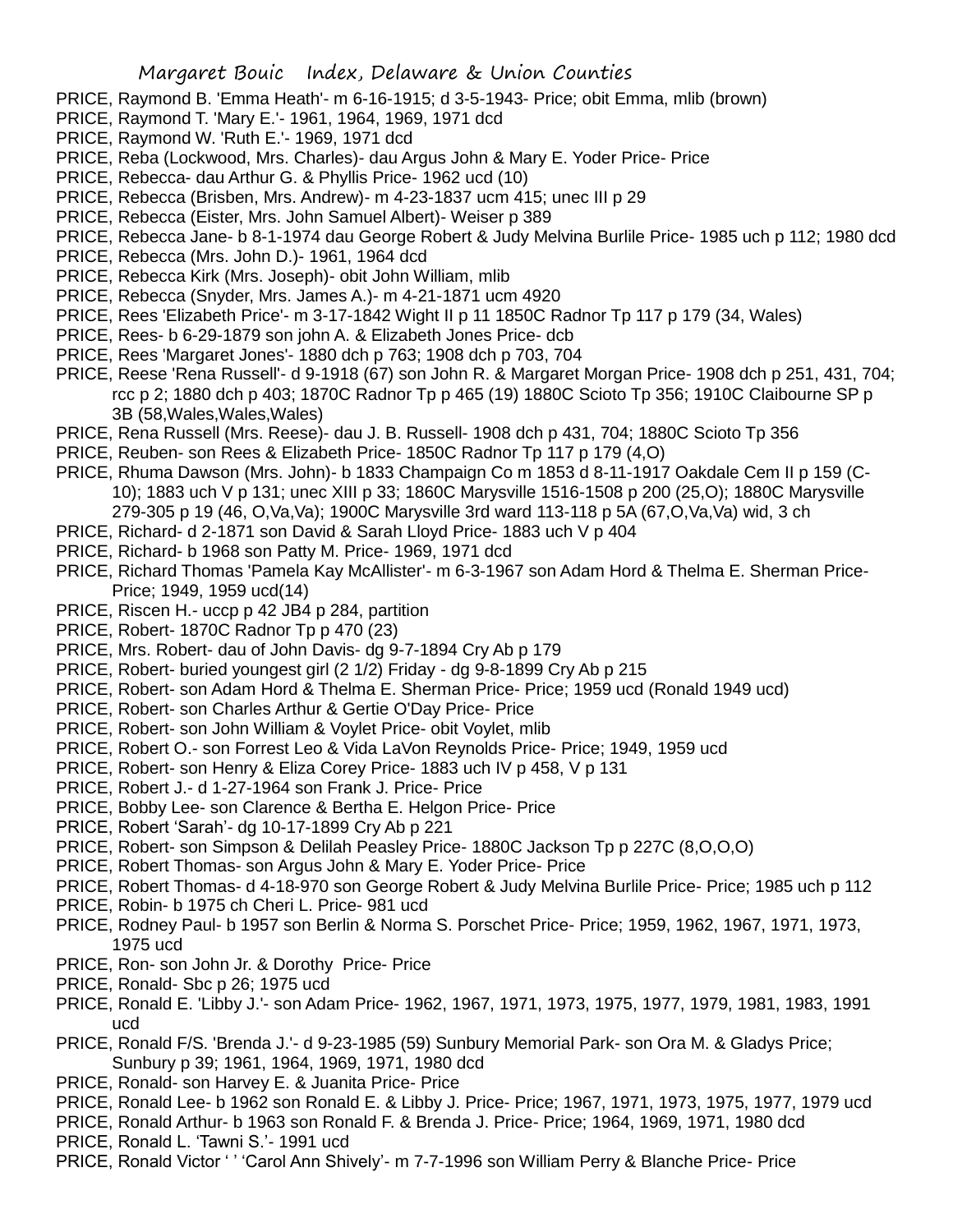PRICE, Raymond B. 'Emma Heath'- m 6-16-1915; d 3-5-1943- Price; obit Emma, mlib (brown)

PRICE, Raymond T. 'Mary E.'- 1961, 1964, 1969, 1971 dcd

PRICE, Raymond W. 'Ruth E.'- 1969, 1971 dcd

PRICE, Reba (Lockwood, Mrs. Charles)- dau Argus John & Mary E. Yoder Price- Price

PRICE, Rebecca- dau Arthur G. & Phyllis Price- 1962 ucd (10)

PRICE, Rebecca (Brisben, Mrs. Andrew)- m 4-23-1837 ucm 415; unec III p 29

PRICE, Rebecca (Eister, Mrs. John Samuel Albert)- Weiser p 389

PRICE, Rebecca Jane- b 8-1-1974 dau George Robert & Judy Melvina Burlile Price- 1985 uch p 112; 1980 dcd

PRICE, Rebecca (Mrs. John D.)- 1961, 1964 dcd

PRICE, Rebecca Kirk (Mrs. Joseph)- obit John William, mlib

PRICE, Rebecca (Snyder, Mrs. James A.)- m 4-21-1871 ucm 4920

PRICE, Rees 'Elizabeth Price'- m 3-17-1842 Wight II p 11 1850C Radnor Tp 117 p 179 (34, Wales)

PRICE, Rees- b 6-29-1879 son john A. & Elizabeth Jones Price- dcb

PRICE, Rees 'Margaret Jones'- 1880 dch p 763; 1908 dch p 703, 704

PRICE, Reese 'Rena Russell'- d 9-1918 (67) son John R. & Margaret Morgan Price- 1908 dch p 251, 431, 704; rcc p 2; 1880 dch p 403; 1870C Radnor Tp p 465 (19) 1880C Scioto Tp 356; 1910C Claibourne SP p 3B (58,Wales,Wales,Wales)

PRICE, Rena Russell (Mrs. Reese)- dau J. B. Russell- 1908 dch p 431, 704; 1880C Scioto Tp 356

PRICE, Reuben- son Rees & Elizabeth Price- 1850C Radnor Tp 117 p 179 (4,O)

PRICE, Rhuma Dawson (Mrs. John)- b 1833 Champaign Co m 1853 d 8-11-1917 Oakdale Cem II p 159 (C-10); 1883 uch V p 131; unec XIII p 33; 1860C Marysville 1516-1508 p 200 (25,O); 1880C Marysville 279-305 p 19 (46, O,Va,Va); 1900C Marysville 3rd ward 113-118 p 5A (67,O,Va,Va) wid, 3 ch

PRICE, Richard- d 2-1871 son David & Sarah Lloyd Price- 1883 uch V p 404

PRICE, Richard- b 1968 son Patty M. Price- 1969, 1971 dcd

PRICE, Richard Thomas 'Pamela Kay McAllister'- m 6-3-1967 son Adam Hord & Thelma E. Sherman Price- Price; 1949, 1959 ucd(14)

PRICE, Riscen H.- uccp p 42 JB4 p 284, partition

PRICE, Robert- 1870C Radnor Tp p 470 (23)

PRICE, Mrs. Robert- dau of John Davis- dg 9-7-1894 Cry Ab p 179

PRICE, Robert- buried youngest girl (2 1/2) Friday - dg 9-8-1899 Cry Ab p 215

PRICE, Robert- son Adam Hord & Thelma E. Sherman Price- Price; 1959 ucd (Ronald 1949 ucd)

PRICE, Robert- son Charles Arthur & Gertie O'Day Price- Price

PRICE, Robert- son John William & Voylet Price- obit Voylet, mlib

PRICE, Robert O.- son Forrest Leo & Vida LaVon Reynolds Price- Price; 1949, 1959 ucd

PRICE, Robert- son Henry & Eliza Corey Price- 1883 uch IV p 458, V p 131

PRICE, Robert J.- d 1-27-1964 son Frank J. Price- Price

PRICE, Bobby Lee- son Clarence & Bertha E. Helgon Price- Price

PRICE, Robert 'Sarah'- dg 10-17-1899 Cry Ab p 221

PRICE, Robert- son Simpson & Delilah Peasley Price- 1880C Jackson Tp p 227C (8,O,O,O)

PRICE, Robert Thomas- son Argus John & Mary E. Yoder Price- Price

PRICE, Robert Thomas- d 4-18-970 son George Robert & Judy Melvina Burlile Price- Price; 1985 uch p 112

PRICE, Robin- b 1975 ch Cheri L. Price- 981 ucd

PRICE, Rodney Paul- b 1957 son Berlin & Norma S. Porschet Price- Price; 1959, 1962, 1967, 1971, 1973, 1975 ucd

PRICE, Ron- son John Jr. & Dorothy Price- Price

PRICE, Ronald- Sbc p 26; 1975 ucd

PRICE, Ronald E. 'Libby J.'- son Adam Price- 1962, 1967, 1971, 1973, 1975, 1977, 1979, 1981, 1983, 1991 ucd

PRICE, Ronald F/S. 'Brenda J.'- d 9-23-1985 (59) Sunbury Memorial Park- son Ora M. & Gladys Price; Sunbury p 39; 1961, 1964, 1969, 1971, 1980 dcd

PRICE, Ronald- son Harvey E. & Juanita Price- Price

PRICE, Ronald Lee- b 1962 son Ronald E. & Libby J. Price- Price; 1967, 1971, 1973, 1975, 1977, 1979 ucd

PRICE, Ronald Arthur- b 1963 son Ronald F. & Brenda J. Price- Price; 1964, 1969, 1971, 1980 dcd

PRICE, Ronald L. 'Tawni S.'- 1991 ucd

PRICE, Ronald Victor ' ' 'Carol Ann Shively'- m 7-7-1996 son William Perry & Blanche Price- Price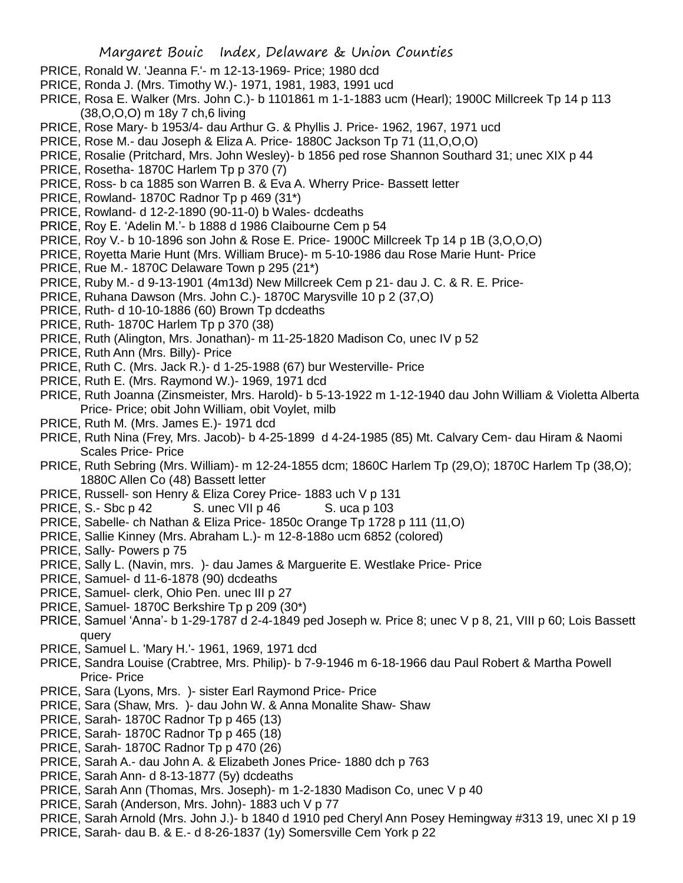PRICE, Ronald W. 'Jeanna F.'- m 12-13-1969- Price; 1980 dcd

PRICE, Ronda J. (Mrs. Timothy W.)- 1971, 1981, 1983, 1991 ucd

PRICE, Rosa E. Walker (Mrs. John C.)- b 1101861 m 1-1-1883 ucm (Hearl); 1900C Millcreek Tp 14 p 113 (38,O,O,O) m 18y 7 ch,6 living

PRICE, Rose Mary- b 1953/4- dau Arthur G. & Phyllis J. Price- 1962, 1967, 1971 ucd

PRICE, Rose M.- dau Joseph & Eliza A. Price- 1880C Jackson Tp 71 (11,O,O,O)

PRICE, Rosalie (Pritchard, Mrs. John Wesley)- b 1856 ped rose Shannon Southard 31; unec XIX p 44

PRICE, Rosetha- 1870C Harlem Tp p 370 (7)

PRICE, Ross- b ca 1885 son Warren B. & Eva A. Wherry Price- Bassett letter

PRICE, Rowland- 1870C Radnor Tp p 469 (31*)

PRICE, Rowland- d 12-2-1890 (90-11-0) b Wales- dcdeaths

PRICE, Roy E. 'Adelin M.'- b 1888 d 1986 Claibourne Cem p 54

PRICE, Roy V.- b 10-1896 son John & Rose E. Price- 1900C Millcreek Tp 14 p 1B (3,O,O,O)

PRICE, Royetta Marie Hunt (Mrs. William Bruce)- m 5-10-1986 dau Rose Marie Hunt- Price

PRICE, Rue M.- 1870C Delaware Town p 295 (21*)

PRICE, Ruby M.- d 9-13-1901 (4m13d) New Millcreek Cem p 21- dau J. C. & R. E. Price-

PRICE, Ruhana Dawson (Mrs. John C.)- 1870C Marysville 10 p 2 (37,O)

PRICE, Ruth- d 10-10-1886 (60) Brown Tp dcdeaths

PRICE, Ruth- 1870C Harlem Tp p 370 (38)

PRICE, Ruth (Alington, Mrs. Jonathan)- m 11-25-1820 Madison Co, unec IV p 52

PRICE, Ruth Ann (Mrs. Billy)- Price

PRICE, Ruth C. (Mrs. Jack R.)- d 1-25-1988 (67) bur Westerville- Price

PRICE, Ruth E. (Mrs. Raymond W.)- 1969, 1971 dcd

PRICE, Ruth Joanna (Zinsmeister, Mrs. Harold)- b 5-13-1922 m 1-12-1940 dau John William & Violetta Alberta Price- Price; obit John William, obit Voylet, milb

PRICE, Ruth M. (Mrs. James E.)- 1971 dcd

PRICE, Ruth Nina (Frey, Mrs. Jacob)- b 4-25-1899 d 4-24-1985 (85) Mt. Calvary Cem- dau Hiram & Naomi Scales Price- Price

PRICE, Ruth Sebring (Mrs. William)- m 12-24-1855 dcm; 1860C Harlem Tp (29,O); 1870C Harlem Tp (38,O); 1880C Allen Co (48) Bassett letter

PRICE, Russell- son Henry & Eliza Corey Price- 1883 uch V p 131

PRICE, S.- Sbc p 42 S. unec VII p 46 S. uca p 103

PRICE, Sabelle- ch Nathan & Eliza Price- 1850c Orange Tp 1728 p 111 (11,O)

PRICE, Sallie Kinney (Mrs. Abraham L.)- m 12-8-188o ucm 6852 (colored)

PRICE, Sally- Powers p 75

PRICE, Sally L. (Navin, mrs. )- dau James & Marguerite E. Westlake Price- Price

PRICE, Samuel- d 11-6-1878 (90) dcdeaths

PRICE, Samuel- clerk, Ohio Pen. unec III p 27

PRICE, Samuel- 1870C Berkshire Tp p 209 (30*)

PRICE, Samuel 'Anna'- b 1-29-1787 d 2-4-1849 ped Joseph w. Price 8; unec V p 8, 21, VIII p 60; Lois Bassett query

PRICE, Samuel L. 'Mary H.'- 1961, 1969, 1971 dcd

PRICE, Sandra Louise (Crabtree, Mrs. Philip)- b 7-9-1946 m 6-18-1966 dau Paul Robert & Martha Powell Price- Price

PRICE, Sara (Lyons, Mrs. )- sister Earl Raymond Price- Price

PRICE, Sara (Shaw, Mrs. )- dau John W. & Anna Monalite Shaw- Shaw

PRICE, Sarah- 1870C Radnor Tp p 465 (13)

PRICE, Sarah- 1870C Radnor Tp p 465 (18)

PRICE, Sarah- 1870C Radnor Tp p 470 (26)

PRICE, Sarah A.- dau John A. & Elizabeth Jones Price- 1880 dch p 763

PRICE, Sarah Ann- d 8-13-1877 (5y) dcdeaths

PRICE, Sarah Ann (Thomas, Mrs. Joseph)- m 1-2-1830 Madison Co, unec V p 40

PRICE, Sarah (Anderson, Mrs. John)- 1883 uch V p 77

PRICE, Sarah Arnold (Mrs. John J.)- b 1840 d 1910 ped Cheryl Ann Posey Hemingway #313 19, unec XI p 19

PRICE, Sarah- dau B. & E.- d 8-26-1837 (1y) Somersville Cem York p 22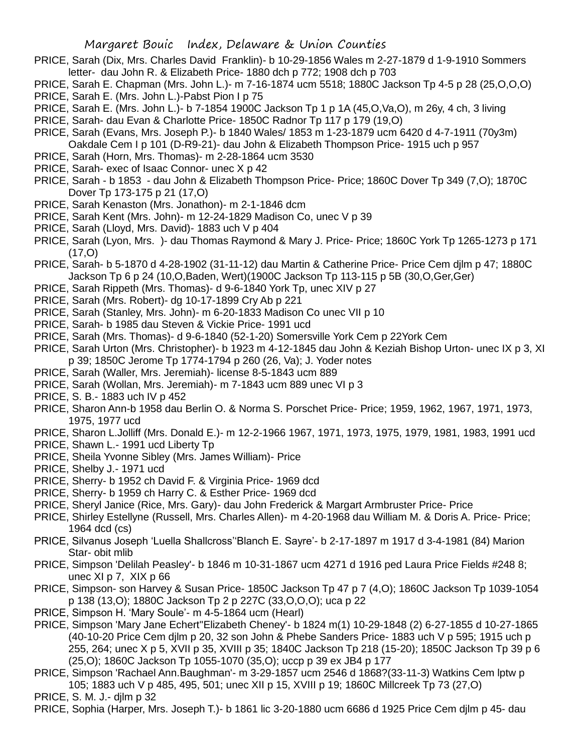PRICE, Sarah (Dix, Mrs. Charles David Franklin)- b 10-29-1856 Wales m 2-27-1879 d 1-9-1910 Sommers letter- dau John R. & Elizabeth Price- 1880 dch p 772; 1908 dch p 703

PRICE, Sarah E. Chapman (Mrs. John L.)- m 7-16-1874 ucm 5518; 1880C Jackson Tp 4-5 p 28 (25,O,O,O)

PRICE, Sarah E. (Mrs. John L.)-Pabst Pion I p 75

PRICE, Sarah E. (Mrs. John L.)- b 7-1854 1900C Jackson Tp 1 p 1A (45,O,Va,O), m 26y, 4 ch, 3 living

PRICE, Sarah- dau Evan & Charlotte Price- 1850C Radnor Tp 117 p 179 (19,O)

PRICE, Sarah (Evans, Mrs. Joseph P.)- b 1840 Wales/ 1853 m 1-23-1879 ucm 6420 d 4-7-1911 (70y3m) Oakdale Cem I p 101 (D-R9-21)- dau John & Elizabeth Thompson Price- 1915 uch p 957

PRICE, Sarah (Horn, Mrs. Thomas)- m 2-28-1864 ucm 3530

PRICE, Sarah- exec of Isaac Connor- unec X p 42

PRICE, Sarah - b 1853 - dau John & Elizabeth Thompson Price- Price; 1860C Dover Tp 349 (7,O); 1870C Dover Tp 173-175 p 21 (17,O)

PRICE, Sarah Kenaston (Mrs. Jonathon)- m 2-1-1846 dcm

PRICE, Sarah Kent (Mrs. John)- m 12-24-1829 Madison Co, unec V p 39

PRICE, Sarah (Lloyd, Mrs. David)- 1883 uch V p 404

PRICE, Sarah (Lyon, Mrs. )- dau Thomas Raymond & Mary J. Price- Price; 1860C York Tp 1265-1273 p 171 (17,O)

PRICE, Sarah- b 5-1870 d 4-28-1902 (31-11-12) dau Martin & Catherine Price- Price Cem djlm p 47; 1880C Jackson Tp 6 p 24 (10,O,Baden, Wert)(1900C Jackson Tp 113-115 p 5B (30,O,Ger,Ger)

PRICE, Sarah Rippeth (Mrs. Thomas)- d 9-6-1840 York Tp, unec XIV p 27

PRICE, Sarah (Mrs. Robert)- dg 10-17-1899 Cry Ab p 221

PRICE, Sarah (Stanley, Mrs. John)- m 6-20-1833 Madison Co unec VII p 10

PRICE, Sarah- b 1985 dau Steven & Vickie Price- 1991 ucd

PRICE, Sarah (Mrs. Thomas)- d 9-6-1840 (52-1-20) Somersville York Cem p 22York Cem

PRICE, Sarah Urton (Mrs. Christopher)- b 1923 m 4-12-1845 dau John & Keziah Bishop Urton- unec IX p 3, XI p 39; 1850C Jerome Tp 1774-1794 p 260 (26, Va); J. Yoder notes

PRICE, Sarah (Waller, Mrs. Jeremiah)- license 8-5-1843 ucm 889

PRICE, Sarah (Wollan, Mrs. Jeremiah)- m 7-1843 ucm 889 unec VI p 3

PRICE, S. B.- 1883 uch IV p 452

PRICE, Sharon Ann-b 1958 dau Berlin O. & Norma S. Porschet Price- Price; 1959, 1962, 1967, 1971, 1973, 1975, 1977 ucd

PRICE, Sharon L.Jolliff (Mrs. Donald E.)- m 12-2-1966 1967, 1971, 1973, 1975, 1979, 1981, 1983, 1991 ucd

PRICE, Shawn L.- 1991 ucd Liberty Tp

PRICE, Sheila Yvonne Sibley (Mrs. James William)- Price

PRICE, Shelby J.- 1971 ucd

PRICE, Sherry- b 1952 ch David F. & Virginia Price- 1969 dcd

PRICE, Sherry- b 1959 ch Harry C. & Esther Price- 1969 dcd

PRICE, Sheryl Janice (Rice, Mrs. Gary)- dau John Frederick & Margart Armbruster Price- Price

PRICE, Shirley Estellyne (Russell, Mrs. Charles Allen)- m 4-20-1968 dau William M. & Doris A. Price- Price; 1964 dcd (cs)

PRICE, Silvanus Joseph 'Luella Shallcross''Blanch E. Sayre'- b 2-17-1897 m 1917 d 3-4-1981 (84) Marion Star- obit mlib

PRICE, Simpson 'Delilah Peasley'- b 1846 m 10-31-1867 ucm 4271 d 1916 ped Laura Price Fields #248 8; unec XI p 7, XIX p 66

PRICE, Simpson- son Harvey & Susan Price- 1850C Jackson Tp 47 p 7 (4,O); 1860C Jackson Tp 1039-1054 p 138 (13,O); 1880C Jackson Tp 2 p 227C (33,O,O,O); uca p 22

PRICE, Simpson H. 'Mary Soule'- m 4-5-1864 ucm (Hearl)

PRICE, Simpson 'Mary Jane Echert''Elizabeth Cheney'- b 1824 m(1) 10-29-1848 (2) 6-27-1855 d 10-27-1865 (40-10-20 Price Cem djlm p 20, 32 son John & Phebe Sanders Price- 1883 uch V p 595; 1915 uch p 255, 264; unec X p 5, XVII p 35, XVIII p 35; 1840C Jackson Tp 218 (15-20); 1850C Jackson Tp 39 p 6 (25,O); 1860C Jackson Tp 1055-1070 (35,O); uccp p 39 ex JB4 p 177

PRICE, Simpson 'Rachael Ann.Baughman'- m 3-29-1857 ucm 2546 d 1868?(33-11-3) Watkins Cem lptw p 105; 1883 uch V p 485, 495, 501; unec XII p 15, XVIII p 19; 1860C Millcreek Tp 73 (27,O)

PRICE, S. M. J.- djlm p 32

PRICE, Sophia (Harper, Mrs. Joseph T.)- b 1861 lic 3-20-1880 ucm 6686 d 1925 Price Cem djlm p 45- dau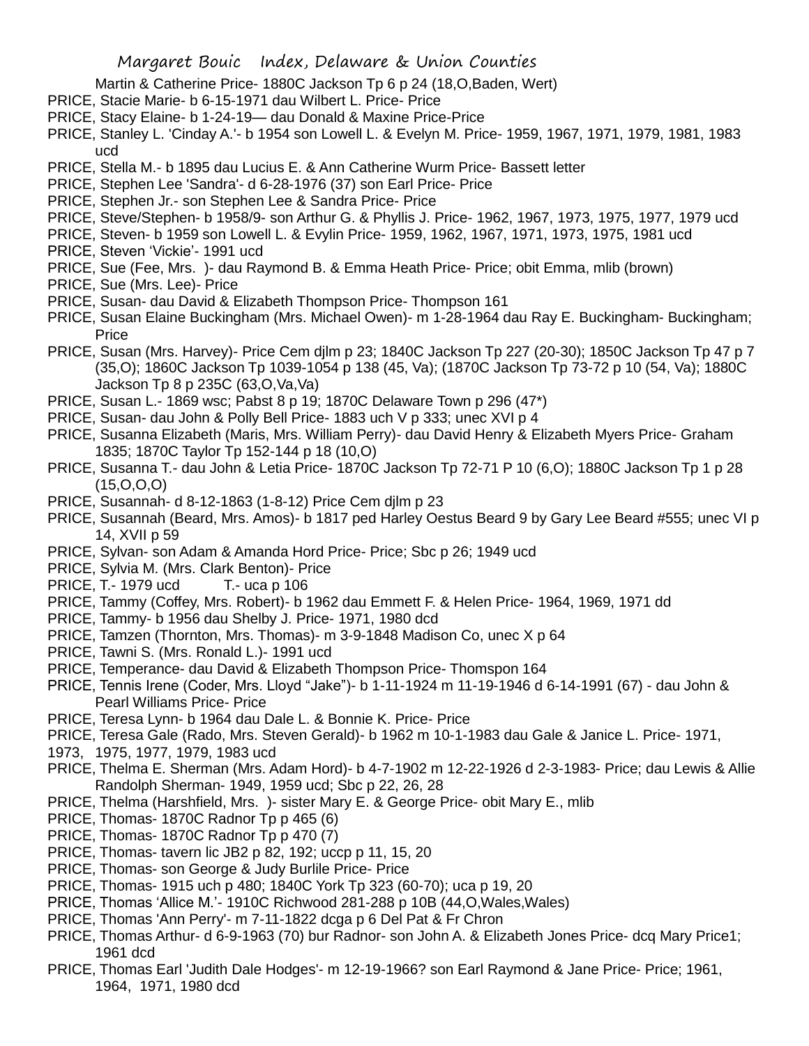Martin & Catherine Price- 1880C Jackson Tp 6 p 24 (18,O,Baden, Wert)

PRICE, Stacie Marie- b 6-15-1971 dau Wilbert L. Price- Price

PRICE, Stacy Elaine- b 1-24-19— dau Donald & Maxine Price-Price

PRICE, Stanley L. 'Cinday A.'- b 1954 son Lowell L. & Evelyn M. Price- 1959, 1967, 1971, 1979, 1981, 1983 ucd

PRICE, Stella M.- b 1895 dau Lucius E. & Ann Catherine Wurm Price- Bassett letter

PRICE, Stephen Lee 'Sandra'- d 6-28-1976 (37) son Earl Price- Price

PRICE, Stephen Jr.- son Stephen Lee & Sandra Price- Price

PRICE, Steve/Stephen- b 1958/9- son Arthur G. & Phyllis J. Price- 1962, 1967, 1973, 1975, 1977, 1979 ucd

PRICE, Steven- b 1959 son Lowell L. & Evylin Price- 1959, 1962, 1967, 1971, 1973, 1975, 1981 ucd

PRICE, Steven 'Vickie'- 1991 ucd

PRICE, Sue (Fee, Mrs. )- dau Raymond B. & Emma Heath Price- Price; obit Emma, mlib (brown)

PRICE, Sue (Mrs. Lee)- Price

PRICE, Susan- dau David & Elizabeth Thompson Price- Thompson 161

PRICE, Susan Elaine Buckingham (Mrs. Michael Owen)- m 1-28-1964 dau Ray E. Buckingham- Buckingham; Price

PRICE, Susan (Mrs. Harvey)- Price Cem djlm p 23; 1840C Jackson Tp 227 (20-30); 1850C Jackson Tp 47 p 7 (35,O); 1860C Jackson Tp 1039-1054 p 138 (45, Va); (1870C Jackson Tp 73-72 p 10 (54, Va); 1880C Jackson Tp 8 p 235C (63,O,Va,Va)

PRICE, Susan L.- 1869 wsc; Pabst 8 p 19; 1870C Delaware Town p 296 (47*)

PRICE, Susan- dau John & Polly Bell Price- 1883 uch V p 333; unec XVI p 4

PRICE, Susanna Elizabeth (Maris, Mrs. William Perry)- dau David Henry & Elizabeth Myers Price- Graham 1835; 1870C Taylor Tp 152-144 p 18 (10,O)

PRICE, Susanna T.- dau John & Letia Price- 1870C Jackson Tp 72-71 P 10 (6,O); 1880C Jackson Tp 1 p 28 (15,O,O,O)

PRICE, Susannah- d 8-12-1863 (1-8-12) Price Cem djlm p 23

PRICE, Susannah (Beard, Mrs. Amos)- b 1817 ped Harley Oestus Beard 9 by Gary Lee Beard #555; unec VI p 14, XVII p 59

PRICE, Sylvan- son Adam & Amanda Hord Price- Price; Sbc p 26; 1949 ucd

PRICE, Sylvia M. (Mrs. Clark Benton)- Price

PRICE, T.- 1979 ucd T.- uca p 106

PRICE, Tammy (Coffey, Mrs. Robert)- b 1962 dau Emmett F. & Helen Price- 1964, 1969, 1971 dd

PRICE, Tammy- b 1956 dau Shelby J. Price- 1971, 1980 dcd

PRICE, Tamzen (Thornton, Mrs. Thomas)- m 3-9-1848 Madison Co, unec X p 64

PRICE, Tawni S. (Mrs. Ronald L.)- 1991 ucd

PRICE, Temperance- dau David & Elizabeth Thompson Price- Thomspon 164

PRICE, Tennis Irene (Coder, Mrs. Lloyd "Jake")- b 1-11-1924 m 11-19-1946 d 6-14-1991 (67) - dau John & Pearl Williams Price- Price

PRICE, Teresa Lynn- b 1964 dau Dale L. & Bonnie K. Price- Price

PRICE, Teresa Gale (Rado, Mrs. Steven Gerald)- b 1962 m 10-1-1983 dau Gale & Janice L. Price- 1971, 1973, 1975, 1977, 1979, 1983 ucd

PRICE, Thelma E. Sherman (Mrs. Adam Hord)- b 4-7-1902 m 12-22-1926 d 2-3-1983- Price; dau Lewis & Allie Randolph Sherman- 1949, 1959 ucd; Sbc p 22, 26, 28

PRICE, Thelma (Harshfield, Mrs. )- sister Mary E. & George Price- obit Mary E., mlib

PRICE, Thomas- 1870C Radnor Tp p 465 (6)

PRICE, Thomas- 1870C Radnor Tp p 470 (7)

PRICE, Thomas- tavern lic JB2 p 82, 192; uccp p 11, 15, 20

PRICE, Thomas- son George & Judy Burlile Price- Price

PRICE, Thomas- 1915 uch p 480; 1840C York Tp 323 (60-70); uca p 19, 20

PRICE, Thomas 'Allice M.'- 1910C Richwood 281-288 p 10B (44,O,Wales,Wales)

PRICE, Thomas 'Ann Perry'- m 7-11-1822 dcga p 6 Del Pat & Fr Chron

PRICE, Thomas Arthur- d 6-9-1963 (70) bur Radnor- son John A. & Elizabeth Jones Price- dcq Mary Price1; 1961 dcd

PRICE, Thomas Earl 'Judith Dale Hodges'- m 12-19-1966? son Earl Raymond & Jane Price- Price; 1961, 1964, 1971, 1980 dcd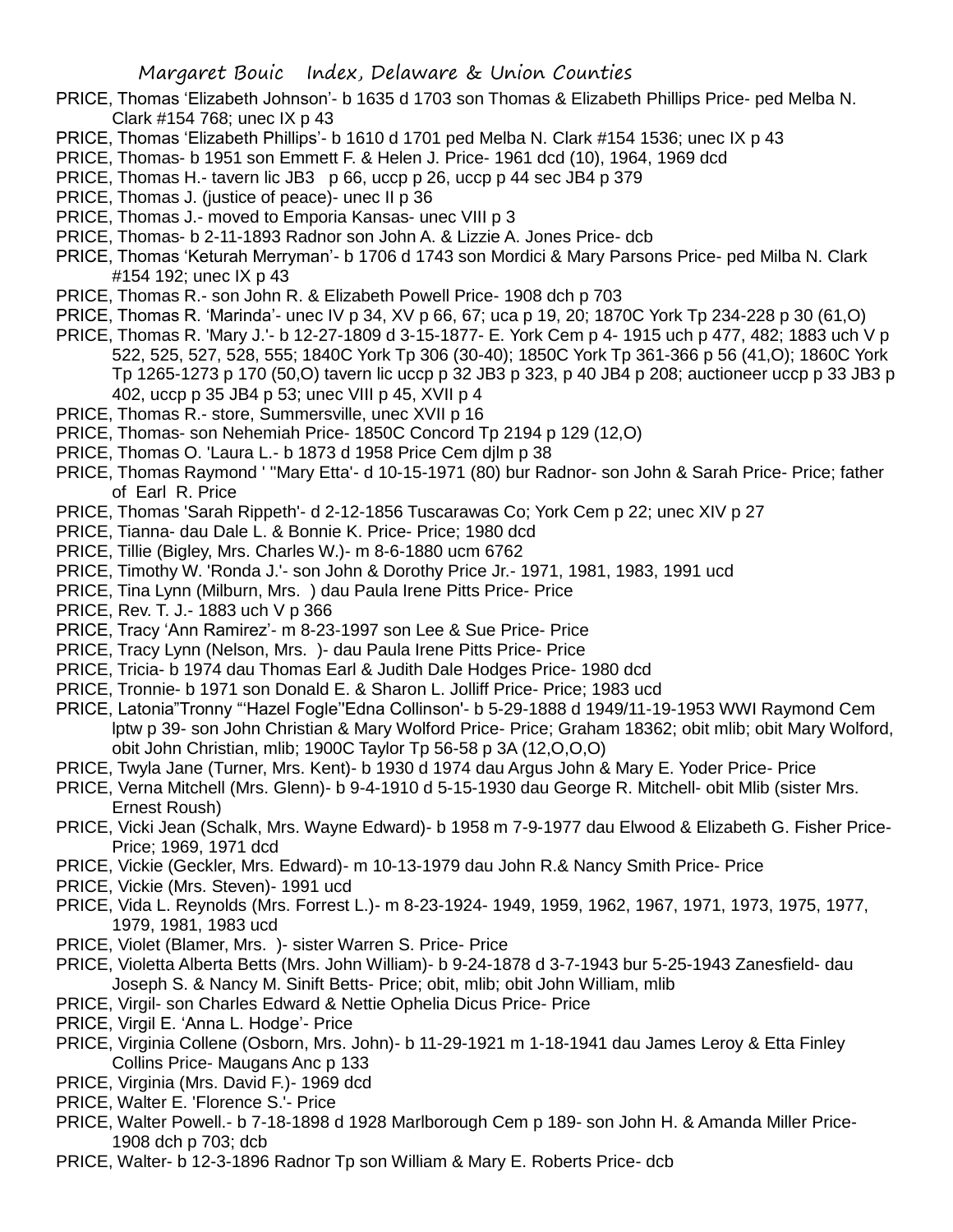PRICE, Thomas 'Elizabeth Johnson'- b 1635 d 1703 son Thomas & Elizabeth Phillips Price- ped Melba N. Clark #154 768; unec IX p 43

PRICE, Thomas 'Elizabeth Phillips'- b 1610 d 1701 ped Melba N. Clark #154 1536; unec IX p 43

PRICE, Thomas- b 1951 son Emmett F. & Helen J. Price- 1961 dcd (10), 1964, 1969 dcd

PRICE, Thomas H.- tavern lic JB3 p 66, uccp p 26, uccp p 44 sec JB4 p 379

PRICE, Thomas J. (justice of peace)- unec II p 36

PRICE, Thomas J.- moved to Emporia Kansas- unec VIII p 3

PRICE, Thomas- b 2-11-1893 Radnor son John A. & Lizzie A. Jones Price- dcb

PRICE, Thomas 'Keturah Merryman'- b 1706 d 1743 son Mordici & Mary Parsons Price- ped Milba N. Clark #154 192; unec IX p 43

PRICE, Thomas R.- son John R. & Elizabeth Powell Price- 1908 dch p 703

PRICE, Thomas R. 'Marinda'- unec IV p 34, XV p 66, 67; uca p 19, 20; 1870C York Tp 234-228 p 30 (61,O)

PRICE, Thomas R. 'Mary J.'- b 12-27-1809 d 3-15-1877- E. York Cem p 4- 1915 uch p 477, 482; 1883 uch V p 522, 525, 527, 528, 555; 1840C York Tp 306 (30-40); 1850C York Tp 361-366 p 56 (41,O); 1860C York Tp 1265-1273 p 170 (50,O) tavern lic uccp p 32 JB3 p 323, p 40 JB4 p 208; auctioneer uccp p 33 JB3 p 402, uccp p 35 JB4 p 53; unec VIII p 45, XVII p 4

PRICE, Thomas R.- store, Summersville, unec XVII p 16

PRICE, Thomas- son Nehemiah Price- 1850C Concord Tp 2194 p 129 (12,O)

PRICE, Thomas O. 'Laura L.- b 1873 d 1958 Price Cem djlm p 38

PRICE, Thomas Raymond ' "Mary Etta'- d 10-15-1971 (80) bur Radnor- son John & Sarah Price- Price; father of Earl R. Price

PRICE, Thomas 'Sarah Rippeth'- d 2-12-1856 Tuscarawas Co; York Cem p 22; unec XIV p 27

PRICE, Tianna- dau Dale L. & Bonnie K. Price- Price; 1980 dcd

PRICE, Tillie (Bigley, Mrs. Charles W.)- m 8-6-1880 ucm 6762

PRICE, Timothy W. 'Ronda J.'- son John & Dorothy Price Jr.- 1971, 1981, 1983, 1991 ucd

PRICE, Tina Lynn (Milburn, Mrs. ) dau Paula Irene Pitts Price- Price

PRICE, Rev. T. J.- 1883 uch V p 366

PRICE, Tracy 'Ann Ramirez'- m 8-23-1997 son Lee & Sue Price- Price

PRICE, Tracy Lynn (Nelson, Mrs. )- dau Paula Irene Pitts Price- Price

PRICE, Tricia- b 1974 dau Thomas Earl & Judith Dale Hodges Price- 1980 dcd

PRICE, Tronnie- b 1971 son Donald E. & Sharon L. Jolliff Price- Price; 1983 ucd

PRICE, Latonia"Tronny "'Hazel Fogle''Edna Collinson'- b 5-29-1888 d 1949/11-19-1953 WWI Raymond Cem lptw p 39- son John Christian & Mary Wolford Price- Price; Graham 18362; obit mlib; obit Mary Wolford, obit John Christian, mlib; 1900C Taylor Tp 56-58 p 3A (12,O,O,O)

PRICE, Twyla Jane (Turner, Mrs. Kent)- b 1930 d 1974 dau Argus John & Mary E. Yoder Price- Price

PRICE, Verna Mitchell (Mrs. Glenn)- b 9-4-1910 d 5-15-1930 dau George R. Mitchell- obit Mlib (sister Mrs. Ernest Roush)

PRICE, Vicki Jean (Schalk, Mrs. Wayne Edward)- b 1958 m 7-9-1977 dau Elwood & Elizabeth G. Fisher Price- Price; 1969, 1971 dcd

PRICE, Vickie (Geckler, Mrs. Edward)- m 10-13-1979 dau John R.& Nancy Smith Price- Price

PRICE, Vickie (Mrs. Steven)- 1991 ucd

PRICE, Vida L. Reynolds (Mrs. Forrest L.)- m 8-23-1924- 1949, 1959, 1962, 1967, 1971, 1973, 1975, 1977, 1979, 1981, 1983 ucd

PRICE, Violet (Blamer, Mrs. )- sister Warren S. Price- Price

PRICE, Violetta Alberta Betts (Mrs. John William)- b 9-24-1878 d 3-7-1943 bur 5-25-1943 Zanesfield- dau Joseph S. & Nancy M. Sinift Betts- Price; obit, mlib; obit John William, mlib

PRICE, Virgil- son Charles Edward & Nettie Ophelia Dicus Price- Price

PRICE, Virgil E. 'Anna L. Hodge'- Price

PRICE, Virginia Collene (Osborn, Mrs. John)- b 11-29-1921 m 1-18-1941 dau James Leroy & Etta Finley Collins Price- Maugans Anc p 133

PRICE, Virginia (Mrs. David F.)- 1969 dcd

PRICE, Walter E. 'Florence S.'- Price

PRICE, Walter Powell.- b 7-18-1898 d 1928 Marlborough Cem p 189- son John H. & Amanda Miller Price- 1908 dch p 703; dcb

PRICE, Walter- b 12-3-1896 Radnor Tp son William & Mary E. Roberts Price- dcb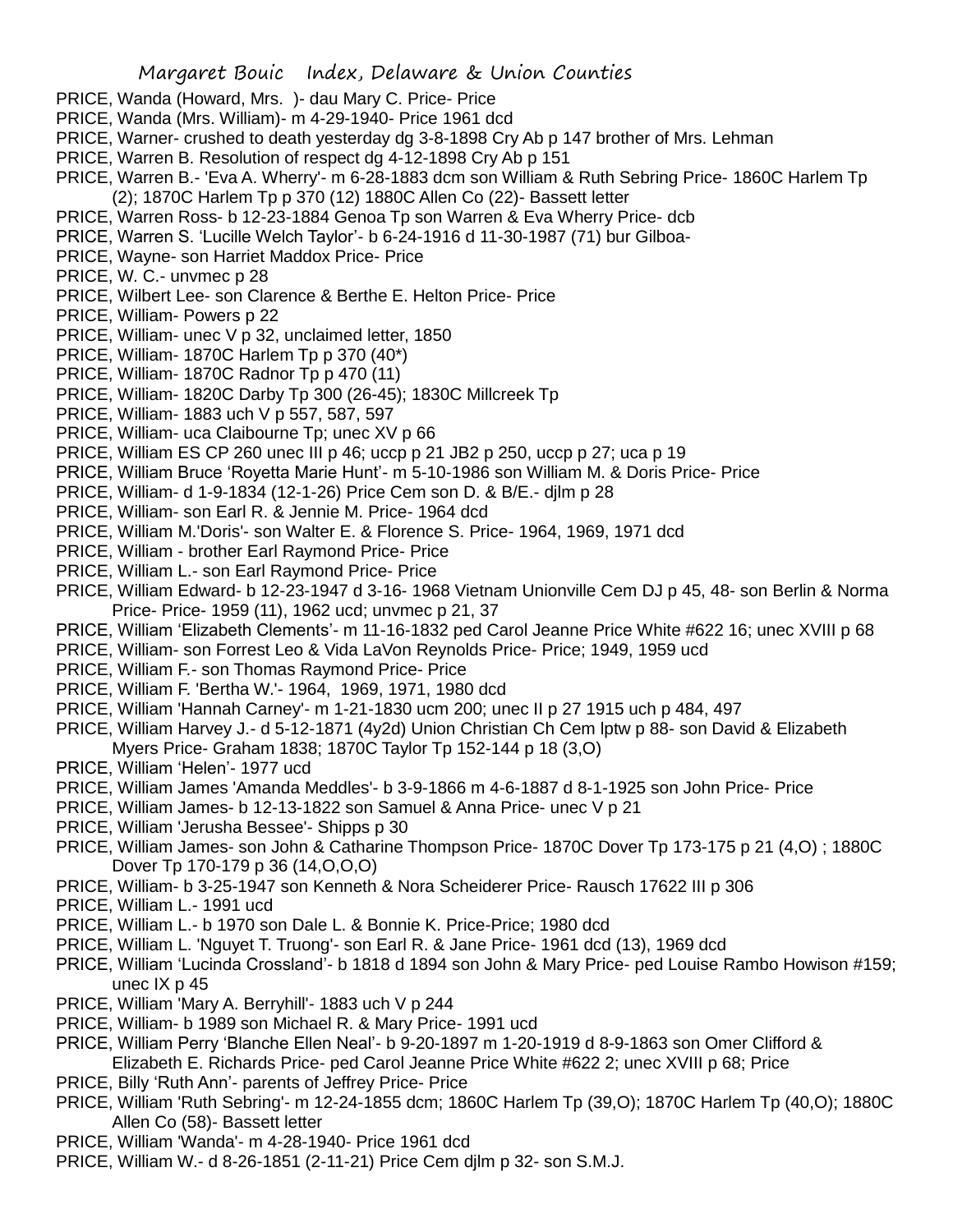PRICE, Wanda (Howard, Mrs. )- dau Mary C. Price- Price
PRICE, Wanda (Mrs. William)- m 4-29-1940- Price 1961 dcd
PRICE, Warner- crushed to death yesterday dg 3-8-1898 Cry Ab p 147 brother of Mrs. Lehman
PRICE, Warren B. Resolution of respect dg 4-12-1898 Cry Ab p 151
PRICE, Warren B.- 'Eva A. Wherry'- m 6-28-1883 dcm son William & Ruth Sebring Price- 1860C Harlem Tp (2); 1870C Harlem Tp p 370 (12) 1880C Allen Co (22)- Bassett letter
PRICE, Warren Ross- b 12-23-1884 Genoa Tp son Warren & Eva Wherry Price- dcb
PRICE, Warren S. 'Lucille Welch Taylor'- b 6-24-1916 d 11-30-1987 (71) bur Gilboa-
PRICE, Wayne- son Harriet Maddox Price- Price
PRICE, W. C.- unvmec p 28
PRICE, Wilbert Lee- son Clarence & Berthe E. Helton Price- Price
PRICE, William- Powers p 22
PRICE, William- unec V p 32, unclaimed letter, 1850
PRICE, William- 1870C Harlem Tp p 370 (40*)
PRICE, William- 1870C Radnor Tp p 470 (11)
PRICE, William- 1820C Darby Tp 300 (26-45); 1830C Millcreek Tp
PRICE, William- 1883 uch V p 557, 587, 597
PRICE, William- uca Claibourne Tp; unec XV p 66
PRICE, William ES CP 260 unec III p 46; uccp p 21 JB2 p 250, uccp p 27; uca p 19
PRICE, William Bruce 'Royetta Marie Hunt'- m 5-10-1986 son William M. & Doris Price- Price
PRICE, William- d 1-9-1834 (12-1-26) Price Cem son D. & B/E.- djlm p 28
PRICE, William- son Earl R. & Jennie M. Price- 1964 dcd
PRICE, William M.'Doris'- son Walter E. & Florence S. Price- 1964, 1969, 1971 dcd
PRICE, William - brother Earl Raymond Price- Price
PRICE, William L.- son Earl Raymond Price- Price
PRICE, William Edward- b 12-23-1947 d 3-16- 1968 Vietnam Unionville Cem DJ p 45, 48- son Berlin & Norma Price- Price- 1959 (11), 1962 ucd; unvmec p 21, 37
PRICE, William 'Elizabeth Clements'- m 11-16-1832 ped Carol Jeanne Price White #622 16; unec XVIII p 68
PRICE, William- son Forrest Leo & Vida LaVon Reynolds Price- Price; 1949, 1959 ucd
PRICE, William F.- son Thomas Raymond Price- Price
PRICE, William F. 'Bertha W.'- 1964, 1969, 1971, 1980 dcd
PRICE, William 'Hannah Carney'- m 1-21-1830 ucm 200; unec II p 27 1915 uch p 484, 497
PRICE, William Harvey J.- d 5-12-1871 (4y2d) Union Christian Ch Cem lptw p 88- son David & Elizabeth Myers Price- Graham 1838; 1870C Taylor Tp 152-144 p 18 (3,O)
PRICE, William 'Helen'- 1977 ucd
PRICE, William James 'Amanda Meddles'- b 3-9-1866 m 4-6-1887 d 8-1-1925 son John Price- Price
PRICE, William James- b 12-13-1822 son Samuel & Anna Price- unec V p 21
PRICE, William 'Jerusha Bessee'- Shipps p 30
PRICE, William James- son John & Catharine Thompson Price- 1870C Dover Tp 173-175 p 21 (4,O) ; 1880C Dover Tp 170-179 p 36 (14,O,O,O)
PRICE, William- b 3-25-1947 son Kenneth & Nora Scheiderer Price- Rausch 17622 III p 306
PRICE, William L.- 1991 ucd
PRICE, William L.- b 1970 son Dale L. & Bonnie K. Price-Price; 1980 dcd
PRICE, William L. 'Nguyet T. Truong'- son Earl R. & Jane Price- 1961 dcd (13), 1969 dcd
PRICE, William 'Lucinda Crossland'- b 1818 d 1894 son John & Mary Price- ped Louise Rambo Howison #159; unec IX p 45
PRICE, William 'Mary A. Berryhill'- 1883 uch V p 244
PRICE, William- b 1989 son Michael R. & Mary Price- 1991 ucd
PRICE, William Perry 'Blanche Ellen Neal'- b 9-20-1897 m 1-20-1919 d 8-9-1863 son Omer Clifford & Elizabeth E. Richards Price- ped Carol Jeanne Price White #622 2; unec XVIII p 68; Price
PRICE, Billy 'Ruth Ann'- parents of Jeffrey Price- Price
PRICE, William 'Ruth Sebring'- m 12-24-1855 dcm; 1860C Harlem Tp (39,O); 1870C Harlem Tp (40,O); 1880C Allen Co (58)- Bassett letter
PRICE, William 'Wanda'- m 4-28-1940- Price 1961 dcd
PRICE, William W.- d 8-26-1851 (2-11-21) Price Cem djlm p 32- son S.M.J.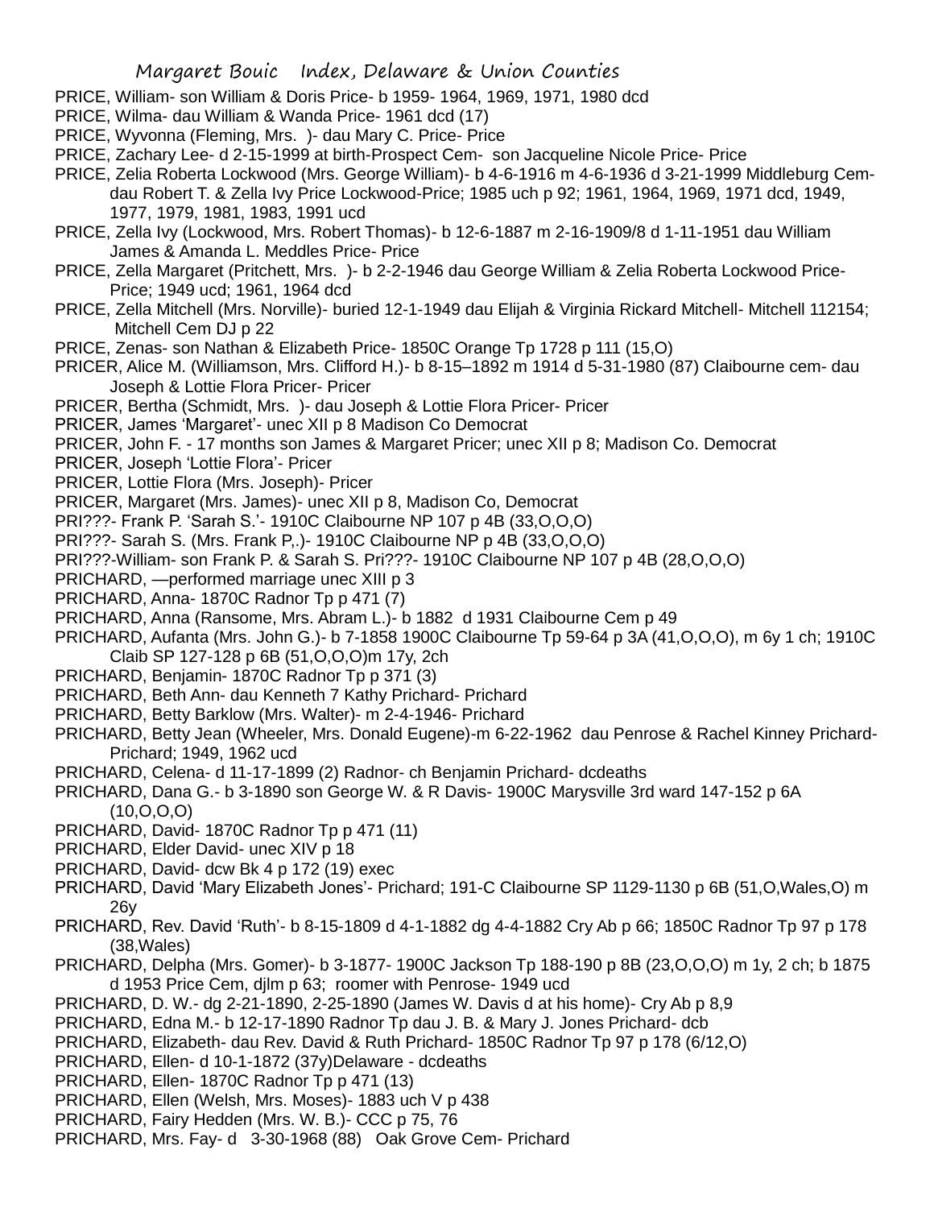PRICE, William- son William & Doris Price- b 1959- 1964, 1969, 1971, 1980 dcd

PRICE, Wilma- dau William & Wanda Price- 1961 dcd (17)

PRICE, Wyvonna (Fleming, Mrs. )- dau Mary C. Price- Price

PRICE, Zachary Lee- d 2-15-1999 at birth-Prospect Cem- son Jacqueline Nicole Price- Price

PRICE, Zelia Roberta Lockwood (Mrs. George William)- b 4-6-1916 m 4-6-1936 d 3-21-1999 Middleburg Cem- dau Robert T. & Zella Ivy Price Lockwood-Price; 1985 uch p 92; 1961, 1964, 1969, 1971 dcd, 1949, 1977, 1979, 1981, 1983, 1991 ucd

PRICE, Zella Ivy (Lockwood, Mrs. Robert Thomas)- b 12-6-1887 m 2-16-1909/8 d 1-11-1951 dau William James & Amanda L. Meddles Price- Price

PRICE, Zella Margaret (Pritchett, Mrs. )- b 2-2-1946 dau George William & Zelia Roberta Lockwood Price- Price; 1949 ucd; 1961, 1964 dcd

PRICE, Zella Mitchell (Mrs. Norville)- buried 12-1-1949 dau Elijah & Virginia Rickard Mitchell- Mitchell 112154; Mitchell Cem DJ p 22

PRICE, Zenas- son Nathan & Elizabeth Price- 1850C Orange Tp 1728 p 111 (15,O)

PRICER, Alice M. (Williamson, Mrs. Clifford H.)- b 8-15–1892 m 1914 d 5-31-1980 (87) Claibourne cem- dau Joseph & Lottie Flora Pricer- Pricer

PRICER, Bertha (Schmidt, Mrs. )- dau Joseph & Lottie Flora Pricer- Pricer

PRICER, James 'Margaret'- unec XII p 8 Madison Co Democrat

PRICER, John F. - 17 months son James & Margaret Pricer; unec XII p 8; Madison Co. Democrat

PRICER, Joseph 'Lottie Flora'- Pricer

PRICER, Lottie Flora (Mrs. Joseph)- Pricer

PRICER, Margaret (Mrs. James)- unec XII p 8, Madison Co, Democrat

PRI???- Frank P. 'Sarah S.'- 1910C Claibourne NP 107 p 4B (33,O,O,O)

PRI???- Sarah S. (Mrs. Frank P,.)- 1910C Claibourne NP p 4B (33,O,O,O)

PRI???-William- son Frank P. & Sarah S. Pri???- 1910C Claibourne NP 107 p 4B (28,O,O,O)

PRICHARD, —performed marriage unec XIII p 3

PRICHARD, Anna- 1870C Radnor Tp p 471 (7)

PRICHARD, Anna (Ransome, Mrs. Abram L.)- b 1882 d 1931 Claibourne Cem p 49

PRICHARD, Aufanta (Mrs. John G.)- b 7-1858 1900C Claibourne Tp 59-64 p 3A (41,O,O,O), m 6y 1 ch; 1910C Claib SP 127-128 p 6B (51,O,O,O)m 17y, 2ch

PRICHARD, Benjamin- 1870C Radnor Tp p 371 (3)

PRICHARD, Beth Ann- dau Kenneth 7 Kathy Prichard- Prichard

PRICHARD, Betty Barklow (Mrs. Walter)- m 2-4-1946- Prichard

PRICHARD, Betty Jean (Wheeler, Mrs. Donald Eugene)-m 6-22-1962 dau Penrose & Rachel Kinney Prichard- Prichard; 1949, 1962 ucd

PRICHARD, Celena- d 11-17-1899 (2) Radnor- ch Benjamin Prichard- dcdeaths

PRICHARD, Dana G.- b 3-1890 son George W. & R Davis- 1900C Marysville 3rd ward 147-152 p 6A (10,O,O,O)

PRICHARD, David- 1870C Radnor Tp p 471 (11)

PRICHARD, Elder David- unec XIV p 18

PRICHARD, David- dcw Bk 4 p 172 (19) exec

PRICHARD, David 'Mary Elizabeth Jones'- Prichard; 191-C Claibourne SP 1129-1130 p 6B (51,O,Wales,O) m 26y

PRICHARD, Rev. David 'Ruth'- b 8-15-1809 d 4-1-1882 dg 4-4-1882 Cry Ab p 66; 1850C Radnor Tp 97 p 178 (38,Wales)

PRICHARD, Delpha (Mrs. Gomer)- b 3-1877- 1900C Jackson Tp 188-190 p 8B (23,O,O,O) m 1y, 2 ch; b 1875 d 1953 Price Cem, djlm p 63; roomer with Penrose- 1949 ucd

PRICHARD, D. W.- dg 2-21-1890, 2-25-1890 (James W. Davis d at his home)- Cry Ab p 8,9

PRICHARD, Edna M.- b 12-17-1890 Radnor Tp dau J. B. & Mary J. Jones Prichard- dcb

PRICHARD, Elizabeth- dau Rev. David & Ruth Prichard- 1850C Radnor Tp 97 p 178 (6/12,O)

PRICHARD, Ellen- d 10-1-1872 (37y)Delaware - dcdeaths

PRICHARD, Ellen- 1870C Radnor Tp p 471 (13)

PRICHARD, Ellen (Welsh, Mrs. Moses)- 1883 uch V p 438

PRICHARD, Fairy Hedden (Mrs. W. B.)- CCC p 75, 76

PRICHARD, Mrs. Fay- d 3-30-1968 (88) Oak Grove Cem- Prichard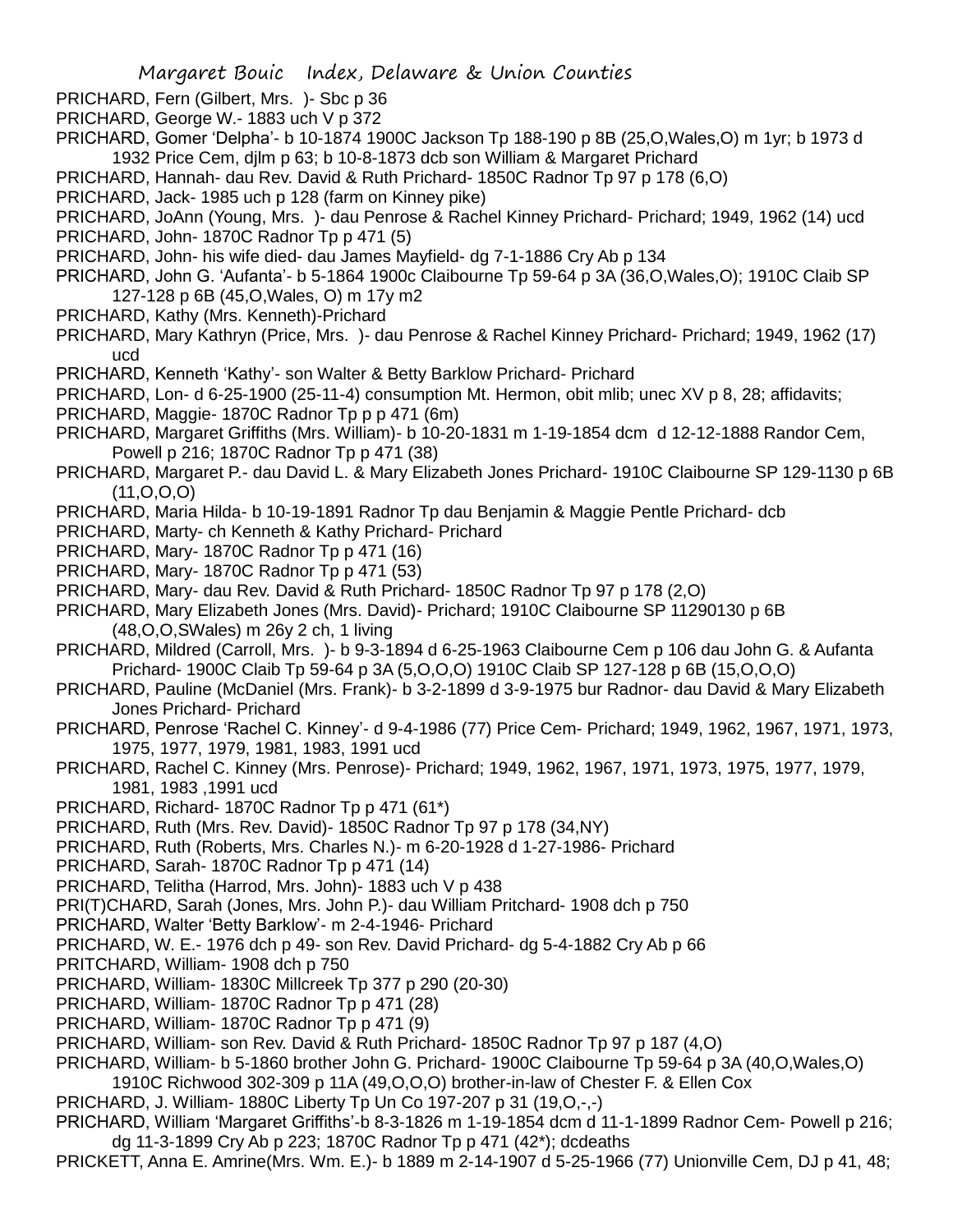PRICHARD, Fern (Gilbert, Mrs. )- Sbc p 36

PRICHARD, George W.- 1883 uch V p 372

PRICHARD, Gomer 'Delpha'- b 10-1874 1900C Jackson Tp 188-190 p 8B (25,O,Wales,O) m 1yr; b 1973 d 1932 Price Cem, djlm p 63; b 10-8-1873 dcb son William & Margaret Prichard

PRICHARD, Hannah- dau Rev. David & Ruth Prichard- 1850C Radnor Tp 97 p 178 (6,O)

PRICHARD, Jack- 1985 uch p 128 (farm on Kinney pike)

PRICHARD, JoAnn (Young, Mrs. )- dau Penrose & Rachel Kinney Prichard- Prichard; 1949, 1962 (14) ucd

PRICHARD, John- 1870C Radnor Tp p 471 (5)

PRICHARD, John- his wife died- dau James Mayfield- dg 7-1-1886 Cry Ab p 134

PRICHARD, John G. 'Aufanta'- b 5-1864 1900c Claibourne Tp 59-64 p 3A (36,O,Wales,O); 1910C Claib SP 127-128 p 6B (45,O,Wales, O) m 17y m2

PRICHARD, Kathy (Mrs. Kenneth)-Prichard

PRICHARD, Mary Kathryn (Price, Mrs. )- dau Penrose & Rachel Kinney Prichard- Prichard; 1949, 1962 (17) ucd

PRICHARD, Kenneth 'Kathy'- son Walter & Betty Barklow Prichard- Prichard

PRICHARD, Lon- d 6-25-1900 (25-11-4) consumption Mt. Hermon, obit mlib; unec XV p 8, 28; affidavits;

PRICHARD, Maggie- 1870C Radnor Tp p p 471 (6m)

PRICHARD, Margaret Griffiths (Mrs. William)- b 10-20-1831 m 1-19-1854 dcm d 12-12-1888 Randor Cem, Powell p 216; 1870C Radnor Tp p 471 (38)

PRICHARD, Margaret P.- dau David L. & Mary Elizabeth Jones Prichard- 1910C Claibourne SP 129-1130 p 6B (11,O,O,O)

PRICHARD, Maria Hilda- b 10-19-1891 Radnor Tp dau Benjamin & Maggie Pentle Prichard- dcb

PRICHARD, Marty- ch Kenneth & Kathy Prichard- Prichard

PRICHARD, Mary- 1870C Radnor Tp p 471 (16)

PRICHARD, Mary- 1870C Radnor Tp p 471 (53)

PRICHARD, Mary- dau Rev. David & Ruth Prichard- 1850C Radnor Tp 97 p 178 (2,O)

PRICHARD, Mary Elizabeth Jones (Mrs. David)- Prichard; 1910C Claibourne SP 11290130 p 6B (48,O,O,SWales) m 26y 2 ch, 1 living

PRICHARD, Mildred (Carroll, Mrs. )- b 9-3-1894 d 6-25-1963 Claibourne Cem p 106 dau John G. & Aufanta Prichard- 1900C Claib Tp 59-64 p 3A (5,O,O,O) 1910C Claib SP 127-128 p 6B (15,O,O,O)

PRICHARD, Pauline (McDaniel (Mrs. Frank)- b 3-2-1899 d 3-9-1975 bur Radnor- dau David & Mary Elizabeth Jones Prichard- Prichard

PRICHARD, Penrose 'Rachel C. Kinney'- d 9-4-1986 (77) Price Cem- Prichard; 1949, 1962, 1967, 1971, 1973, 1975, 1977, 1979, 1981, 1983, 1991 ucd

PRICHARD, Rachel C. Kinney (Mrs. Penrose)- Prichard; 1949, 1962, 1967, 1971, 1973, 1975, 1977, 1979, 1981, 1983 ,1991 ucd

PRICHARD, Richard- 1870C Radnor Tp p 471 (61*)

PRICHARD, Ruth (Mrs. Rev. David)- 1850C Radnor Tp 97 p 178 (34,NY)

PRICHARD, Ruth (Roberts, Mrs. Charles N.)- m 6-20-1928 d 1-27-1986- Prichard

PRICHARD, Sarah- 1870C Radnor Tp p 471 (14)

PRICHARD, Telitha (Harrod, Mrs. John)- 1883 uch V p 438

PRI(T)CHARD, Sarah (Jones, Mrs. John P.)- dau William Pritchard- 1908 dch p 750

PRICHARD, Walter 'Betty Barklow'- m 2-4-1946- Prichard

PRICHARD, W. E.- 1976 dch p 49- son Rev. David Prichard- dg 5-4-1882 Cry Ab p 66

PRITCHARD, William- 1908 dch p 750

PRICHARD, William- 1830C Millcreek Tp 377 p 290 (20-30)

PRICHARD, William- 1870C Radnor Tp p 471 (28)

PRICHARD, William- 1870C Radnor Tp p 471 (9)

PRICHARD, William- son Rev. David & Ruth Prichard- 1850C Radnor Tp 97 p 187 (4,O)

PRICHARD, William- b 5-1860 brother John G. Prichard- 1900C Claibourne Tp 59-64 p 3A (40,O,Wales,O) 1910C Richwood 302-309 p 11A (49,O,O,O) brother-in-law of Chester F. & Ellen Cox

PRICHARD, J. William- 1880C Liberty Tp Un Co 197-207 p 31 (19,O,-,-)

PRICHARD, William 'Margaret Griffiths'-b 8-3-1826 m 1-19-1854 dcm d 11-1-1899 Radnor Cem- Powell p 216; dg 11-3-1899 Cry Ab p 223; 1870C Radnor Tp p 471 (42*); dcdeaths

PRICKETT, Anna E. Amrine(Mrs. Wm. E.)- b 1889 m 2-14-1907 d 5-25-1966 (77) Unionville Cem, DJ p 41, 48;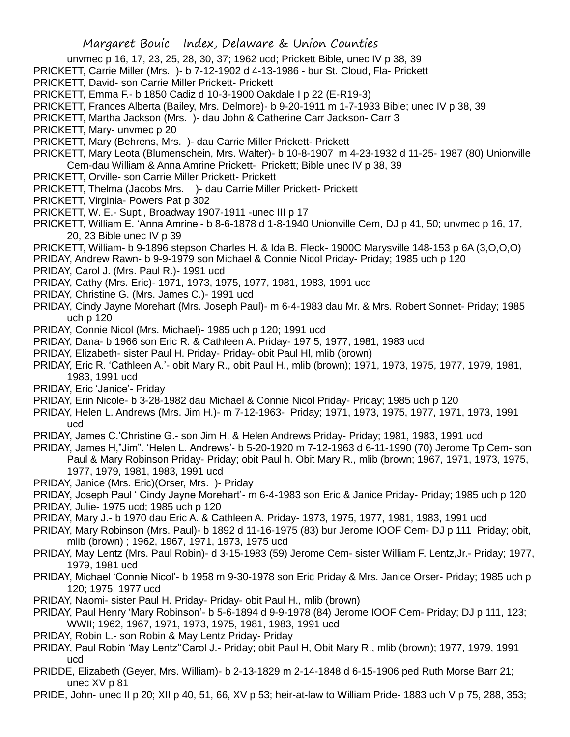unvmec p 16, 17, 23, 25, 28, 30, 37; 1962 ucd; Prickett Bible, unec IV p 38, 39

PRICKETT, Carrie Miller (Mrs. )- b 7-12-1902 d 4-13-1986 - bur St. Cloud, Fla- Prickett

PRICKETT, David- son Carrie Miller Prickett- Prickett

PRICKETT, Emma F.- b 1850 Cadiz d 10-3-1900 Oakdale I p 22 (E-R19-3)

PRICKETT, Frances Alberta (Bailey, Mrs. Delmore)- b 9-20-1911 m 1-7-1933 Bible; unec IV p 38, 39

PRICKETT, Martha Jackson (Mrs. )- dau John & Catherine Carr Jackson- Carr 3

PRICKETT, Mary- unvmec p 20

PRICKETT, Mary (Behrens, Mrs. )- dau Carrie Miller Prickett- Prickett

PRICKETT, Mary Leota (Blumenschein, Mrs. Walter)- b 10-8-1907 m 4-23-1932 d 11-25- 1987 (80) Unionville Cem-dau William & Anna Amrine Prickett- Prickett; Bible unec IV p 38, 39

PRICKETT, Orville- son Carrie Miller Prickett- Prickett

PRICKETT, Thelma (Jacobs Mrs. )- dau Carrie Miller Prickett- Prickett

PRICKETT, Virginia- Powers Pat p 302

PRICKETT, W. E.- Supt., Broadway 1907-1911 -unec III p 17

PRICKETT, William E. 'Anna Amrine'- b 8-6-1878 d 1-8-1940 Unionville Cem, DJ p 41, 50; unvmec p 16, 17, 20, 23 Bible unec IV p 39

PRICKETT, William- b 9-1896 stepson Charles H. & Ida B. Fleck- 1900C Marysville 148-153 p 6A (3,O,O,O)

PRIDAY, Andrew Rawn- b 9-9-1979 son Michael & Connie Nicol Priday- Priday; 1985 uch p 120

PRIDAY, Carol J. (Mrs. Paul R.)- 1991 ucd

PRIDAY, Cathy (Mrs. Eric)- 1971, 1973, 1975, 1977, 1981, 1983, 1991 ucd

PRIDAY, Christine G. (Mrs. James C.)- 1991 ucd

PRIDAY, Cindy Jayne Morehart (Mrs. Joseph Paul)- m 6-4-1983 dau Mr. & Mrs. Robert Sonnet- Priday; 1985 uch p 120

PRIDAY, Connie Nicol (Mrs. Michael)- 1985 uch p 120; 1991 ucd

PRIDAY, Dana- b 1966 son Eric R. & Cathleen A. Priday- 197 5, 1977, 1981, 1983 ucd

PRIDAY, Elizabeth- sister Paul H. Priday- Priday- obit Paul Hl, mlib (brown)

PRIDAY, Eric R. 'Cathleen A.'- obit Mary R., obit Paul H., mlib (brown); 1971, 1973, 1975, 1977, 1979, 1981, 1983, 1991 ucd

PRIDAY, Eric 'Janice'- Priday

PRIDAY, Erin Nicole- b 3-28-1982 dau Michael & Connie Nicol Priday- Priday; 1985 uch p 120

PRIDAY, Helen L. Andrews (Mrs. Jim H.)- m 7-12-1963- Priday; 1971, 1973, 1975, 1977, 1971, 1973, 1991 ucd

PRIDAY, James C.'Christine G.- son Jim H. & Helen Andrews Priday- Priday; 1981, 1983, 1991 ucd

PRIDAY, James H,"Jim". 'Helen L. Andrews'- b 5-20-1920 m 7-12-1963 d 6-11-1990 (70) Jerome Tp Cem- son Paul & Mary Robinson Priday- Priday; obit Paul h. Obit Mary R., mlib (brown; 1967, 1971, 1973, 1975, 1977, 1979, 1981, 1983, 1991 ucd

PRIDAY, Janice (Mrs. Eric)(Orser, Mrs. )- Priday

PRIDAY, Joseph Paul ' Cindy Jayne Morehart'- m 6-4-1983 son Eric & Janice Priday- Priday; 1985 uch p 120

PRIDAY, Julie- 1975 ucd; 1985 uch p 120

PRIDAY, Mary J.- b 1970 dau Eric A. & Cathleen A. Priday- 1973, 1975, 1977, 1981, 1983, 1991 ucd

PRIDAY, Mary Robinson (Mrs. Paul)- b 1892 d 11-16-1975 (83) bur Jerome IOOF Cem- DJ p 111 Priday; obit, mlib (brown) ; 1962, 1967, 1971, 1973, 1975 ucd

PRIDAY, May Lentz (Mrs. Paul Robin)- d 3-15-1983 (59) Jerome Cem- sister William F. Lentz,Jr.- Priday; 1977, 1979, 1981 ucd

PRIDAY, Michael 'Connie Nicol'- b 1958 m 9-30-1978 son Eric Priday & Mrs. Janice Orser- Priday; 1985 uch p 120; 1975, 1977 ucd

PRIDAY, Naomi- sister Paul H. Priday- Priday- obit Paul H., mlib (brown)

PRIDAY, Paul Henry 'Mary Robinson'- b 5-6-1894 d 9-9-1978 (84) Jerome IOOF Cem- Priday; DJ p 111, 123; WWII; 1962, 1967, 1971, 1973, 1975, 1981, 1983, 1991 ucd

PRIDAY, Robin L.- son Robin & May Lentz Priday- Priday

PRIDAY, Paul Robin 'May Lentz''Carol J.- Priday; obit Paul H, Obit Mary R., mlib (brown); 1977, 1979, 1991 ucd

PRIDDE, Elizabeth (Geyer, Mrs. William)- b 2-13-1829 m 2-14-1848 d 6-15-1906 ped Ruth Morse Barr 21; unec XV p 81

PRIDE, John- unec II p 20; XII p 40, 51, 66, XV p 53; heir-at-law to William Pride- 1883 uch V p 75, 288, 353;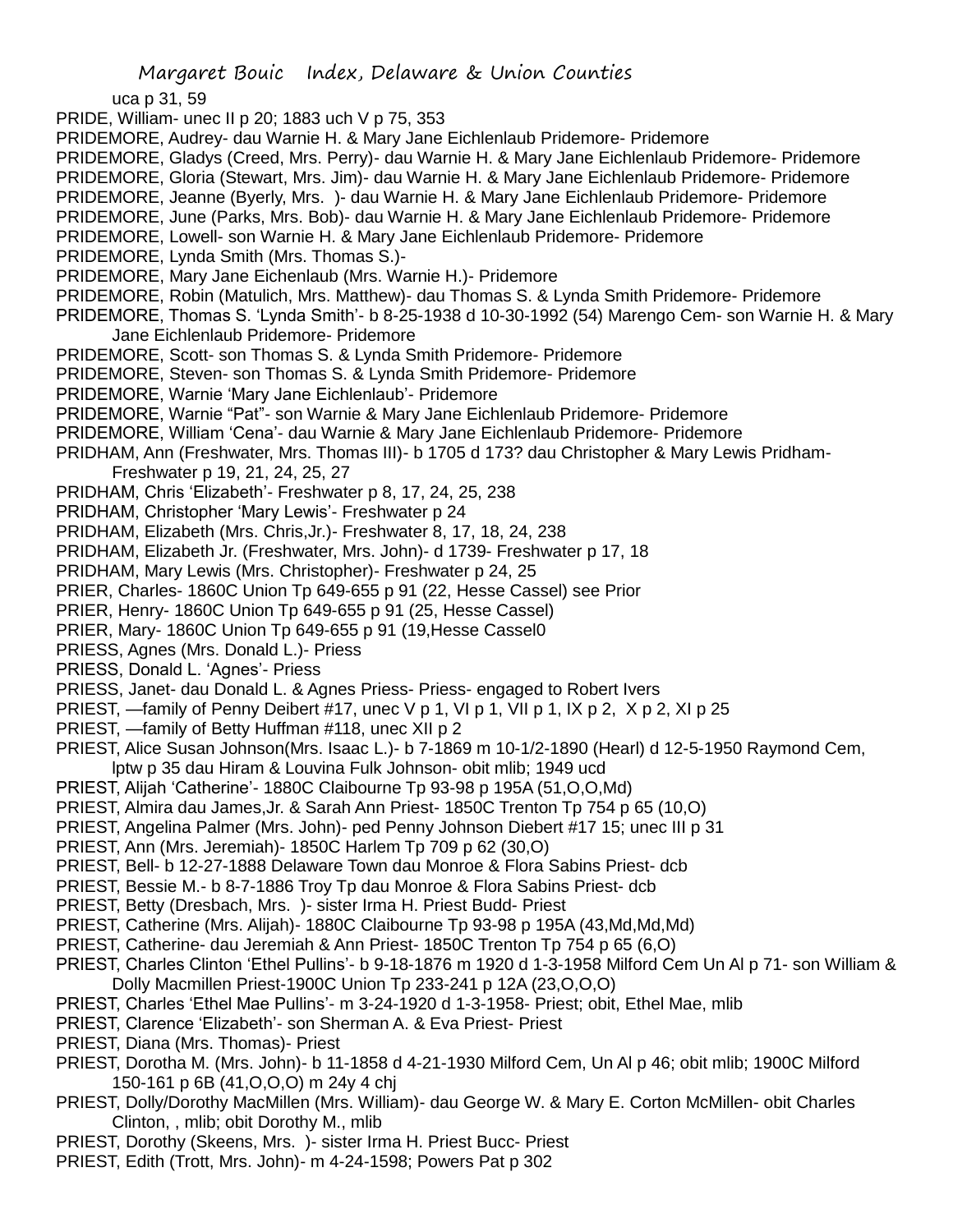uca p 31, 59

PRIDE, William- unec II p 20; 1883 uch V p 75, 353

PRIDEMORE, Audrey- dau Warnie H. & Mary Jane Eichlenlaub Pridemore- Pridemore

PRIDEMORE, Gladys (Creed, Mrs. Perry)- dau Warnie H. & Mary Jane Eichlenlaub Pridemore- Pridemore

PRIDEMORE, Gloria (Stewart, Mrs. Jim)- dau Warnie H. & Mary Jane Eichlenlaub Pridemore- Pridemore

PRIDEMORE, Jeanne (Byerly, Mrs. )- dau Warnie H. & Mary Jane Eichlenlaub Pridemore- Pridemore

PRIDEMORE, June (Parks, Mrs. Bob)- dau Warnie H. & Mary Jane Eichlenlaub Pridemore- Pridemore

PRIDEMORE, Lowell- son Warnie H. & Mary Jane Eichlenlaub Pridemore- Pridemore

PRIDEMORE, Lynda Smith (Mrs. Thomas S.)-

PRIDEMORE, Mary Jane Eichenlaub (Mrs. Warnie H.)- Pridemore

PRIDEMORE, Robin (Matulich, Mrs. Matthew)- dau Thomas S. & Lynda Smith Pridemore- Pridemore

PRIDEMORE, Thomas S. 'Lynda Smith'- b 8-25-1938 d 10-30-1992 (54) Marengo Cem- son Warnie H. & Mary Jane Eichlenlaub Pridemore- Pridemore

PRIDEMORE, Scott- son Thomas S. & Lynda Smith Pridemore- Pridemore

PRIDEMORE, Steven- son Thomas S. & Lynda Smith Pridemore- Pridemore

PRIDEMORE, Warnie 'Mary Jane Eichlenlaub'- Pridemore

PRIDEMORE, Warnie "Pat"- son Warnie & Mary Jane Eichlenlaub Pridemore- Pridemore

PRIDEMORE, William 'Cena'- dau Warnie & Mary Jane Eichlenlaub Pridemore- Pridemore

PRIDHAM, Ann (Freshwater, Mrs. Thomas III)- b 1705 d 173? dau Christopher & Mary Lewis Pridham- Freshwater p 19, 21, 24, 25, 27

PRIDHAM, Chris 'Elizabeth'- Freshwater p 8, 17, 24, 25, 238

PRIDHAM, Christopher 'Mary Lewis'- Freshwater p 24

PRIDHAM, Elizabeth (Mrs. Chris,Jr.)- Freshwater 8, 17, 18, 24, 238

PRIDHAM, Elizabeth Jr. (Freshwater, Mrs. John)- d 1739- Freshwater p 17, 18

PRIDHAM, Mary Lewis (Mrs. Christopher)- Freshwater p 24, 25

PRIER, Charles- 1860C Union Tp 649-655 p 91 (22, Hesse Cassel) see Prior

PRIER, Henry- 1860C Union Tp 649-655 p 91 (25, Hesse Cassel)

PRIER, Mary- 1860C Union Tp 649-655 p 91 (19,Hesse Cassel0

PRIESS, Agnes (Mrs. Donald L.)- Priess

PRIESS, Donald L. 'Agnes'- Priess

PRIESS, Janet- dau Donald L. & Agnes Priess- Priess- engaged to Robert Ivers

PRIEST, —family of Penny Deibert #17, unec V p 1, VI p 1, VII p 1, IX p 2, X p 2, XI p 25

PRIEST, —family of Betty Huffman #118, unec XII p 2

PRIEST, Alice Susan Johnson(Mrs. Isaac L.)- b 7-1869 m 10-1/2-1890 (Hearl) d 12-5-1950 Raymond Cem, lptw p 35 dau Hiram & Louvina Fulk Johnson- obit mlib; 1949 ucd

PRIEST, Alijah 'Catherine'- 1880C Claibourne Tp 93-98 p 195A (51,O,O,Md)

PRIEST, Almira dau James,Jr. & Sarah Ann Priest- 1850C Trenton Tp 754 p 65 (10,O)

PRIEST, Angelina Palmer (Mrs. John)- ped Penny Johnson Diebert #17 15; unec III p 31

PRIEST, Ann (Mrs. Jeremiah)- 1850C Harlem Tp 709 p 62 (30,O)

PRIEST, Bell- b 12-27-1888 Delaware Town dau Monroe & Flora Sabins Priest- dcb

PRIEST, Bessie M.- b 8-7-1886 Troy Tp dau Monroe & Flora Sabins Priest- dcb

PRIEST, Betty (Dresbach, Mrs. )- sister Irma H. Priest Budd- Priest

PRIEST, Catherine (Mrs. Alijah)- 1880C Claibourne Tp 93-98 p 195A (43,Md,Md,Md)

PRIEST, Catherine- dau Jeremiah & Ann Priest- 1850C Trenton Tp 754 p 65 (6,O)

PRIEST, Charles Clinton 'Ethel Pullins'- b 9-18-1876 m 1920 d 1-3-1958 Milford Cem Un Al p 71- son William & Dolly Macmillen Priest-1900C Union Tp 233-241 p 12A (23,O,O,O)

PRIEST, Charles 'Ethel Mae Pullins'- m 3-24-1920 d 1-3-1958- Priest; obit, Ethel Mae, mlib

PRIEST, Clarence 'Elizabeth'- son Sherman A. & Eva Priest- Priest

PRIEST, Diana (Mrs. Thomas)- Priest

PRIEST, Dorotha M. (Mrs. John)- b 11-1858 d 4-21-1930 Milford Cem, Un Al p 46; obit mlib; 1900C Milford 150-161 p 6B (41,O,O,O) m 24y 4 chj

PRIEST, Dolly/Dorothy MacMillen (Mrs. William)- dau George W. & Mary E. Corton McMillen- obit Charles Clinton, , mlib; obit Dorothy M., mlib

PRIEST, Dorothy (Skeens, Mrs. )- sister Irma H. Priest Bucc- Priest

PRIEST, Edith (Trott, Mrs. John)- m 4-24-1598; Powers Pat p 302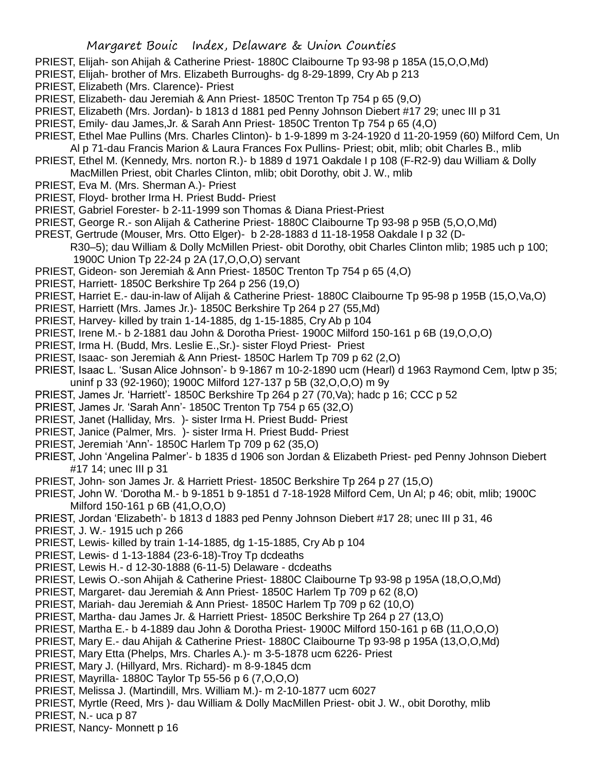PRIEST, Elijah- son Ahijah & Catherine Priest- 1880C Claibourne Tp 93-98 p 185A (15,O,O,Md)
PRIEST, Elijah- brother of Mrs. Elizabeth Burroughs- dg 8-29-1899, Cry Ab p 213
PRIEST, Elizabeth (Mrs. Clarence)- Priest
PRIEST, Elizabeth- dau Jeremiah & Ann Priest- 1850C Trenton Tp 754 p 65 (9,O)
PRIEST, Elizabeth (Mrs. Jordan)- b 1813 d 1881 ped Penny Johnson Diebert #17 29; unec III p 31
PRIEST, Emily- dau James,Jr. & Sarah Ann Priest- 1850C Trenton Tp 754 p 65 (4,O)
PRIEST, Ethel Mae Pullins (Mrs. Charles Clinton)- b 1-9-1899 m 3-24-1920 d 11-20-1959 (60) Milford Cem, Un Al p 71-dau Francis Marion & Laura Frances Fox Pullins- Priest; obit, mlib; obit Charles B., mlib
PRIEST, Ethel M. (Kennedy, Mrs. norton R.)- b 1889 d 1971 Oakdale I p 108 (F-R2-9) dau William & Dolly MacMillen Priest, obit Charles Clinton, mlib; obit Dorothy, obit J. W., mlib
PRIEST, Eva M. (Mrs. Sherman A.)- Priest
PRIEST, Floyd- brother Irma H. Priest Budd- Priest
PRIEST, Gabriel Forester- b 2-11-1999 son Thomas & Diana Priest-Priest
PRIEST, George R.- son Alijah & Catherine Priest- 1880C Claibourne Tp 93-98 p 95B (5,O,O,Md)
PREST, Gertrude (Mouser, Mrs. Otto Elger)- b 2-28-1883 d 11-18-1958 Oakdale I p 32 (D-R30–5); dau William & Dolly McMillen Priest- obit Dorothy, obit Charles Clinton mlib; 1985 uch p 100; 1900C Union Tp 22-24 p 2A (17,O,O,O) servant
PRIEST, Gideon- son Jeremiah & Ann Priest- 1850C Trenton Tp 754 p 65 (4,O)
PRIEST, Harriett- 1850C Berkshire Tp 264 p 256 (19,O)
PRIEST, Harriet E.- dau-in-law of Alijah & Catherine Priest- 1880C Claibourne Tp 95-98 p 195B (15,O,Va,O)
PRIEST, Harriett (Mrs. James Jr.)- 1850C Berkshire Tp 264 p 27 (55,Md)
PRIEST, Harvey- killed by train 1-14-1885, dg 1-15-1885, Cry Ab p 104
PRIEST, Irene M.- b 2-1881 dau John & Dorotha Priest- 1900C Milford 150-161 p 6B (19,O,O,O)
PRIEST, Irma H. (Budd, Mrs. Leslie E.,Sr.)- sister Floyd Priest- Priest
PRIEST, Isaac- son Jeremiah & Ann Priest- 1850C Harlem Tp 709 p 62 (2,O)
PRIEST, Isaac L. 'Susan Alice Johnson'- b 9-1867 m 10-2-1890 ucm (Hearl) d 1963 Raymond Cem, lptw p 35; uninf p 33 (92-1960); 1900C Milford 127-137 p 5B (32,O,O,O) m 9y
PRIEST, James Jr. 'Harriett'- 1850C Berkshire Tp 264 p 27 (70,Va); hadc p 16; CCC p 52
PRIEST, James Jr. 'Sarah Ann'- 1850C Trenton Tp 754 p 65 (32,O)
PRIEST, Janet (Halliday, Mrs. )- sister Irma H. Priest Budd- Priest
PRIEST, Janice (Palmer, Mrs. )- sister Irma H. Priest Budd- Priest
PRIEST, Jeremiah 'Ann'- 1850C Harlem Tp 709 p 62 (35,O)
PRIEST, John 'Angelina Palmer'- b 1835 d 1906 son Jordan & Elizabeth Priest- ped Penny Johnson Diebert #17 14; unec III p 31
PRIEST, John- son James Jr. & Harriett Priest- 1850C Berkshire Tp 264 p 27 (15,O)
PRIEST, John W. 'Dorotha M.- b 9-1851 b 9-1851 d 7-18-1928 Milford Cem, Un Al; p 46; obit, mlib; 1900C Milford 150-161 p 6B (41,O,O,O)
PRIEST, Jordan 'Elizabeth'- b 1813 d 1883 ped Penny Johnson Diebert #17 28; unec III p 31, 46
PRIEST, J. W.- 1915 uch p 266
PRIEST, Lewis- killed by train 1-14-1885, dg 1-15-1885, Cry Ab p 104
PRIEST, Lewis- d 1-13-1884 (23-6-18)-Troy Tp dcdeaths
PRIEST, Lewis H.- d 12-30-1888 (6-11-5) Delaware - dcdeaths
PRIEST, Lewis O.-son Ahijah & Catherine Priest- 1880C Claibourne Tp 93-98 p 195A (18,O,O,Md)
PRIEST, Margaret- dau Jeremiah & Ann Priest- 1850C Harlem Tp 709 p 62 (8,O)
PRIEST, Mariah- dau Jeremiah & Ann Priest- 1850C Harlem Tp 709 p 62 (10,O)
PRIEST, Martha- dau James Jr. & Harriett Priest- 1850C Berkshire Tp 264 p 27 (13,O)
PRIEST, Martha E.- b 4-1889 dau John & Dorotha Priest- 1900C Milford 150-161 p 6B (11,O,O,O)
PRIEST, Mary E.- dau Ahijah & Catherine Priest- 1880C Claibourne Tp 93-98 p 195A (13,O,O,Md)
PRIEST, Mary Etta (Phelps, Mrs. Charles A.)- m 3-5-1878 ucm 6226- Priest
PRIEST, Mary J. (Hillyard, Mrs. Richard)- m 8-9-1845 dcm
PRIEST, Mayrilla- 1880C Taylor Tp 55-56 p 6 (7,O,O,O)
PRIEST, Melissa J. (Martindill, Mrs. William M.)- m 2-10-1877 ucm 6027
PRIEST, Myrtle (Reed, Mrs )- dau William & Dolly MacMillen Priest- obit J. W., obit Dorothy, mlib
PRIEST, N.- uca p 87
PRIEST, Nancy- Monnett p 16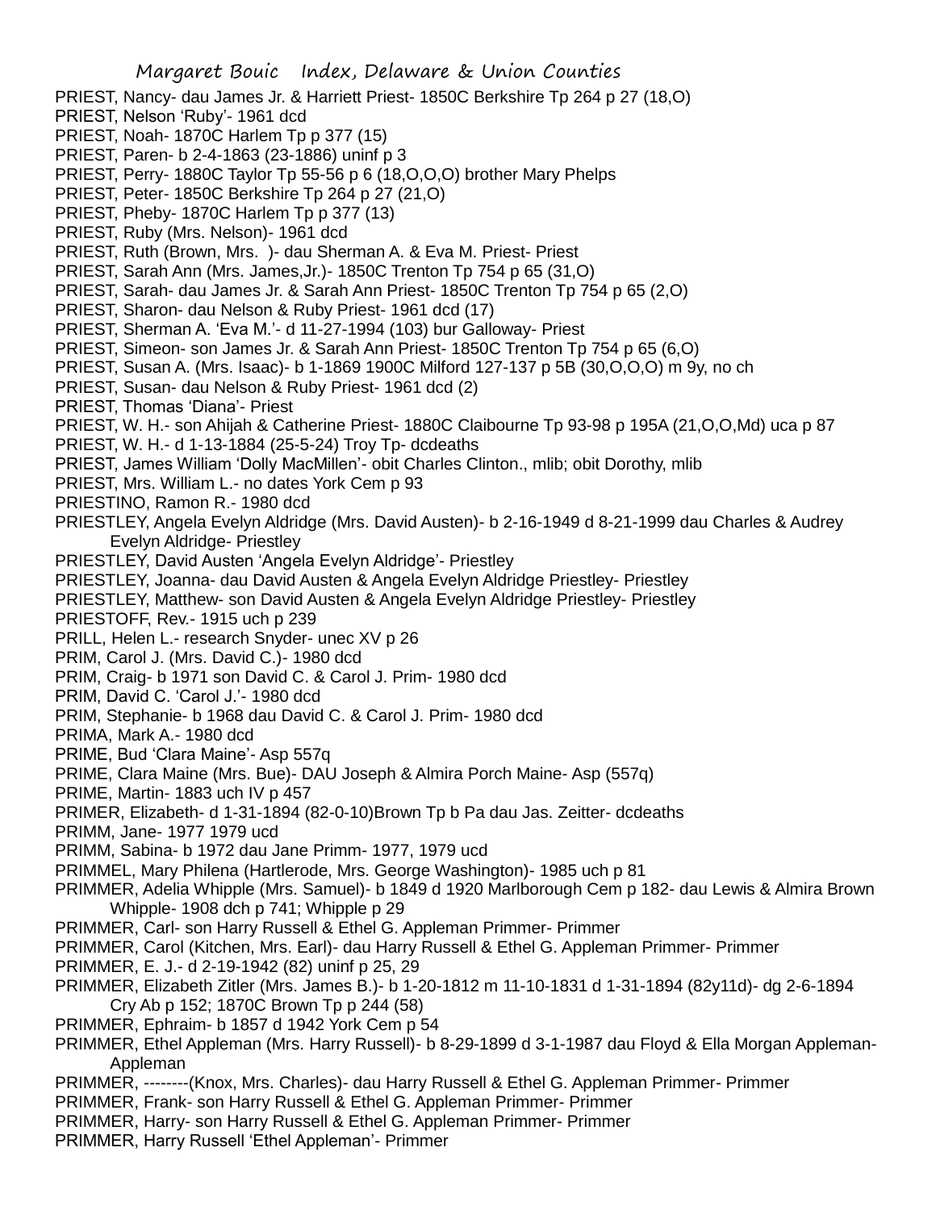PRIEST, Nancy- dau James Jr. & Harriett Priest- 1850C Berkshire Tp 264 p 27 (18,O)
PRIEST, Nelson 'Ruby'- 1961 dcd
PRIEST, Noah- 1870C Harlem Tp p 377 (15)
PRIEST, Paren- b 2-4-1863 (23-1886) uninf p 3
PRIEST, Perry- 1880C Taylor Tp 55-56 p 6 (18,O,O,O) brother Mary Phelps
PRIEST, Peter- 1850C Berkshire Tp 264 p 27 (21,O)
PRIEST, Pheby- 1870C Harlem Tp p 377 (13)
PRIEST, Ruby (Mrs. Nelson)- 1961 dcd
PRIEST, Ruth (Brown, Mrs. )- dau Sherman A. & Eva M. Priest- Priest
PRIEST, Sarah Ann (Mrs. James,Jr.)- 1850C Trenton Tp 754 p 65 (31,O)
PRIEST, Sarah- dau James Jr. & Sarah Ann Priest- 1850C Trenton Tp 754 p 65 (2,O)
PRIEST, Sharon- dau Nelson & Ruby Priest- 1961 dcd (17)
PRIEST, Sherman A. 'Eva M.'- d 11-27-1994 (103) bur Galloway- Priest
PRIEST, Simeon- son James Jr. & Sarah Ann Priest- 1850C Trenton Tp 754 p 65 (6,O)
PRIEST, Susan A. (Mrs. Isaac)- b 1-1869 1900C Milford 127-137 p 5B (30,O,O,O) m 9y, no ch
PRIEST, Susan- dau Nelson & Ruby Priest- 1961 dcd (2)
PRIEST, Thomas 'Diana'- Priest
PRIEST, W. H.- son Ahijah & Catherine Priest- 1880C Claibourne Tp 93-98 p 195A (21,O,O,Md) uca p 87
PRIEST, W. H.- d 1-13-1884 (25-5-24) Troy Tp- dcdeaths
PRIEST, James William 'Dolly MacMillen'- obit Charles Clinton., mlib; obit Dorothy, mlib
PRIEST, Mrs. William L.- no dates York Cem p 93
PRIESTINO, Ramon R.- 1980 dcd
PRIESTLEY, Angela Evelyn Aldridge (Mrs. David Austen)- b 2-16-1949 d 8-21-1999 dau Charles & Audrey Evelyn Aldridge- Priestley
PRIESTLEY, David Austen 'Angela Evelyn Aldridge'- Priestley
PRIESTLEY, Joanna- dau David Austen & Angela Evelyn Aldridge Priestley- Priestley
PRIESTLEY, Matthew- son David Austen & Angela Evelyn Aldridge Priestley- Priestley
PRIESTOFF, Rev.- 1915 uch p 239
PRILL, Helen L.- research Snyder- unec XV p 26
PRIM, Carol J. (Mrs. David C.)- 1980 dcd
PRIM, Craig- b 1971 son David C. & Carol J. Prim- 1980 dcd
PRIM, David C. 'Carol J.'- 1980 dcd
PRIM, Stephanie- b 1968 dau David C. & Carol J. Prim- 1980 dcd
PRIMA, Mark A.- 1980 dcd
PRIME, Bud 'Clara Maine'- Asp 557q
PRIME, Clara Maine (Mrs. Bue)- DAU Joseph & Almira Porch Maine- Asp (557q)
PRIME, Martin- 1883 uch IV p 457
PRIMER, Elizabeth- d 1-31-1894 (82-0-10)Brown Tp b Pa dau Jas. Zeitter- dcdeaths
PRIMM, Jane- 1977 1979 ucd
PRIMM, Sabina- b 1972 dau Jane Primm- 1977, 1979 ucd
PRIMMEL, Mary Philena (Hartlerode, Mrs. George Washington)- 1985 uch p 81
PRIMMER, Adelia Whipple (Mrs. Samuel)- b 1849 d 1920 Marlborough Cem p 182- dau Lewis & Almira Brown Whipple- 1908 dch p 741; Whipple p 29
PRIMMER, Carl- son Harry Russell & Ethel G. Appleman Primmer- Primmer
PRIMMER, Carol (Kitchen, Mrs. Earl)- dau Harry Russell & Ethel G. Appleman Primmer- Primmer
PRIMMER, E. J.- d 2-19-1942 (82) uninf p 25, 29
PRIMMER, Elizabeth Zitler (Mrs. James B.)- b 1-20-1812 m 11-10-1831 d 1-31-1894 (82y11d)- dg 2-6-1894 Cry Ab p 152; 1870C Brown Tp p 244 (58)
PRIMMER, Ephraim- b 1857 d 1942 York Cem p 54
PRIMMER, Ethel Appleman (Mrs. Harry Russell)- b 8-29-1899 d 3-1-1987 dau Floyd & Ella Morgan Appleman- Appleman
PRIMMER, --------(Knox, Mrs. Charles)- dau Harry Russell & Ethel G. Appleman Primmer- Primmer
PRIMMER, Frank- son Harry Russell & Ethel G. Appleman Primmer- Primmer
PRIMMER, Harry- son Harry Russell & Ethel G. Appleman Primmer- Primmer
PRIMMER, Harry Russell 'Ethel Appleman'- Primmer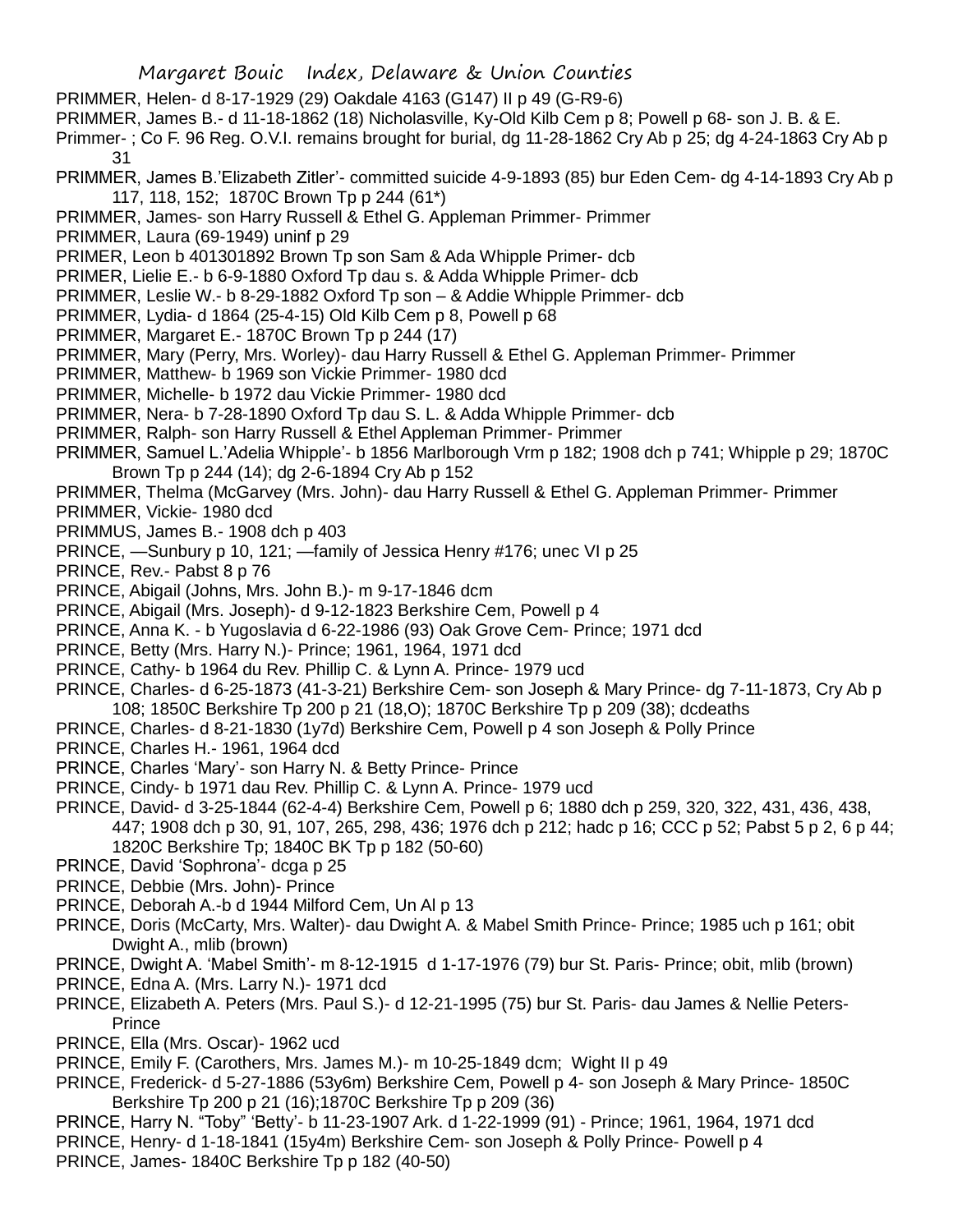PRIMMER, Helen- d 8-17-1929 (29) Oakdale 4163 (G147) II p 49 (G-R9-6)

PRIMMER, James B.- d 11-18-1862 (18) Nicholasville, Ky-Old Kilb Cem p 8; Powell p 68- son J. B. & E. Primmer- ; Co F. 96 Reg. O.V.I. remains brought for burial, dg 11-28-1862 Cry Ab p 25; dg 4-24-1863 Cry Ab p 31

PRIMMER, James B.'Elizabeth Zitler'- committed suicide 4-9-1893 (85) bur Eden Cem- dg 4-14-1893 Cry Ab p 117, 118, 152; 1870C Brown Tp p 244 (61*)

PRIMMER, James- son Harry Russell & Ethel G. Appleman Primmer- Primmer

PRIMMER, Laura (69-1949) uninf p 29

PRIMER, Leon b 401301892 Brown Tp son Sam & Ada Whipple Primer- dcb

PRIMER, Lielie E.- b 6-9-1880 Oxford Tp dau s. & Adda Whipple Primer- dcb

PRIMMER, Leslie W.- b 8-29-1882 Oxford Tp son – & Addie Whipple Primmer- dcb

PRIMMER, Lydia- d 1864 (25-4-15) Old Kilb Cem p 8, Powell p 68

PRIMMER, Margaret E.- 1870C Brown Tp p 244 (17)

PRIMMER, Mary (Perry, Mrs. Worley)- dau Harry Russell & Ethel G. Appleman Primmer- Primmer

PRIMMER, Matthew- b 1969 son Vickie Primmer- 1980 dcd

PRIMMER, Michelle- b 1972 dau Vickie Primmer- 1980 dcd

PRIMMER, Nera- b 7-28-1890 Oxford Tp dau S. L. & Adda Whipple Primmer- dcb

PRIMMER, Ralph- son Harry Russell & Ethel Appleman Primmer- Primmer

PRIMMER, Samuel L.'Adelia Whipple'- b 1856 Marlborough Vrm p 182; 1908 dch p 741; Whipple p 29; 1870C Brown Tp p 244 (14); dg 2-6-1894 Cry Ab p 152

PRIMMER, Thelma (McGarvey (Mrs. John)- dau Harry Russell & Ethel G. Appleman Primmer- Primmer

PRIMMER, Vickie- 1980 dcd

PRIMMUS, James B.- 1908 dch p 403

PRINCE, —Sunbury p 10, 121; —family of Jessica Henry #176; unec VI p 25

PRINCE, Rev.- Pabst 8 p 76

PRINCE, Abigail (Johns, Mrs. John B.)- m 9-17-1846 dcm

PRINCE, Abigail (Mrs. Joseph)- d 9-12-1823 Berkshire Cem, Powell p 4

PRINCE, Anna K. - b Yugoslavia d 6-22-1986 (93) Oak Grove Cem- Prince; 1971 dcd

PRINCE, Betty (Mrs. Harry N.)- Prince; 1961, 1964, 1971 dcd

PRINCE, Cathy- b 1964 du Rev. Phillip C. & Lynn A. Prince- 1979 ucd

PRINCE, Charles- d 6-25-1873 (41-3-21) Berkshire Cem- son Joseph & Mary Prince- dg 7-11-1873, Cry Ab p 108; 1850C Berkshire Tp 200 p 21 (18,O); 1870C Berkshire Tp p 209 (38); dcdeaths

PRINCE, Charles- d 8-21-1830 (1y7d) Berkshire Cem, Powell p 4 son Joseph & Polly Prince

PRINCE, Charles H.- 1961, 1964 dcd

PRINCE, Charles 'Mary'- son Harry N. & Betty Prince- Prince

PRINCE, Cindy- b 1971 dau Rev. Phillip C. & Lynn A. Prince- 1979 ucd

PRINCE, David- d 3-25-1844 (62-4-4) Berkshire Cem, Powell p 6; 1880 dch p 259, 320, 322, 431, 436, 438, 447; 1908 dch p 30, 91, 107, 265, 298, 436; 1976 dch p 212; hadc p 16; CCC p 52; Pabst 5 p 2, 6 p 44; 1820C Berkshire Tp; 1840C BK Tp p 182 (50-60)

PRINCE, David 'Sophrona'- dcga p 25

PRINCE, Debbie (Mrs. John)- Prince

PRINCE, Deborah A.-b d 1944 Milford Cem, Un Al p 13

PRINCE, Doris (McCarty, Mrs. Walter)- dau Dwight A. & Mabel Smith Prince- Prince; 1985 uch p 161; obit Dwight A., mlib (brown)

PRINCE, Dwight A. 'Mabel Smith'- m 8-12-1915 d 1-17-1976 (79) bur St. Paris- Prince; obit, mlib (brown)

PRINCE, Edna A. (Mrs. Larry N.)- 1971 dcd

PRINCE, Elizabeth A. Peters (Mrs. Paul S.)- d 12-21-1995 (75) bur St. Paris- dau James & Nellie Peters- Prince

PRINCE, Ella (Mrs. Oscar)- 1962 ucd

PRINCE, Emily F. (Carothers, Mrs. James M.)- m 10-25-1849 dcm; Wight II p 49

PRINCE, Frederick- d 5-27-1886 (53y6m) Berkshire Cem, Powell p 4- son Joseph & Mary Prince- 1850C Berkshire Tp 200 p 21 (16);1870C Berkshire Tp p 209 (36)

PRINCE, Harry N. "Toby" 'Betty'- b 11-23-1907 Ark. d 1-22-1999 (91) - Prince; 1961, 1964, 1971 dcd

PRINCE, Henry- d 1-18-1841 (15y4m) Berkshire Cem- son Joseph & Polly Prince- Powell p 4

PRINCE, James- 1840C Berkshire Tp p 182 (40-50)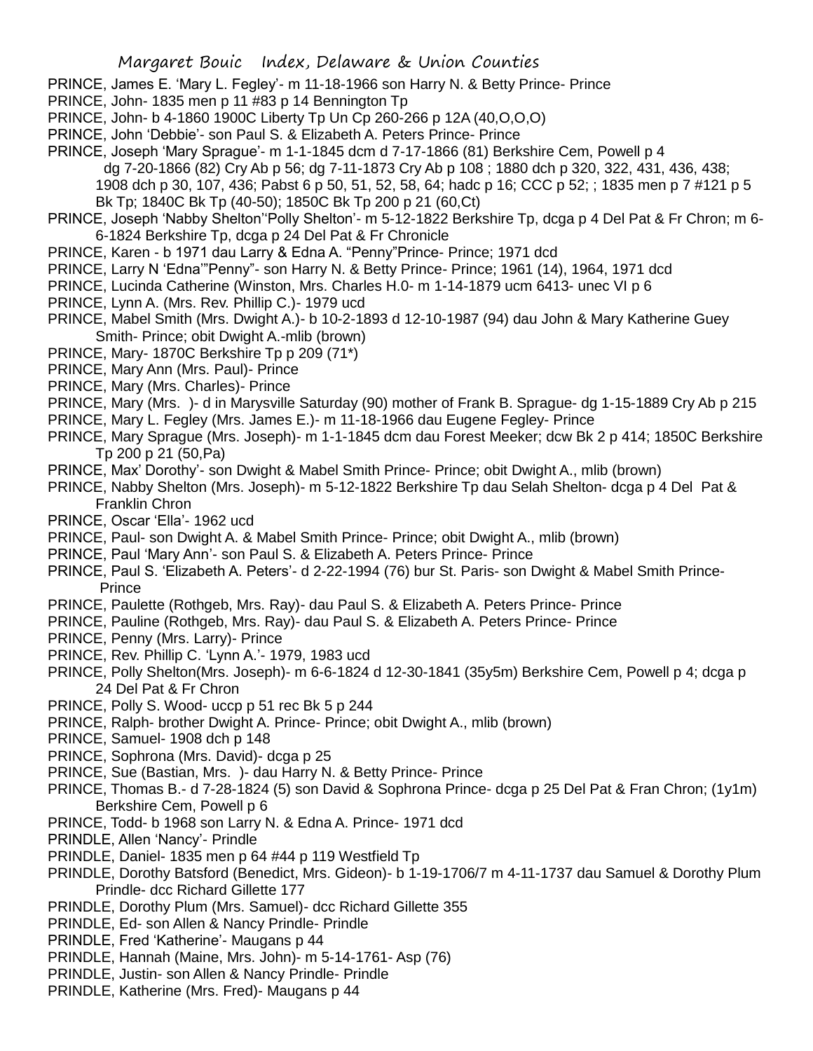PRINCE, James E. 'Mary L. Fegley'- m 11-18-1966 son Harry N. & Betty Prince- Prince

PRINCE, John- 1835 men p 11 #83 p 14 Bennington Tp

PRINCE, John- b 4-1860 1900C Liberty Tp Un Cp 260-266 p 12A (40,O,O,O)

PRINCE, John 'Debbie'- son Paul S. & Elizabeth A. Peters Prince- Prince

PRINCE, Joseph 'Mary Sprague'- m 1-1-1845 dcm d 7-17-1866 (81) Berkshire Cem, Powell p 4 dg 7-20-1866 (82) Cry Ab p 56; dg 7-11-1873 Cry Ab p 108 ; 1880 dch p 320, 322, 431, 436, 438; 1908 dch p 30, 107, 436; Pabst 6 p 50, 51, 52, 58, 64; hadc p 16; CCC p 52; ; 1835 men p 7 #121 p 5 Bk Tp; 1840C Bk Tp (40-50); 1850C Bk Tp 200 p 21 (60,Ct)

PRINCE, Joseph 'Nabby Shelton''Polly Shelton'- m 5-12-1822 Berkshire Tp, dcga p 4 Del Pat & Fr Chron; m 6-6-1824 Berkshire Tp, dcga p 24 Del Pat & Fr Chronicle

PRINCE, Karen - b 1971 dau Larry & Edna A. "Penny"Prince- Prince; 1971 dcd

PRINCE, Larry N 'Edna'"Penny"- son Harry N. & Betty Prince- Prince; 1961 (14), 1964, 1971 dcd

PRINCE, Lucinda Catherine (Winston, Mrs. Charles H.0- m 1-14-1879 ucm 6413- unec VI p 6

PRINCE, Lynn A. (Mrs. Rev. Phillip C.)- 1979 ucd

PRINCE, Mabel Smith (Mrs. Dwight A.)- b 10-2-1893 d 12-10-1987 (94) dau John & Mary Katherine Guey Smith- Prince; obit Dwight A.-mlib (brown)

PRINCE, Mary- 1870C Berkshire Tp p 209 (71*)

PRINCE, Mary Ann (Mrs. Paul)- Prince

PRINCE, Mary (Mrs. Charles)- Prince

PRINCE, Mary (Mrs. )- d in Marysville Saturday (90) mother of Frank B. Sprague- dg 1-15-1889 Cry Ab p 215

PRINCE, Mary L. Fegley (Mrs. James E.)- m 11-18-1966 dau Eugene Fegley- Prince

PRINCE, Mary Sprague (Mrs. Joseph)- m 1-1-1845 dcm dau Forest Meeker; dcw Bk 2 p 414; 1850C Berkshire Tp 200 p 21 (50,Pa)

PRINCE, Max' Dorothy'- son Dwight & Mabel Smith Prince- Prince; obit Dwight A., mlib (brown)

PRINCE, Nabby Shelton (Mrs. Joseph)- m 5-12-1822 Berkshire Tp dau Selah Shelton- dcga p 4 Del Pat & Franklin Chron

PRINCE, Oscar 'Ella'- 1962 ucd

PRINCE, Paul- son Dwight A. & Mabel Smith Prince- Prince; obit Dwight A., mlib (brown)

PRINCE, Paul 'Mary Ann'- son Paul S. & Elizabeth A. Peters Prince- Prince

PRINCE, Paul S. 'Elizabeth A. Peters'- d 2-22-1994 (76) bur St. Paris- son Dwight & Mabel Smith Prince- Prince

PRINCE, Paulette (Rothgeb, Mrs. Ray)- dau Paul S. & Elizabeth A. Peters Prince- Prince

PRINCE, Pauline (Rothgeb, Mrs. Ray)- dau Paul S. & Elizabeth A. Peters Prince- Prince

PRINCE, Penny (Mrs. Larry)- Prince

PRINCE, Rev. Phillip C. 'Lynn A.'- 1979, 1983 ucd

PRINCE, Polly Shelton(Mrs. Joseph)- m 6-6-1824 d 12-30-1841 (35y5m) Berkshire Cem, Powell p 4; dcga p 24 Del Pat & Fr Chron

PRINCE, Polly S. Wood- uccp p 51 rec Bk 5 p 244

PRINCE, Ralph- brother Dwight A. Prince- Prince; obit Dwight A., mlib (brown)

PRINCE, Samuel- 1908 dch p 148

PRINCE, Sophrona (Mrs. David)- dcga p 25

PRINCE, Sue (Bastian, Mrs. )- dau Harry N. & Betty Prince- Prince

PRINCE, Thomas B.- d 7-28-1824 (5) son David & Sophrona Prince- dcga p 25 Del Pat & Fran Chron; (1y1m) Berkshire Cem, Powell p 6

PRINCE, Todd- b 1968 son Larry N. & Edna A. Prince- 1971 dcd

PRINDLE, Allen 'Nancy'- Prindle

PRINDLE, Daniel- 1835 men p 64 #44 p 119 Westfield Tp

PRINDLE, Dorothy Batsford (Benedict, Mrs. Gideon)- b 1-19-1706/7 m 4-11-1737 dau Samuel & Dorothy Plum Prindle- dcc Richard Gillette 177

PRINDLE, Dorothy Plum (Mrs. Samuel)- dcc Richard Gillette 355

PRINDLE, Ed- son Allen & Nancy Prindle- Prindle

PRINDLE, Fred 'Katherine'- Maugans p 44

PRINDLE, Hannah (Maine, Mrs. John)- m 5-14-1761- Asp (76)

PRINDLE, Justin- son Allen & Nancy Prindle- Prindle

PRINDLE, Katherine (Mrs. Fred)- Maugans p 44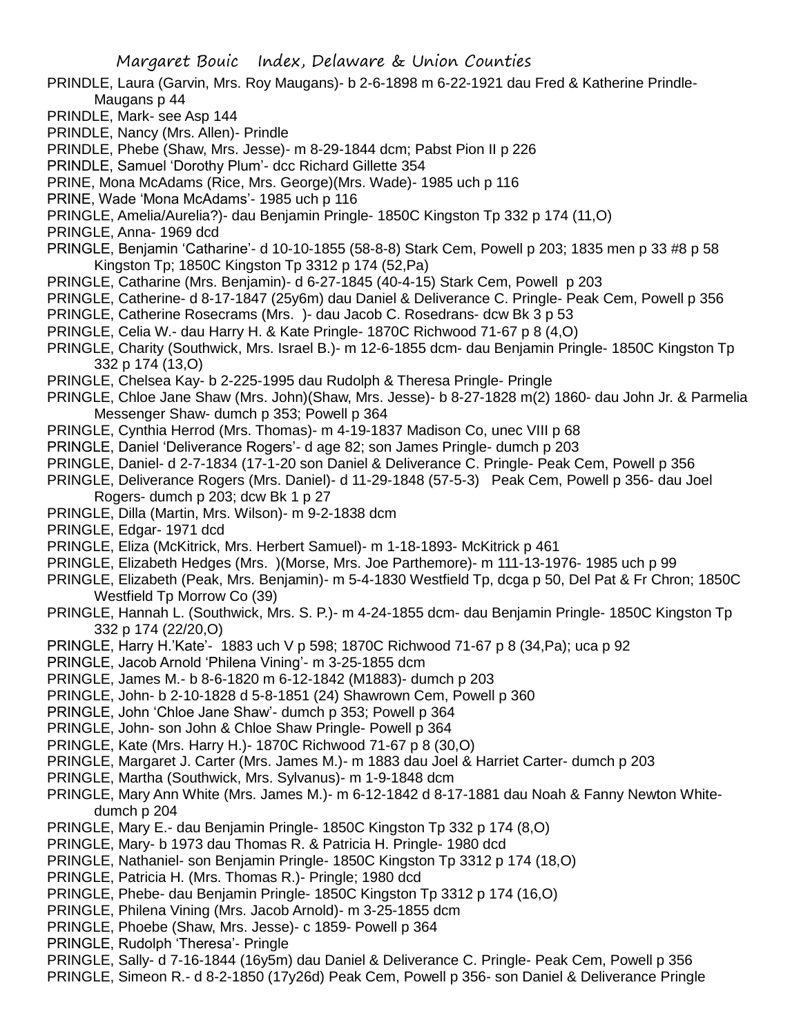PRINDLE, Laura (Garvin, Mrs. Roy Maugans)- b 2-6-1898 m 6-22-1921 dau Fred & Katherine Prindle- Maugans p 44

PRINDLE, Mark- see Asp 144

PRINDLE, Nancy (Mrs. Allen)- Prindle

PRINDLE, Phebe (Shaw, Mrs. Jesse)- m 8-29-1844 dcm; Pabst Pion II p 226

PRINDLE, Samuel 'Dorothy Plum'- dcc Richard Gillette 354

PRINE, Mona McAdams (Rice, Mrs. George)(Mrs. Wade)- 1985 uch p 116

PRINE, Wade 'Mona McAdams'- 1985 uch p 116

PRINGLE, Amelia/Aurelia?)- dau Benjamin Pringle- 1850C Kingston Tp 332 p 174 (11,O)

PRINGLE, Anna- 1969 dcd

PRINGLE, Benjamin 'Catharine'- d 10-10-1855 (58-8-8) Stark Cem, Powell p 203; 1835 men p 33 #8 p 58 Kingston Tp; 1850C Kingston Tp 3312 p 174 (52,Pa)

PRINGLE, Catharine (Mrs. Benjamin)- d 6-27-1845 (40-4-15) Stark Cem, Powell p 203

PRINGLE, Catherine- d 8-17-1847 (25y6m) dau Daniel & Deliverance C. Pringle- Peak Cem, Powell p 356

PRINGLE, Catherine Rosecrams (Mrs. )- dau Jacob C. Rosedrans- dcw Bk 3 p 53

PRINGLE, Celia W.- dau Harry H. & Kate Pringle- 1870C Richwood 71-67 p 8 (4,O)

PRINGLE, Charity (Southwick, Mrs. Israel B.)- m 12-6-1855 dcm- dau Benjamin Pringle- 1850C Kingston Tp 332 p 174 (13,O)

PRINGLE, Chelsea Kay- b 2-225-1995 dau Rudolph & Theresa Pringle- Pringle

PRINGLE, Chloe Jane Shaw (Mrs. John)(Shaw, Mrs. Jesse)- b 8-27-1828 m(2) 1860- dau John Jr. & Parmelia Messenger Shaw- dumch p 353; Powell p 364

PRINGLE, Cynthia Herrod (Mrs. Thomas)- m 4-19-1837 Madison Co, unec VIII p 68

PRINGLE, Daniel 'Deliverance Rogers'- d age 82; son James Pringle- dumch p 203

PRINGLE, Daniel- d 2-7-1834 (17-1-20 son Daniel & Deliverance C. Pringle- Peak Cem, Powell p 356

PRINGLE, Deliverance Rogers (Mrs. Daniel)- d 11-29-1848 (57-5-3) Peak Cem, Powell p 356- dau Joel Rogers- dumch p 203; dcw Bk 1 p 27

PRINGLE, Dilla (Martin, Mrs. Wilson)- m 9-2-1838 dcm

PRINGLE, Edgar- 1971 dcd

PRINGLE, Eliza (McKitrick, Mrs. Herbert Samuel)- m 1-18-1893- McKitrick p 461

PRINGLE, Elizabeth Hedges (Mrs. )(Morse, Mrs. Joe Parthemore)- m 111-13-1976- 1985 uch p 99

PRINGLE, Elizabeth (Peak, Mrs. Benjamin)- m 5-4-1830 Westfield Tp, dcga p 50, Del Pat & Fr Chron; 1850C Westfield Tp Morrow Co (39)

PRINGLE, Hannah L. (Southwick, Mrs. S. P.)- m 4-24-1855 dcm- dau Benjamin Pringle- 1850C Kingston Tp 332 p 174 (22/20,O)

PRINGLE, Harry H.'Kate'- 1883 uch V p 598; 1870C Richwood 71-67 p 8 (34,Pa); uca p 92

PRINGLE, Jacob Arnold 'Philena Vining'- m 3-25-1855 dcm

PRINGLE, James M.- b 8-6-1820 m 6-12-1842 (M1883)- dumch p 203

PRINGLE, John- b 2-10-1828 d 5-8-1851 (24) Shawrown Cem, Powell p 360

PRINGLE, John 'Chloe Jane Shaw'- dumch p 353; Powell p 364

PRINGLE, John- son John & Chloe Shaw Pringle- Powell p 364

PRINGLE, Kate (Mrs. Harry H.)- 1870C Richwood 71-67 p 8 (30,O)

PRINGLE, Margaret J. Carter (Mrs. James M.)- m 1883 dau Joel & Harriet Carter- dumch p 203

PRINGLE, Martha (Southwick, Mrs. Sylvanus)- m 1-9-1848 dcm

PRINGLE, Mary Ann White (Mrs. James M.)- m 6-12-1842 d 8-17-1881 dau Noah & Fanny Newton White- dumch p 204

PRINGLE, Mary E.- dau Benjamin Pringle- 1850C Kingston Tp 332 p 174 (8,O)

PRINGLE, Mary- b 1973 dau Thomas R. & Patricia H. Pringle- 1980 dcd

PRINGLE, Nathaniel- son Benjamin Pringle- 1850C Kingston Tp 3312 p 174 (18,O)

PRINGLE, Patricia H. (Mrs. Thomas R.)- Pringle; 1980 dcd

PRINGLE, Phebe- dau Benjamin Pringle- 1850C Kingston Tp 3312 p 174 (16,O)

PRINGLE, Philena Vining (Mrs. Jacob Arnold)- m 3-25-1855 dcm

PRINGLE, Phoebe (Shaw, Mrs. Jesse)- c 1859- Powell p 364

PRINGLE, Rudolph 'Theresa'- Pringle

PRINGLE, Sally- d 7-16-1844 (16y5m) dau Daniel & Deliverance C. Pringle- Peak Cem, Powell p 356

PRINGLE, Simeon R.- d 8-2-1850 (17y26d) Peak Cem, Powell p 356- son Daniel & Deliverance Pringle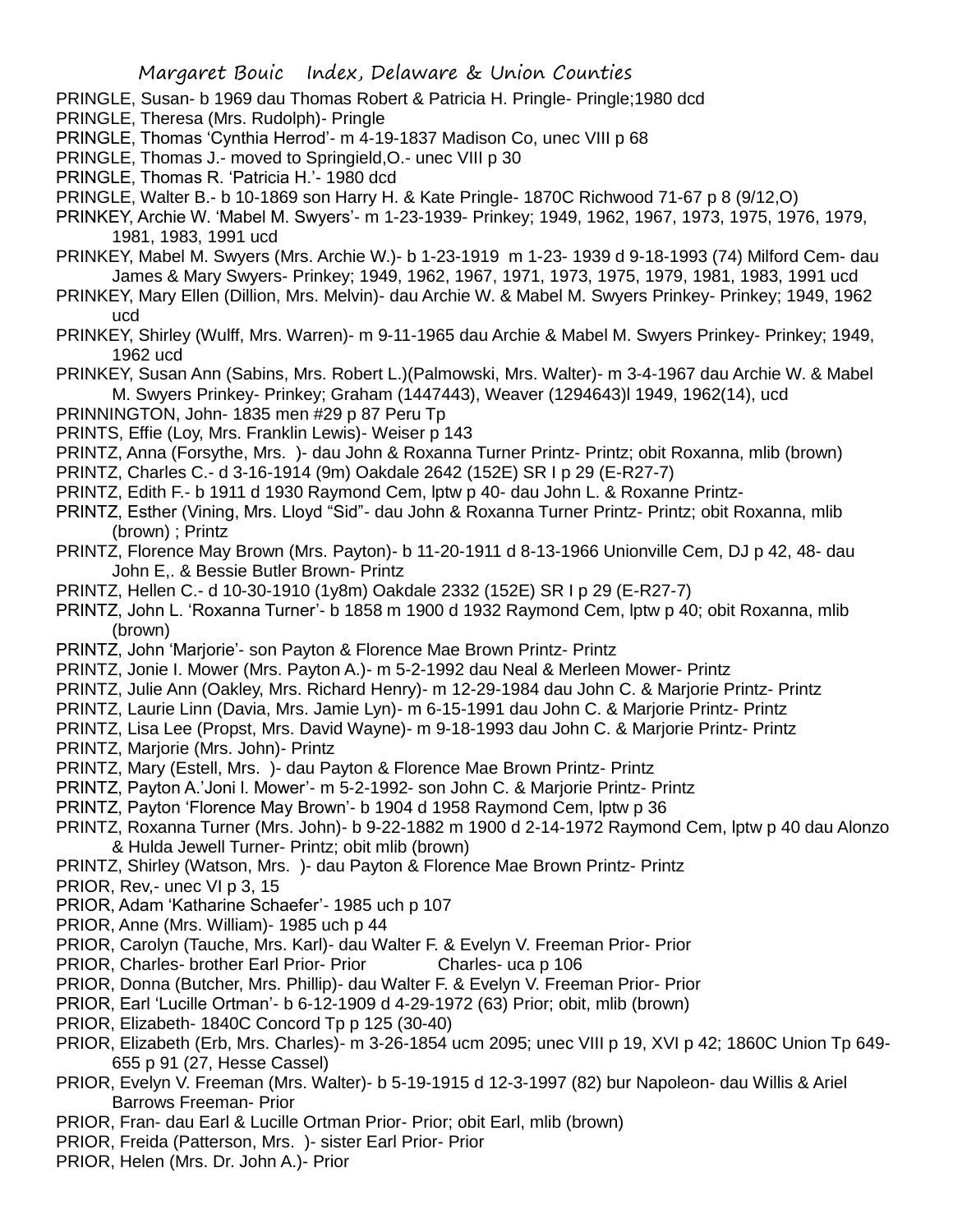PRINGLE, Susan- b 1969 dau Thomas Robert & Patricia H. Pringle- Pringle;1980 dcd

PRINGLE, Theresa (Mrs. Rudolph)- Pringle

PRINGLE, Thomas 'Cynthia Herrod'- m 4-19-1837 Madison Co, unec VIII p 68

PRINGLE, Thomas J.- moved to Springield,O.- unec VIII p 30

PRINGLE, Thomas R. 'Patricia H.'- 1980 dcd

PRINGLE, Walter B.- b 10-1869 son Harry H. & Kate Pringle- 1870C Richwood 71-67 p 8 (9/12,O)

PRINKEY, Archie W. 'Mabel M. Swyers'- m 1-23-1939- Prinkey; 1949, 1962, 1967, 1973, 1975, 1976, 1979, 1981, 1983, 1991 ucd

PRINKEY, Mabel M. Swyers (Mrs. Archie W.)- b 1-23-1919 m 1-23- 1939 d 9-18-1993 (74) Milford Cem- dau James & Mary Swyers- Prinkey; 1949, 1962, 1967, 1971, 1973, 1975, 1979, 1981, 1983, 1991 ucd

PRINKEY, Mary Ellen (Dillion, Mrs. Melvin)- dau Archie W. & Mabel M. Swyers Prinkey- Prinkey; 1949, 1962 ucd

PRINKEY, Shirley (Wulff, Mrs. Warren)- m 9-11-1965 dau Archie & Mabel M. Swyers Prinkey- Prinkey; 1949, 1962 ucd

PRINKEY, Susan Ann (Sabins, Mrs. Robert L.)(Palmowski, Mrs. Walter)- m 3-4-1967 dau Archie W. & Mabel M. Swyers Prinkey- Prinkey; Graham (1447443), Weaver (1294643)l 1949, 1962(14), ucd

PRINNINGTON, John- 1835 men #29 p 87 Peru Tp

PRINTS, Effie (Loy, Mrs. Franklin Lewis)- Weiser p 143

PRINTZ, Anna (Forsythe, Mrs. )- dau John & Roxanna Turner Printz- Printz; obit Roxanna, mlib (brown)

PRINTZ, Charles C.- d 3-16-1914 (9m) Oakdale 2642 (152E) SR I p 29 (E-R27-7)

PRINTZ, Edith F.- b 1911 d 1930 Raymond Cem, lptw p 40- dau John L. & Roxanne Printz-

PRINTZ, Esther (Vining, Mrs. Lloyd "Sid"- dau John & Roxanna Turner Printz- Printz; obit Roxanna, mlib (brown) ; Printz

PRINTZ, Florence May Brown (Mrs. Payton)- b 11-20-1911 d 8-13-1966 Unionville Cem, DJ p 42, 48- dau John E,. & Bessie Butler Brown- Printz

PRINTZ, Hellen C.- d 10-30-1910 (1y8m) Oakdale 2332 (152E) SR I p 29 (E-R27-7)

PRINTZ, John L. 'Roxanna Turner'- b 1858 m 1900 d 1932 Raymond Cem, lptw p 40; obit Roxanna, mlib (brown)

PRINTZ, John 'Marjorie'- son Payton & Florence Mae Brown Printz- Printz

PRINTZ, Jonie I. Mower (Mrs. Payton A.)- m 5-2-1992 dau Neal & Merleen Mower- Printz

PRINTZ, Julie Ann (Oakley, Mrs. Richard Henry)- m 12-29-1984 dau John C. & Marjorie Printz- Printz

PRINTZ, Laurie Linn (Davia, Mrs. Jamie Lyn)- m 6-15-1991 dau John C. & Marjorie Printz- Printz

PRINTZ, Lisa Lee (Propst, Mrs. David Wayne)- m 9-18-1993 dau John C. & Marjorie Printz- Printz

PRINTZ, Marjorie (Mrs. John)- Printz

PRINTZ, Mary (Estell, Mrs. )- dau Payton & Florence Mae Brown Printz- Printz

PRINTZ, Payton A.'Joni I. Mower'- m 5-2-1992- son John C. & Marjorie Printz- Printz

PRINTZ, Payton 'Florence May Brown'- b 1904 d 1958 Raymond Cem, lptw p 36

PRINTZ, Roxanna Turner (Mrs. John)- b 9-22-1882 m 1900 d 2-14-1972 Raymond Cem, lptw p 40 dau Alonzo & Hulda Jewell Turner- Printz; obit mlib (brown)

PRINTZ, Shirley (Watson, Mrs. )- dau Payton & Florence Mae Brown Printz- Printz

PRIOR, Rev,- unec VI p 3, 15

PRIOR, Adam 'Katharine Schaefer'- 1985 uch p 107

PRIOR, Anne (Mrs. William)- 1985 uch p 44

PRIOR, Carolyn (Tauche, Mrs. Karl)- dau Walter F. & Evelyn V. Freeman Prior- Prior

PRIOR, Charles- brother Earl Prior- Prior Charles- uca p 106

PRIOR, Donna (Butcher, Mrs. Phillip)- dau Walter F. & Evelyn V. Freeman Prior- Prior

PRIOR, Earl 'Lucille Ortman'- b 6-12-1909 d 4-29-1972 (63) Prior; obit, mlib (brown)

PRIOR, Elizabeth- 1840C Concord Tp p 125 (30-40)

PRIOR, Elizabeth (Erb, Mrs. Charles)- m 3-26-1854 ucm 2095; unec VIII p 19, XVI p 42; 1860C Union Tp 649-655 p 91 (27, Hesse Cassel)

PRIOR, Evelyn V. Freeman (Mrs. Walter)- b 5-19-1915 d 12-3-1997 (82) bur Napoleon- dau Willis & Ariel Barrows Freeman- Prior

PRIOR, Fran- dau Earl & Lucille Ortman Prior- Prior; obit Earl, mlib (brown)

PRIOR, Freida (Patterson, Mrs. )- sister Earl Prior- Prior

PRIOR, Helen (Mrs. Dr. John A.)- Prior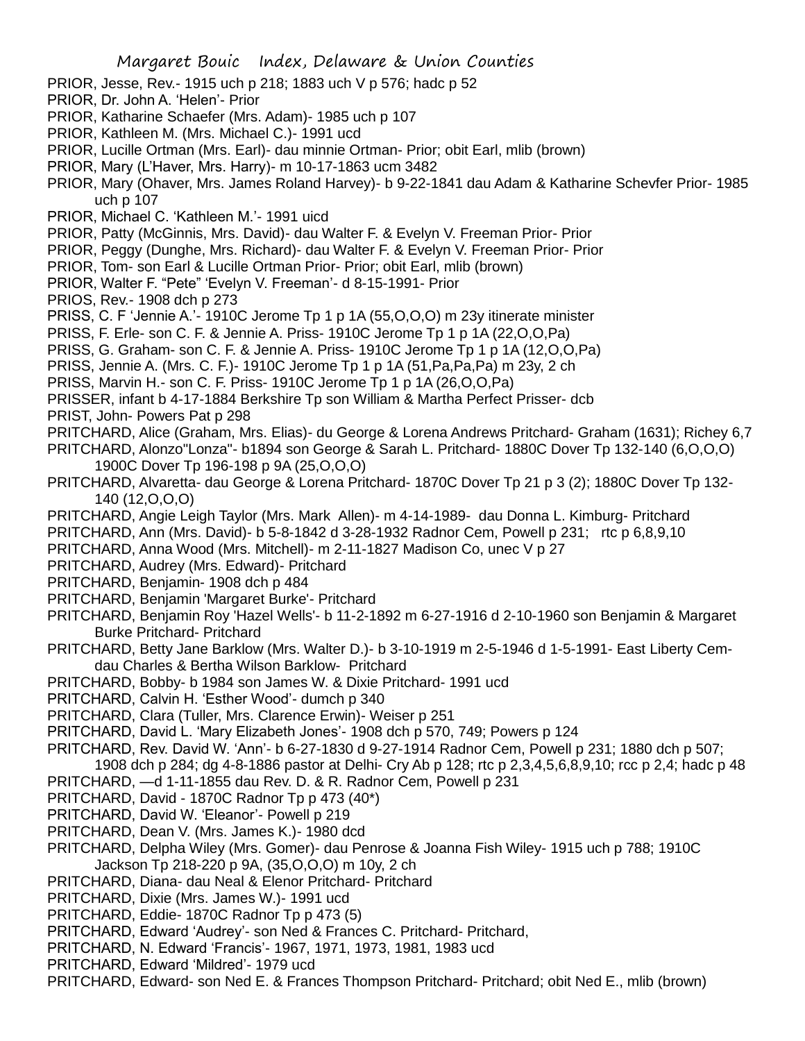PRIOR, Jesse, Rev.- 1915 uch p 218; 1883 uch V p 576; hadc p 52

PRIOR, Dr. John A. 'Helen'- Prior

PRIOR, Katharine Schaefer (Mrs. Adam)- 1985 uch p 107

PRIOR, Kathleen M. (Mrs. Michael C.)- 1991 ucd

PRIOR, Lucille Ortman (Mrs. Earl)- dau minnie Ortman- Prior; obit Earl, mlib (brown)

PRIOR, Mary (L'Haver, Mrs. Harry)- m 10-17-1863 ucm 3482

PRIOR, Mary (Ohaver, Mrs. James Roland Harvey)- b 9-22-1841 dau Adam & Katharine Schevfer Prior- 1985 uch p 107

PRIOR, Michael C. 'Kathleen M.'- 1991 uicd

PRIOR, Patty (McGinnis, Mrs. David)- dau Walter F. & Evelyn V. Freeman Prior- Prior

PRIOR, Peggy (Dunghe, Mrs. Richard)- dau Walter F. & Evelyn V. Freeman Prior- Prior

PRIOR, Tom- son Earl & Lucille Ortman Prior- Prior; obit Earl, mlib (brown)

PRIOR, Walter F. "Pete" 'Evelyn V. Freeman'- d 8-15-1991- Prior

PRIOS, Rev.- 1908 dch p 273

PRISS, C. F 'Jennie A.'- 1910C Jerome Tp 1 p 1A (55,O,O,O) m 23y itinerate minister

PRISS, F. Erle- son C. F. & Jennie A. Priss- 1910C Jerome Tp 1 p 1A (22,O,O,Pa)

PRISS, G. Graham- son C. F. & Jennie A. Priss- 1910C Jerome Tp 1 p 1A (12,O,O,Pa)

PRISS, Jennie A. (Mrs. C. F.)- 1910C Jerome Tp 1 p 1A (51,Pa,Pa,Pa) m 23y, 2 ch

PRISS, Marvin H.- son C. F. Priss- 1910C Jerome Tp 1 p 1A (26,O,O,Pa)

PRISSER, infant b 4-17-1884 Berkshire Tp son William & Martha Perfect Prisser- dcb

PRIST, John- Powers Pat p 298

PRITCHARD, Alice (Graham, Mrs. Elias)- du George & Lorena Andrews Pritchard- Graham (1631); Richey 6,7

PRITCHARD, Alonzo"Lonza"- b1894 son George & Sarah L. Pritchard- 1880C Dover Tp 132-140 (6,O,O,O) 1900C Dover Tp 196-198 p 9A (25,O,O,O)

PRITCHARD, Alvaretta- dau George & Lorena Pritchard- 1870C Dover Tp 21 p 3 (2); 1880C Dover Tp 132-140 (12,O,O,O)

PRITCHARD, Angie Leigh Taylor (Mrs. Mark Allen)- m 4-14-1989- dau Donna L. Kimburg- Pritchard

PRITCHARD, Ann (Mrs. David)- b 5-8-1842 d 3-28-1932 Radnor Cem, Powell p 231; rtc p 6,8,9,10

PRITCHARD, Anna Wood (Mrs. Mitchell)- m 2-11-1827 Madison Co, unec V p 27

PRITCHARD, Audrey (Mrs. Edward)- Pritchard

PRITCHARD, Benjamin- 1908 dch p 484

PRITCHARD, Benjamin 'Margaret Burke'- Pritchard

PRITCHARD, Benjamin Roy 'Hazel Wells'- b 11-2-1892 m 6-27-1916 d 2-10-1960 son Benjamin & Margaret Burke Pritchard- Pritchard

PRITCHARD, Betty Jane Barklow (Mrs. Walter D.)- b 3-10-1919 m 2-5-1946 d 1-5-1991- East Liberty Cem- dau Charles & Bertha Wilson Barklow- Pritchard

PRITCHARD, Bobby- b 1984 son James W. & Dixie Pritchard- 1991 ucd

PRITCHARD, Calvin H. 'Esther Wood'- dumch p 340

PRITCHARD, Clara (Tuller, Mrs. Clarence Erwin)- Weiser p 251

PRITCHARD, David L. 'Mary Elizabeth Jones'- 1908 dch p 570, 749; Powers p 124

PRITCHARD, Rev. David W. 'Ann'- b 6-27-1830 d 9-27-1914 Radnor Cem, Powell p 231; 1880 dch p 507; 1908 dch p 284; dg 4-8-1886 pastor at Delhi- Cry Ab p 128; rtc p 2,3,4,5,6,8,9,10; rcc p 2,4; hadc p 48

PRITCHARD, —d 1-11-1855 dau Rev. D. & R. Radnor Cem, Powell p 231

PRITCHARD, David - 1870C Radnor Tp p 473 (40*)

PRITCHARD, David W. 'Eleanor'- Powell p 219

PRITCHARD, Dean V. (Mrs. James K.)- 1980 dcd

PRITCHARD, Delpha Wiley (Mrs. Gomer)- dau Penrose & Joanna Fish Wiley- 1915 uch p 788; 1910C Jackson Tp 218-220 p 9A, (35,O,O,O) m 10y, 2 ch

PRITCHARD, Diana- dau Neal & Elenor Pritchard- Pritchard

PRITCHARD, Dixie (Mrs. James W.)- 1991 ucd

PRITCHARD, Eddie- 1870C Radnor Tp p 473 (5)

PRITCHARD, Edward 'Audrey'- son Ned & Frances C. Pritchard- Pritchard,

PRITCHARD, N. Edward 'Francis'- 1967, 1971, 1973, 1981, 1983 ucd

PRITCHARD, Edward 'Mildred'- 1979 ucd

PRITCHARD, Edward- son Ned E. & Frances Thompson Pritchard- Pritchard; obit Ned E., mlib (brown)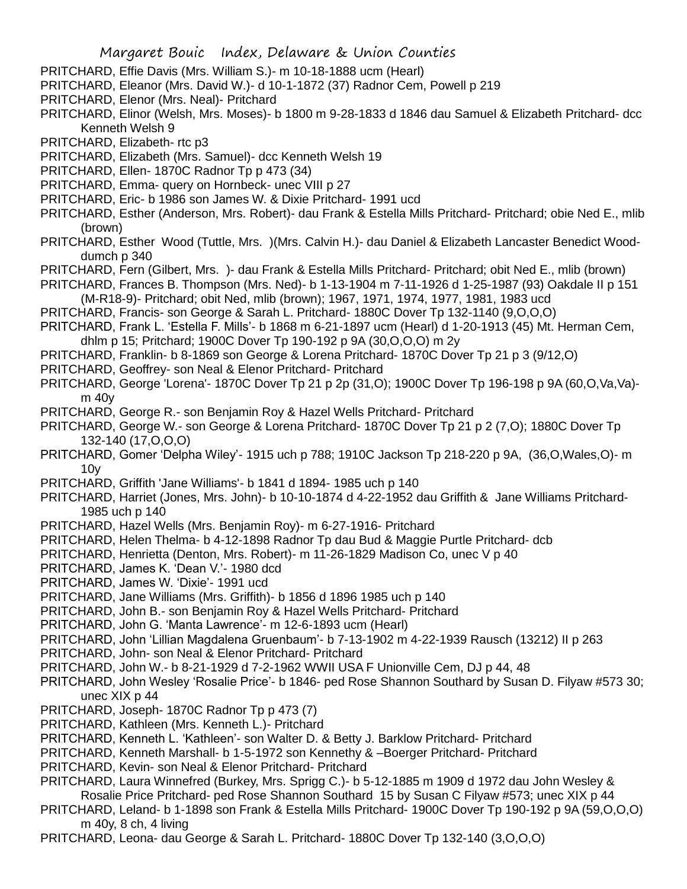PRITCHARD, Effie Davis (Mrs. William S.)- m 10-18-1888 ucm (Hearl)

PRITCHARD, Eleanor (Mrs. David W.)- d 10-1-1872 (37) Radnor Cem, Powell p 219

PRITCHARD, Elenor (Mrs. Neal)- Pritchard

PRITCHARD, Elinor (Welsh, Mrs. Moses)- b 1800 m 9-28-1833 d 1846 dau Samuel & Elizabeth Pritchard- dcc Kenneth Welsh 9

PRITCHARD, Elizabeth- rtc p3

PRITCHARD, Elizabeth (Mrs. Samuel)- dcc Kenneth Welsh 19

PRITCHARD, Ellen- 1870C Radnor Tp p 473 (34)

PRITCHARD, Emma- query on Hornbeck- unec VIII p 27

PRITCHARD, Eric- b 1986 son James W. & Dixie Pritchard- 1991 ucd

PRITCHARD, Esther (Anderson, Mrs. Robert)- dau Frank & Estella Mills Pritchard- Pritchard; obie Ned E., mlib (brown)

PRITCHARD, Esther Wood (Tuttle, Mrs. )(Mrs. Calvin H.)- dau Daniel & Elizabeth Lancaster Benedict Wood- dumch p 340

PRITCHARD, Fern (Gilbert, Mrs. )- dau Frank & Estella Mills Pritchard- Pritchard; obit Ned E., mlib (brown)

PRITCHARD, Frances B. Thompson (Mrs. Ned)- b 1-13-1904 m 7-11-1926 d 1-25-1987 (93) Oakdale II p 151 (M-R18-9)- Pritchard; obit Ned, mlib (brown); 1967, 1971, 1974, 1977, 1981, 1983 ucd

PRITCHARD, Francis- son George & Sarah L. Pritchard- 1880C Dover Tp 132-1140 (9,O,O,O)

PRITCHARD, Frank L. 'Estella F. Mills'- b 1868 m 6-21-1897 ucm (Hearl) d 1-20-1913 (45) Mt. Herman Cem, dhlm p 15; Pritchard; 1900C Dover Tp 190-192 p 9A (30,O,O,O) m 2y

PRITCHARD, Franklin- b 8-1869 son George & Lorena Pritchard- 1870C Dover Tp 21 p 3 (9/12,O)

PRITCHARD, Geoffrey- son Neal & Elenor Pritchard- Pritchard

PRITCHARD, George 'Lorena'- 1870C Dover Tp 21 p 2p (31,O); 1900C Dover Tp 196-198 p 9A (60,O,Va,Va)- m 40y

PRITCHARD, George R.- son Benjamin Roy & Hazel Wells Pritchard- Pritchard

PRITCHARD, George W.- son George & Lorena Pritchard- 1870C Dover Tp 21 p 2 (7,O); 1880C Dover Tp 132-140 (17,O,O,O)

PRITCHARD, Gomer 'Delpha Wiley'- 1915 uch p 788; 1910C Jackson Tp 218-220 p 9A, (36,O,Wales,O)- m 10y

PRITCHARD, Griffith 'Jane Williams'- b 1841 d 1894- 1985 uch p 140

PRITCHARD, Harriet (Jones, Mrs. John)- b 10-10-1874 d 4-22-1952 dau Griffith & Jane Williams Pritchard- 1985 uch p 140

PRITCHARD, Hazel Wells (Mrs. Benjamin Roy)- m 6-27-1916- Pritchard

PRITCHARD, Helen Thelma- b 4-12-1898 Radnor Tp dau Bud & Maggie Purtle Pritchard- dcb

PRITCHARD, Henrietta (Denton, Mrs. Robert)- m 11-26-1829 Madison Co, unec V p 40

PRITCHARD, James K. 'Dean V.'- 1980 dcd

PRITCHARD, James W. 'Dixie'- 1991 ucd

PRITCHARD, Jane Williams (Mrs. Griffith)- b 1856 d 1896 1985 uch p 140

PRITCHARD, John B.- son Benjamin Roy & Hazel Wells Pritchard- Pritchard

PRITCHARD, John G. 'Manta Lawrence'- m 12-6-1893 ucm (Hearl)

PRITCHARD, John 'Lillian Magdalena Gruenbaum'- b 7-13-1902 m 4-22-1939 Rausch (13212) II p 263

PRITCHARD, John- son Neal & Elenor Pritchard- Pritchard

PRITCHARD, John W.- b 8-21-1929 d 7-2-1962 WWII USA F Unionville Cem, DJ p 44, 48

PRITCHARD, John Wesley 'Rosalie Price'- b 1846- ped Rose Shannon Southard by Susan D. Filyaw #573 30; unec XIX p 44

PRITCHARD, Joseph- 1870C Radnor Tp p 473 (7)

PRITCHARD, Kathleen (Mrs. Kenneth L.)- Pritchard

PRITCHARD, Kenneth L. 'Kathleen'- son Walter D. & Betty J. Barklow Pritchard- Pritchard

PRITCHARD, Kenneth Marshall- b 1-5-1972 son Kennethy & –Boerger Pritchard- Pritchard

PRITCHARD, Kevin- son Neal & Elenor Pritchard- Pritchard

PRITCHARD, Laura Winnefred (Burkey, Mrs. Sprigg C.)- b 5-12-1885 m 1909 d 1972 dau John Wesley & Rosalie Price Pritchard- ped Rose Shannon Southard 15 by Susan C Filyaw #573; unec XIX p 44

PRITCHARD, Leland- b 1-1898 son Frank & Estella Mills Pritchard- 1900C Dover Tp 190-192 p 9A (59,O,O,O) m 40y, 8 ch, 4 living

PRITCHARD, Leona- dau George & Sarah L. Pritchard- 1880C Dover Tp 132-140 (3,O,O,O)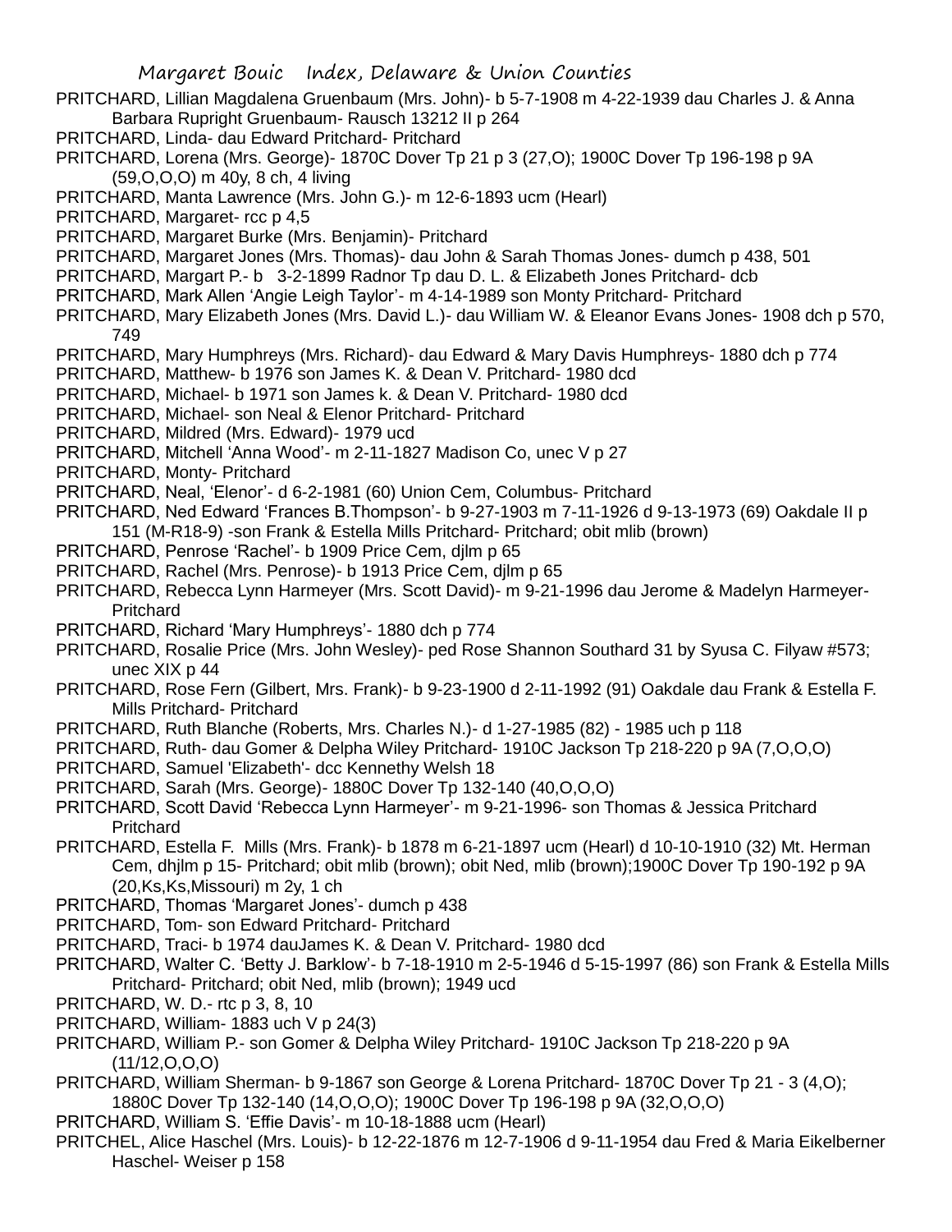PRITCHARD, Lillian Magdalena Gruenbaum (Mrs. John)- b 5-7-1908 m 4-22-1939 dau Charles J. & Anna Barbara Rupright Gruenbaum- Rausch 13212 II p 264

PRITCHARD, Linda- dau Edward Pritchard- Pritchard

PRITCHARD, Lorena (Mrs. George)- 1870C Dover Tp 21 p 3 (27,O); 1900C Dover Tp 196-198 p 9A (59,O,O,O) m 40y, 8 ch, 4 living

PRITCHARD, Manta Lawrence (Mrs. John G.)- m 12-6-1893 ucm (Hearl)

PRITCHARD, Margaret- rcc p 4,5

PRITCHARD, Margaret Burke (Mrs. Benjamin)- Pritchard

PRITCHARD, Margaret Jones (Mrs. Thomas)- dau John & Sarah Thomas Jones- dumch p 438, 501

PRITCHARD, Margart P.- b 3-2-1899 Radnor Tp dau D. L. & Elizabeth Jones Pritchard- dcb

PRITCHARD, Mark Allen 'Angie Leigh Taylor'- m 4-14-1989 son Monty Pritchard- Pritchard

PRITCHARD, Mary Elizabeth Jones (Mrs. David L.)- dau William W. & Eleanor Evans Jones- 1908 dch p 570, 749

PRITCHARD, Mary Humphreys (Mrs. Richard)- dau Edward & Mary Davis Humphreys- 1880 dch p 774

PRITCHARD, Matthew- b 1976 son James K. & Dean V. Pritchard- 1980 dcd

PRITCHARD, Michael- b 1971 son James k. & Dean V. Pritchard- 1980 dcd

PRITCHARD, Michael- son Neal & Elenor Pritchard- Pritchard

PRITCHARD, Mildred (Mrs. Edward)- 1979 ucd

PRITCHARD, Mitchell 'Anna Wood'- m 2-11-1827 Madison Co, unec V p 27

PRITCHARD, Monty- Pritchard

PRITCHARD, Neal, 'Elenor'- d 6-2-1981 (60) Union Cem, Columbus- Pritchard

PRITCHARD, Ned Edward 'Frances B.Thompson'- b 9-27-1903 m 7-11-1926 d 9-13-1973 (69) Oakdale II p 151 (M-R18-9) -son Frank & Estella Mills Pritchard- Pritchard; obit mlib (brown)

PRITCHARD, Penrose 'Rachel'- b 1909 Price Cem, djlm p 65

PRITCHARD, Rachel (Mrs. Penrose)- b 1913 Price Cem, djlm p 65

PRITCHARD, Rebecca Lynn Harmeyer (Mrs. Scott David)- m 9-21-1996 dau Jerome & Madelyn Harmeyer- Pritchard

PRITCHARD, Richard 'Mary Humphreys'- 1880 dch p 774

PRITCHARD, Rosalie Price (Mrs. John Wesley)- ped Rose Shannon Southard 31 by Syusa C. Filyaw #573; unec XIX p 44

PRITCHARD, Rose Fern (Gilbert, Mrs. Frank)- b 9-23-1900 d 2-11-1992 (91) Oakdale dau Frank & Estella F. Mills Pritchard- Pritchard

PRITCHARD, Ruth Blanche (Roberts, Mrs. Charles N.)- d 1-27-1985 (82) - 1985 uch p 118

PRITCHARD, Ruth- dau Gomer & Delpha Wiley Pritchard- 1910C Jackson Tp 218-220 p 9A (7,O,O,O)

PRITCHARD, Samuel 'Elizabeth'- dcc Kennethy Welsh 18

PRITCHARD, Sarah (Mrs. George)- 1880C Dover Tp 132-140 (40,O,O,O)

PRITCHARD, Scott David 'Rebecca Lynn Harmeyer'- m 9-21-1996- son Thomas & Jessica Pritchard Pritchard

PRITCHARD, Estella F. Mills (Mrs. Frank)- b 1878 m 6-21-1897 ucm (Hearl) d 10-10-1910 (32) Mt. Herman Cem, dhjlm p 15- Pritchard; obit mlib (brown); obit Ned, mlib (brown);1900C Dover Tp 190-192 p 9A (20,Ks,Ks,Missouri) m 2y, 1 ch

PRITCHARD, Thomas 'Margaret Jones'- dumch p 438

PRITCHARD, Tom- son Edward Pritchard- Pritchard

PRITCHARD, Traci- b 1974 dauJames K. & Dean V. Pritchard- 1980 dcd

PRITCHARD, Walter C. 'Betty J. Barklow'- b 7-18-1910 m 2-5-1946 d 5-15-1997 (86) son Frank & Estella Mills Pritchard- Pritchard; obit Ned, mlib (brown); 1949 ucd

PRITCHARD, W. D.- rtc p 3, 8, 10

PRITCHARD, William- 1883 uch V p 24(3)

PRITCHARD, William P.- son Gomer & Delpha Wiley Pritchard- 1910C Jackson Tp 218-220 p 9A (11/12,O,O,O)

PRITCHARD, William Sherman- b 9-1867 son George & Lorena Pritchard- 1870C Dover Tp 21 - 3 (4,O); 1880C Dover Tp 132-140 (14,O,O,O); 1900C Dover Tp 196-198 p 9A (32,O,O,O)

PRITCHARD, William S. 'Effie Davis'- m 10-18-1888 ucm (Hearl)

PRITCHEL, Alice Haschel (Mrs. Louis)- b 12-22-1876 m 12-7-1906 d 9-11-1954 dau Fred & Maria Eikelberner Haschel- Weiser p 158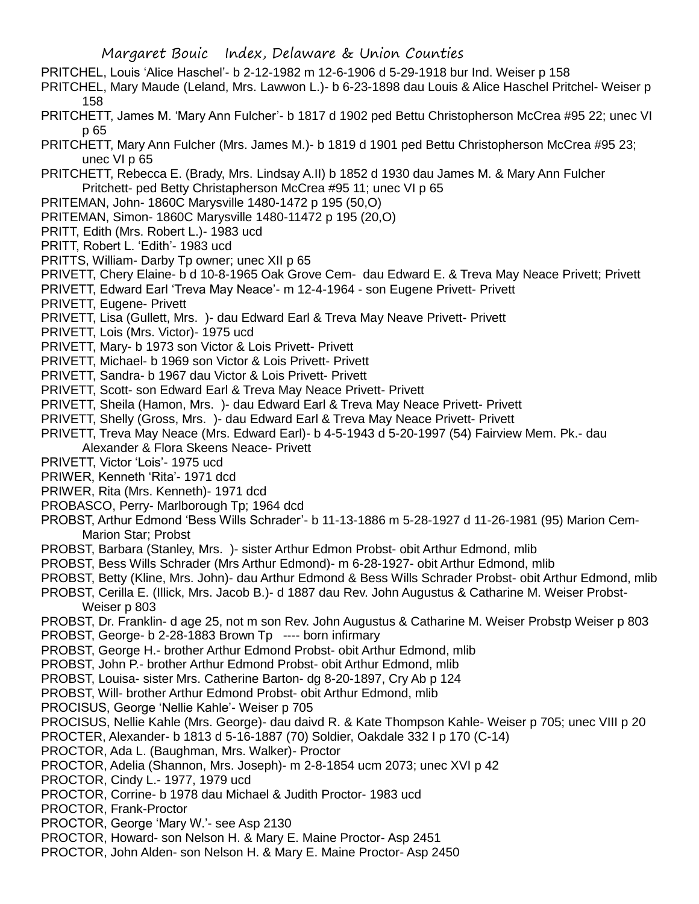PRITCHEL, Louis 'Alice Haschel'- b 2-12-1982 m 12-6-1906 d 5-29-1918 bur Ind. Weiser p 158

PRITCHEL, Mary Maude (Leland, Mrs. Lawwon L.)- b 6-23-1898 dau Louis & Alice Haschel Pritchel- Weiser p 158

PRITCHETT, James M. 'Mary Ann Fulcher'- b 1817 d 1902 ped Bettu Christopherson McCrea #95 22; unec VI p 65

PRITCHETT, Mary Ann Fulcher (Mrs. James M.)- b 1819 d 1901 ped Bettu Christopherson McCrea #95 23; unec VI p 65

PRITCHETT, Rebecca E. (Brady, Mrs. Lindsay A.II) b 1852 d 1930 dau James M. & Mary Ann Fulcher Pritchett- ped Betty Christapherson McCrea #95 11; unec VI p 65

PRITEMAN, John- 1860C Marysville 1480-1472 p 195 (50,O)

PRITEMAN, Simon- 1860C Marysville 1480-11472 p 195 (20,O)

PRITT, Edith (Mrs. Robert L.)- 1983 ucd

PRITT, Robert L. 'Edith'- 1983 ucd

PRITTS, William- Darby Tp owner; unec XII p 65

PRIVETT, Chery Elaine- b d 10-8-1965 Oak Grove Cem- dau Edward E. & Treva May Neace Privett; Privett

PRIVETT, Edward Earl 'Treva May Neace'- m 12-4-1964 - son Eugene Privett- Privett

PRIVETT, Eugene- Privett

PRIVETT, Lisa (Gullett, Mrs. )- dau Edward Earl & Treva May Neave Privett- Privett

PRIVETT, Lois (Mrs. Victor)- 1975 ucd

PRIVETT, Mary- b 1973 son Victor & Lois Privett- Privett

PRIVETT, Michael- b 1969 son Victor & Lois Privett- Privett

PRIVETT, Sandra- b 1967 dau Victor & Lois Privett- Privett

PRIVETT, Scott- son Edward Earl & Treva May Neace Privett- Privett

PRIVETT, Sheila (Hamon, Mrs. )- dau Edward Earl & Treva May Neace Privett- Privett

PRIVETT, Shelly (Gross, Mrs. )- dau Edward Earl & Treva May Neace Privett- Privett

PRIVETT, Treva May Neace (Mrs. Edward Earl)- b 4-5-1943 d 5-20-1997 (54) Fairview Mem. Pk.- dau Alexander & Flora Skeens Neace- Privett

PRIVETT, Victor 'Lois'- 1975 ucd

PRIWER, Kenneth 'Rita'- 1971 dcd

PRIWER, Rita (Mrs. Kenneth)- 1971 dcd

PROBASCO, Perry- Marlborough Tp; 1964 dcd

PROBST, Arthur Edmond 'Bess Wills Schrader'- b 11-13-1886 m 5-28-1927 d 11-26-1981 (95) Marion Cem- Marion Star; Probst

PROBST, Barbara (Stanley, Mrs. )- sister Arthur Edmon Probst- obit Arthur Edmond, mlib

PROBST, Bess Wills Schrader (Mrs Arthur Edmond)- m 6-28-1927- obit Arthur Edmond, mlib

PROBST, Betty (Kline, Mrs. John)- dau Arthur Edmond & Bess Wills Schrader Probst- obit Arthur Edmond, mlib

PROBST, Cerilla E. (Illick, Mrs. Jacob B.)- d 1887 dau Rev. John Augustus & Catharine M. Weiser Probst- Weiser p 803

PROBST, Dr. Franklin- d age 25, not m son Rev. John Augustus & Catharine M. Weiser Probstp Weiser p 803

PROBST, George- b 2-28-1883 Brown Tp ---- born infirmary

PROBST, George H.- brother Arthur Edmond Probst- obit Arthur Edmond, mlib

PROBST, John P.- brother Arthur Edmond Probst- obit Arthur Edmond, mlib

PROBST, Louisa- sister Mrs. Catherine Barton- dg 8-20-1897, Cry Ab p 124

PROBST, Will- brother Arthur Edmond Probst- obit Arthur Edmond, mlib

PROCISUS, George 'Nellie Kahle'- Weiser p 705

PROCISUS, Nellie Kahle (Mrs. George)- dau daivd R. & Kate Thompson Kahle- Weiser p 705; unec VIII p 20

PROCTER, Alexander- b 1813 d 5-16-1887 (70) Soldier, Oakdale 332 I p 170 (C-14)

PROCTOR, Ada L. (Baughman, Mrs. Walker)- Proctor

PROCTOR, Adelia (Shannon, Mrs. Joseph)- m 2-8-1854 ucm 2073; unec XVI p 42

PROCTOR, Cindy L.- 1977, 1979 ucd

PROCTOR, Corrine- b 1978 dau Michael & Judith Proctor- 1983 ucd

PROCTOR, Frank-Proctor

PROCTOR, George 'Mary W.'- see Asp 2130

PROCTOR, Howard- son Nelson H. & Mary E. Maine Proctor- Asp 2451

PROCTOR, John Alden- son Nelson H. & Mary E. Maine Proctor- Asp 2450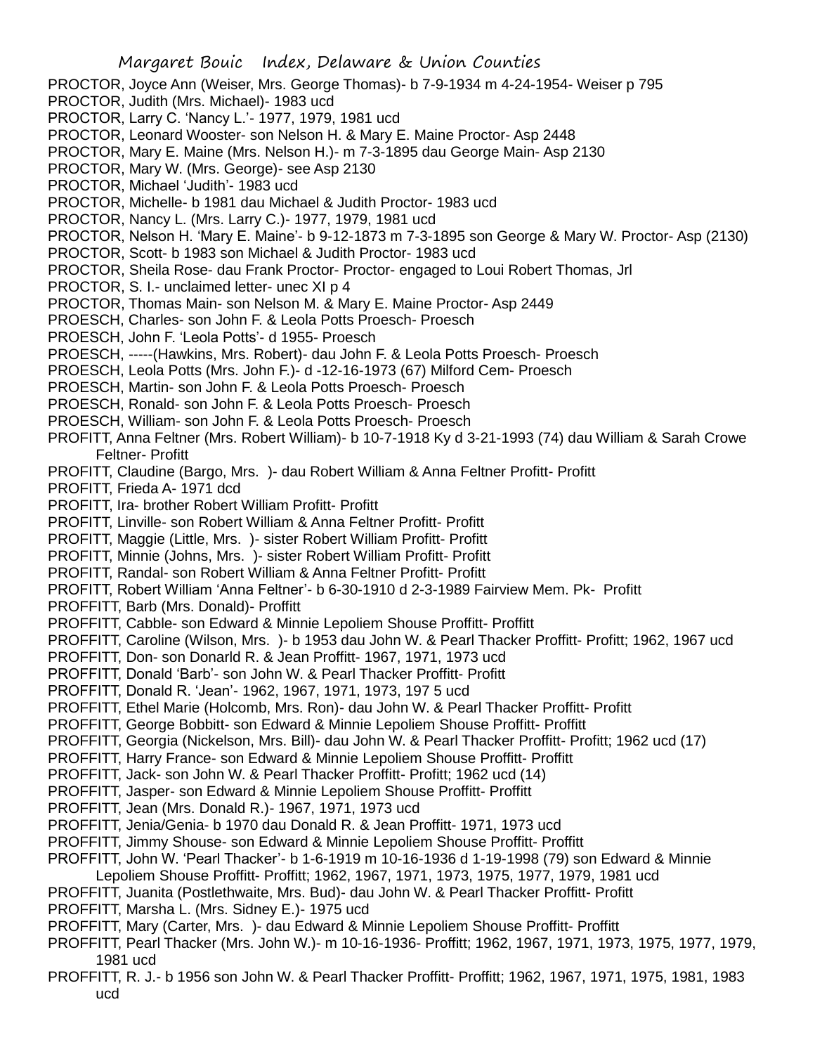PROCTOR, Joyce Ann (Weiser, Mrs. George Thomas)- b 7-9-1934 m 4-24-1954- Weiser p 795
PROCTOR, Judith (Mrs. Michael)- 1983 ucd
PROCTOR, Larry C. 'Nancy L.'- 1977, 1979, 1981 ucd
PROCTOR, Leonard Wooster- son Nelson H. & Mary E. Maine Proctor- Asp 2448
PROCTOR, Mary E. Maine (Mrs. Nelson H.)- m 7-3-1895 dau George Main- Asp 2130
PROCTOR, Mary W. (Mrs. George)- see Asp 2130
PROCTOR, Michael 'Judith'- 1983 ucd
PROCTOR, Michelle- b 1981 dau Michael & Judith Proctor- 1983 ucd
PROCTOR, Nancy L. (Mrs. Larry C.)- 1977, 1979, 1981 ucd
PROCTOR, Nelson H. 'Mary E. Maine'- b 9-12-1873 m 7-3-1895 son George & Mary W. Proctor- Asp (2130)
PROCTOR, Scott- b 1983 son Michael & Judith Proctor- 1983 ucd
PROCTOR, Sheila Rose- dau Frank Proctor- Proctor- engaged to Loui Robert Thomas, Jrl
PROCTOR, S. I.- unclaimed letter- unec XI p 4
PROCTOR, Thomas Main- son Nelson M. & Mary E. Maine Proctor- Asp 2449
PROESCH, Charles- son John F. & Leola Potts Proesch- Proesch
PROESCH, John F. 'Leola Potts'- d 1955- Proesch
PROESCH, -----(Hawkins, Mrs. Robert)- dau John F. & Leola Potts Proesch- Proesch
PROESCH, Leola Potts (Mrs. John F.)- d -12-16-1973 (67) Milford Cem- Proesch
PROESCH, Martin- son John F. & Leola Potts Proesch- Proesch
PROESCH, Ronald- son John F. & Leola Potts Proesch- Proesch
PROESCH, William- son John F. & Leola Potts Proesch- Proesch
PROFITT, Anna Feltner (Mrs. Robert William)- b 10-7-1918 Ky d 3-21-1993 (74) dau William & Sarah Crowe Feltner- Profitt
PROFITT, Claudine (Bargo, Mrs. )- dau Robert William & Anna Feltner Profitt- Profitt
PROFITT, Frieda A- 1971 dcd
PROFITT, Ira- brother Robert William Profitt- Profitt
PROFITT, Linville- son Robert William & Anna Feltner Profitt- Profitt
PROFITT, Maggie (Little, Mrs. )- sister Robert William Profitt- Profitt
PROFITT, Minnie (Johns, Mrs. )- sister Robert William Profitt- Profitt
PROFITT, Randal- son Robert William & Anna Feltner Profitt- Profitt
PROFITT, Robert William 'Anna Feltner'- b 6-30-1910 d 2-3-1989 Fairview Mem. Pk- Profitt
PROFFITT, Barb (Mrs. Donald)- Proffitt
PROFFITT, Cabble- son Edward & Minnie Lepoliem Shouse Proffitt- Proffitt
PROFFITT, Caroline (Wilson, Mrs. )- b 1953 dau John W. & Pearl Thacker Proffitt- Profitt; 1962, 1967 ucd
PROFFITT, Don- son Donarld R. & Jean Proffitt- 1967, 1971, 1973 ucd
PROFFITT, Donald 'Barb'- son John W. & Pearl Thacker Proffitt- Profitt
PROFFITT, Donald R. 'Jean'- 1962, 1967, 1971, 1973, 197 5 ucd
PROFFITT, Ethel Marie (Holcomb, Mrs. Ron)- dau John W. & Pearl Thacker Proffitt- Profitt
PROFFITT, George Bobbitt- son Edward & Minnie Lepoliem Shouse Proffitt- Proffitt
PROFFITT, Georgia (Nickelson, Mrs. Bill)- dau John W. & Pearl Thacker Proffitt- Profitt; 1962 ucd (17)
PROFFITT, Harry France- son Edward & Minnie Lepoliem Shouse Proffitt- Proffitt
PROFFITT, Jack- son John W. & Pearl Thacker Proffitt- Profitt; 1962 ucd (14)
PROFFITT, Jasper- son Edward & Minnie Lepoliem Shouse Proffitt- Proffitt
PROFFITT, Jean (Mrs. Donald R.)- 1967, 1971, 1973 ucd
PROFFITT, Jenia/Genia- b 1970 dau Donald R. & Jean Proffitt- 1971, 1973 ucd
PROFFITT, Jimmy Shouse- son Edward & Minnie Lepoliem Shouse Proffitt- Proffitt
PROFFITT, John W. 'Pearl Thacker'- b 1-6-1919 m 10-16-1936 d 1-19-1998 (79) son Edward & Minnie Lepoliem Shouse Proffitt- Proffitt; 1962, 1967, 1971, 1973, 1975, 1977, 1979, 1981 ucd
PROFFITT, Juanita (Postlethwaite, Mrs. Bud)- dau John W. & Pearl Thacker Proffitt- Profitt
PROFFITT, Marsha L. (Mrs. Sidney E.)- 1975 ucd
PROFFITT, Mary (Carter, Mrs. )- dau Edward & Minnie Lepoliem Shouse Proffitt- Proffitt
PROFFITT, Pearl Thacker (Mrs. John W.)- m 10-16-1936- Proffitt; 1962, 1967, 1971, 1973, 1975, 1977, 1979, 1981 ucd
PROFFITT, R. J.- b 1956 son John W. & Pearl Thacker Proffitt- Proffitt; 1962, 1967, 1971, 1975, 1981, 1983 ucd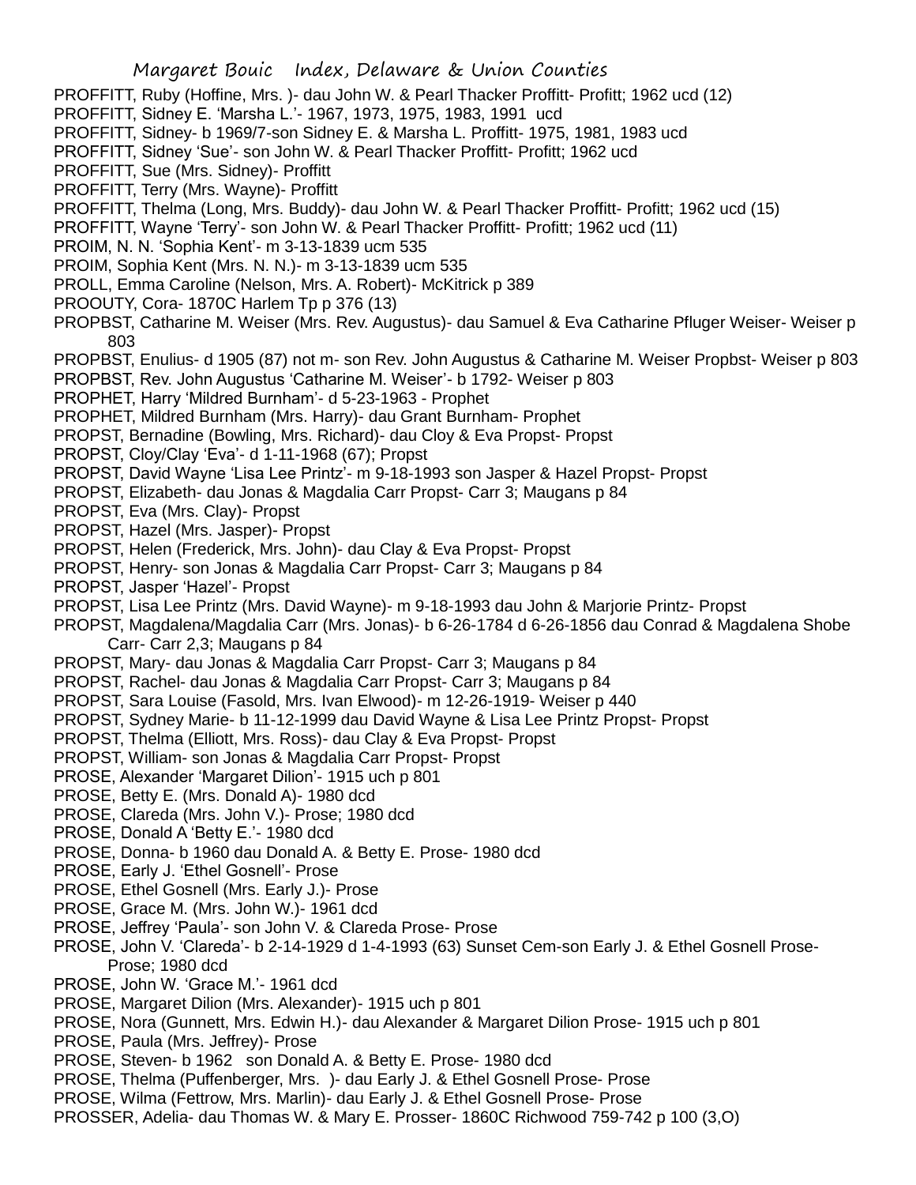PROFFITT, Ruby (Hoffine, Mrs. )- dau John W. & Pearl Thacker Proffitt- Profitt; 1962 ucd (12)
PROFFITT, Sidney E. 'Marsha L.'- 1967, 1973, 1975, 1983, 1991 ucd
PROFFITT, Sidney- b 1969/7-son Sidney E. & Marsha L. Proffitt- 1975, 1981, 1983 ucd
PROFFITT, Sidney 'Sue'- son John W. & Pearl Thacker Proffitt- Profitt; 1962 ucd
PROFFITT, Sue (Mrs. Sidney)- Proffitt
PROFFITT, Terry (Mrs. Wayne)- Proffitt
PROFFITT, Thelma (Long, Mrs. Buddy)- dau John W. & Pearl Thacker Proffitt- Profitt; 1962 ucd (15)
PROFFITT, Wayne 'Terry'- son John W. & Pearl Thacker Proffitt- Profitt; 1962 ucd (11)
PROIM, N. N. 'Sophia Kent'- m 3-13-1839 ucm 535
PROIM, Sophia Kent (Mrs. N. N.)- m 3-13-1839 ucm 535
PROLL, Emma Caroline (Nelson, Mrs. A. Robert)- McKitrick p 389
PROOUTY, Cora- 1870C Harlem Tp p 376 (13)
PROPBST, Catharine M. Weiser (Mrs. Rev. Augustus)- dau Samuel & Eva Catharine Pfluger Weiser- Weiser p 803
PROPBST, Enulius- d 1905 (87) not m- son Rev. John Augustus & Catharine M. Weiser Propbst- Weiser p 803
PROPBST, Rev. John Augustus 'Catharine M. Weiser'- b 1792- Weiser p 803
PROPHET, Harry 'Mildred Burnham'- d 5-23-1963 - Prophet
PROPHET, Mildred Burnham (Mrs. Harry)- dau Grant Burnham- Prophet
PROPST, Bernadine (Bowling, Mrs. Richard)- dau Cloy & Eva Propst- Propst
PROPST, Cloy/Clay 'Eva'- d 1-11-1968 (67); Propst
PROPST, David Wayne 'Lisa Lee Printz'- m 9-18-1993 son Jasper & Hazel Propst- Propst
PROPST, Elizabeth- dau Jonas & Magdalia Carr Propst- Carr 3; Maugans p 84
PROPST, Eva (Mrs. Clay)- Propst
PROPST, Hazel (Mrs. Jasper)- Propst
PROPST, Helen (Frederick, Mrs. John)- dau Clay & Eva Propst- Propst
PROPST, Henry- son Jonas & Magdalia Carr Propst- Carr 3; Maugans p 84
PROPST, Jasper 'Hazel'- Propst
PROPST, Lisa Lee Printz (Mrs. David Wayne)- m 9-18-1993 dau John & Marjorie Printz- Propst
PROPST, Magdalena/Magdalia Carr (Mrs. Jonas)- b 6-26-1784 d 6-26-1856 dau Conrad & Magdalena Shobe Carr- Carr 2,3; Maugans p 84
PROPST, Mary- dau Jonas & Magdalia Carr Propst- Carr 3; Maugans p 84
PROPST, Rachel- dau Jonas & Magdalia Carr Propst- Carr 3; Maugans p 84
PROPST, Sara Louise (Fasold, Mrs. Ivan Elwood)- m 12-26-1919- Weiser p 440
PROPST, Sydney Marie- b 11-12-1999 dau David Wayne & Lisa Lee Printz Propst- Propst
PROPST, Thelma (Elliott, Mrs. Ross)- dau Clay & Eva Propst- Propst
PROPST, William- son Jonas & Magdalia Carr Propst- Propst
PROSE, Alexander 'Margaret Dilion'- 1915 uch p 801
PROSE, Betty E. (Mrs. Donald A)- 1980 dcd
PROSE, Clareda (Mrs. John V.)- Prose; 1980 dcd
PROSE, Donald A 'Betty E.'- 1980 dcd
PROSE, Donna- b 1960 dau Donald A. & Betty E. Prose- 1980 dcd
PROSE, Early J. 'Ethel Gosnell'- Prose
PROSE, Ethel Gosnell (Mrs. Early J.)- Prose
PROSE, Grace M. (Mrs. John W.)- 1961 dcd
PROSE, Jeffrey 'Paula'- son John V. & Clareda Prose- Prose
PROSE, John V. 'Clareda'- b 2-14-1929 d 1-4-1993 (63) Sunset Cem-son Early J. & Ethel Gosnell Prose- Prose; 1980 dcd
PROSE, John W. 'Grace M.'- 1961 dcd
PROSE, Margaret Dilion (Mrs. Alexander)- 1915 uch p 801
PROSE, Nora (Gunnett, Mrs. Edwin H.)- dau Alexander & Margaret Dilion Prose- 1915 uch p 801
PROSE, Paula (Mrs. Jeffrey)- Prose
PROSE, Steven- b 1962 son Donald A. & Betty E. Prose- 1980 dcd
PROSE, Thelma (Puffenberger, Mrs. )- dau Early J. & Ethel Gosnell Prose- Prose
PROSE, Wilma (Fettrow, Mrs. Marlin)- dau Early J. & Ethel Gosnell Prose- Prose
PROSSER, Adelia- dau Thomas W. & Mary E. Prosser- 1860C Richwood 759-742 p 100 (3,O)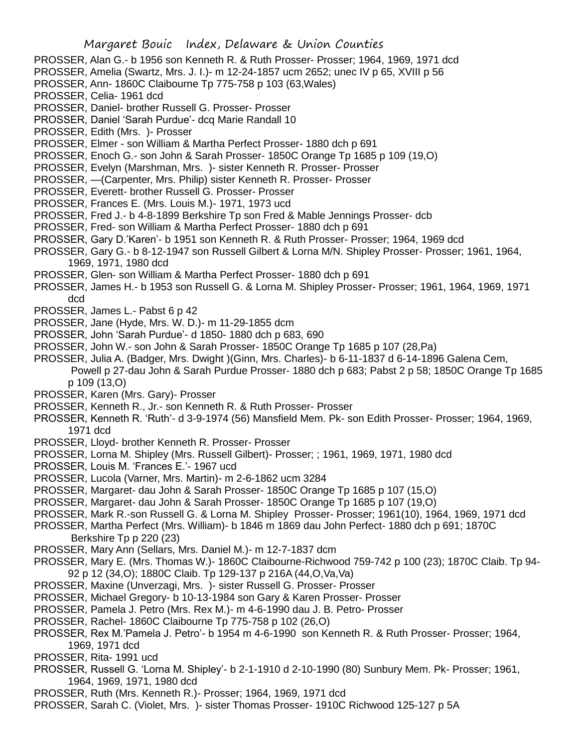PROSSER, Alan G.- b 1956 son Kenneth R. & Ruth Prosser- Prosser; 1964, 1969, 1971 dcd
PROSSER, Amelia (Swartz, Mrs. J. I.)- m 12-24-1857 ucm 2652; unec IV p 65, XVIII p 56
PROSSER, Ann- 1860C Claibourne Tp 775-758 p 103 (63,Wales)
PROSSER, Celia- 1961 dcd
PROSSER, Daniel- brother Russell G. Prosser- Prosser
PROSSER, Daniel 'Sarah Purdue'- dcq Marie Randall 10
PROSSER, Edith (Mrs. )- Prosser
PROSSER, Elmer - son William & Martha Perfect Prosser- 1880 dch p 691
PROSSER, Enoch G.- son John & Sarah Prosser- 1850C Orange Tp 1685 p 109 (19,O)
PROSSER, Evelyn (Marshman, Mrs. )- sister Kenneth R. Prosser- Prosser
PROSSER, —(Carpenter, Mrs. Philip) sister Kenneth R. Prosser- Prosser
PROSSER, Everett- brother Russell G. Prosser- Prosser
PROSSER, Frances E. (Mrs. Louis M.)- 1971, 1973 ucd
PROSSER, Fred J.- b 4-8-1899 Berkshire Tp son Fred & Mable Jennings Prosser- dcb
PROSSER, Fred- son William & Martha Perfect Prosser- 1880 dch p 691
PROSSER, Gary D.'Karen'- b 1951 son Kenneth R. & Ruth Prosser- Prosser; 1964, 1969 dcd
PROSSER, Gary G.- b 8-12-1947 son Russell Gilbert & Lorna M/N. Shipley Prosser- Prosser; 1961, 1964, 1969, 1971, 1980 dcd
PROSSER, Glen- son William & Martha Perfect Prosser- 1880 dch p 691
PROSSER, James H.- b 1953 son Russell G. & Lorna M. Shipley Prosser- Prosser; 1961, 1964, 1969, 1971 dcd
PROSSER, James L.- Pabst 6 p 42
PROSSER, Jane (Hyde, Mrs. W. D.)- m 11-29-1855 dcm
PROSSER, John 'Sarah Purdue'- d 1850- 1880 dch p 683, 690
PROSSER, John W.- son John & Sarah Prosser- 1850C Orange Tp 1685 p 107 (28,Pa)
PROSSER, Julia A. (Badger, Mrs. Dwight )(Ginn, Mrs. Charles)- b 6-11-1837 d 6-14-1896 Galena Cem, Powell p 27-dau John & Sarah Purdue Prosser- 1880 dch p 683; Pabst 2 p 58; 1850C Orange Tp 1685 p 109 (13,O)
PROSSER, Karen (Mrs. Gary)- Prosser
PROSSER, Kenneth R., Jr.- son Kenneth R. & Ruth Prosser- Prosser
PROSSER, Kenneth R. 'Ruth'- d 3-9-1974 (56) Mansfield Mem. Pk- son Edith Prosser- Prosser; 1964, 1969, 1971 dcd
PROSSER, Lloyd- brother Kenneth R. Prosser- Prosser
PROSSER, Lorna M. Shipley (Mrs. Russell Gilbert)- Prosser; ; 1961, 1969, 1971, 1980 dcd
PROSSER, Louis M. 'Frances E.'- 1967 ucd
PROSSER, Lucola (Varner, Mrs. Martin)- m 2-6-1862 ucm 3284
PROSSER, Margaret- dau John & Sarah Prosser- 1850C Orange Tp 1685 p 107 (15,O)
PROSSER, Margaret- dau John & Sarah Prosser- 1850C Orange Tp 1685 p 107 (19,O)
PROSSER, Mark R.-son Russell G. & Lorna M. Shipley Prosser- Prosser; 1961(10), 1964, 1969, 1971 dcd
PROSSER, Martha Perfect (Mrs. William)- b 1846 m 1869 dau John Perfect- 1880 dch p 691; 1870C Berkshire Tp p 220 (23)
PROSSER, Mary Ann (Sellars, Mrs. Daniel M.)- m 12-7-1837 dcm
PROSSER, Mary E. (Mrs. Thomas W.)- 1860C Claibourne-Richwood 759-742 p 100 (23); 1870C Claib. Tp 94-92 p 12 (34,O); 1880C Claib. Tp 129-137 p 216A (44,O,Va,Va)
PROSSER, Maxine (Unverzagi, Mrs. )- sister Russell G. Prosser- Prosser
PROSSER, Michael Gregory- b 10-13-1984 son Gary & Karen Prosser- Prosser
PROSSER, Pamela J. Petro (Mrs. Rex M.)- m 4-6-1990 dau J. B. Petro- Prosser
PROSSER, Rachel- 1860C Claibourne Tp 775-758 p 102 (26,O)
PROSSER, Rex M.'Pamela J. Petro'- b 1954 m 4-6-1990 son Kenneth R. & Ruth Prosser- Prosser; 1964, 1969, 1971 dcd
PROSSER, Rita- 1991 ucd
PROSSER, Russell G. 'Lorna M. Shipley'- b 2-1-1910 d 2-10-1990 (80) Sunbury Mem. Pk- Prosser; 1961, 1964, 1969, 1971, 1980 dcd
PROSSER, Ruth (Mrs. Kenneth R.)- Prosser; 1964, 1969, 1971 dcd
PROSSER, Sarah C. (Violet, Mrs. )- sister Thomas Prosser- 1910C Richwood 125-127 p 5A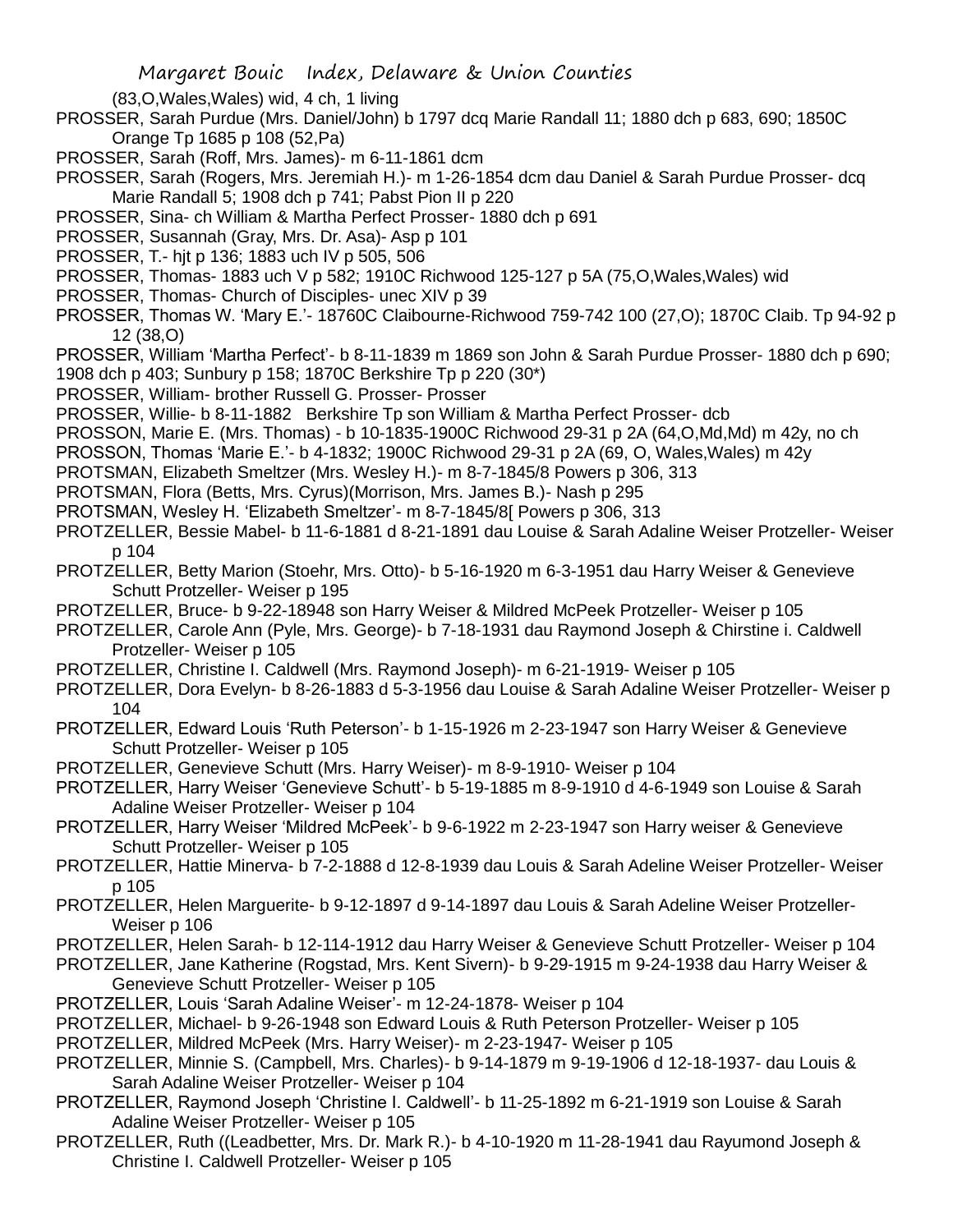(83,O,Wales,Wales) wid, 4 ch, 1 living

PROSSER, Sarah Purdue (Mrs. Daniel/John) b 1797 dcq Marie Randall 11; 1880 dch p 683, 690; 1850C Orange Tp 1685 p 108 (52,Pa)

PROSSER, Sarah (Roff, Mrs. James)- m 6-11-1861 dcm

PROSSER, Sarah (Rogers, Mrs. Jeremiah H.)- m 1-26-1854 dcm dau Daniel & Sarah Purdue Prosser- dcq Marie Randall 5; 1908 dch p 741; Pabst Pion II p 220

PROSSER, Sina- ch William & Martha Perfect Prosser- 1880 dch p 691

PROSSER, Susannah (Gray, Mrs. Dr. Asa)- Asp p 101

PROSSER, T.- hjt p 136; 1883 uch IV p 505, 506

PROSSER, Thomas- 1883 uch V p 582; 1910C Richwood 125-127 p 5A (75,O,Wales,Wales) wid

PROSSER, Thomas- Church of Disciples- unec XIV p 39

PROSSER, Thomas W. 'Mary E.'- 18760C Claibourne-Richwood 759-742 100 (27,O); 1870C Claib. Tp 94-92 p 12 (38,O)

PROSSER, William 'Martha Perfect'- b 8-11-1839 m 1869 son John & Sarah Purdue Prosser- 1880 dch p 690; 1908 dch p 403; Sunbury p 158; 1870C Berkshire Tp p 220 (30*)

PROSSER, William- brother Russell G. Prosser- Prosser

PROSSER, Willie- b 8-11-1882 Berkshire Tp son William & Martha Perfect Prosser- dcb

PROSSON, Marie E. (Mrs. Thomas) - b 10-1835-1900C Richwood 29-31 p 2A (64,O,Md,Md) m 42y, no ch

PROSSON, Thomas 'Marie E.'- b 4-1832; 1900C Richwood 29-31 p 2A (69, O, Wales,Wales) m 42y

PROTSMAN, Elizabeth Smeltzer (Mrs. Wesley H.)- m 8-7-1845/8 Powers p 306, 313

PROTSMAN, Flora (Betts, Mrs. Cyrus)(Morrison, Mrs. James B.)- Nash p 295

PROTSMAN, Wesley H. 'Elizabeth Smeltzer'- m 8-7-1845/8[ Powers p 306, 313

PROTZELLER, Bessie Mabel- b 11-6-1881 d 8-21-1891 dau Louise & Sarah Adaline Weiser Protzeller- Weiser p 104

PROTZELLER, Betty Marion (Stoehr, Mrs. Otto)- b 5-16-1920 m 6-3-1951 dau Harry Weiser & Genevieve Schutt Protzeller- Weiser p 195

PROTZELLER, Bruce- b 9-22-18948 son Harry Weiser & Mildred McPeek Protzeller- Weiser p 105

PROTZELLER, Carole Ann (Pyle, Mrs. George)- b 7-18-1931 dau Raymond Joseph & Chirstine i. Caldwell Protzeller- Weiser p 105

PROTZELLER, Christine I. Caldwell (Mrs. Raymond Joseph)- m 6-21-1919- Weiser p 105

PROTZELLER, Dora Evelyn- b 8-26-1883 d 5-3-1956 dau Louise & Sarah Adaline Weiser Protzeller- Weiser p 104

PROTZELLER, Edward Louis 'Ruth Peterson'- b 1-15-1926 m 2-23-1947 son Harry Weiser & Genevieve Schutt Protzeller- Weiser p 105

PROTZELLER, Genevieve Schutt (Mrs. Harry Weiser)- m 8-9-1910- Weiser p 104

PROTZELLER, Harry Weiser 'Genevieve Schutt'- b 5-19-1885 m 8-9-1910 d 4-6-1949 son Louise & Sarah Adaline Weiser Protzeller- Weiser p 104

PROTZELLER, Harry Weiser 'Mildred McPeek'- b 9-6-1922 m 2-23-1947 son Harry weiser & Genevieve Schutt Protzeller- Weiser p 105

PROTZELLER, Hattie Minerva- b 7-2-1888 d 12-8-1939 dau Louis & Sarah Adeline Weiser Protzeller- Weiser p 105

PROTZELLER, Helen Marguerite- b 9-12-1897 d 9-14-1897 dau Louis & Sarah Adeline Weiser Protzeller- Weiser p 106

PROTZELLER, Helen Sarah- b 12-114-1912 dau Harry Weiser & Genevieve Schutt Protzeller- Weiser p 104

PROTZELLER, Jane Katherine (Rogstad, Mrs. Kent Sivern)- b 9-29-1915 m 9-24-1938 dau Harry Weiser & Genevieve Schutt Protzeller- Weiser p 105

PROTZELLER, Louis 'Sarah Adaline Weiser'- m 12-24-1878- Weiser p 104

PROTZELLER, Michael- b 9-26-1948 son Edward Louis & Ruth Peterson Protzeller- Weiser p 105

PROTZELLER, Mildred McPeek (Mrs. Harry Weiser)- m 2-23-1947- Weiser p 105

PROTZELLER, Minnie S. (Campbell, Mrs. Charles)- b 9-14-1879 m 9-19-1906 d 12-18-1937- dau Louis & Sarah Adaline Weiser Protzeller- Weiser p 104

PROTZELLER, Raymond Joseph 'Christine I. Caldwell'- b 11-25-1892 m 6-21-1919 son Louise & Sarah Adaline Weiser Protzeller- Weiser p 105

PROTZELLER, Ruth ((Leadbetter, Mrs. Dr. Mark R.)- b 4-10-1920 m 11-28-1941 dau Rayumond Joseph & Christine I. Caldwell Protzeller- Weiser p 105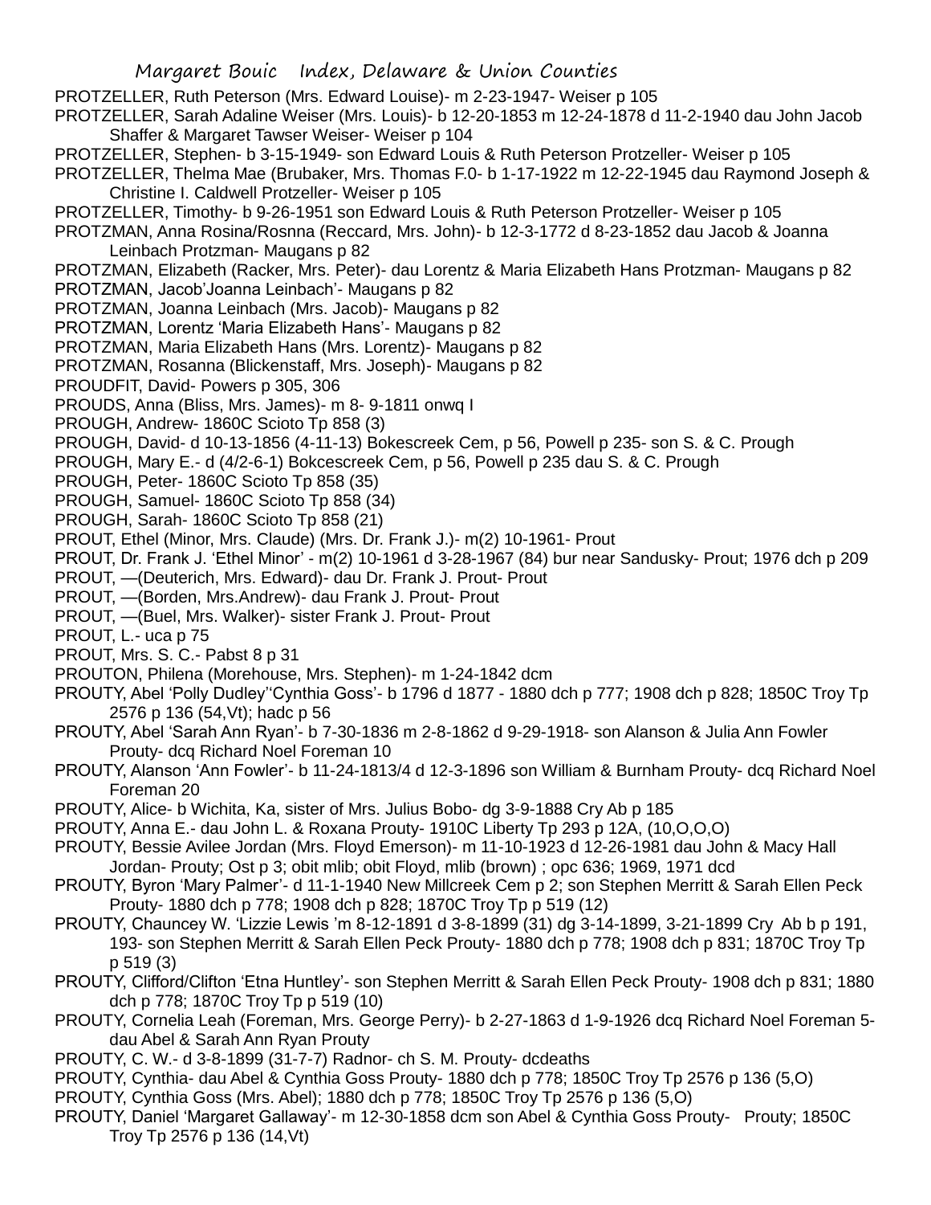PROTZELLER, Ruth Peterson (Mrs. Edward Louise)- m 2-23-1947- Weiser p 105

PROTZELLER, Sarah Adaline Weiser (Mrs. Louis)- b 12-20-1853 m 12-24-1878 d 11-2-1940 dau John Jacob Shaffer & Margaret Tawser Weiser- Weiser p 104

PROTZELLER, Stephen- b 3-15-1949- son Edward Louis & Ruth Peterson Protzeller- Weiser p 105

PROTZELLER, Thelma Mae (Brubaker, Mrs. Thomas F.0- b 1-17-1922 m 12-22-1945 dau Raymond Joseph & Christine I. Caldwell Protzeller- Weiser p 105

PROTZELLER, Timothy- b 9-26-1951 son Edward Louis & Ruth Peterson Protzeller- Weiser p 105

PROTZMAN, Anna Rosina/Rosnna (Reccard, Mrs. John)- b 12-3-1772 d 8-23-1852 dau Jacob & Joanna Leinbach Protzman- Maugans p 82

PROTZMAN, Elizabeth (Racker, Mrs. Peter)- dau Lorentz & Maria Elizabeth Hans Protzman- Maugans p 82

PROTZMAN, Jacob'Joanna Leinbach'- Maugans p 82

PROTZMAN, Joanna Leinbach (Mrs. Jacob)- Maugans p 82

PROTZMAN, Lorentz 'Maria Elizabeth Hans'- Maugans p 82

PROTZMAN, Maria Elizabeth Hans (Mrs. Lorentz)- Maugans p 82

PROTZMAN, Rosanna (Blickenstaff, Mrs. Joseph)- Maugans p 82

PROUDFIT, David- Powers p 305, 306

PROUDS, Anna (Bliss, Mrs. James)- m 8- 9-1811 onwq I

PROUGH, Andrew- 1860C Scioto Tp 858 (3)

PROUGH, David- d 10-13-1856 (4-11-13) Bokescreek Cem, p 56, Powell p 235- son S. & C. Prough

PROUGH, Mary E.- d (4/2-6-1) Bokcescreek Cem, p 56, Powell p 235 dau S. & C. Prough

PROUGH, Peter- 1860C Scioto Tp 858 (35)

PROUGH, Samuel- 1860C Scioto Tp 858 (34)

PROUGH, Sarah- 1860C Scioto Tp 858 (21)

PROUT, Ethel (Minor, Mrs. Claude) (Mrs. Dr. Frank J.)- m(2) 10-1961- Prout

PROUT, Dr. Frank J. 'Ethel Minor' - m(2) 10-1961 d 3-28-1967 (84) bur near Sandusky- Prout; 1976 dch p 209

PROUT, —(Deuterich, Mrs. Edward)- dau Dr. Frank J. Prout- Prout

PROUT, —(Borden, Mrs.Andrew)- dau Frank J. Prout- Prout

PROUT, —(Buel, Mrs. Walker)- sister Frank J. Prout- Prout

PROUT, L.- uca p 75

PROUT, Mrs. S. C.- Pabst 8 p 31

PROUTON, Philena (Morehouse, Mrs. Stephen)- m 1-24-1842 dcm

PROUTY, Abel 'Polly Dudley''Cynthia Goss'- b 1796 d 1877 - 1880 dch p 777; 1908 dch p 828; 1850C Troy Tp 2576 p 136 (54,Vt); hadc p 56

PROUTY, Abel 'Sarah Ann Ryan'- b 7-30-1836 m 2-8-1862 d 9-29-1918- son Alanson & Julia Ann Fowler Prouty- dcq Richard Noel Foreman 10

PROUTY, Alanson 'Ann Fowler'- b 11-24-1813/4 d 12-3-1896 son William & Burnham Prouty- dcq Richard Noel Foreman 20

PROUTY, Alice- b Wichita, Ka, sister of Mrs. Julius Bobo- dg 3-9-1888 Cry Ab p 185

PROUTY, Anna E.- dau John L. & Roxana Prouty- 1910C Liberty Tp 293 p 12A, (10,O,O,O)

PROUTY, Bessie Avilee Jordan (Mrs. Floyd Emerson)- m 11-10-1923 d 12-26-1981 dau John & Macy Hall Jordan- Prouty; Ost p 3; obit mlib; obit Floyd, mlib (brown) ; opc 636; 1969, 1971 dcd

PROUTY, Byron 'Mary Palmer'- d 11-1-1940 New Millcreek Cem p 2; son Stephen Merritt & Sarah Ellen Peck Prouty- 1880 dch p 778; 1908 dch p 828; 1870C Troy Tp p 519 (12)

PROUTY, Chauncey W. 'Lizzie Lewis 'm 8-12-1891 d 3-8-1899 (31) dg 3-14-1899, 3-21-1899 Cry Ab b p 191, 193- son Stephen Merritt & Sarah Ellen Peck Prouty- 1880 dch p 778; 1908 dch p 831; 1870C Troy Tp p 519 (3)

PROUTY, Clifford/Clifton 'Etna Huntley'- son Stephen Merritt & Sarah Ellen Peck Prouty- 1908 dch p 831; 1880 dch p 778; 1870C Troy Tp p 519 (10)

PROUTY, Cornelia Leah (Foreman, Mrs. George Perry)- b 2-27-1863 d 1-9-1926 dcq Richard Noel Foreman 5- dau Abel & Sarah Ann Ryan Prouty

PROUTY, C. W.- d 3-8-1899 (31-7-7) Radnor- ch S. M. Prouty- dcdeaths

PROUTY, Cynthia- dau Abel & Cynthia Goss Prouty- 1880 dch p 778; 1850C Troy Tp 2576 p 136 (5,O)

PROUTY, Cynthia Goss (Mrs. Abel); 1880 dch p 778; 1850C Troy Tp 2576 p 136 (5,O)

PROUTY, Daniel 'Margaret Gallaway'- m 12-30-1858 dcm son Abel & Cynthia Goss Prouty- Prouty; 1850C Troy Tp 2576 p 136 (14,Vt)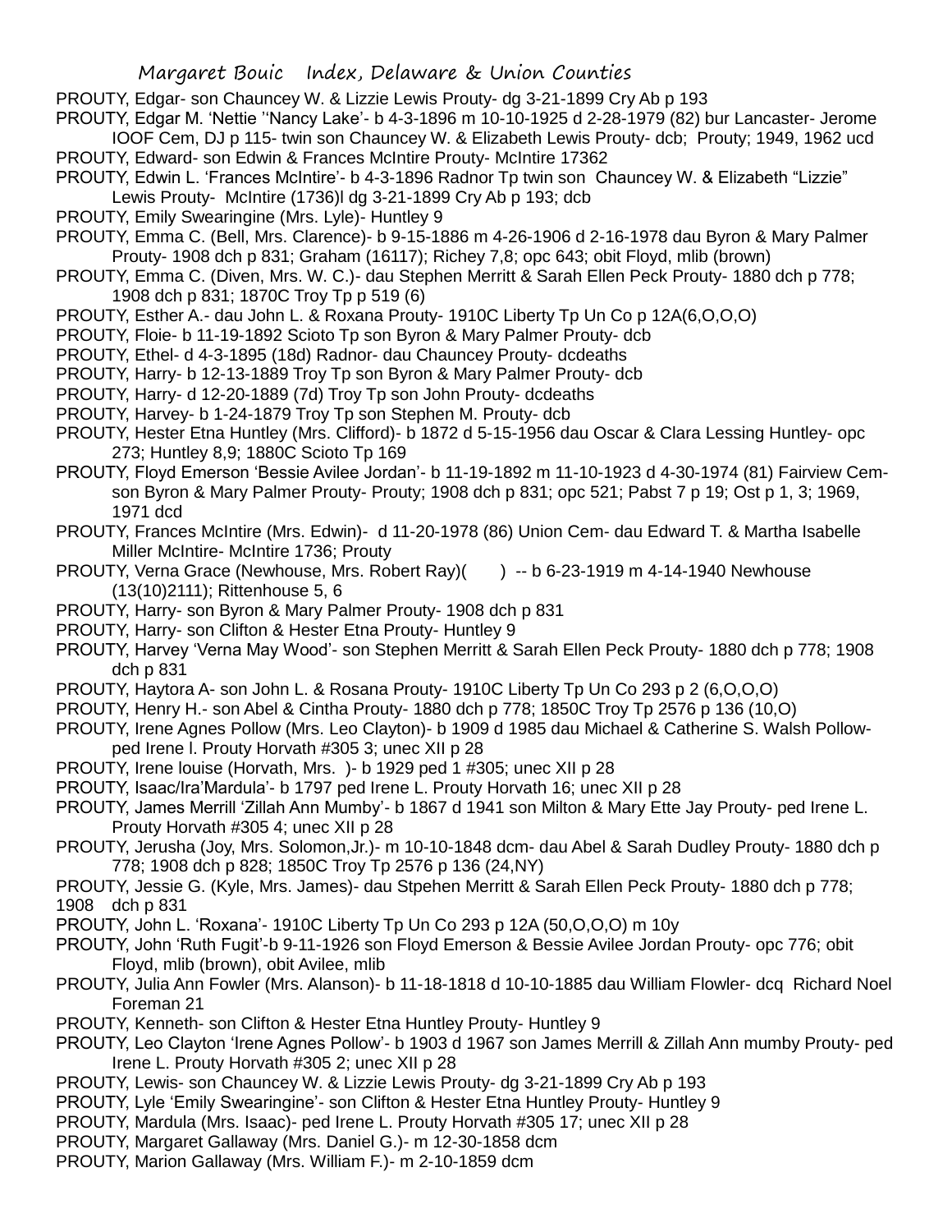PROUTY, Edgar- son Chauncey W. & Lizzie Lewis Prouty- dg 3-21-1899 Cry Ab p 193

PROUTY, Edgar M. 'Nettie ''Nancy Lake'- b 4-3-1896 m 10-10-1925 d 2-28-1979 (82) bur Lancaster- Jerome IOOF Cem, DJ p 115- twin son Chauncey W. & Elizabeth Lewis Prouty- dcb; Prouty; 1949, 1962 ucd

PROUTY, Edward- son Edwin & Frances McIntire Prouty- McIntire 17362

PROUTY, Edwin L. 'Frances McIntire'- b 4-3-1896 Radnor Tp twin son Chauncey W. & Elizabeth "Lizzie" Lewis Prouty- McIntire (1736)l dg 3-21-1899 Cry Ab p 193; dcb

PROUTY, Emily Swearingine (Mrs. Lyle)- Huntley 9

PROUTY, Emma C. (Bell, Mrs. Clarence)- b 9-15-1886 m 4-26-1906 d 2-16-1978 dau Byron & Mary Palmer Prouty- 1908 dch p 831; Graham (16117); Richey 7,8; opc 643; obit Floyd, mlib (brown)

PROUTY, Emma C. (Diven, Mrs. W. C.)- dau Stephen Merritt & Sarah Ellen Peck Prouty- 1880 dch p 778; 1908 dch p 831; 1870C Troy Tp p 519 (6)

PROUTY, Esther A.- dau John L. & Roxana Prouty- 1910C Liberty Tp Un Co p 12A(6,O,O,O)

PROUTY, Floie- b 11-19-1892 Scioto Tp son Byron & Mary Palmer Prouty- dcb

PROUTY, Ethel- d 4-3-1895 (18d) Radnor- dau Chauncey Prouty- dcdeaths

PROUTY, Harry- b 12-13-1889 Troy Tp son Byron & Mary Palmer Prouty- dcb

PROUTY, Harry- d 12-20-1889 (7d) Troy Tp son John Prouty- dcdeaths

PROUTY, Harvey- b 1-24-1879 Troy Tp son Stephen M. Prouty- dcb

PROUTY, Hester Etna Huntley (Mrs. Clifford)- b 1872 d 5-15-1956 dau Oscar & Clara Lessing Huntley- opc 273; Huntley 8,9; 1880C Scioto Tp 169

PROUTY, Floyd Emerson 'Bessie Avilee Jordan'- b 11-19-1892 m 11-10-1923 d 4-30-1974 (81) Fairview Cem- son Byron & Mary Palmer Prouty- Prouty; 1908 dch p 831; opc 521; Pabst 7 p 19; Ost p 1, 3; 1969, 1971 dcd

PROUTY, Frances McIntire (Mrs. Edwin)- d 11-20-1978 (86) Union Cem- dau Edward T. & Martha Isabelle Miller McIntire- McIntire 1736; Prouty

PROUTY, Verna Grace (Newhouse, Mrs. Robert Ray)( ) -- b 6-23-1919 m 4-14-1940 Newhouse (13(10)2111); Rittenhouse 5, 6

PROUTY, Harry- son Byron & Mary Palmer Prouty- 1908 dch p 831

PROUTY, Harry- son Clifton & Hester Etna Prouty- Huntley 9

PROUTY, Harvey 'Verna May Wood'- son Stephen Merritt & Sarah Ellen Peck Prouty- 1880 dch p 778; 1908 dch p 831

PROUTY, Haytora A- son John L. & Rosana Prouty- 1910C Liberty Tp Un Co 293 p 2 (6,O,O,O)

PROUTY, Henry H.- son Abel & Cintha Prouty- 1880 dch p 778; 1850C Troy Tp 2576 p 136 (10,O)

PROUTY, Irene Agnes Pollow (Mrs. Leo Clayton)- b 1909 d 1985 dau Michael & Catherine S. Walsh Pollow- ped Irene l. Prouty Horvath #305 3; unec XII p 28

PROUTY, Irene louise (Horvath, Mrs. )- b 1929 ped 1 #305; unec XII p 28

PROUTY, Isaac/Ira'Mardula'- b 1797 ped Irene L. Prouty Horvath 16; unec XII p 28

PROUTY, James Merrill 'Zillah Ann Mumby'- b 1867 d 1941 son Milton & Mary Ette Jay Prouty- ped Irene L. Prouty Horvath #305 4; unec XII p 28

PROUTY, Jerusha (Joy, Mrs. Solomon,Jr.)- m 10-10-1848 dcm- dau Abel & Sarah Dudley Prouty- 1880 dch p 778; 1908 dch p 828; 1850C Troy Tp 2576 p 136 (24,NY)

PROUTY, Jessie G. (Kyle, Mrs. James)- dau Stpehen Merritt & Sarah Ellen Peck Prouty- 1880 dch p 778; 1908 dch p 831

PROUTY, John L. 'Roxana'- 1910C Liberty Tp Un Co 293 p 12A (50,O,O,O) m 10y

PROUTY, John 'Ruth Fugit'-b 9-11-1926 son Floyd Emerson & Bessie Avilee Jordan Prouty- opc 776; obit Floyd, mlib (brown), obit Avilee, mlib

PROUTY, Julia Ann Fowler (Mrs. Alanson)- b 11-18-1818 d 10-10-1885 dau William Flowler- dcq Richard Noel Foreman 21

PROUTY, Kenneth- son Clifton & Hester Etna Huntley Prouty- Huntley 9

PROUTY, Leo Clayton 'Irene Agnes Pollow'- b 1903 d 1967 son James Merrill & Zillah Ann mumby Prouty- ped Irene L. Prouty Horvath #305 2; unec XII p 28

PROUTY, Lewis- son Chauncey W. & Lizzie Lewis Prouty- dg 3-21-1899 Cry Ab p 193

PROUTY, Lyle 'Emily Swearingine'- son Clifton & Hester Etna Huntley Prouty- Huntley 9

PROUTY, Mardula (Mrs. Isaac)- ped Irene L. Prouty Horvath #305 17; unec XII p 28

PROUTY, Margaret Gallaway (Mrs. Daniel G.)- m 12-30-1858 dcm

PROUTY, Marion Gallaway (Mrs. William F.)- m 2-10-1859 dcm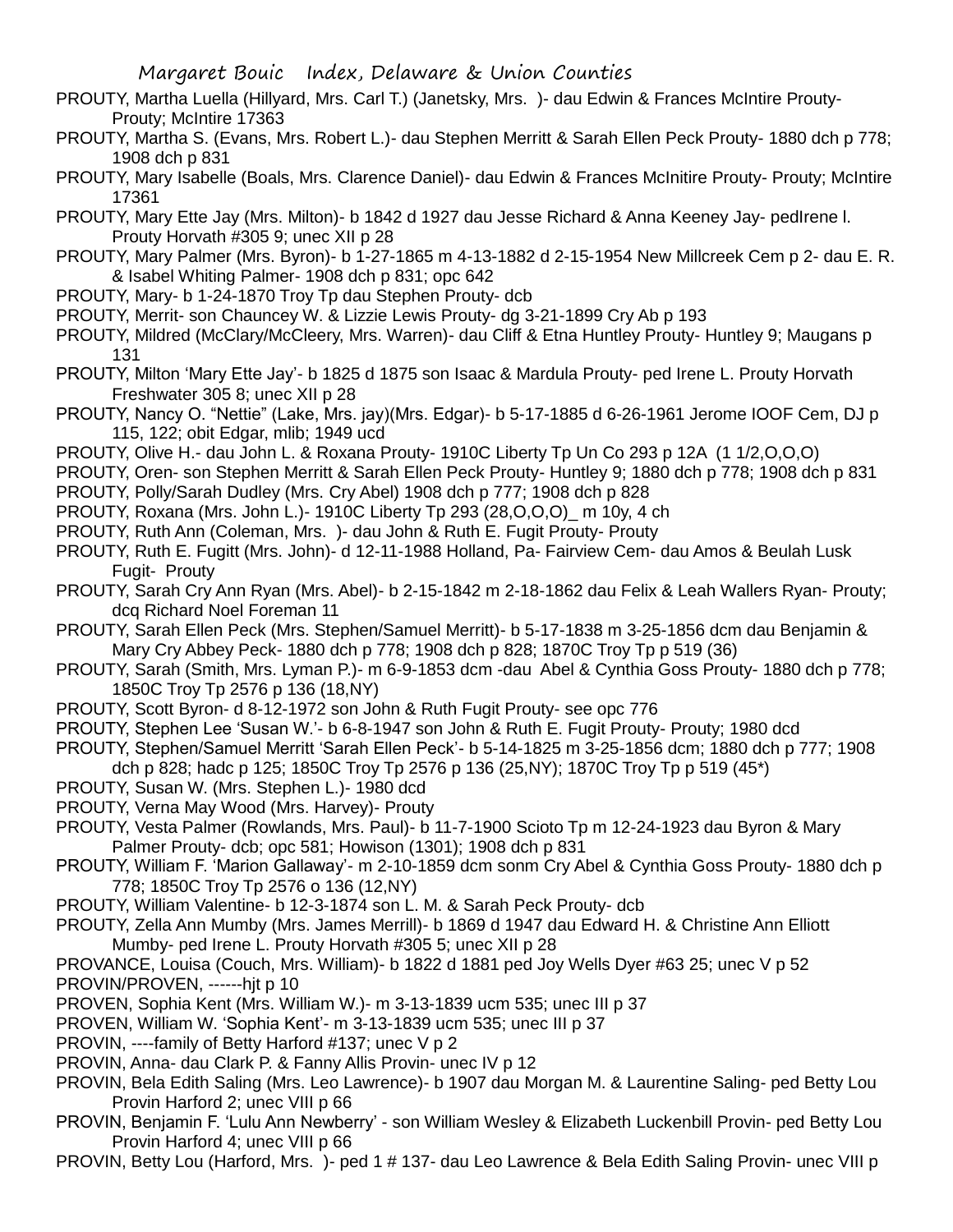PROUTY, Martha Luella (Hillyard, Mrs. Carl T.) (Janetsky, Mrs. )- dau Edwin & Frances McIntire Prouty- Prouty; McIntire 17363

PROUTY, Martha S. (Evans, Mrs. Robert L.)- dau Stephen Merritt & Sarah Ellen Peck Prouty- 1880 dch p 778; 1908 dch p 831

PROUTY, Mary Isabelle (Boals, Mrs. Clarence Daniel)- dau Edwin & Frances McInitire Prouty- Prouty; McIntire 17361

PROUTY, Mary Ette Jay (Mrs. Milton)- b 1842 d 1927 dau Jesse Richard & Anna Keeney Jay- pedIrene l. Prouty Horvath #305 9; unec XII p 28

PROUTY, Mary Palmer (Mrs. Byron)- b 1-27-1865 m 4-13-1882 d 2-15-1954 New Millcreek Cem p 2- dau E. R. & Isabel Whiting Palmer- 1908 dch p 831; opc 642

PROUTY, Mary- b 1-24-1870 Troy Tp dau Stephen Prouty- dcb

PROUTY, Merrit- son Chauncey W. & Lizzie Lewis Prouty- dg 3-21-1899 Cry Ab p 193

PROUTY, Mildred (McClary/McCleery, Mrs. Warren)- dau Cliff & Etna Huntley Prouty- Huntley 9; Maugans p 131

PROUTY, Milton 'Mary Ette Jay'- b 1825 d 1875 son Isaac & Mardula Prouty- ped Irene L. Prouty Horvath Freshwater 305 8; unec XII p 28

PROUTY, Nancy O. "Nettie" (Lake, Mrs. jay)(Mrs. Edgar)- b 5-17-1885 d 6-26-1961 Jerome IOOF Cem, DJ p 115, 122; obit Edgar, mlib; 1949 ucd

PROUTY, Olive H.- dau John L. & Roxana Prouty- 1910C Liberty Tp Un Co 293 p 12A (1 1/2,O,O,O)

PROUTY, Oren- son Stephen Merritt & Sarah Ellen Peck Prouty- Huntley 9; 1880 dch p 778; 1908 dch p 831

PROUTY, Polly/Sarah Dudley (Mrs. Cry Abel) 1908 dch p 777; 1908 dch p 828

PROUTY, Roxana (Mrs. John L.)- 1910C Liberty Tp 293 (28,O,O,O)_ m 10y, 4 ch

PROUTY, Ruth Ann (Coleman, Mrs. )- dau John & Ruth E. Fugit Prouty- Prouty

PROUTY, Ruth E. Fugitt (Mrs. John)- d 12-11-1988 Holland, Pa- Fairview Cem- dau Amos & Beulah Lusk Fugit- Prouty

PROUTY, Sarah Cry Ann Ryan (Mrs. Abel)- b 2-15-1842 m 2-18-1862 dau Felix & Leah Wallers Ryan- Prouty; dcq Richard Noel Foreman 11

PROUTY, Sarah Ellen Peck (Mrs. Stephen/Samuel Merritt)- b 5-17-1838 m 3-25-1856 dcm dau Benjamin & Mary Cry Abbey Peck- 1880 dch p 778; 1908 dch p 828; 1870C Troy Tp p 519 (36)

PROUTY, Sarah (Smith, Mrs. Lyman P.)- m 6-9-1853 dcm -dau Abel & Cynthia Goss Prouty- 1880 dch p 778; 1850C Troy Tp 2576 p 136 (18,NY)

PROUTY, Scott Byron- d 8-12-1972 son John & Ruth Fugit Prouty- see opc 776

PROUTY, Stephen Lee 'Susan W.'- b 6-8-1947 son John & Ruth E. Fugit Prouty- Prouty; 1980 dcd

PROUTY, Stephen/Samuel Merritt 'Sarah Ellen Peck'- b 5-14-1825 m 3-25-1856 dcm; 1880 dch p 777; 1908 dch p 828; hadc p 125; 1850C Troy Tp 2576 p 136 (25,NY); 1870C Troy Tp p 519 (45*)

PROUTY, Susan W. (Mrs. Stephen L.)- 1980 dcd

PROUTY, Verna May Wood (Mrs. Harvey)- Prouty

PROUTY, Vesta Palmer (Rowlands, Mrs. Paul)- b 11-7-1900 Scioto Tp m 12-24-1923 dau Byron & Mary Palmer Prouty- dcb; opc 581; Howison (1301); 1908 dch p 831

PROUTY, William F. 'Marion Gallaway'- m 2-10-1859 dcm sonm Cry Abel & Cynthia Goss Prouty- 1880 dch p 778; 1850C Troy Tp 2576 o 136 (12,NY)

PROUTY, William Valentine- b 12-3-1874 son L. M. & Sarah Peck Prouty- dcb

PROUTY, Zella Ann Mumby (Mrs. James Merrill)- b 1869 d 1947 dau Edward H. & Christine Ann Elliott Mumby- ped Irene L. Prouty Horvath #305 5; unec XII p 28

PROVANCE, Louisa (Couch, Mrs. William)- b 1822 d 1881 ped Joy Wells Dyer #63 25; unec V p 52

PROVIN/PROVEN, ------hjt p 10

PROVEN, Sophia Kent (Mrs. William W.)- m 3-13-1839 ucm 535; unec III p 37

PROVEN, William W. 'Sophia Kent'- m 3-13-1839 ucm 535; unec III p 37

PROVIN, ----family of Betty Harford #137; unec V p 2

PROVIN, Anna- dau Clark P. & Fanny Allis Provin- unec IV p 12

PROVIN, Bela Edith Saling (Mrs. Leo Lawrence)- b 1907 dau Morgan M. & Laurentine Saling- ped Betty Lou Provin Harford 2; unec VIII p 66

PROVIN, Benjamin F. 'Lulu Ann Newberry' - son William Wesley & Elizabeth Luckenbill Provin- ped Betty Lou Provin Harford 4; unec VIII p 66

PROVIN, Betty Lou (Harford, Mrs. )- ped 1 # 137- dau Leo Lawrence & Bela Edith Saling Provin- unec VIII p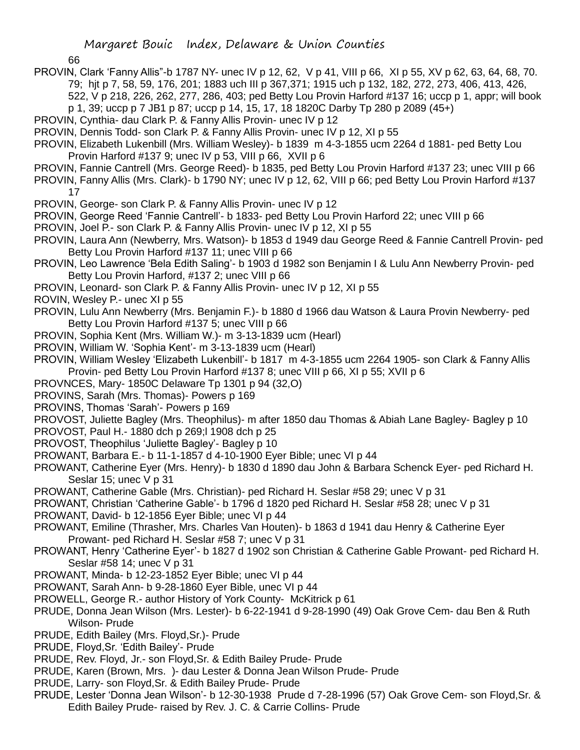PROVIN, Clark 'Fanny Allis"-b 1787 NY- unec IV p 12, 62, V p 41, VIII p 66, XI p 55, XV p 62, 63, 64, 68, 70. 79; hjt p 7, 58, 59, 176, 201; 1883 uch III p 367,371; 1915 uch p 132, 182, 272, 273, 406, 413, 426, 522, V p 218, 226, 262, 277, 286, 403; ped Betty Lou Provin Harford #137 16; uccp p 1, appr; will book p 1, 39; uccp p 7 JB1 p 87; uccp p 14, 15, 17, 18 1820C Darby Tp 280 p 2089 (45+)

PROVIN, Cynthia- dau Clark P. & Fanny Allis Provin- unec IV p 12

PROVIN, Dennis Todd- son Clark P. & Fanny Allis Provin- unec IV p 12, XI p 55

PROVIN, Elizabeth Lukenbill (Mrs. William Wesley)- b 1839 m 4-3-1855 ucm 2264 d 1881- ped Betty Lou Provin Harford #137 9; unec IV p 53, VIII p 66, XVII p 6

PROVIN, Fannie Cantrell (Mrs. George Reed)- b 1835, ped Betty Lou Provin Harford #137 23; unec VIII p 66

PROVIN, Fanny Allis (Mrs. Clark)- b 1790 NY; unec IV p 12, 62, VIII p 66; ped Betty Lou Provin Harford #137 17

PROVIN, George- son Clark P. & Fanny Allis Provin- unec IV p 12

PROVIN, George Reed 'Fannie Cantrell'- b 1833- ped Betty Lou Provin Harford 22; unec VIII p 66

PROVIN, Joel P.- son Clark P. & Fanny Allis Provin- unec IV p 12, XI p 55

PROVIN, Laura Ann (Newberry, Mrs. Watson)- b 1853 d 1949 dau George Reed & Fannie Cantrell Provin- ped Betty Lou Provin Harford #137 11; unec VIII p 66

PROVIN, Leo Lawrence 'Bela Edith Saling'- b 1903 d 1982 son Benjamin I & Lulu Ann Newberry Provin- ped Betty Lou Provin Harford, #137 2; unec VIII p 66

PROVIN, Leonard- son Clark P. & Fanny Allis Provin- unec IV p 12, XI p 55

ROVIN, Wesley P.- unec XI p 55

PROVIN, Lulu Ann Newberry (Mrs. Benjamin F.)- b 1880 d 1966 dau Watson & Laura Provin Newberry- ped Betty Lou Provin Harford #137 5; unec VIII p 66

PROVIN, Sophia Kent (Mrs. William W.)- m 3-13-1839 ucm (Hearl)

PROVIN, William W. 'Sophia Kent'- m 3-13-1839 ucm (Hearl)

PROVIN, William Wesley 'Elizabeth Lukenbill'- b 1817 m 4-3-1855 ucm 2264 1905- son Clark & Fanny Allis Provin- ped Betty Lou Provin Harford #137 8; unec VIII p 66, XI p 55; XVII p 6

PROVNCES, Mary- 1850C Delaware Tp 1301 p 94 (32,O)

PROVINS, Sarah (Mrs. Thomas)- Powers p 169

PROVINS, Thomas 'Sarah'- Powers p 169

PROVOST, Juliette Bagley (Mrs. Theophilus)- m after 1850 dau Thomas & Abiah Lane Bagley- Bagley p 10

PROVOST, Paul H.- 1880 dch p 269;l 1908 dch p 25

PROVOST, Theophilus 'Juliette Bagley'- Bagley p 10

PROWANT, Barbara E.- b 11-1-1857 d 4-10-1900 Eyer Bible; unec VI p 44

PROWANT, Catherine Eyer (Mrs. Henry)- b 1830 d 1890 dau John & Barbara Schenck Eyer- ped Richard H. Seslar 15; unec V p 31

PROWANT, Catherine Gable (Mrs. Christian)- ped Richard H. Seslar #58 29; unec V p 31

PROWANT, Christian 'Catherine Gable'- b 1796 d 1820 ped Richard H. Seslar #58 28; unec V p 31

PROWANT, David- b 12-1856 Eyer Bible; unec VI p 44

PROWANT, Emiline (Thrasher, Mrs. Charles Van Houten)- b 1863 d 1941 dau Henry & Catherine Eyer Prowant- ped Richard H. Seslar #58 7; unec V p 31

PROWANT, Henry 'Catherine Eyer'- b 1827 d 1902 son Christian & Catherine Gable Prowant- ped Richard H. Seslar #58 14; unec V p 31

PROWANT, Minda- b 12-23-1852 Eyer Bible; unec VI p 44

PROWANT, Sarah Ann- b 9-28-1860 Eyer Bible, unec VI p 44

PROWELL, George R.- author History of York County- McKitrick p 61

PRUDE, Donna Jean Wilson (Mrs. Lester)- b 6-22-1941 d 9-28-1990 (49) Oak Grove Cem- dau Ben & Ruth Wilson- Prude

PRUDE, Edith Bailey (Mrs. Floyd,Sr.)- Prude

PRUDE, Floyd,Sr. 'Edith Bailey'- Prude

PRUDE, Rev. Floyd, Jr.- son Floyd,Sr. & Edith Bailey Prude- Prude

PRUDE, Karen (Brown, Mrs. )- dau Lester & Donna Jean Wilson Prude- Prude

PRUDE, Larry- son Floyd,Sr. & Edith Bailey Prude- Prude

PRUDE, Lester 'Donna Jean Wilson'- b 12-30-1938 Prude d 7-28-1996 (57) Oak Grove Cem- son Floyd,Sr. & Edith Bailey Prude- raised by Rev. J. C. & Carrie Collins- Prude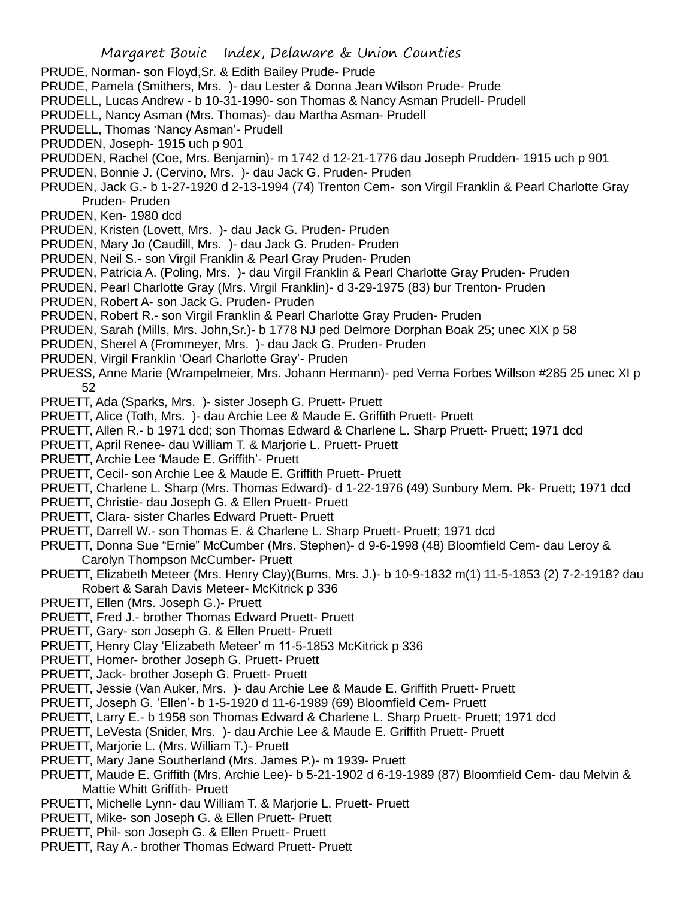PRUDE, Norman- son Floyd,Sr. & Edith Bailey Prude- Prude
PRUDE, Pamela (Smithers, Mrs. )- dau Lester & Donna Jean Wilson Prude- Prude
PRUDELL, Lucas Andrew - b 10-31-1990- son Thomas & Nancy Asman Prudell- Prudell
PRUDELL, Nancy Asman (Mrs. Thomas)- dau Martha Asman- Prudell
PRUDELL, Thomas 'Nancy Asman'- Prudell
PRUDDEN, Joseph- 1915 uch p 901
PRUDDEN, Rachel (Coe, Mrs. Benjamin)- m 1742 d 12-21-1776 dau Joseph Prudden- 1915 uch p 901
PRUDEN, Bonnie J. (Cervino, Mrs. )- dau Jack G. Pruden- Pruden
PRUDEN, Jack G.- b 1-27-1920 d 2-13-1994 (74) Trenton Cem- son Virgil Franklin & Pearl Charlotte Gray Pruden- Pruden
PRUDEN, Ken- 1980 dcd
PRUDEN, Kristen (Lovett, Mrs. )- dau Jack G. Pruden- Pruden
PRUDEN, Mary Jo (Caudill, Mrs. )- dau Jack G. Pruden- Pruden
PRUDEN, Neil S.- son Virgil Franklin & Pearl Gray Pruden- Pruden
PRUDEN, Patricia A. (Poling, Mrs. )- dau Virgil Franklin & Pearl Charlotte Gray Pruden- Pruden
PRUDEN, Pearl Charlotte Gray (Mrs. Virgil Franklin)- d 3-29-1975 (83) bur Trenton- Pruden
PRUDEN, Robert A- son Jack G. Pruden- Pruden
PRUDEN, Robert R.- son Virgil Franklin & Pearl Charlotte Gray Pruden- Pruden
PRUDEN, Sarah (Mills, Mrs. John,Sr.)- b 1778 NJ ped Delmore Dorphan Boak 25; unec XIX p 58
PRUDEN, Sherel A (Frommeyer, Mrs. )- dau Jack G. Pruden- Pruden
PRUDEN, Virgil Franklin 'Oearl Charlotte Gray'- Pruden
PRUESS, Anne Marie (Wrampelmeier, Mrs. Johann Hermann)- ped Verna Forbes Willson #285 25 unec XI p 52
PRUETT, Ada (Sparks, Mrs. )- sister Joseph G. Pruett- Pruett
PRUETT, Alice (Toth, Mrs. )- dau Archie Lee & Maude E. Griffith Pruett- Pruett
PRUETT, Allen R.- b 1971 dcd; son Thomas Edward & Charlene L. Sharp Pruett- Pruett; 1971 dcd
PRUETT, April Renee- dau William T. & Marjorie L. Pruett- Pruett
PRUETT, Archie Lee 'Maude E. Griffith'- Pruett
PRUETT, Cecil- son Archie Lee & Maude E. Griffith Pruett- Pruett
PRUETT, Charlene L. Sharp (Mrs. Thomas Edward)- d 1-22-1976 (49) Sunbury Mem. Pk- Pruett; 1971 dcd
PRUETT, Christie- dau Joseph G. & Ellen Pruett- Pruett
PRUETT, Clara- sister Charles Edward Pruett- Pruett
PRUETT, Darrell W.- son Thomas E. & Charlene L. Sharp Pruett- Pruett; 1971 dcd
PRUETT, Donna Sue "Ernie" McCumber (Mrs. Stephen)- d 9-6-1998 (48) Bloomfield Cem- dau Leroy & Carolyn Thompson McCumber- Pruett
PRUETT, Elizabeth Meteer (Mrs. Henry Clay)(Burns, Mrs. J.)- b 10-9-1832 m(1) 11-5-1853 (2) 7-2-1918? dau Robert & Sarah Davis Meteer- McKitrick p 336
PRUETT, Ellen (Mrs. Joseph G.)- Pruett
PRUETT, Fred J.- brother Thomas Edward Pruett- Pruett
PRUETT, Gary- son Joseph G. & Ellen Pruett- Pruett
PRUETT, Henry Clay 'Elizabeth Meteer' m 11-5-1853 McKitrick p 336
PRUETT, Homer- brother Joseph G. Pruett- Pruett
PRUETT, Jack- brother Joseph G. Pruett- Pruett
PRUETT, Jessie (Van Auker, Mrs. )- dau Archie Lee & Maude E. Griffith Pruett- Pruett
PRUETT, Joseph G. 'Ellen'- b 1-5-1920 d 11-6-1989 (69) Bloomfield Cem- Pruett
PRUETT, Larry E.- b 1958 son Thomas Edward & Charlene L. Sharp Pruett- Pruett; 1971 dcd
PRUETT, LeVesta (Snider, Mrs. )- dau Archie Lee & Maude E. Griffith Pruett- Pruett
PRUETT, Marjorie L. (Mrs. William T.)- Pruett
PRUETT, Mary Jane Southerland (Mrs. James P.)- m 1939- Pruett
PRUETT, Maude E. Griffith (Mrs. Archie Lee)- b 5-21-1902 d 6-19-1989 (87) Bloomfield Cem- dau Melvin & Mattie Whitt Griffith- Pruett
PRUETT, Michelle Lynn- dau William T. & Marjorie L. Pruett- Pruett
PRUETT, Mike- son Joseph G. & Ellen Pruett- Pruett
PRUETT, Phil- son Joseph G. & Ellen Pruett- Pruett
PRUETT, Ray A.- brother Thomas Edward Pruett- Pruett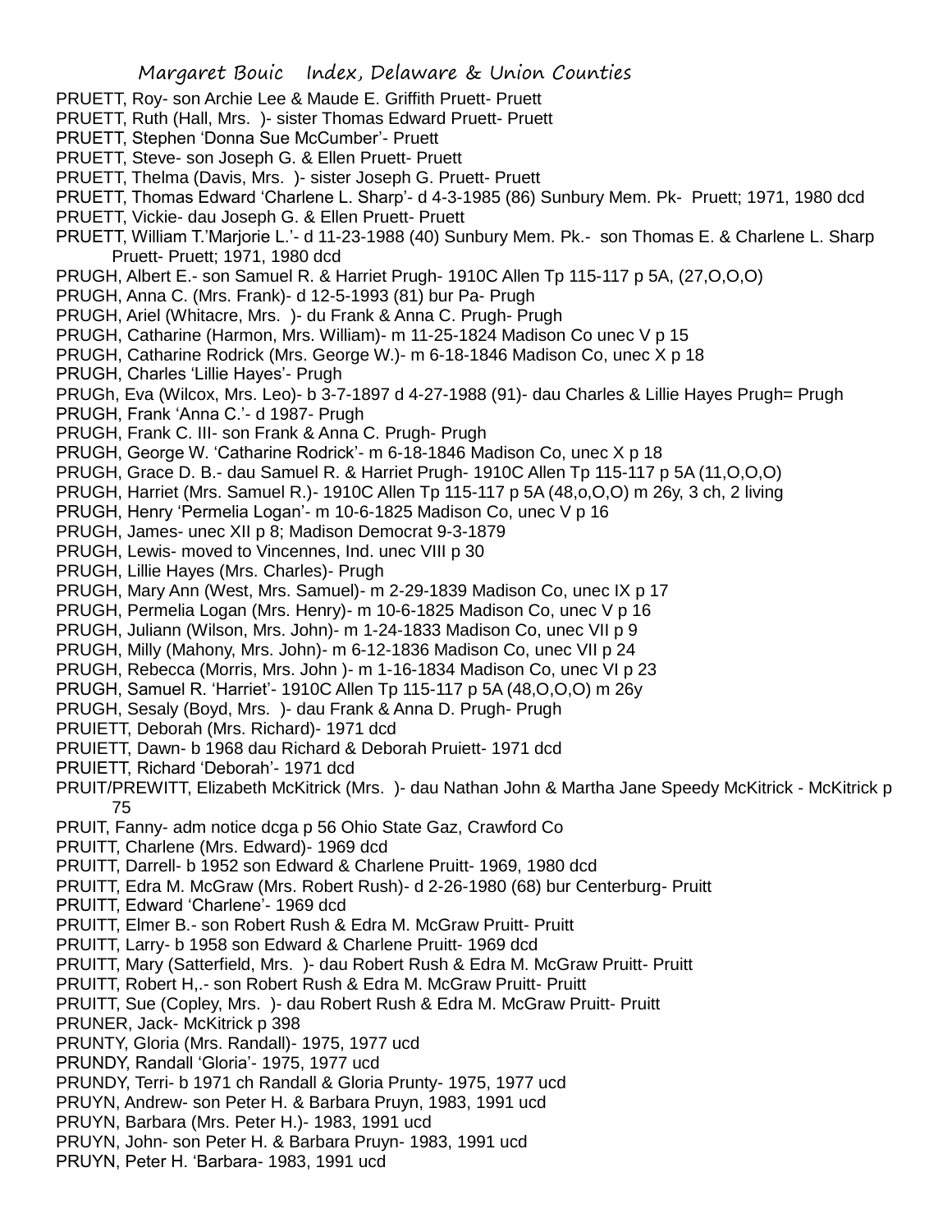PRUETT, Roy- son Archie Lee & Maude E. Griffith Pruett- Pruett
PRUETT, Ruth (Hall, Mrs. )- sister Thomas Edward Pruett- Pruett
PRUETT, Stephen 'Donna Sue McCumber'- Pruett
PRUETT, Steve- son Joseph G. & Ellen Pruett- Pruett
PRUETT, Thelma (Davis, Mrs. )- sister Joseph G. Pruett- Pruett
PRUETT, Thomas Edward 'Charlene L. Sharp'- d 4-3-1985 (86) Sunbury Mem. Pk- Pruett; 1971, 1980 dcd
PRUETT, Vickie- dau Joseph G. & Ellen Pruett- Pruett
PRUETT, William T.'Marjorie L.'- d 11-23-1988 (40) Sunbury Mem. Pk.- son Thomas E. & Charlene L. Sharp Pruett- Pruett; 1971, 1980 dcd
PRUGH, Albert E.- son Samuel R. & Harriet Prugh- 1910C Allen Tp 115-117 p 5A, (27,O,O,O)
PRUGH, Anna C. (Mrs. Frank)- d 12-5-1993 (81) bur Pa- Prugh
PRUGH, Ariel (Whitacre, Mrs. )- du Frank & Anna C. Prugh- Prugh
PRUGH, Catharine (Harmon, Mrs. William)- m 11-25-1824 Madison Co unec V p 15
PRUGH, Catharine Rodrick (Mrs. George W.)- m 6-18-1846 Madison Co, unec X p 18
PRUGH, Charles 'Lillie Hayes'- Prugh
PRUGh, Eva (Wilcox, Mrs. Leo)- b 3-7-1897 d 4-27-1988 (91)- dau Charles & Lillie Hayes Prugh= Prugh
PRUGH, Frank 'Anna C.'- d 1987- Prugh
PRUGH, Frank C. III- son Frank & Anna C. Prugh- Prugh
PRUGH, George W. 'Catharine Rodrick'- m 6-18-1846 Madison Co, unec X p 18
PRUGH, Grace D. B.- dau Samuel R. & Harriet Prugh- 1910C Allen Tp 115-117 p 5A (11,O,O,O)
PRUGH, Harriet (Mrs. Samuel R.)- 1910C Allen Tp 115-117 p 5A (48,o,O,O) m 26y, 3 ch, 2 living
PRUGH, Henry 'Permelia Logan'- m 10-6-1825 Madison Co, unec V p 16
PRUGH, James- unec XII p 8; Madison Democrat 9-3-1879
PRUGH, Lewis- moved to Vincennes, Ind. unec VIII p 30
PRUGH, Lillie Hayes (Mrs. Charles)- Prugh
PRUGH, Mary Ann (West, Mrs. Samuel)- m 2-29-1839 Madison Co, unec IX p 17
PRUGH, Permelia Logan (Mrs. Henry)- m 10-6-1825 Madison Co, unec V p 16
PRUGH, Juliann (Wilson, Mrs. John)- m 1-24-1833 Madison Co, unec VII p 9
PRUGH, Milly (Mahony, Mrs. John)- m 6-12-1836 Madison Co, unec VII p 24
PRUGH, Rebecca (Morris, Mrs. John )- m 1-16-1834 Madison Co, unec VI p 23
PRUGH, Samuel R. 'Harriet'- 1910C Allen Tp 115-117 p 5A (48,O,O,O) m 26y
PRUGH, Sesaly (Boyd, Mrs. )- dau Frank & Anna D. Prugh- Prugh
PRUIETT, Deborah (Mrs. Richard)- 1971 dcd
PRUIETT, Dawn- b 1968 dau Richard & Deborah Pruiett- 1971 dcd
PRUIETT, Richard 'Deborah'- 1971 dcd
PRUIT/PREWITT, Elizabeth McKitrick (Mrs. )- dau Nathan John & Martha Jane Speedy McKitrick - McKitrick p 75
PRUIT, Fanny- adm notice dcga p 56 Ohio State Gaz, Crawford Co
PRUITT, Charlene (Mrs. Edward)- 1969 dcd
PRUITT, Darrell- b 1952 son Edward & Charlene Pruitt- 1969, 1980 dcd
PRUITT, Edra M. McGraw (Mrs. Robert Rush)- d 2-26-1980 (68) bur Centerburg- Pruitt
PRUITT, Edward 'Charlene'- 1969 dcd
PRUITT, Elmer B.- son Robert Rush & Edra M. McGraw Pruitt- Pruitt
PRUITT, Larry- b 1958 son Edward & Charlene Pruitt- 1969 dcd
PRUITT, Mary (Satterfield, Mrs. )- dau Robert Rush & Edra M. McGraw Pruitt- Pruitt
PRUITT, Robert H,.- son Robert Rush & Edra M. McGraw Pruitt- Pruitt
PRUITT, Sue (Copley, Mrs. )- dau Robert Rush & Edra M. McGraw Pruitt- Pruitt
PRUNER, Jack- McKitrick p 398
PRUNTY, Gloria (Mrs. Randall)- 1975, 1977 ucd
PRUNDY, Randall 'Gloria'- 1975, 1977 ucd
PRUNDY, Terri- b 1971 ch Randall & Gloria Prunty- 1975, 1977 ucd
PRUYN, Andrew- son Peter H. & Barbara Pruyn, 1983, 1991 ucd
PRUYN, Barbara (Mrs. Peter H.)- 1983, 1991 ucd
PRUYN, John- son Peter H. & Barbara Pruyn- 1983, 1991 ucd
PRUYN, Peter H. 'Barbara- 1983, 1991 ucd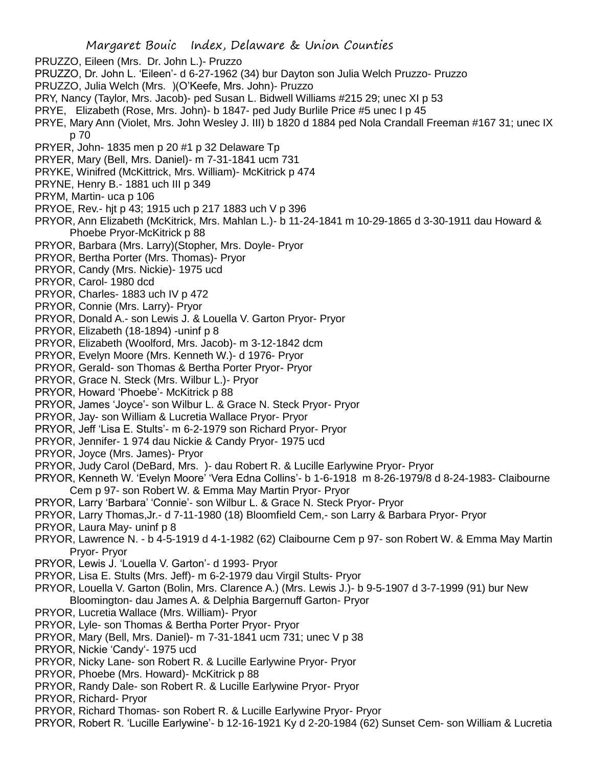PRUZZO, Eileen (Mrs. Dr. John L.)- Pruzzo

PRUZZO, Dr. John L. 'Eileen'- d 6-27-1962 (34) bur Dayton son Julia Welch Pruzzo- Pruzzo

PRUZZO, Julia Welch (Mrs. )(O'Keefe, Mrs. John)- Pruzzo

PRY, Nancy (Taylor, Mrs. Jacob)- ped Susan L. Bidwell Williams #215 29; unec XI p 53

PRYE, Elizabeth (Rose, Mrs. John)- b 1847- ped Judy Burlile Price #5 unec I p 45

PRYE, Mary Ann (Violet, Mrs. John Wesley J. III) b 1820 d 1884 ped Nola Crandall Freeman #167 31; unec IX p 70

PRYER, John- 1835 men p 20 #1 p 32 Delaware Tp

PRYER, Mary (Bell, Mrs. Daniel)- m 7-31-1841 ucm 731

PRYKE, Winifred (McKittrick, Mrs. William)- McKitrick p 474

PRYNE, Henry B.- 1881 uch III p 349

PRYM, Martin- uca p 106

PRYOE, Rev.- hjt p 43; 1915 uch p 217 1883 uch V p 396

PRYOR, Ann Elizabeth (McKitrick, Mrs. Mahlan L.)- b 11-24-1841 m 10-29-1865 d 3-30-1911 dau Howard & Phoebe Pryor-McKitrick p 88

PRYOR, Barbara (Mrs. Larry)(Stopher, Mrs. Doyle- Pryor

PRYOR, Bertha Porter (Mrs. Thomas)- Pryor

PRYOR, Candy (Mrs. Nickie)- 1975 ucd

PRYOR, Carol- 1980 dcd

PRYOR, Charles- 1883 uch IV p 472

PRYOR, Connie (Mrs. Larry)- Pryor

PRYOR, Donald A.- son Lewis J. & Louella V. Garton Pryor- Pryor

PRYOR, Elizabeth (18-1894) -uninf p 8

PRYOR, Elizabeth (Woolford, Mrs. Jacob)- m 3-12-1842 dcm

PRYOR, Evelyn Moore (Mrs. Kenneth W.)- d 1976- Pryor

PRYOR, Gerald- son Thomas & Bertha Porter Pryor- Pryor

PRYOR, Grace N. Steck (Mrs. Wilbur L.)- Pryor

PRYOR, Howard 'Phoebe'- McKitrick p 88

PRYOR, James 'Joyce'- son Wilbur L. & Grace N. Steck Pryor- Pryor

PRYOR, Jay- son William & Lucretia Wallace Pryor- Pryor

PRYOR, Jeff 'Lisa E. Stults'- m 6-2-1979 son Richard Pryor- Pryor

PRYOR, Jennifer- 1 974 dau Nickie & Candy Pryor- 1975 ucd

PRYOR, Joyce (Mrs. James)- Pryor

PRYOR, Judy Carol (DeBard, Mrs. )- dau Robert R. & Lucille Earlywine Pryor- Pryor

PRYOR, Kenneth W. 'Evelyn Moore' 'Vera Edna Collins'- b 1-6-1918 m 8-26-1979/8 d 8-24-1983- Claibourne Cem p 97- son Robert W. & Emma May Martin Pryor- Pryor

PRYOR, Larry 'Barbara' 'Connie'- son Wilbur L. & Grace N. Steck Pryor- Pryor

PRYOR, Larry Thomas,Jr.- d 7-11-1980 (18) Bloomfield Cem,- son Larry & Barbara Pryor- Pryor

PRYOR, Laura May- uninf p 8

PRYOR, Lawrence N. - b 4-5-1919 d 4-1-1982 (62) Claibourne Cem p 97- son Robert W. & Emma May Martin Pryor- Pryor

PRYOR, Lewis J. 'Louella V. Garton'- d 1993- Pryor

PRYOR, Lisa E. Stults (Mrs. Jeff)- m 6-2-1979 dau Virgil Stults- Pryor

PRYOR, Louella V. Garton (Bolin, Mrs. Clarence A.) (Mrs. Lewis J.)- b 9-5-1907 d 3-7-1999 (91) bur New Bloomington- dau James A. & Delphia Bargernuff Garton- Pryor

PRYOR, Lucretia Wallace (Mrs. William)- Pryor

PRYOR, Lyle- son Thomas & Bertha Porter Pryor- Pryor

PRYOR, Mary (Bell, Mrs. Daniel)- m 7-31-1841 ucm 731; unec V p 38

PRYOR, Nickie 'Candy'- 1975 ucd

PRYOR, Nicky Lane- son Robert R. & Lucille Earlywine Pryor- Pryor

PRYOR, Phoebe (Mrs. Howard)- McKitrick p 88

PRYOR, Randy Dale- son Robert R. & Lucille Earlywine Pryor- Pryor

PRYOR, Richard- Pryor

PRYOR, Richard Thomas- son Robert R. & Lucille Earlywine Pryor- Pryor

PRYOR, Robert R. 'Lucille Earlywine'- b 12-16-1921 Ky d 2-20-1984 (62) Sunset Cem- son William & Lucretia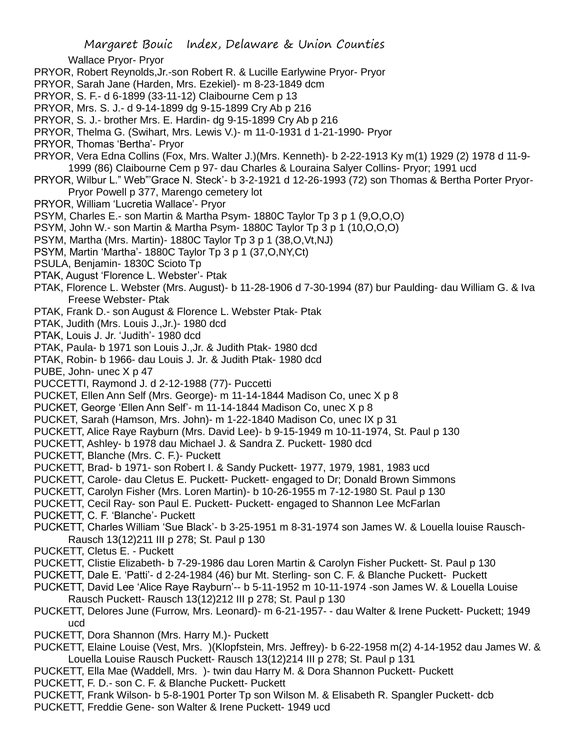Wallace Pryor- Pryor

PRYOR, Robert Reynolds,Jr.-son Robert R. & Lucille Earlywine Pryor- Pryor

PRYOR, Sarah Jane (Harden, Mrs. Ezekiel)- m 8-23-1849 dcm

PRYOR, S. F.- d 6-1899 (33-11-12) Claibourne Cem p 13

PRYOR, Mrs. S. J.- d 9-14-1899 dg 9-15-1899 Cry Ab p 216

PRYOR, S. J.- brother Mrs. E. Hardin- dg 9-15-1899 Cry Ab p 216

PRYOR, Thelma G. (Swihart, Mrs. Lewis V.)- m 11-0-1931 d 1-21-1990- Pryor

PRYOR, Thomas 'Bertha'- Pryor

PRYOR, Vera Edna Collins (Fox, Mrs. Walter J.)(Mrs. Kenneth)- b 2-22-1913 Ky m(1) 1929 (2) 1978 d 11-9-1999 (86) Claibourne Cem p 97- dau Charles & Louraina Salyer Collins- Pryor; 1991 ucd

PRYOR, Wilbur L." Web"'Grace N. Steck'- b 3-2-1921 d 12-26-1993 (72) son Thomas & Bertha Porter Pryor- Pryor Powell p 377, Marengo cemetery lot

PRYOR, William 'Lucretia Wallace'- Pryor

PSYM, Charles E.- son Martin & Martha Psym- 1880C Taylor Tp 3 p 1 (9,O,O,O)

PSYM, John W.- son Martin & Martha Psym- 1880C Taylor Tp 3 p 1 (10,O,O,O)

PSYM, Martha (Mrs. Martin)- 1880C Taylor Tp 3 p 1 (38,O,Vt,NJ)

PSYM, Martin 'Martha'- 1880C Taylor Tp 3 p 1 (37,O,NY,Ct)

PSULA, Benjamin- 1830C Scioto Tp

PTAK, August 'Florence L. Webster'- Ptak

PTAK, Florence L. Webster (Mrs. August)- b 11-28-1906 d 7-30-1994 (87) bur Paulding- dau William G. & Iva Freese Webster- Ptak

PTAK, Frank D.- son August & Florence L. Webster Ptak- Ptak

PTAK, Judith (Mrs. Louis J.,Jr.)- 1980 dcd

PTAK, Louis J. Jr. 'Judith'- 1980 dcd

PTAK, Paula- b 1971 son Louis J.,Jr. & Judith Ptak- 1980 dcd

PTAK, Robin- b 1966- dau Louis J. Jr. & Judith Ptak- 1980 dcd

PUBE, John- unec X p 47

PUCCETTI, Raymond J. d 2-12-1988 (77)- Puccetti

PUCKET, Ellen Ann Self (Mrs. George)- m 11-14-1844 Madison Co, unec X p 8

PUCKET, George 'Ellen Ann Self'- m 11-14-1844 Madison Co, unec X p 8

PUCKET, Sarah (Hamson, Mrs. John)- m 1-22-1840 Madison Co, unec IX p 31

PUCKETT, Alice Raye Rayburn (Mrs. David Lee)- b 9-15-1949 m 10-11-1974, St. Paul p 130

PUCKETT, Ashley- b 1978 dau Michael J. & Sandra Z. Puckett- 1980 dcd

PUCKETT, Blanche (Mrs. C. F.)- Puckett

PUCKETT, Brad- b 1971- son Robert I. & Sandy Puckett- 1977, 1979, 1981, 1983 ucd

PUCKETT, Carole- dau Cletus E. Puckett- Puckett- engaged to Dr; Donald Brown Simmons

PUCKETT, Carolyn Fisher (Mrs. Loren Martin)- b 10-26-1955 m 7-12-1980 St. Paul p 130

PUCKETT, Cecil Ray- son Paul E. Puckett- Puckett- engaged to Shannon Lee McFarlan

PUCKETT, C. F. 'Blanche'- Puckett

PUCKETT, Charles William 'Sue Black'- b 3-25-1951 m 8-31-1974 son James W. & Louella louise Rausch- Rausch 13(12)211 III p 278; St. Paul p 130

PUCKETT, Cletus E. - Puckett

PUCKETT, Clistie Elizabeth- b 7-29-1986 dau Loren Martin & Carolyn Fisher Puckett- St. Paul p 130

PUCKETT, Dale E. 'Patti'- d 2-24-1984 (46) bur Mt. Sterling- son C. F. & Blanche Puckett- Puckett

PUCKETT, David Lee 'Alice Raye Rayburn'-- b 5-11-1952 m 10-11-1974 -son James W. & Louella Louise Rausch Puckett- Rausch 13(12)212 III p 278; St. Paul p 130

PUCKETT, Delores June (Furrow, Mrs. Leonard)- m 6-21-1957- - dau Walter & Irene Puckett- Puckett; 1949 ucd

PUCKETT, Dora Shannon (Mrs. Harry M.)- Puckett

PUCKETT, Elaine Louise (Vest, Mrs. )(Klopfstein, Mrs. Jeffrey)- b 6-22-1958 m(2) 4-14-1952 dau James W. & Louella Louise Rausch Puckett- Rausch 13(12)214 III p 278; St. Paul p 131

PUCKETT, Ella Mae (Waddell, Mrs. )- twin dau Harry M. & Dora Shannon Puckett- Puckett

PUCKETT, F. D.- son C. F. & Blanche Puckett- Puckett

PUCKETT, Frank Wilson- b 5-8-1901 Porter Tp son Wilson M. & Elisabeth R. Spangler Puckett- dcb

PUCKETT, Freddie Gene- son Walter & Irene Puckett- 1949 ucd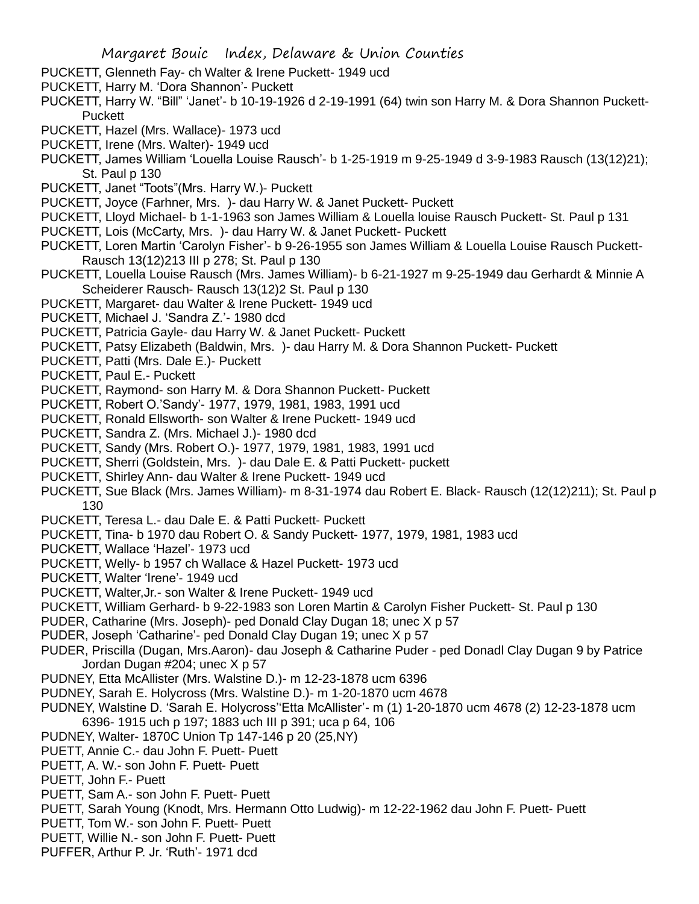PUCKETT, Glenneth Fay- ch Walter & Irene Puckett- 1949 ucd

PUCKETT, Harry M. 'Dora Shannon'- Puckett

PUCKETT, Harry W. "Bill" 'Janet'- b 10-19-1926 d 2-19-1991 (64) twin son Harry M. & Dora Shannon Puckett- Puckett

PUCKETT, Hazel (Mrs. Wallace)- 1973 ucd

PUCKETT, Irene (Mrs. Walter)- 1949 ucd

PUCKETT, James William 'Louella Louise Rausch'- b 1-25-1919 m 9-25-1949 d 3-9-1983 Rausch (13(12)21); St. Paul p 130

PUCKETT, Janet "Toots"(Mrs. Harry W.)- Puckett

PUCKETT, Joyce (Farhner, Mrs. )- dau Harry W. & Janet Puckett- Puckett

PUCKETT, Lloyd Michael- b 1-1-1963 son James William & Louella louise Rausch Puckett- St. Paul p 131

PUCKETT, Lois (McCarty, Mrs. )- dau Harry W. & Janet Puckett- Puckett

PUCKETT, Loren Martin 'Carolyn Fisher'- b 9-26-1955 son James William & Louella Louise Rausch Puckett- Rausch 13(12)213 III p 278; St. Paul p 130

PUCKETT, Louella Louise Rausch (Mrs. James William)- b 6-21-1927 m 9-25-1949 dau Gerhardt & Minnie A Scheiderer Rausch- Rausch 13(12)2 St. Paul p 130

PUCKETT, Margaret- dau Walter & Irene Puckett- 1949 ucd

PUCKETT, Michael J. 'Sandra Z.'- 1980 dcd

PUCKETT, Patricia Gayle- dau Harry W. & Janet Puckett- Puckett

PUCKETT, Patsy Elizabeth (Baldwin, Mrs. )- dau Harry M. & Dora Shannon Puckett- Puckett

PUCKETT, Patti (Mrs. Dale E.)- Puckett

PUCKETT, Paul E.- Puckett

PUCKETT, Raymond- son Harry M. & Dora Shannon Puckett- Puckett

PUCKETT, Robert O.'Sandy'- 1977, 1979, 1981, 1983, 1991 ucd

PUCKETT, Ronald Ellsworth- son Walter & Irene Puckett- 1949 ucd

PUCKETT, Sandra Z. (Mrs. Michael J.)- 1980 dcd

PUCKETT, Sandy (Mrs. Robert O.)- 1977, 1979, 1981, 1983, 1991 ucd

PUCKETT, Sherri (Goldstein, Mrs. )- dau Dale E. & Patti Puckett- puckett

PUCKETT, Shirley Ann- dau Walter & Irene Puckett- 1949 ucd

PUCKETT, Sue Black (Mrs. James William)- m 8-31-1974 dau Robert E. Black- Rausch (12(12)211); St. Paul p 130

PUCKETT, Teresa L.- dau Dale E. & Patti Puckett- Puckett

PUCKETT, Tina- b 1970 dau Robert O. & Sandy Puckett- 1977, 1979, 1981, 1983 ucd

PUCKETT, Wallace 'Hazel'- 1973 ucd

PUCKETT, Welly- b 1957 ch Wallace & Hazel Puckett- 1973 ucd

PUCKETT, Walter 'Irene'- 1949 ucd

PUCKETT, Walter,Jr.- son Walter & Irene Puckett- 1949 ucd

PUCKETT, William Gerhard- b 9-22-1983 son Loren Martin & Carolyn Fisher Puckett- St. Paul p 130

PUDER, Catharine (Mrs. Joseph)- ped Donald Clay Dugan 18; unec X p 57

PUDER, Joseph 'Catharine'- ped Donald Clay Dugan 19; unec X p 57

PUDER, Priscilla (Dugan, Mrs.Aaron)- dau Joseph & Catharine Puder - ped Donadl Clay Dugan 9 by Patrice Jordan Dugan #204; unec X p 57

PUDNEY, Etta McAllister (Mrs. Walstine D.)- m 12-23-1878 ucm 6396

PUDNEY, Sarah E. Holycross (Mrs. Walstine D.)- m 1-20-1870 ucm 4678

PUDNEY, Walstine D. 'Sarah E. Holycross''Etta McAllister'- m (1) 1-20-1870 ucm 4678 (2) 12-23-1878 ucm 6396- 1915 uch p 197; 1883 uch III p 391; uca p 64, 106

PUDNEY, Walter- 1870C Union Tp 147-146 p 20 (25,NY)

PUETT, Annie C.- dau John F. Puett- Puett

PUETT, A. W.- son John F. Puett- Puett

PUETT, John F.- Puett

PUETT, Sam A.- son John F. Puett- Puett

PUETT, Sarah Young (Knodt, Mrs. Hermann Otto Ludwig)- m 12-22-1962 dau John F. Puett- Puett

PUETT, Tom W.- son John F. Puett- Puett

PUETT, Willie N.- son John F. Puett- Puett

PUFFER, Arthur P. Jr. 'Ruth'- 1971 dcd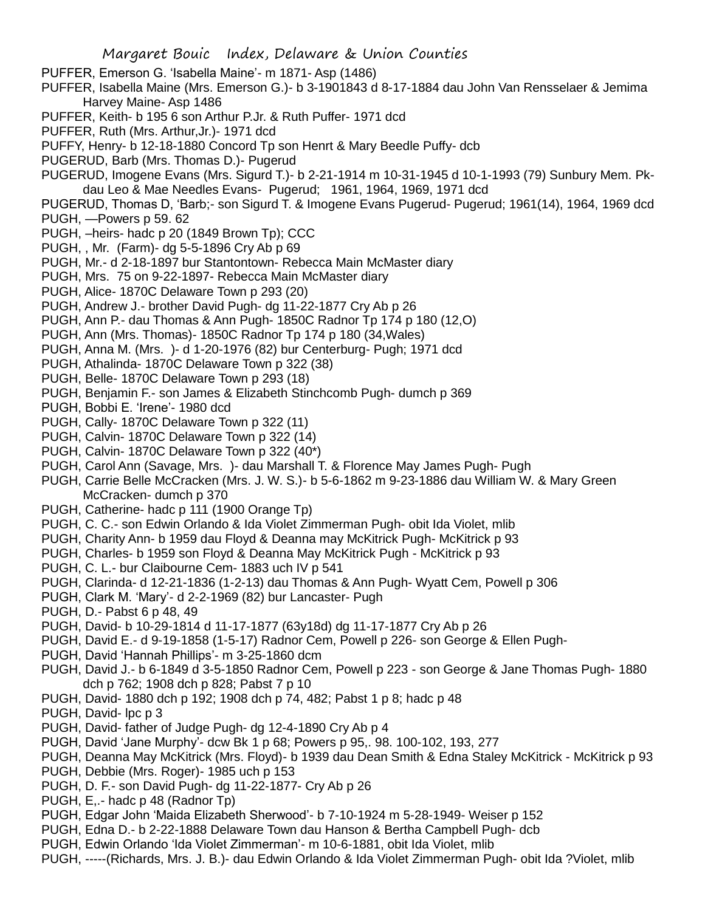PUFFER, Emerson G. 'Isabella Maine'- m 1871- Asp (1486)

PUFFER, Isabella Maine (Mrs. Emerson G.)- b 3-1901843 d 8-17-1884 dau John Van Rensselaer & Jemima Harvey Maine- Asp 1486

PUFFER, Keith- b 195 6 son Arthur P.Jr. & Ruth Puffer- 1971 dcd

PUFFER, Ruth (Mrs. Arthur,Jr.)- 1971 dcd

PUFFY, Henry- b 12-18-1880 Concord Tp son Henrt & Mary Beedle Puffy- dcb

PUGERUD, Barb (Mrs. Thomas D.)- Pugerud

PUGERUD, Imogene Evans (Mrs. Sigurd T.)- b 2-21-1914 m 10-31-1945 d 10-1-1993 (79) Sunbury Mem. Pk- dau Leo & Mae Needles Evans- Pugerud; 1961, 1964, 1969, 1971 dcd

PUGERUD, Thomas D, 'Barb;- son Sigurd T. & Imogene Evans Pugerud- Pugerud; 1961(14), 1964, 1969 dcd

PUGH, —Powers p 59. 62

PUGH, –heirs- hadc p 20 (1849 Brown Tp); CCC

PUGH, , Mr. (Farm)- dg 5-5-1896 Cry Ab p 69

PUGH, Mr.- d 2-18-1897 bur Stantontown- Rebecca Main McMaster diary

PUGH, Mrs. 75 on 9-22-1897- Rebecca Main McMaster diary

PUGH, Alice- 1870C Delaware Town p 293 (20)

PUGH, Andrew J.- brother David Pugh- dg 11-22-1877 Cry Ab p 26

PUGH, Ann P.- dau Thomas & Ann Pugh- 1850C Radnor Tp 174 p 180 (12,O)

PUGH, Ann (Mrs. Thomas)- 1850C Radnor Tp 174 p 180 (34,Wales)

PUGH, Anna M. (Mrs. )- d 1-20-1976 (82) bur Centerburg- Pugh; 1971 dcd

PUGH, Athalinda- 1870C Delaware Town p 322 (38)

PUGH, Belle- 1870C Delaware Town p 293 (18)

PUGH, Benjamin F.- son James & Elizabeth Stinchcomb Pugh- dumch p 369

PUGH, Bobbi E. 'Irene'- 1980 dcd

PUGH, Cally- 1870C Delaware Town p 322 (11)

PUGH, Calvin- 1870C Delaware Town p 322 (14)

PUGH, Calvin- 1870C Delaware Town p 322 (40*)

PUGH, Carol Ann (Savage, Mrs. )- dau Marshall T. & Florence May James Pugh- Pugh

PUGH, Carrie Belle McCracken (Mrs. J. W. S.)- b 5-6-1862 m 9-23-1886 dau William W. & Mary Green McCracken- dumch p 370

PUGH, Catherine- hadc p 111 (1900 Orange Tp)

PUGH, C. C.- son Edwin Orlando & Ida Violet Zimmerman Pugh- obit Ida Violet, mlib

PUGH, Charity Ann- b 1959 dau Floyd & Deanna may McKitrick Pugh- McKitrick p 93

PUGH, Charles- b 1959 son Floyd & Deanna May McKitrick Pugh - McKitrick p 93

PUGH, C. L.- bur Claibourne Cem- 1883 uch IV p 541

PUGH, Clarinda- d 12-21-1836 (1-2-13) dau Thomas & Ann Pugh- Wyatt Cem, Powell p 306

PUGH, Clark M. 'Mary'- d 2-2-1969 (82) bur Lancaster- Pugh

PUGH, D.- Pabst 6 p 48, 49

PUGH, David- b 10-29-1814 d 11-17-1877 (63y18d) dg 11-17-1877 Cry Ab p 26

PUGH, David E.- d 9-19-1858 (1-5-17) Radnor Cem, Powell p 226- son George & Ellen Pugh-

PUGH, David 'Hannah Phillips'- m 3-25-1860 dcm

PUGH, David J.- b 6-1849 d 3-5-1850 Radnor Cem, Powell p 223 - son George & Jane Thomas Pugh- 1880 dch p 762; 1908 dch p 828; Pabst 7 p 10

PUGH, David- 1880 dch p 192; 1908 dch p 74, 482; Pabst 1 p 8; hadc p 48

PUGH, David- lpc p 3

PUGH, David- father of Judge Pugh- dg 12-4-1890 Cry Ab p 4

PUGH, David 'Jane Murphy'- dcw Bk 1 p 68; Powers p 95,. 98. 100-102, 193, 277

PUGH, Deanna May McKitrick (Mrs. Floyd)- b 1939 dau Dean Smith & Edna Staley McKitrick - McKitrick p 93

PUGH, Debbie (Mrs. Roger)- 1985 uch p 153

PUGH, D. F.- son David Pugh- dg 11-22-1877- Cry Ab p 26

PUGH, E,.- hadc p 48 (Radnor Tp)

PUGH, Edgar John 'Maida Elizabeth Sherwood'- b 7-10-1924 m 5-28-1949- Weiser p 152

PUGH, Edna D.- b 2-22-1888 Delaware Town dau Hanson & Bertha Campbell Pugh- dcb

PUGH, Edwin Orlando 'Ida Violet Zimmerman'- m 10-6-1881, obit Ida Violet, mlib

PUGH, -----(Richards, Mrs. J. B.)- dau Edwin Orlando & Ida Violet Zimmerman Pugh- obit Ida ?Violet, mlib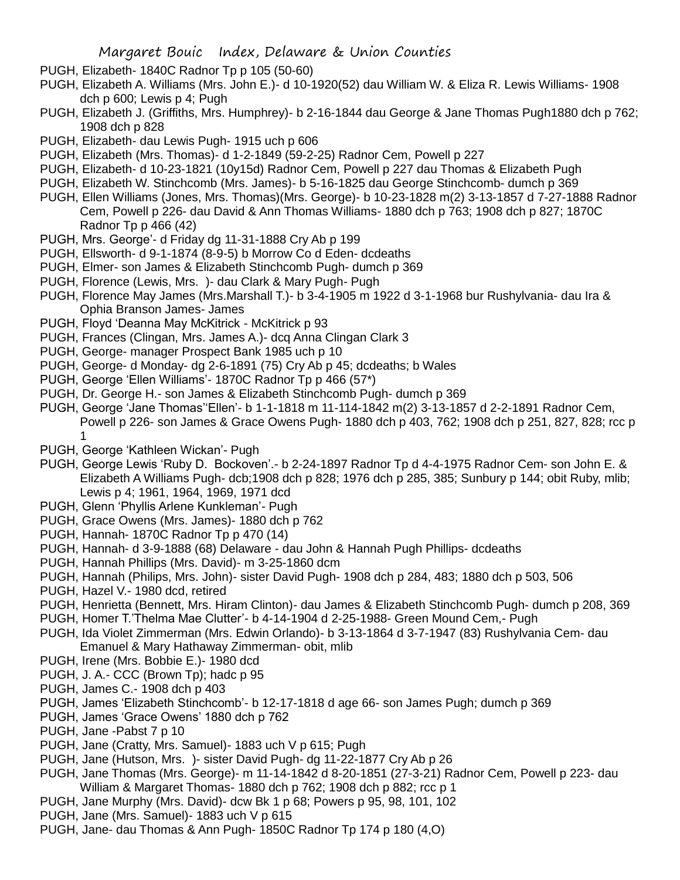PUGH, Elizabeth- 1840C Radnor Tp p 105 (50-60)

PUGH, Elizabeth A. Williams (Mrs. John E.)- d 10-1920(52) dau William W. & Eliza R. Lewis Williams- 1908 dch p 600; Lewis p 4; Pugh

PUGH, Elizabeth J. (Griffiths, Mrs. Humphrey)- b 2-16-1844 dau George & Jane Thomas Pugh1880 dch p 762; 1908 dch p 828

PUGH, Elizabeth- dau Lewis Pugh- 1915 uch p 606

PUGH, Elizabeth (Mrs. Thomas)- d 1-2-1849 (59-2-25) Radnor Cem, Powell p 227

PUGH, Elizabeth- d 10-23-1821 (10y15d) Radnor Cem, Powell p 227 dau Thomas & Elizabeth Pugh

PUGH, Elizabeth W. Stinchcomb (Mrs. James)- b 5-16-1825 dau George Stinchcomb- dumch p 369

PUGH, Ellen Williams (Jones, Mrs. Thomas)(Mrs. George)- b 10-23-1828 m(2) 3-13-1857 d 7-27-1888 Radnor Cem, Powell p 226- dau David & Ann Thomas Williams- 1880 dch p 763; 1908 dch p 827; 1870C Radnor Tp p 466 (42)

PUGH, Mrs. George'- d Friday dg 11-31-1888 Cry Ab p 199

PUGH, Ellsworth- d 9-1-1874 (8-9-5) b Morrow Co d Eden- dcdeaths

PUGH, Elmer- son James & Elizabeth Stinchcomb Pugh- dumch p 369

PUGH, Florence (Lewis, Mrs. )- dau Clark & Mary Pugh- Pugh

PUGH, Florence May James (Mrs.Marshall T.)- b 3-4-1905 m 1922 d 3-1-1968 bur Rushylvania- dau Ira & Ophia Branson James- James

PUGH, Floyd 'Deanna May McKitrick - McKitrick p 93

PUGH, Frances (Clingan, Mrs. James A.)- dcq Anna Clingan Clark 3

PUGH, George- manager Prospect Bank 1985 uch p 10

PUGH, George- d Monday- dg 2-6-1891 (75) Cry Ab p 45; dcdeaths; b Wales

PUGH, George 'Ellen Williams'- 1870C Radnor Tp p 466 (57*)

PUGH, Dr. George H.- son James & Elizabeth Stinchcomb Pugh- dumch p 369

PUGH, George 'Jane Thomas''Ellen'- b 1-1-1818 m 11-114-1842 m(2) 3-13-1857 d 2-2-1891 Radnor Cem, Powell p 226- son James & Grace Owens Pugh- 1880 dch p 403, 762; 1908 dch p 251, 827, 828; rcc p 1

PUGH, George 'Kathleen Wickan'- Pugh

PUGH, George Lewis 'Ruby D. Bockoven'.- b 2-24-1897 Radnor Tp d 4-4-1975 Radnor Cem- son John E. & Elizabeth A Williams Pugh- dcb;1908 dch p 828; 1976 dch p 285, 385; Sunbury p 144; obit Ruby, mlib; Lewis p 4; 1961, 1964, 1969, 1971 dcd

PUGH, Glenn 'Phyllis Arlene Kunkleman'- Pugh

PUGH, Grace Owens (Mrs. James)- 1880 dch p 762

PUGH, Hannah- 1870C Radnor Tp p 470 (14)

PUGH, Hannah- d 3-9-1888 (68) Delaware - dau John & Hannah Pugh Phillips- dcdeaths

PUGH, Hannah Phillips (Mrs. David)- m 3-25-1860 dcm

PUGH, Hannah (Philips, Mrs. John)- sister David Pugh- 1908 dch p 284, 483; 1880 dch p 503, 506

PUGH, Hazel V.- 1980 dcd, retired

PUGH, Henrietta (Bennett, Mrs. Hiram Clinton)- dau James & Elizabeth Stinchcomb Pugh- dumch p 208, 369

PUGH, Homer T.'Thelma Mae Clutter'- b 4-14-1904 d 2-25-1988- Green Mound Cem,- Pugh

PUGH, Ida Violet Zimmerman (Mrs. Edwin Orlando)- b 3-13-1864 d 3-7-1947 (83) Rushylvania Cem- dau Emanuel & Mary Hathaway Zimmerman- obit, mlib

PUGH, Irene (Mrs. Bobbie E.)- 1980 dcd

PUGH, J. A.- CCC (Brown Tp); hadc p 95

PUGH, James C.- 1908 dch p 403

PUGH, James 'Elizabeth Stinchcomb'- b 12-17-1818 d age 66- son James Pugh; dumch p 369

PUGH, James 'Grace Owens' 1880 dch p 762

PUGH, Jane -Pabst 7 p 10

PUGH, Jane (Cratty, Mrs. Samuel)- 1883 uch V p 615; Pugh

PUGH, Jane (Hutson, Mrs. )- sister David Pugh- dg 11-22-1877 Cry Ab p 26

PUGH, Jane Thomas (Mrs. George)- m 11-14-1842 d 8-20-1851 (27-3-21) Radnor Cem, Powell p 223- dau William & Margaret Thomas- 1880 dch p 762; 1908 dch p 882; rcc p 1

PUGH, Jane Murphy (Mrs. David)- dcw Bk 1 p 68; Powers p 95, 98, 101, 102

PUGH, Jane (Mrs. Samuel)- 1883 uch V p 615

PUGH, Jane- dau Thomas & Ann Pugh- 1850C Radnor Tp 174 p 180 (4,O)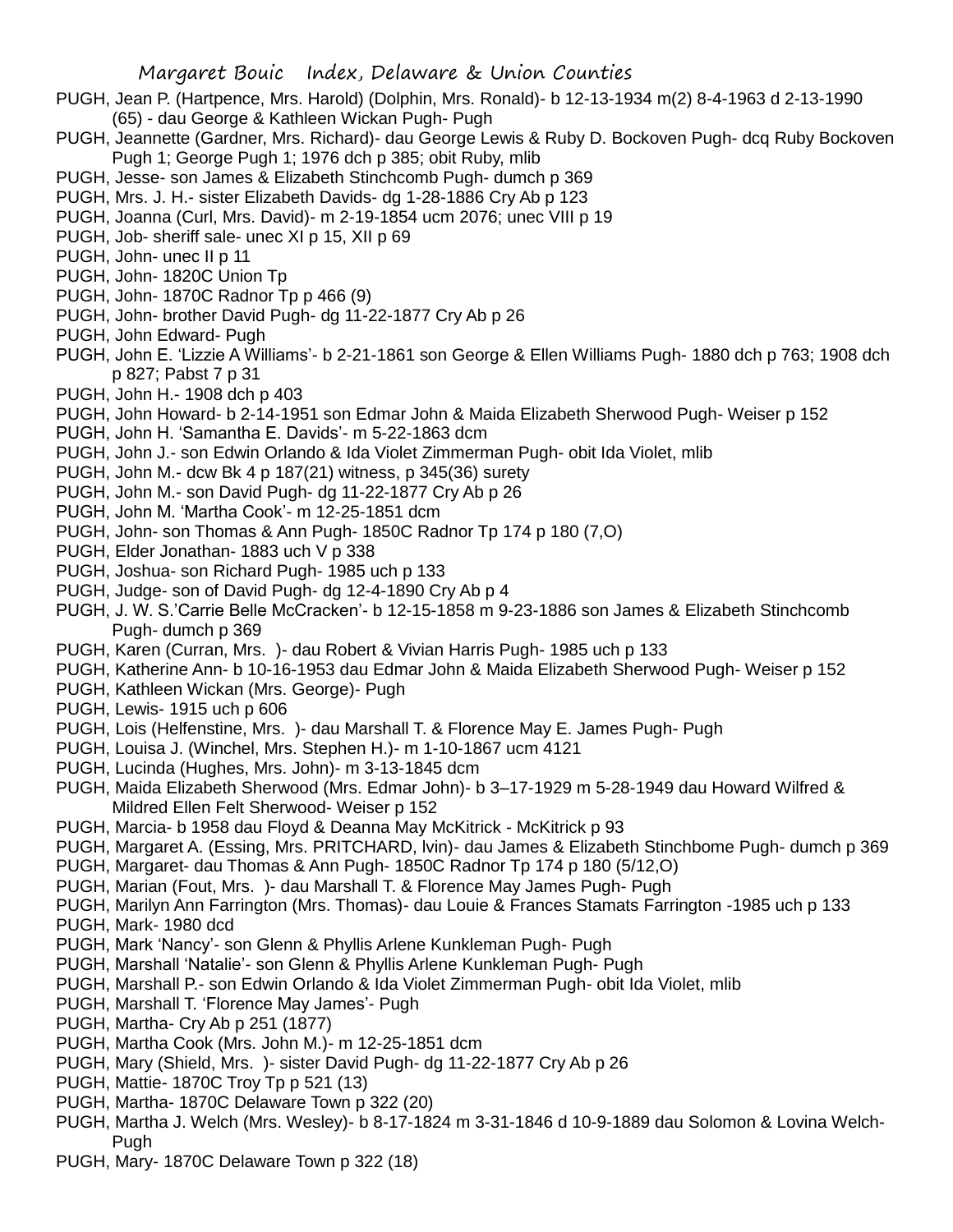PUGH, Jean P. (Hartpence, Mrs. Harold) (Dolphin, Mrs. Ronald)- b 12-13-1934 m(2) 8-4-1963 d 2-13-1990 (65) - dau George & Kathleen Wickan Pugh- Pugh

PUGH, Jeannette (Gardner, Mrs. Richard)- dau George Lewis & Ruby D. Bockoven Pugh- dcq Ruby Bockoven Pugh 1; George Pugh 1; 1976 dch p 385; obit Ruby, mlib

PUGH, Jesse- son James & Elizabeth Stinchcomb Pugh- dumch p 369

PUGH, Mrs. J. H.- sister Elizabeth Davids- dg 1-28-1886 Cry Ab p 123

PUGH, Joanna (Curl, Mrs. David)- m 2-19-1854 ucm 2076; unec VIII p 19

PUGH, Job- sheriff sale- unec XI p 15, XII p 69

PUGH, John- unec II p 11

PUGH, John- 1820C Union Tp

PUGH, John- 1870C Radnor Tp p 466 (9)

PUGH, John- brother David Pugh- dg 11-22-1877 Cry Ab p 26

PUGH, John Edward- Pugh

PUGH, John E. 'Lizzie A Williams'- b 2-21-1861 son George & Ellen Williams Pugh- 1880 dch p 763; 1908 dch p 827; Pabst 7 p 31

PUGH, John H.- 1908 dch p 403

PUGH, John Howard- b 2-14-1951 son Edmar John & Maida Elizabeth Sherwood Pugh- Weiser p 152

PUGH, John H. 'Samantha E. Davids'- m 5-22-1863 dcm

PUGH, John J.- son Edwin Orlando & Ida Violet Zimmerman Pugh- obit Ida Violet, mlib

PUGH, John M.- dcw Bk 4 p 187(21) witness, p 345(36) surety

PUGH, John M.- son David Pugh- dg 11-22-1877 Cry Ab p 26

PUGH, John M. 'Martha Cook'- m 12-25-1851 dcm

PUGH, John- son Thomas & Ann Pugh- 1850C Radnor Tp 174 p 180 (7,O)

PUGH, Elder Jonathan- 1883 uch V p 338

PUGH, Joshua- son Richard Pugh- 1985 uch p 133

PUGH, Judge- son of David Pugh- dg 12-4-1890 Cry Ab p 4

PUGH, J. W. S.'Carrie Belle McCracken'- b 12-15-1858 m 9-23-1886 son James & Elizabeth Stinchcomb Pugh- dumch p 369

PUGH, Karen (Curran, Mrs. )- dau Robert & Vivian Harris Pugh- 1985 uch p 133

PUGH, Katherine Ann- b 10-16-1953 dau Edmar John & Maida Elizabeth Sherwood Pugh- Weiser p 152

PUGH, Kathleen Wickan (Mrs. George)- Pugh

PUGH, Lewis- 1915 uch p 606

PUGH, Lois (Helfenstine, Mrs. )- dau Marshall T. & Florence May E. James Pugh- Pugh

PUGH, Louisa J. (Winchel, Mrs. Stephen H.)- m 1-10-1867 ucm 4121

PUGH, Lucinda (Hughes, Mrs. John)- m 3-13-1845 dcm

PUGH, Maida Elizabeth Sherwood (Mrs. Edmar John)- b 3–17-1929 m 5-28-1949 dau Howard Wilfred & Mildred Ellen Felt Sherwood- Weiser p 152

PUGH, Marcia- b 1958 dau Floyd & Deanna May McKitrick - McKitrick p 93

PUGH, Margaret A. (Essing, Mrs. PRITCHARD, lvin)- dau James & Elizabeth Stinchbome Pugh- dumch p 369

PUGH, Margaret- dau Thomas & Ann Pugh- 1850C Radnor Tp 174 p 180 (5/12,O)

PUGH, Marian (Fout, Mrs. )- dau Marshall T. & Florence May James Pugh- Pugh

PUGH, Marilyn Ann Farrington (Mrs. Thomas)- dau Louie & Frances Stamats Farrington -1985 uch p 133

PUGH, Mark- 1980 dcd

PUGH, Mark 'Nancy'- son Glenn & Phyllis Arlene Kunkleman Pugh- Pugh

PUGH, Marshall 'Natalie'- son Glenn & Phyllis Arlene Kunkleman Pugh- Pugh

PUGH, Marshall P.- son Edwin Orlando & Ida Violet Zimmerman Pugh- obit Ida Violet, mlib

PUGH, Marshall T. 'Florence May James'- Pugh

PUGH, Martha- Cry Ab p 251 (1877)

PUGH, Martha Cook (Mrs. John M.)- m 12-25-1851 dcm

PUGH, Mary (Shield, Mrs. )- sister David Pugh- dg 11-22-1877 Cry Ab p 26

PUGH, Mattie- 1870C Troy Tp p 521 (13)

PUGH, Martha- 1870C Delaware Town p 322 (20)

PUGH, Martha J. Welch (Mrs. Wesley)- b 8-17-1824 m 3-31-1846 d 10-9-1889 dau Solomon & Lovina Welch- Pugh

PUGH, Mary- 1870C Delaware Town p 322 (18)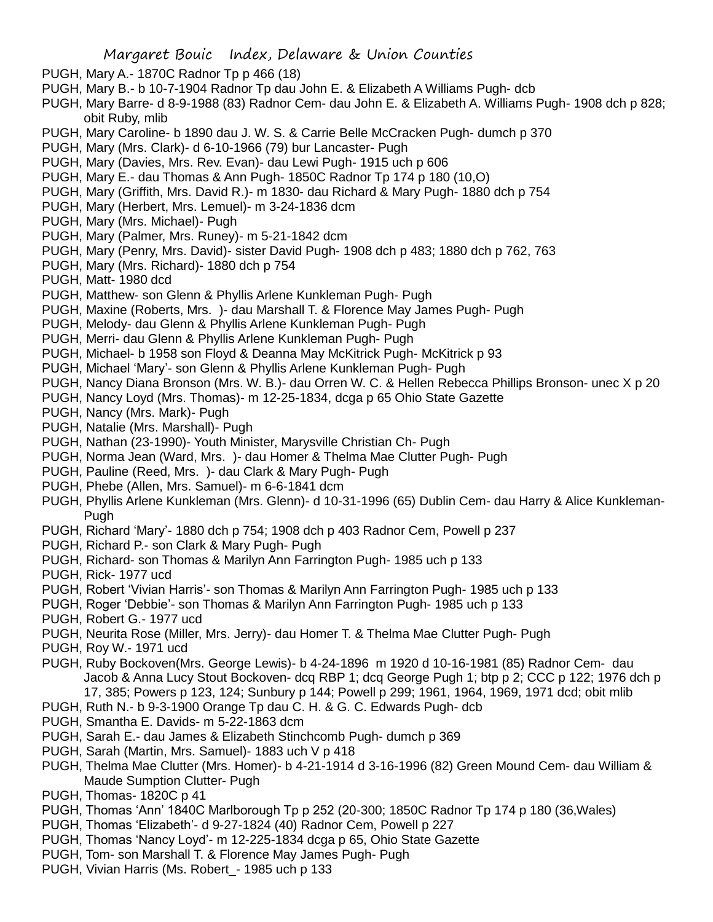PUGH, Mary A.- 1870C Radnor Tp p 466 (18)

PUGH, Mary B.- b 10-7-1904 Radnor Tp dau John E. & Elizabeth A Williams Pugh- dcb

PUGH, Mary Barre- d 8-9-1988 (83) Radnor Cem- dau John E. & Elizabeth A. Williams Pugh- 1908 dch p 828; obit Ruby, mlib

PUGH, Mary Caroline- b 1890 dau J. W. S. & Carrie Belle McCracken Pugh- dumch p 370

PUGH, Mary (Mrs. Clark)- d 6-10-1966 (79) bur Lancaster- Pugh

PUGH, Mary (Davies, Mrs. Rev. Evan)- dau Lewi Pugh- 1915 uch p 606

PUGH, Mary E.- dau Thomas & Ann Pugh- 1850C Radnor Tp 174 p 180 (10,O)

PUGH, Mary (Griffith, Mrs. David R.)- m 1830- dau Richard & Mary Pugh- 1880 dch p 754

PUGH, Mary (Herbert, Mrs. Lemuel)- m 3-24-1836 dcm

PUGH, Mary (Mrs. Michael)- Pugh

PUGH, Mary (Palmer, Mrs. Runey)- m 5-21-1842 dcm

PUGH, Mary (Penry, Mrs. David)- sister David Pugh- 1908 dch p 483; 1880 dch p 762, 763

PUGH, Mary (Mrs. Richard)- 1880 dch p 754

PUGH, Matt- 1980 dcd

PUGH, Matthew- son Glenn & Phyllis Arlene Kunkleman Pugh- Pugh

PUGH, Maxine (Roberts, Mrs. )- dau Marshall T. & Florence May James Pugh- Pugh

PUGH, Melody- dau Glenn & Phyllis Arlene Kunkleman Pugh- Pugh

PUGH, Merri- dau Glenn & Phyllis Arlene Kunkleman Pugh- Pugh

PUGH, Michael- b 1958 son Floyd & Deanna May McKitrick Pugh- McKitrick p 93

PUGH, Michael 'Mary'- son Glenn & Phyllis Arlene Kunkleman Pugh- Pugh

PUGH, Nancy Diana Bronson (Mrs. W. B.)- dau Orren W. C. & Hellen Rebecca Phillips Bronson- unec X p 20

PUGH, Nancy Loyd (Mrs. Thomas)- m 12-25-1834, dcga p 65 Ohio State Gazette

PUGH, Nancy (Mrs. Mark)- Pugh

PUGH, Natalie (Mrs. Marshall)- Pugh

PUGH, Nathan (23-1990)- Youth Minister, Marysville Christian Ch- Pugh

PUGH, Norma Jean (Ward, Mrs. )- dau Homer & Thelma Mae Clutter Pugh- Pugh

PUGH, Pauline (Reed, Mrs. )- dau Clark & Mary Pugh- Pugh

PUGH, Phebe (Allen, Mrs. Samuel)- m 6-6-1841 dcm

PUGH, Phyllis Arlene Kunkleman (Mrs. Glenn)- d 10-31-1996 (65) Dublin Cem- dau Harry & Alice Kunkleman- Pugh

PUGH, Richard 'Mary'- 1880 dch p 754; 1908 dch p 403 Radnor Cem, Powell p 237

PUGH, Richard P.- son Clark & Mary Pugh- Pugh

PUGH, Richard- son Thomas & Marilyn Ann Farrington Pugh- 1985 uch p 133

PUGH, Rick- 1977 ucd

PUGH, Robert 'Vivian Harris'- son Thomas & Marilyn Ann Farrington Pugh- 1985 uch p 133

PUGH, Roger 'Debbie'- son Thomas & Marilyn Ann Farrington Pugh- 1985 uch p 133

PUGH, Robert G.- 1977 ucd

PUGH, Neurita Rose (Miller, Mrs. Jerry)- dau Homer T. & Thelma Mae Clutter Pugh- Pugh

PUGH, Roy W.- 1971 ucd

PUGH, Ruby Bockoven(Mrs. George Lewis)- b 4-24-1896 m 1920 d 10-16-1981 (85) Radnor Cem- dau Jacob & Anna Lucy Stout Bockoven- dcq RBP 1; dcq George Pugh 1; btp p 2; CCC p 122; 1976 dch p 17, 385; Powers p 123, 124; Sunbury p 144; Powell p 299; 1961, 1964, 1969, 1971 dcd; obit mlib

PUGH, Ruth N.- b 9-3-1900 Orange Tp dau C. H. & G. C. Edwards Pugh- dcb

PUGH, Smantha E. Davids- m 5-22-1863 dcm

PUGH, Sarah E.- dau James & Elizabeth Stinchcomb Pugh- dumch p 369

PUGH, Sarah (Martin, Mrs. Samuel)- 1883 uch V p 418

PUGH, Thelma Mae Clutter (Mrs. Homer)- b 4-21-1914 d 3-16-1996 (82) Green Mound Cem- dau William & Maude Sumption Clutter- Pugh

PUGH, Thomas- 1820C p 41

PUGH, Thomas 'Ann' 1840C Marlborough Tp p 252 (20-300; 1850C Radnor Tp 174 p 180 (36,Wales)

PUGH, Thomas 'Elizabeth'- d 9-27-1824 (40) Radnor Cem, Powell p 227

PUGH, Thomas 'Nancy Loyd'- m 12-225-1834 dcga p 65, Ohio State Gazette

PUGH, Tom- son Marshall T. & Florence May James Pugh- Pugh

PUGH, Vivian Harris (Ms. Robert_- 1985 uch p 133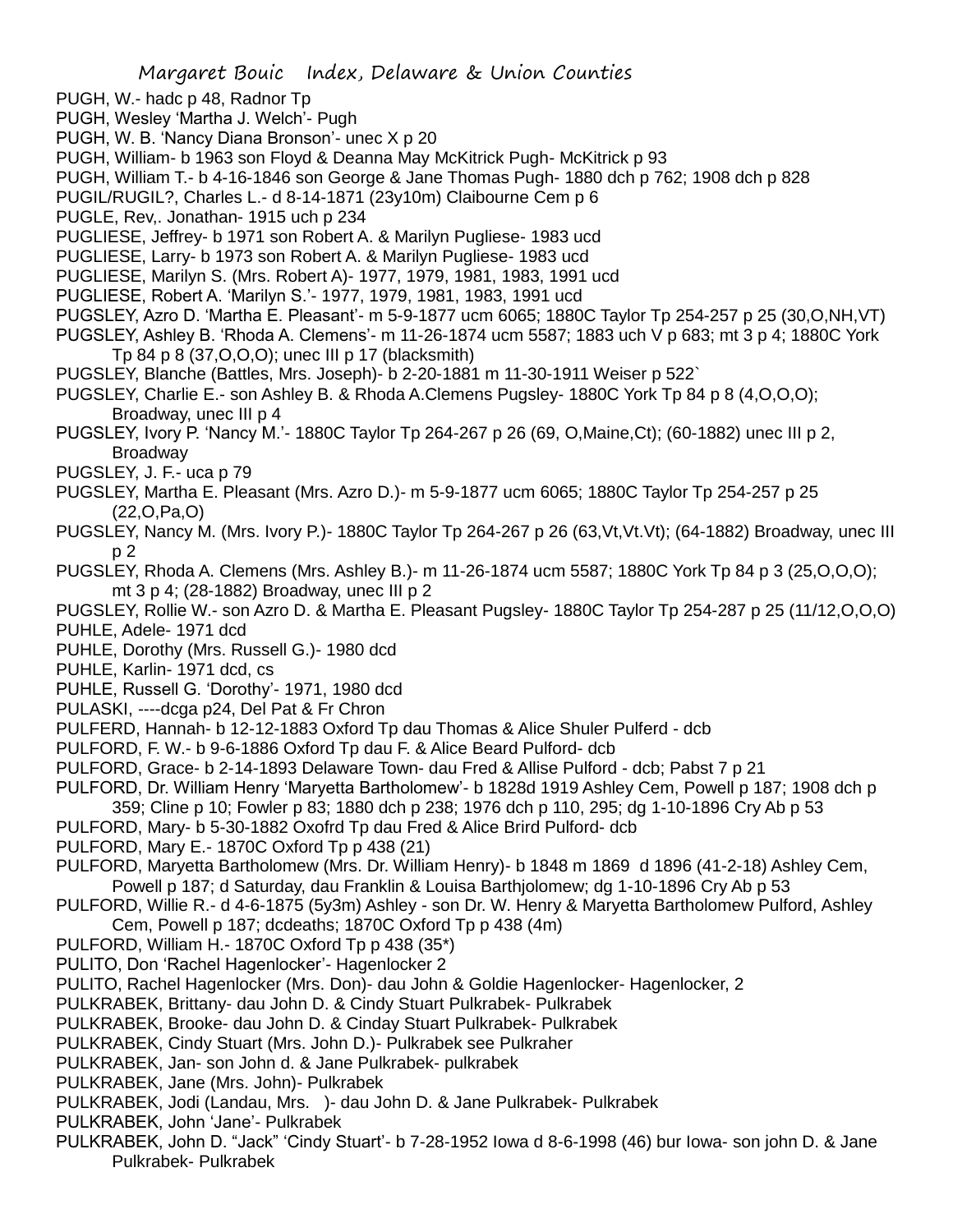PUGH, W.- hadc p 48, Radnor Tp
PUGH, Wesley 'Martha J. Welch'- Pugh
PUGH, W. B. 'Nancy Diana Bronson'- unec X p 20
PUGH, William- b 1963 son Floyd & Deanna May McKitrick Pugh- McKitrick p 93
PUGH, William T.- b 4-16-1846 son George & Jane Thomas Pugh- 1880 dch p 762; 1908 dch p 828
PUGIL/RUGIL?, Charles L.- d 8-14-1871 (23y10m) Claibourne Cem p 6
PUGLE, Rev,. Jonathan- 1915 uch p 234
PUGLIESE, Jeffrey- b 1971 son Robert A. & Marilyn Pugliese- 1983 ucd
PUGLIESE, Larry- b 1973 son Robert A. & Marilyn Pugliese- 1983 ucd
PUGLIESE, Marilyn S. (Mrs. Robert A)- 1977, 1979, 1981, 1983, 1991 ucd
PUGLIESE, Robert A. 'Marilyn S.'- 1977, 1979, 1981, 1983, 1991 ucd
PUGSLEY, Azro D. 'Martha E. Pleasant'- m 5-9-1877 ucm 6065; 1880C Taylor Tp 254-257 p 25 (30,O,NH,VT)
PUGSLEY, Ashley B. 'Rhoda A. Clemens'- m 11-26-1874 ucm 5587; 1883 uch V p 683; mt 3 p 4; 1880C York Tp 84 p 8 (37,O,O,O); unec III p 17 (blacksmith)
PUGSLEY, Blanche (Battles, Mrs. Joseph)- b 2-20-1881 m 11-30-1911 Weiser p 522`
PUGSLEY, Charlie E.- son Ashley B. & Rhoda A.Clemens Pugsley- 1880C York Tp 84 p 8 (4,O,O,O); Broadway, unec III p 4
PUGSLEY, Ivory P. 'Nancy M.'- 1880C Taylor Tp 264-267 p 26 (69, O,Maine,Ct); (60-1882) unec III p 2, Broadway
PUGSLEY, J. F.- uca p 79
PUGSLEY, Martha E. Pleasant (Mrs. Azro D.)- m 5-9-1877 ucm 6065; 1880C Taylor Tp 254-257 p 25 (22,O,Pa,O)
PUGSLEY, Nancy M. (Mrs. Ivory P.)- 1880C Taylor Tp 264-267 p 26 (63,Vt,Vt.Vt); (64-1882) Broadway, unec III p 2
PUGSLEY, Rhoda A. Clemens (Mrs. Ashley B.)- m 11-26-1874 ucm 5587; 1880C York Tp 84 p 3 (25,O,O,O); mt 3 p 4; (28-1882) Broadway, unec III p 2
PUGSLEY, Rollie W.- son Azro D. & Martha E. Pleasant Pugsley- 1880C Taylor Tp 254-287 p 25 (11/12,O,O,O)
PUHLE, Adele- 1971 dcd
PUHLE, Dorothy (Mrs. Russell G.)- 1980 dcd
PUHLE, Karlin- 1971 dcd, cs
PUHLE, Russell G. 'Dorothy'- 1971, 1980 dcd
PULASKI, ----dcga p24, Del Pat & Fr Chron
PULFERD, Hannah- b 12-12-1883 Oxford Tp dau Thomas & Alice Shuler Pulferd - dcb
PULFORD, F. W.- b 9-6-1886 Oxford Tp dau F. & Alice Beard Pulford- dcb
PULFORD, Grace- b 2-14-1893 Delaware Town- dau Fred & Allise Pulford - dcb; Pabst 7 p 21
PULFORD, Dr. William Henry 'Maryetta Bartholomew'- b 1828d 1919 Ashley Cem, Powell p 187; 1908 dch p 359; Cline p 10; Fowler p 83; 1880 dch p 238; 1976 dch p 110, 295; dg 1-10-1896 Cry Ab p 53
PULFORD, Mary- b 5-30-1882 Oxofrd Tp dau Fred & Alice Brird Pulford- dcb
PULFORD, Mary E.- 1870C Oxford Tp p 438 (21)
PULFORD, Maryetta Bartholomew (Mrs. Dr. William Henry)- b 1848 m 1869 d 1896 (41-2-18) Ashley Cem, Powell p 187; d Saturday, dau Franklin & Louisa Barthjolomew; dg 1-10-1896 Cry Ab p 53
PULFORD, Willie R.- d 4-6-1875 (5y3m) Ashley - son Dr. W. Henry & Maryetta Bartholomew Pulford, Ashley Cem, Powell p 187; dcdeaths; 1870C Oxford Tp p 438 (4m)
PULFORD, William H.- 1870C Oxford Tp p 438 (35*)
PULITO, Don 'Rachel Hagenlocker'- Hagenlocker 2
PULITO, Rachel Hagenlocker (Mrs. Don)- dau John & Goldie Hagenlocker- Hagenlocker, 2
PULKRABEK, Brittany- dau John D. & Cindy Stuart Pulkrabek- Pulkrabek
PULKRABEK, Brooke- dau John D. & Cinday Stuart Pulkrabek- Pulkrabek
PULKRABEK, Cindy Stuart (Mrs. John D.)- Pulkrabek see Pulkraher
PULKRABEK, Jan- son John d. & Jane Pulkrabek- pulkrabek
PULKRABEK, Jane (Mrs. John)- Pulkrabek
PULKRABEK, Jodi (Landau, Mrs. )- dau John D. & Jane Pulkrabek- Pulkrabek
PULKRABEK, John 'Jane'- Pulkrabek
PULKRABEK, John D. "Jack" 'Cindy Stuart'- b 7-28-1952 Iowa d 8-6-1998 (46) bur Iowa- son john D. & Jane Pulkrabek- Pulkrabek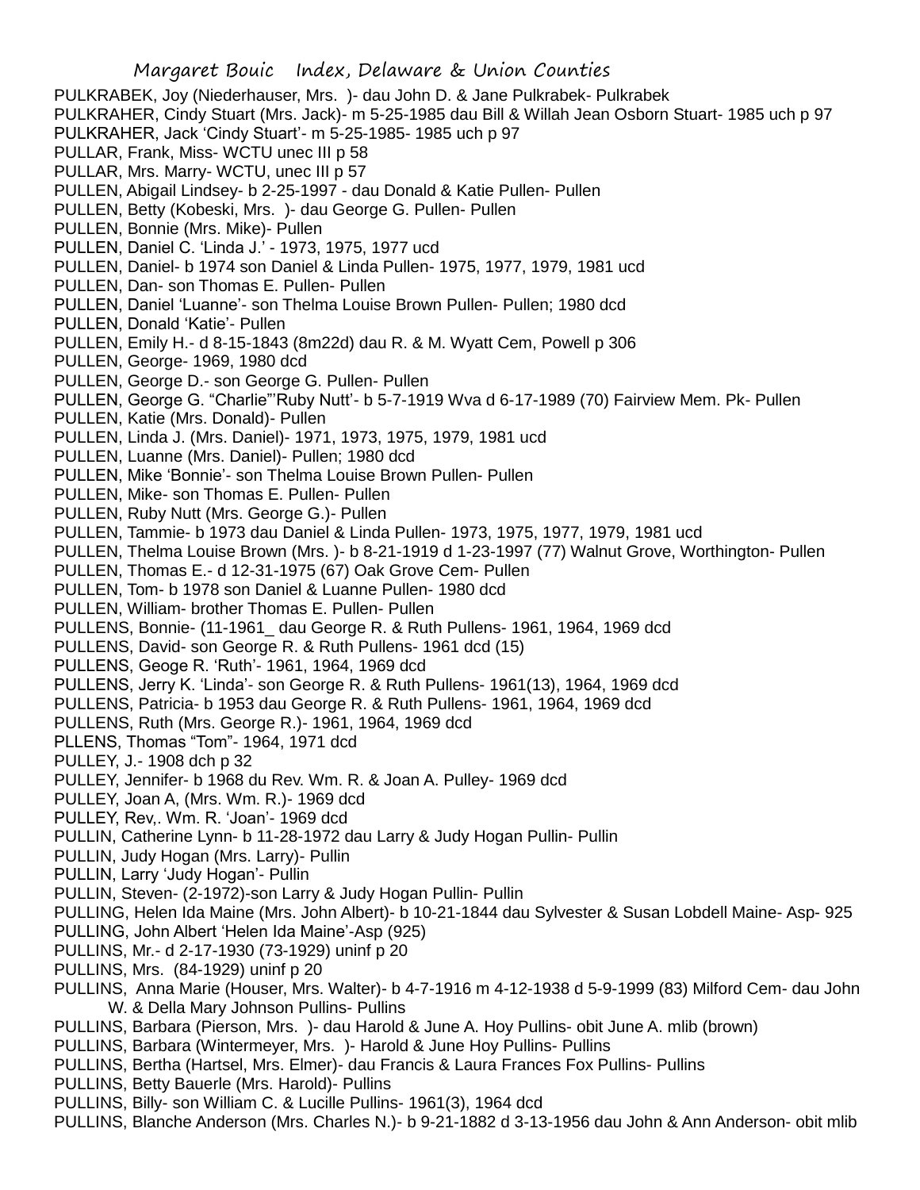PULKRABEK, Joy (Niederhauser, Mrs. )- dau John D. & Jane Pulkrabek- Pulkrabek
PULKRAHER, Cindy Stuart (Mrs. Jack)- m 5-25-1985 dau Bill & Willah Jean Osborn Stuart- 1985 uch p 97
PULKRAHER, Jack 'Cindy Stuart'- m 5-25-1985- 1985 uch p 97
PULLAR, Frank, Miss- WCTU unec III p 58
PULLAR, Mrs. Marry- WCTU, unec III p 57
PULLEN, Abigail Lindsey- b 2-25-1997 - dau Donald & Katie Pullen- Pullen
PULLEN, Betty (Kobeski, Mrs. )- dau George G. Pullen- Pullen
PULLEN, Bonnie (Mrs. Mike)- Pullen
PULLEN, Daniel C. 'Linda J.' - 1973, 1975, 1977 ucd
PULLEN, Daniel- b 1974 son Daniel & Linda Pullen- 1975, 1977, 1979, 1981 ucd
PULLEN, Dan- son Thomas E. Pullen- Pullen
PULLEN, Daniel 'Luanne'- son Thelma Louise Brown Pullen- Pullen; 1980 dcd
PULLEN, Donald 'Katie'- Pullen
PULLEN, Emily H.- d 8-15-1843 (8m22d) dau R. & M. Wyatt Cem, Powell p 306
PULLEN, George- 1969, 1980 dcd
PULLEN, George D.- son George G. Pullen- Pullen
PULLEN, George G. "Charlie"'Ruby Nutt'- b 5-7-1919 Wva d 6-17-1989 (70) Fairview Mem. Pk- Pullen
PULLEN, Katie (Mrs. Donald)- Pullen
PULLEN, Linda J. (Mrs. Daniel)- 1971, 1973, 1975, 1979, 1981 ucd
PULLEN, Luanne (Mrs. Daniel)- Pullen; 1980 dcd
PULLEN, Mike 'Bonnie'- son Thelma Louise Brown Pullen- Pullen
PULLEN, Mike- son Thomas E. Pullen- Pullen
PULLEN, Ruby Nutt (Mrs. George G.)- Pullen
PULLEN, Tammie- b 1973 dau Daniel & Linda Pullen- 1973, 1975, 1977, 1979, 1981 ucd
PULLEN, Thelma Louise Brown (Mrs. )- b 8-21-1919 d 1-23-1997 (77) Walnut Grove, Worthington- Pullen
PULLEN, Thomas E.- d 12-31-1975 (67) Oak Grove Cem- Pullen
PULLEN, Tom- b 1978 son Daniel & Luanne Pullen- 1980 dcd
PULLEN, William- brother Thomas E. Pullen- Pullen
PULLENS, Bonnie- (11-1961_ dau George R. & Ruth Pullens- 1961, 1964, 1969 dcd
PULLENS, David- son George R. & Ruth Pullens- 1961 dcd (15)
PULLENS, Geoge R. 'Ruth'- 1961, 1964, 1969 dcd
PULLENS, Jerry K. 'Linda'- son George R. & Ruth Pullens- 1961(13), 1964, 1969 dcd
PULLENS, Patricia- b 1953 dau George R. & Ruth Pullens- 1961, 1964, 1969 dcd
PULLENS, Ruth (Mrs. George R.)- 1961, 1964, 1969 dcd
PLLENS, Thomas "Tom"- 1964, 1971 dcd
PULLEY, J.- 1908 dch p 32
PULLEY, Jennifer- b 1968 du Rev. Wm. R. & Joan A. Pulley- 1969 dcd
PULLEY, Joan A, (Mrs. Wm. R.)- 1969 dcd
PULLEY, Rev,. Wm. R. 'Joan'- 1969 dcd
PULLIN, Catherine Lynn- b 11-28-1972 dau Larry & Judy Hogan Pullin- Pullin
PULLIN, Judy Hogan (Mrs. Larry)- Pullin
PULLIN, Larry 'Judy Hogan'- Pullin
PULLIN, Steven- (2-1972)-son Larry & Judy Hogan Pullin- Pullin
PULLING, Helen Ida Maine (Mrs. John Albert)- b 10-21-1844 dau Sylvester & Susan Lobdell Maine- Asp- 925
PULLING, John Albert 'Helen Ida Maine'-Asp (925)
PULLINS, Mr.- d 2-17-1930 (73-1929) uninf p 20
PULLINS, Mrs. (84-1929) uninf p 20
PULLINS, Anna Marie (Houser, Mrs. Walter)- b 4-7-1916 m 4-12-1938 d 5-9-1999 (83) Milford Cem- dau John W. & Della Mary Johnson Pullins- Pullins
PULLINS, Barbara (Pierson, Mrs. )- dau Harold & June A. Hoy Pullins- obit June A. mlib (brown)
PULLINS, Barbara (Wintermeyer, Mrs. )- Harold & June Hoy Pullins- Pullins
PULLINS, Bertha (Hartsel, Mrs. Elmer)- dau Francis & Laura Frances Fox Pullins- Pullins
PULLINS, Betty Bauerle (Mrs. Harold)- Pullins
PULLINS, Billy- son William C. & Lucille Pullins- 1961(3), 1964 dcd
PULLINS, Blanche Anderson (Mrs. Charles N.)- b 9-21-1882 d 3-13-1956 dau John & Ann Anderson- obit mlib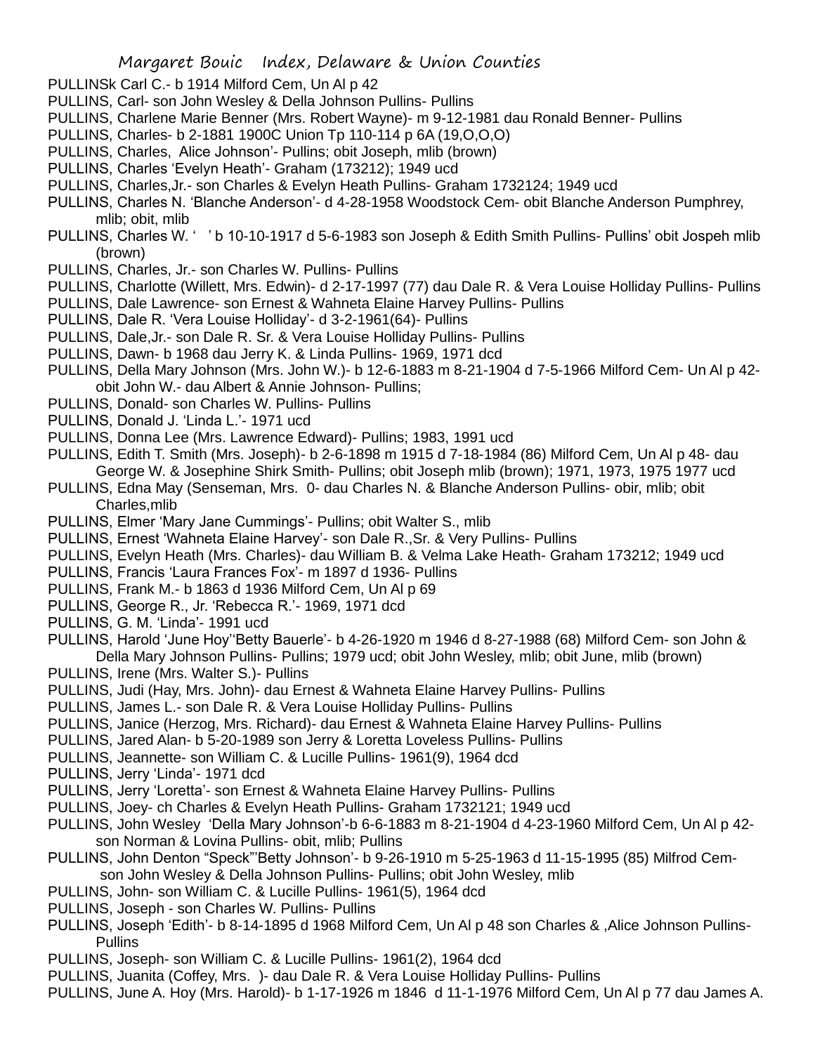PULLINSk Carl C.- b 1914 Milford Cem, Un Al p 42

PULLINS, Carl- son John Wesley & Della Johnson Pullins- Pullins

PULLINS, Charlene Marie Benner (Mrs. Robert Wayne)- m 9-12-1981 dau Ronald Benner- Pullins

PULLINS, Charles- b 2-1881 1900C Union Tp 110-114 p 6A (19,O,O,O)

PULLINS, Charles, Alice Johnson'- Pullins; obit Joseph, mlib (brown)

PULLINS, Charles 'Evelyn Heath'- Graham (173212); 1949 ucd

PULLINS, Charles,Jr.- son Charles & Evelyn Heath Pullins- Graham 1732124; 1949 ucd

PULLINS, Charles N. 'Blanche Anderson'- d 4-28-1958 Woodstock Cem- obit Blanche Anderson Pumphrey, mlib; obit, mlib

PULLINS, Charles W. ' ' b 10-10-1917 d 5-6-1983 son Joseph & Edith Smith Pullins- Pullins' obit Jospeh mlib (brown)

PULLINS, Charles, Jr.- son Charles W. Pullins- Pullins

PULLINS, Charlotte (Willett, Mrs. Edwin)- d 2-17-1997 (77) dau Dale R. & Vera Louise Holliday Pullins- Pullins

PULLINS, Dale Lawrence- son Ernest & Wahneta Elaine Harvey Pullins- Pullins

PULLINS, Dale R. 'Vera Louise Holliday'- d 3-2-1961(64)- Pullins

PULLINS, Dale,Jr.- son Dale R. Sr. & Vera Louise Holliday Pullins- Pullins

PULLINS, Dawn- b 1968 dau Jerry K. & Linda Pullins- 1969, 1971 dcd

PULLINS, Della Mary Johnson (Mrs. John W.)- b 12-6-1883 m 8-21-1904 d 7-5-1966 Milford Cem- Un Al p 42- obit John W.- dau Albert & Annie Johnson- Pullins;

PULLINS, Donald- son Charles W. Pullins- Pullins

PULLINS, Donald J. 'Linda L.'- 1971 ucd

PULLINS, Donna Lee (Mrs. Lawrence Edward)- Pullins; 1983, 1991 ucd

PULLINS, Edith T. Smith (Mrs. Joseph)- b 2-6-1898 m 1915 d 7-18-1984 (86) Milford Cem, Un Al p 48- dau George W. & Josephine Shirk Smith- Pullins; obit Joseph mlib (brown); 1971, 1973, 1975 1977 ucd

PULLINS, Edna May (Senseman, Mrs. 0- dau Charles N. & Blanche Anderson Pullins- obir, mlib; obit Charles,mlib

PULLINS, Elmer 'Mary Jane Cummings'- Pullins; obit Walter S., mlib

PULLINS, Ernest 'Wahneta Elaine Harvey'- son Dale R.,Sr. & Very Pullins- Pullins

PULLINS, Evelyn Heath (Mrs. Charles)- dau William B. & Velma Lake Heath- Graham 173212; 1949 ucd

PULLINS, Francis 'Laura Frances Fox'- m 1897 d 1936- Pullins

PULLINS, Frank M.- b 1863 d 1936 Milford Cem, Un Al p 69

PULLINS, George R., Jr. 'Rebecca R.'- 1969, 1971 dcd

PULLINS, G. M. 'Linda'- 1991 ucd

PULLINS, Harold 'June Hoy''Betty Bauerle'- b 4-26-1920 m 1946 d 8-27-1988 (68) Milford Cem- son John & Della Mary Johnson Pullins- Pullins; 1979 ucd; obit John Wesley, mlib; obit June, mlib (brown)

PULLINS, Irene (Mrs. Walter S.)- Pullins

PULLINS, Judi (Hay, Mrs. John)- dau Ernest & Wahneta Elaine Harvey Pullins- Pullins

PULLINS, James L.- son Dale R. & Vera Louise Holliday Pullins- Pullins

PULLINS, Janice (Herzog, Mrs. Richard)- dau Ernest & Wahneta Elaine Harvey Pullins- Pullins

PULLINS, Jared Alan- b 5-20-1989 son Jerry & Loretta Loveless Pullins- Pullins

PULLINS, Jeannette- son William C. & Lucille Pullins- 1961(9), 1964 dcd

PULLINS, Jerry 'Linda'- 1971 dcd

PULLINS, Jerry 'Loretta'- son Ernest & Wahneta Elaine Harvey Pullins- Pullins

PULLINS, Joey- ch Charles & Evelyn Heath Pullins- Graham 1732121; 1949 ucd

PULLINS, John Wesley 'Della Mary Johnson'-b 6-6-1883 m 8-21-1904 d 4-23-1960 Milford Cem, Un Al p 42- son Norman & Lovina Pullins- obit, mlib; Pullins

PULLINS, John Denton "Speck"'Betty Johnson'- b 9-26-1910 m 5-25-1963 d 11-15-1995 (85) Milfrod Cem- son John Wesley & Della Johnson Pullins- Pullins; obit John Wesley, mlib

PULLINS, John- son William C. & Lucille Pullins- 1961(5), 1964 dcd

PULLINS, Joseph - son Charles W. Pullins- Pullins

PULLINS, Joseph 'Edith'- b 8-14-1895 d 1968 Milford Cem, Un Al p 48 son Charles & ,Alice Johnson Pullins- Pullins

PULLINS, Joseph- son William C. & Lucille Pullins- 1961(2), 1964 dcd

PULLINS, Juanita (Coffey, Mrs. )- dau Dale R. & Vera Louise Holliday Pullins- Pullins

PULLINS, June A. Hoy (Mrs. Harold)- b 1-17-1926 m 1846 d 11-1-1976 Milford Cem, Un Al p 77 dau James A.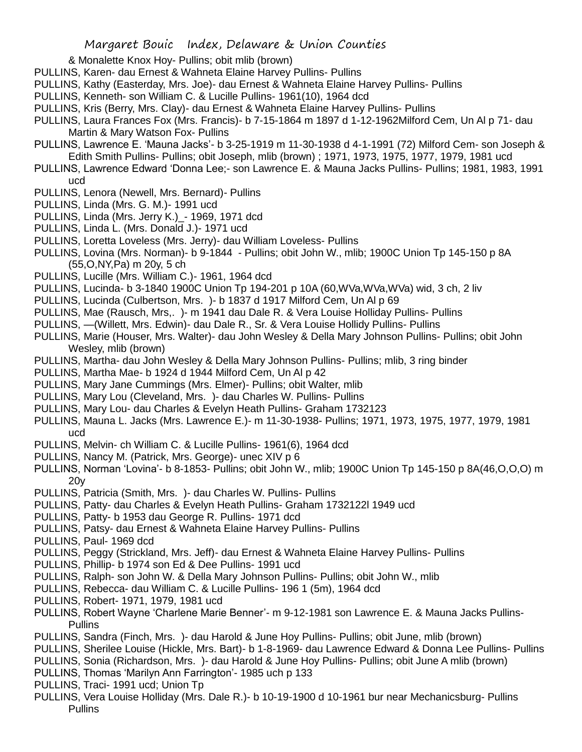& Monalette Knox Hoy- Pullins; obit mlib (brown)

PULLINS, Karen- dau Ernest & Wahneta Elaine Harvey Pullins- Pullins

PULLINS, Kathy (Easterday, Mrs. Joe)- dau Ernest & Wahneta Elaine Harvey Pullins- Pullins

PULLINS, Kenneth- son William C. & Lucille Pullins- 1961(10), 1964 dcd

PULLINS, Kris (Berry, Mrs. Clay)- dau Ernest & Wahneta Elaine Harvey Pullins- Pullins

PULLINS, Laura Frances Fox (Mrs. Francis)- b 7-15-1864 m 1897 d 1-12-1962Milford Cem, Un Al p 71- dau Martin & Mary Watson Fox- Pullins

PULLINS, Lawrence E. 'Mauna Jacks'- b 3-25-1919 m 11-30-1938 d 4-1-1991 (72) Milford Cem- son Joseph & Edith Smith Pullins- Pullins; obit Joseph, mlib (brown) ; 1971, 1973, 1975, 1977, 1979, 1981 ucd

PULLINS, Lawrence Edward 'Donna Lee;- son Lawrence E. & Mauna Jacks Pullins- Pullins; 1981, 1983, 1991 ucd

PULLINS, Lenora (Newell, Mrs. Bernard)- Pullins

PULLINS, Linda (Mrs. G. M.)- 1991 ucd

PULLINS, Linda (Mrs. Jerry K.)_- 1969, 1971 dcd

PULLINS, Linda L. (Mrs. Donald J.)- 1971 ucd

PULLINS, Loretta Loveless (Mrs. Jerry)- dau William Loveless- Pullins

PULLINS, Lovina (Mrs. Norman)- b 9-1844 - Pullins; obit John W., mlib; 1900C Union Tp 145-150 p 8A (55,O,NY,Pa) m 20y, 5 ch

PULLINS, Lucille (Mrs. William C.)- 1961, 1964 dcd

PULLINS, Lucinda- b 3-1840 1900C Union Tp 194-201 p 10A (60,WVa,WVa,WVa) wid, 3 ch, 2 liv

PULLINS, Lucinda (Culbertson, Mrs. )- b 1837 d 1917 Milford Cem, Un Al p 69

PULLINS, Mae (Rausch, Mrs,. )- m 1941 dau Dale R. & Vera Louise Holliday Pullins- Pullins

PULLINS, —(Willett, Mrs. Edwin)- dau Dale R., Sr. & Vera Louise Hollidy Pullins- Pullins

PULLINS, Marie (Houser, Mrs. Walter)- dau John Wesley & Della Mary Johnson Pullins- Pullins; obit John Wesley, mlib (brown)

PULLINS, Martha- dau John Wesley & Della Mary Johnson Pullins- Pullins; mlib, 3 ring binder

PULLINS, Martha Mae- b 1924 d 1944 Milford Cem, Un Al p 42

PULLINS, Mary Jane Cummings (Mrs. Elmer)- Pullins; obit Walter, mlib

PULLINS, Mary Lou (Cleveland, Mrs. )- dau Charles W. Pullins- Pullins

PULLINS, Mary Lou- dau Charles & Evelyn Heath Pullins- Graham 1732123

PULLINS, Mauna L. Jacks (Mrs. Lawrence E.)- m 11-30-1938- Pullins; 1971, 1973, 1975, 1977, 1979, 1981 ucd

PULLINS, Melvin- ch William C. & Lucille Pullins- 1961(6), 1964 dcd

PULLINS, Nancy M. (Patrick, Mrs. George)- unec XIV p 6

PULLINS, Norman 'Lovina'- b 8-1853- Pullins; obit John W., mlib; 1900C Union Tp 145-150 p 8A(46,O,O,O) m 20y

PULLINS, Patricia (Smith, Mrs. )- dau Charles W. Pullins- Pullins

PULLINS, Patty- dau Charles & Evelyn Heath Pullins- Graham 1732122l 1949 ucd

PULLINS, Patty- b 1953 dau George R. Pullins- 1971 dcd

PULLINS, Patsy- dau Ernest & Wahneta Elaine Harvey Pullins- Pullins

PULLINS, Paul- 1969 dcd

PULLINS, Peggy (Strickland, Mrs. Jeff)- dau Ernest & Wahneta Elaine Harvey Pullins- Pullins

PULLINS, Phillip- b 1974 son Ed & Dee Pullins- 1991 ucd

PULLINS, Ralph- son John W. & Della Mary Johnson Pullins- Pullins; obit John W., mlib

PULLINS, Rebecca- dau William C. & Lucille Pullins- 196 1 (5m), 1964 dcd

PULLINS, Robert- 1971, 1979, 1981 ucd

PULLINS, Robert Wayne 'Charlene Marie Benner'- m 9-12-1981 son Lawrence E. & Mauna Jacks Pullins- Pullins

PULLINS, Sandra (Finch, Mrs. )- dau Harold & June Hoy Pullins- Pullins; obit June, mlib (brown)

PULLINS, Sherilee Louise (Hickle, Mrs. Bart)- b 1-8-1969- dau Lawrence Edward & Donna Lee Pullins- Pullins

PULLINS, Sonia (Richardson, Mrs. )- dau Harold & June Hoy Pullins- Pullins; obit June A mlib (brown)

PULLINS, Thomas 'Marilyn Ann Farrington'- 1985 uch p 133

PULLINS, Traci- 1991 ucd; Union Tp

PULLINS, Vera Louise Holliday (Mrs. Dale R.)- b 10-19-1900 d 10-1961 bur near Mechanicsburg- Pullins Pullins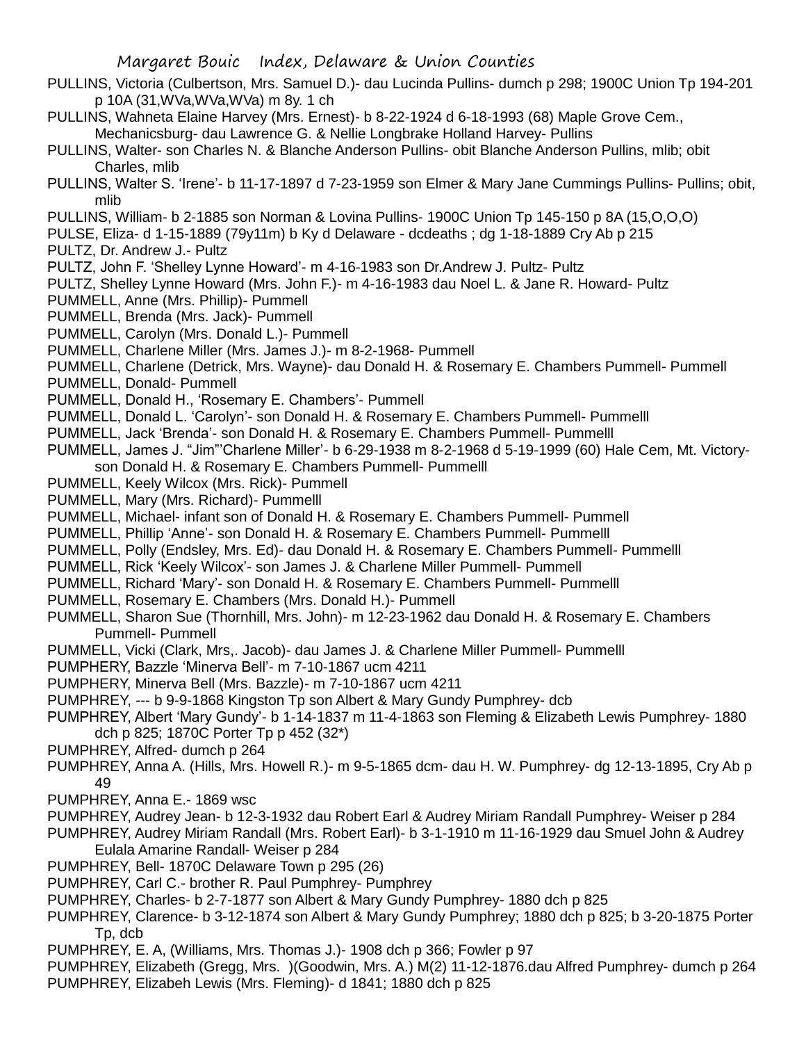PULLINS, Victoria (Culbertson, Mrs. Samuel D.)- dau Lucinda Pullins- dumch p 298; 1900C Union Tp 194-201 p 10A (31,WVa,WVa,WVa) m 8y. 1 ch

PULLINS, Wahneta Elaine Harvey (Mrs. Ernest)- b 8-22-1924 d 6-18-1993 (68) Maple Grove Cem., Mechanicsburg- dau Lawrence G. & Nellie Longbrake Holland Harvey- Pullins

PULLINS, Walter- son Charles N. & Blanche Anderson Pullins- obit Blanche Anderson Pullins, mlib; obit Charles, mlib

PULLINS, Walter S. 'Irene'- b 11-17-1897 d 7-23-1959 son Elmer & Mary Jane Cummings Pullins- Pullins; obit, mlib

PULLINS, William- b 2-1885 son Norman & Lovina Pullins- 1900C Union Tp 145-150 p 8A (15,O,O,O)

PULSE, Eliza- d 1-15-1889 (79y11m) b Ky d Delaware - dcdeaths ; dg 1-18-1889 Cry Ab p 215

PULTZ, Dr. Andrew J.- Pultz

PULTZ, John F. 'Shelley Lynne Howard'- m 4-16-1983 son Dr.Andrew J. Pultz- Pultz

PULTZ, Shelley Lynne Howard (Mrs. John F.)- m 4-16-1983 dau Noel L. & Jane R. Howard- Pultz

PUMMELL, Anne (Mrs. Phillip)- Pummell

PUMMELL, Brenda (Mrs. Jack)- Pummell

PUMMELL, Carolyn (Mrs. Donald L.)- Pummell

PUMMELL, Charlene Miller (Mrs. James J.)- m 8-2-1968- Pummell

PUMMELL, Charlene (Detrick, Mrs. Wayne)- dau Donald H. & Rosemary E. Chambers Pummell- Pummell

PUMMELL, Donald- Pummell

PUMMELL, Donald H., 'Rosemary E. Chambers'- Pummell

PUMMELL, Donald L. 'Carolyn'- son Donald H. & Rosemary E. Chambers Pummell- Pummelll

PUMMELL, Jack 'Brenda'- son Donald H. & Rosemary E. Chambers Pummell- Pummelll

PUMMELL, James J. "Jim"'Charlene Miller'- b 6-29-1938 m 8-2-1968 d 5-19-1999 (60) Hale Cem, Mt. Victory- son Donald H. & Rosemary E. Chambers Pummell- Pummelll

PUMMELL, Keely Wilcox (Mrs. Rick)- Pummell

PUMMELL, Mary (Mrs. Richard)- Pummelll

PUMMELL, Michael- infant son of Donald H. & Rosemary E. Chambers Pummell- Pummell

PUMMELL, Phillip 'Anne'- son Donald H. & Rosemary E. Chambers Pummell- Pummelll

PUMMELL, Polly (Endsley, Mrs. Ed)- dau Donald H. & Rosemary E. Chambers Pummell- Pummelll

PUMMELL, Rick 'Keely Wilcox'- son James J. & Charlene Miller Pummell- Pummell

PUMMELL, Richard 'Mary'- son Donald H. & Rosemary E. Chambers Pummell- Pummelll

PUMMELL, Rosemary E. Chambers (Mrs. Donald H.)- Pummell

PUMMELL, Sharon Sue (Thornhill, Mrs. John)- m 12-23-1962 dau Donald H. & Rosemary E. Chambers Pummell- Pummell

PUMMELL, Vicki (Clark, Mrs,. Jacob)- dau James J. & Charlene Miller Pummell- Pummelll

PUMPHERY, Bazzle 'Minerva Bell'- m 7-10-1867 ucm 4211

PUMPHERY, Minerva Bell (Mrs. Bazzle)- m 7-10-1867 ucm 4211

PUMPHREY, --- b 9-9-1868 Kingston Tp son Albert & Mary Gundy Pumphrey- dcb

PUMPHREY, Albert 'Mary Gundy'- b 1-14-1837 m 11-4-1863 son Fleming & Elizabeth Lewis Pumphrey- 1880 dch p 825; 1870C Porter Tp p 452 (32*)

PUMPHREY, Alfred- dumch p 264

PUMPHREY, Anna A. (Hills, Mrs. Howell R.)- m 9-5-1865 dcm- dau H. W. Pumphrey- dg 12-13-1895, Cry Ab p 49

PUMPHREY, Anna E.- 1869 wsc

PUMPHREY, Audrey Jean- b 12-3-1932 dau Robert Earl & Audrey Miriam Randall Pumphrey- Weiser p 284

PUMPHREY, Audrey Miriam Randall (Mrs. Robert Earl)- b 3-1-1910 m 11-16-1929 dau Smuel John & Audrey Eulala Amarine Randall- Weiser p 284

PUMPHREY, Bell- 1870C Delaware Town p 295 (26)

PUMPHREY, Carl C.- brother R. Paul Pumphrey- Pumphrey

PUMPHREY, Charles- b 2-7-1877 son Albert & Mary Gundy Pumphrey- 1880 dch p 825

PUMPHREY, Clarence- b 3-12-1874 son Albert & Mary Gundy Pumphrey; 1880 dch p 825; b 3-20-1875 Porter Tp, dcb

PUMPHREY, E. A, (Williams, Mrs. Thomas J.)- 1908 dch p 366; Fowler p 97

PUMPHREY, Elizabeth (Gregg, Mrs. )(Goodwin, Mrs. A.) M(2) 11-12-1876.dau Alfred Pumphrey- dumch p 264

PUMPHREY, Elizabeh Lewis (Mrs. Fleming)- d 1841; 1880 dch p 825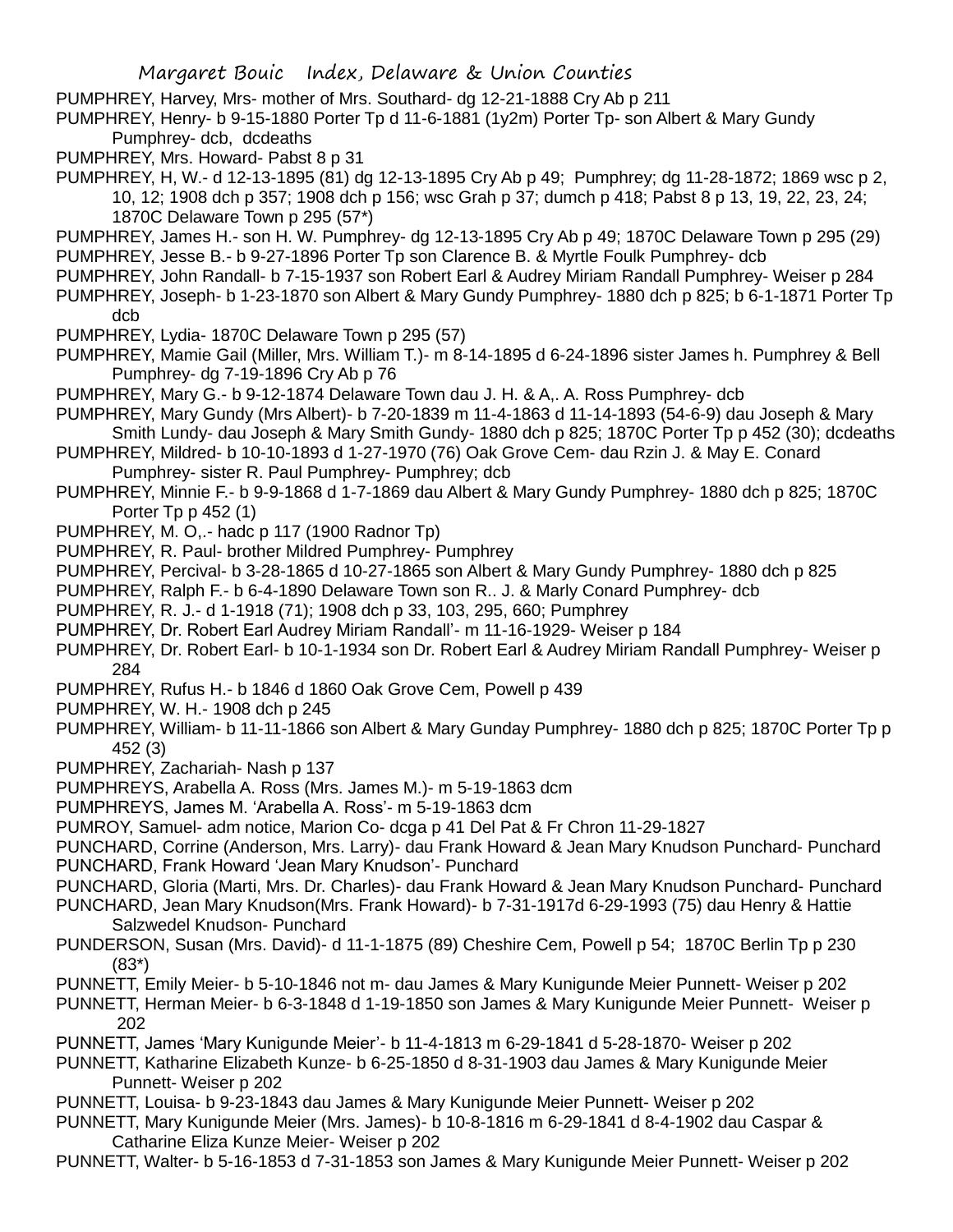PUMPHREY, Harvey, Mrs- mother of Mrs. Southard- dg 12-21-1888 Cry Ab p 211

PUMPHREY, Henry- b 9-15-1880 Porter Tp d 11-6-1881 (1y2m) Porter Tp- son Albert & Mary Gundy Pumphrey- dcb, dcdeaths

PUMPHREY, Mrs. Howard- Pabst 8 p 31

PUMPHREY, H, W.- d 12-13-1895 (81) dg 12-13-1895 Cry Ab p 49; Pumphrey; dg 11-28-1872; 1869 wsc p 2, 10, 12; 1908 dch p 357; 1908 dch p 156; wsc Grah p 37; dumch p 418; Pabst 8 p 13, 19, 22, 23, 24; 1870C Delaware Town p 295 (57*)

PUMPHREY, James H.- son H. W. Pumphrey- dg 12-13-1895 Cry Ab p 49; 1870C Delaware Town p 295 (29)

PUMPHREY, Jesse B.- b 9-27-1896 Porter Tp son Clarence B. & Myrtle Foulk Pumphrey- dcb

PUMPHREY, John Randall- b 7-15-1937 son Robert Earl & Audrey Miriam Randall Pumphrey- Weiser p 284

PUMPHREY, Joseph- b 1-23-1870 son Albert & Mary Gundy Pumphrey- 1880 dch p 825; b 6-1-1871 Porter Tp dcb

PUMPHREY, Lydia- 1870C Delaware Town p 295 (57)

PUMPHREY, Mamie Gail (Miller, Mrs. William T.)- m 8-14-1895 d 6-24-1896 sister James h. Pumphrey & Bell Pumphrey- dg 7-19-1896 Cry Ab p 76

PUMPHREY, Mary G.- b 9-12-1874 Delaware Town dau J. H. & A,. A. Ross Pumphrey- dcb

PUMPHREY, Mary Gundy (Mrs Albert)- b 7-20-1839 m 11-4-1863 d 11-14-1893 (54-6-9) dau Joseph & Mary Smith Lundy- dau Joseph & Mary Smith Gundy- 1880 dch p 825; 1870C Porter Tp p 452 (30); dcdeaths

PUMPHREY, Mildred- b 10-10-1893 d 1-27-1970 (76) Oak Grove Cem- dau Rzin J. & May E. Conard Pumphrey- sister R. Paul Pumphrey- Pumphrey; dcb

PUMPHREY, Minnie F.- b 9-9-1868 d 1-7-1869 dau Albert & Mary Gundy Pumphrey- 1880 dch p 825; 1870C Porter Tp p 452 (1)

PUMPHREY, M. O,.- hadc p 117 (1900 Radnor Tp)

PUMPHREY, R. Paul- brother Mildred Pumphrey- Pumphrey

PUMPHREY, Percival- b 3-28-1865 d 10-27-1865 son Albert & Mary Gundy Pumphrey- 1880 dch p 825

PUMPHREY, Ralph F.- b 6-4-1890 Delaware Town son R.. J. & Marly Conard Pumphrey- dcb

PUMPHREY, R. J.- d 1-1918 (71); 1908 dch p 33, 103, 295, 660; Pumphrey

PUMPHREY, Dr. Robert Earl Audrey Miriam Randall'- m 11-16-1929- Weiser p 184

PUMPHREY, Dr. Robert Earl- b 10-1-1934 son Dr. Robert Earl & Audrey Miriam Randall Pumphrey- Weiser p 284

PUMPHREY, Rufus H.- b 1846 d 1860 Oak Grove Cem, Powell p 439

PUMPHREY, W. H.- 1908 dch p 245

PUMPHREY, William- b 11-11-1866 son Albert & Mary Gunday Pumphrey- 1880 dch p 825; 1870C Porter Tp p 452 (3)

PUMPHREY, Zachariah- Nash p 137

PUMPHREYS, Arabella A. Ross (Mrs. James M.)- m 5-19-1863 dcm

PUMPHREYS, James M. 'Arabella A. Ross'- m 5-19-1863 dcm

PUMROY, Samuel- adm notice, Marion Co- dcga p 41 Del Pat & Fr Chron 11-29-1827

PUNCHARD, Corrine (Anderson, Mrs. Larry)- dau Frank Howard & Jean Mary Knudson Punchard- Punchard

PUNCHARD, Frank Howard 'Jean Mary Knudson'- Punchard

PUNCHARD, Gloria (Marti, Mrs. Dr. Charles)- dau Frank Howard & Jean Mary Knudson Punchard- Punchard

PUNCHARD, Jean Mary Knudson(Mrs. Frank Howard)- b 7-31-1917d 6-29-1993 (75) dau Henry & Hattie Salzwedel Knudson- Punchard

PUNDERSON, Susan (Mrs. David)- d 11-1-1875 (89) Cheshire Cem, Powell p 54; 1870C Berlin Tp p 230 (83*)

PUNNETT, Emily Meier- b 5-10-1846 not m- dau James & Mary Kunigunde Meier Punnett- Weiser p 202

PUNNETT, Herman Meier- b 6-3-1848 d 1-19-1850 son James & Mary Kunigunde Meier Punnett- Weiser p 202

PUNNETT, James 'Mary Kunigunde Meier'- b 11-4-1813 m 6-29-1841 d 5-28-1870- Weiser p 202

PUNNETT, Katharine Elizabeth Kunze- b 6-25-1850 d 8-31-1903 dau James & Mary Kunigunde Meier Punnett- Weiser p 202

PUNNETT, Louisa- b 9-23-1843 dau James & Mary Kunigunde Meier Punnett- Weiser p 202

PUNNETT, Mary Kunigunde Meier (Mrs. James)- b 10-8-1816 m 6-29-1841 d 8-4-1902 dau Caspar & Catharine Eliza Kunze Meier- Weiser p 202

PUNNETT, Walter- b 5-16-1853 d 7-31-1853 son James & Mary Kunigunde Meier Punnett- Weiser p 202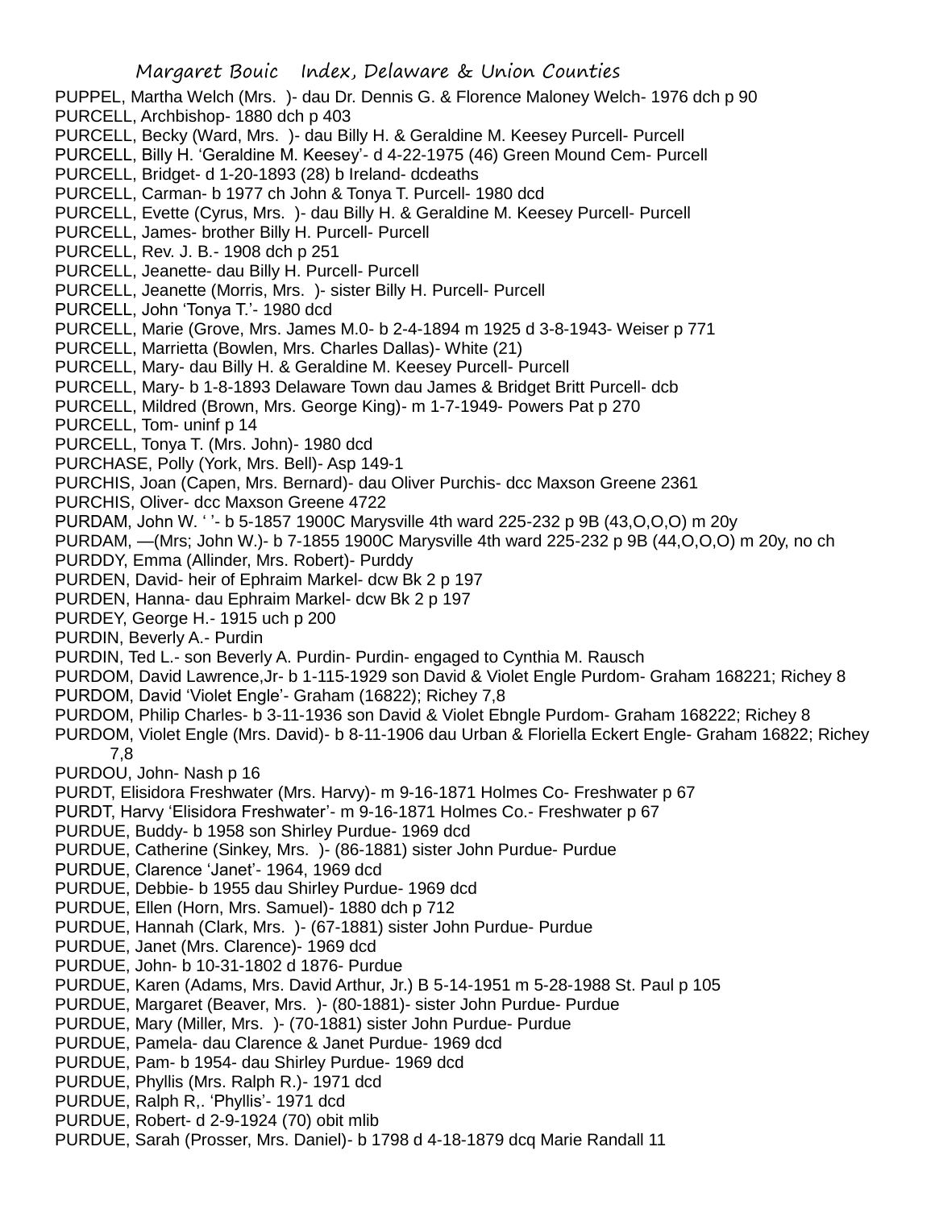PUPPEL, Martha Welch (Mrs. )- dau Dr. Dennis G. & Florence Maloney Welch- 1976 dch p 90
PURCELL, Archbishop- 1880 dch p 403
PURCELL, Becky (Ward, Mrs. )- dau Billy H. & Geraldine M. Keesey Purcell- Purcell
PURCELL, Billy H. 'Geraldine M. Keesey'- d 4-22-1975 (46) Green Mound Cem- Purcell
PURCELL, Bridget- d 1-20-1893 (28) b Ireland- dcdeaths
PURCELL, Carman- b 1977 ch John & Tonya T. Purcell- 1980 dcd
PURCELL, Evette (Cyrus, Mrs. )- dau Billy H. & Geraldine M. Keesey Purcell- Purcell
PURCELL, James- brother Billy H. Purcell- Purcell
PURCELL, Rev. J. B.- 1908 dch p 251
PURCELL, Jeanette- dau Billy H. Purcell- Purcell
PURCELL, Jeanette (Morris, Mrs. )- sister Billy H. Purcell- Purcell
PURCELL, John 'Tonya T.'- 1980 dcd
PURCELL, Marie (Grove, Mrs. James M.0- b 2-4-1894 m 1925 d 3-8-1943- Weiser p 771
PURCELL, Marrietta (Bowlen, Mrs. Charles Dallas)- White (21)
PURCELL, Mary- dau Billy H. & Geraldine M. Keesey Purcell- Purcell
PURCELL, Mary- b 1-8-1893 Delaware Town dau James & Bridget Britt Purcell- dcb
PURCELL, Mildred (Brown, Mrs. George King)- m 1-7-1949- Powers Pat p 270
PURCELL, Tom- uninf p 14
PURCELL, Tonya T. (Mrs. John)- 1980 dcd
PURCHASE, Polly (York, Mrs. Bell)- Asp 149-1
PURCHIS, Joan (Capen, Mrs. Bernard)- dau Oliver Purchis- dcc Maxson Greene 2361
PURCHIS, Oliver- dcc Maxson Greene 4722
PURDAM, John W. ' '- b 5-1857 1900C Marysville 4th ward 225-232 p 9B (43,O,O,O) m 20y
PURDAM, —(Mrs; John W.)- b 7-1855 1900C Marysville 4th ward 225-232 p 9B (44,O,O,O) m 20y, no ch
PURDDY, Emma (Allinder, Mrs. Robert)- Purddy
PURDEN, David- heir of Ephraim Markel- dcw Bk 2 p 197
PURDEN, Hanna- dau Ephraim Markel- dcw Bk 2 p 197
PURDEY, George H.- 1915 uch p 200
PURDIN, Beverly A.- Purdin
PURDIN, Ted L.- son Beverly A. Purdin- Purdin- engaged to Cynthia M. Rausch
PURDOM, David Lawrence,Jr- b 1-115-1929 son David & Violet Engle Purdom- Graham 168221; Richey 8
PURDOM, David 'Violet Engle'- Graham (16822); Richey 7,8
PURDOM, Philip Charles- b 3-11-1936 son David & Violet Ebngle Purdom- Graham 168222; Richey 8
PURDOM, Violet Engle (Mrs. David)- b 8-11-1906 dau Urban & Floriella Eckert Engle- Graham 16822; Richey 7,8
PURDOU, John- Nash p 16
PURDT, Elisidora Freshwater (Mrs. Harvy)- m 9-16-1871 Holmes Co- Freshwater p 67
PURDT, Harvy 'Elisidora Freshwater'- m 9-16-1871 Holmes Co.- Freshwater p 67
PURDUE, Buddy- b 1958 son Shirley Purdue- 1969 dcd
PURDUE, Catherine (Sinkey, Mrs. )- (86-1881) sister John Purdue- Purdue
PURDUE, Clarence 'Janet'- 1964, 1969 dcd
PURDUE, Debbie- b 1955 dau Shirley Purdue- 1969 dcd
PURDUE, Ellen (Horn, Mrs. Samuel)- 1880 dch p 712
PURDUE, Hannah (Clark, Mrs. )- (67-1881) sister John Purdue- Purdue
PURDUE, Janet (Mrs. Clarence)- 1969 dcd
PURDUE, John- b 10-31-1802 d 1876- Purdue
PURDUE, Karen (Adams, Mrs. David Arthur, Jr.) B 5-14-1951 m 5-28-1988 St. Paul p 105
PURDUE, Margaret (Beaver, Mrs. )- (80-1881)- sister John Purdue- Purdue
PURDUE, Mary (Miller, Mrs. )- (70-1881) sister John Purdue- Purdue
PURDUE, Pamela- dau Clarence & Janet Purdue- 1969 dcd
PURDUE, Pam- b 1954- dau Shirley Purdue- 1969 dcd
PURDUE, Phyllis (Mrs. Ralph R.)- 1971 dcd
PURDUE, Ralph R,. 'Phyllis'- 1971 dcd
PURDUE, Robert- d 2-9-1924 (70) obit mlib
PURDUE, Sarah (Prosser, Mrs. Daniel)- b 1798 d 4-18-1879 dcq Marie Randall 11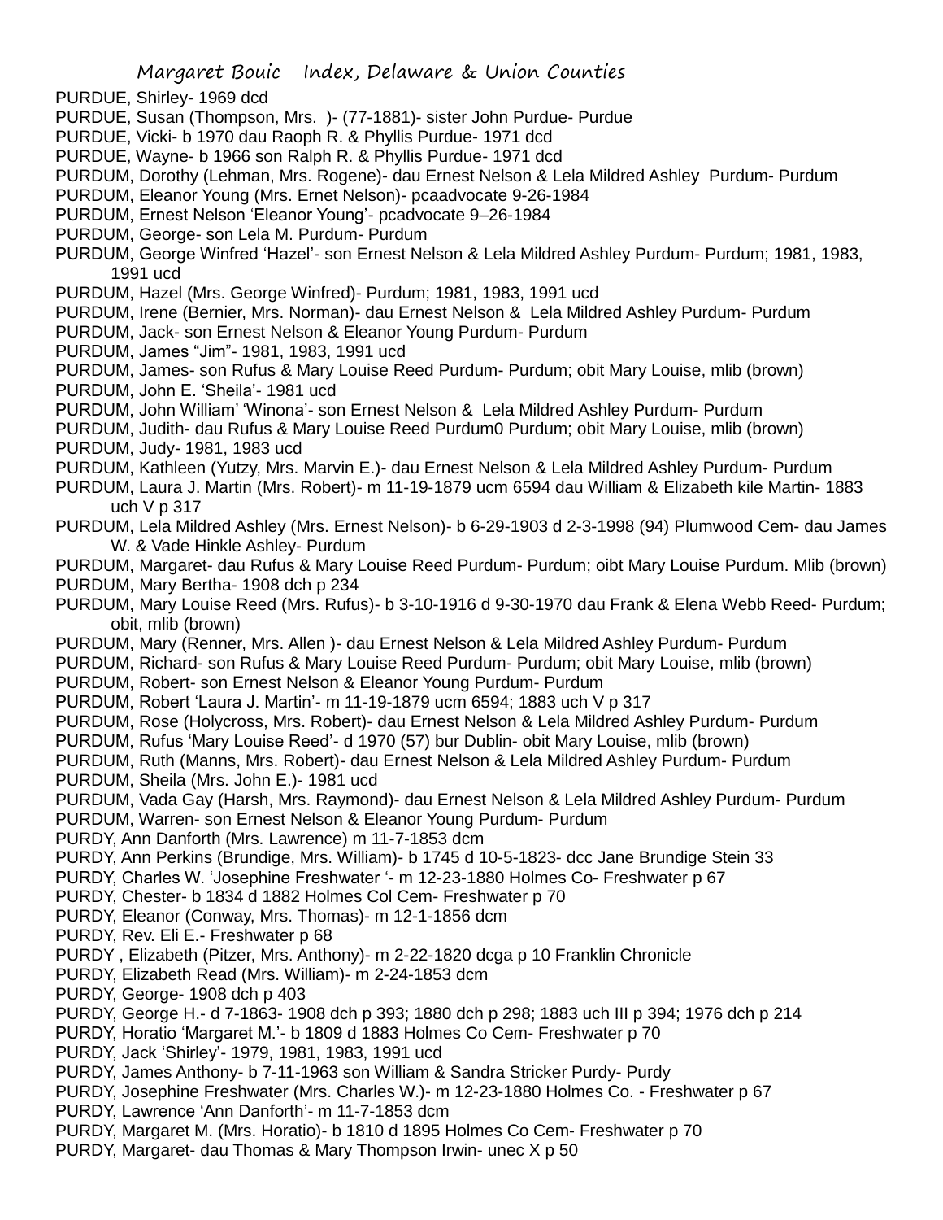PURDUE, Shirley- 1969 dcd
PURDUE, Susan (Thompson, Mrs. )- (77-1881)- sister John Purdue- Purdue
PURDUE, Vicki- b 1970 dau Raoph R. & Phyllis Purdue- 1971 dcd
PURDUE, Wayne- b 1966 son Ralph R. & Phyllis Purdue- 1971 dcd
PURDUM, Dorothy (Lehman, Mrs. Rogene)- dau Ernest Nelson & Lela Mildred Ashley Purdum- Purdum
PURDUM, Eleanor Young (Mrs. Ernet Nelson)- pcaadvocate 9-26-1984
PURDUM, Ernest Nelson 'Eleanor Young'- pcadvocate 9–26-1984
PURDUM, George- son Lela M. Purdum- Purdum
PURDUM, George Winfred 'Hazel'- son Ernest Nelson & Lela Mildred Ashley Purdum- Purdum; 1981, 1983, 1991 ucd
PURDUM, Hazel (Mrs. George Winfred)- Purdum; 1981, 1983, 1991 ucd
PURDUM, Irene (Bernier, Mrs. Norman)- dau Ernest Nelson & Lela Mildred Ashley Purdum- Purdum
PURDUM, Jack- son Ernest Nelson & Eleanor Young Purdum- Purdum
PURDUM, James "Jim"- 1981, 1983, 1991 ucd
PURDUM, James- son Rufus & Mary Louise Reed Purdum- Purdum; obit Mary Louise, mlib (brown)
PURDUM, John E. 'Sheila'- 1981 ucd
PURDUM, John William' 'Winona'- son Ernest Nelson & Lela Mildred Ashley Purdum- Purdum
PURDUM, Judith- dau Rufus & Mary Louise Reed Purdum0 Purdum; obit Mary Louise, mlib (brown)
PURDUM, Judy- 1981, 1983 ucd
PURDUM, Kathleen (Yutzy, Mrs. Marvin E.)- dau Ernest Nelson & Lela Mildred Ashley Purdum- Purdum
PURDUM, Laura J. Martin (Mrs. Robert)- m 11-19-1879 ucm 6594 dau William & Elizabeth kile Martin- 1883 uch V p 317
PURDUM, Lela Mildred Ashley (Mrs. Ernest Nelson)- b 6-29-1903 d 2-3-1998 (94) Plumwood Cem- dau James W. & Vade Hinkle Ashley- Purdum
PURDUM, Margaret- dau Rufus & Mary Louise Reed Purdum- Purdum; oibt Mary Louise Purdum. Mlib (brown)
PURDUM, Mary Bertha- 1908 dch p 234
PURDUM, Mary Louise Reed (Mrs. Rufus)- b 3-10-1916 d 9-30-1970 dau Frank & Elena Webb Reed- Purdum; obit, mlib (brown)
PURDUM, Mary (Renner, Mrs. Allen )- dau Ernest Nelson & Lela Mildred Ashley Purdum- Purdum
PURDUM, Richard- son Rufus & Mary Louise Reed Purdum- Purdum; obit Mary Louise, mlib (brown)
PURDUM, Robert- son Ernest Nelson & Eleanor Young Purdum- Purdum
PURDUM, Robert 'Laura J. Martin'- m 11-19-1879 ucm 6594; 1883 uch V p 317
PURDUM, Rose (Holycross, Mrs. Robert)- dau Ernest Nelson & Lela Mildred Ashley Purdum- Purdum
PURDUM, Rufus 'Mary Louise Reed'- d 1970 (57) bur Dublin- obit Mary Louise, mlib (brown)
PURDUM, Ruth (Manns, Mrs. Robert)- dau Ernest Nelson & Lela Mildred Ashley Purdum- Purdum
PURDUM, Sheila (Mrs. John E.)- 1981 ucd
PURDUM, Vada Gay (Harsh, Mrs. Raymond)- dau Ernest Nelson & Lela Mildred Ashley Purdum- Purdum
PURDUM, Warren- son Ernest Nelson & Eleanor Young Purdum- Purdum
PURDY, Ann Danforth (Mrs. Lawrence) m 11-7-1853 dcm
PURDY, Ann Perkins (Brundige, Mrs. William)- b 1745 d 10-5-1823- dcc Jane Brundige Stein 33
PURDY, Charles W. 'Josephine Freshwater '- m 12-23-1880 Holmes Co- Freshwater p 67
PURDY, Chester- b 1834 d 1882 Holmes Col Cem- Freshwater p 70
PURDY, Eleanor (Conway, Mrs. Thomas)- m 12-1-1856 dcm
PURDY, Rev. Eli E.- Freshwater p 68
PURDY , Elizabeth (Pitzer, Mrs. Anthony)- m 2-22-1820 dcga p 10 Franklin Chronicle
PURDY, Elizabeth Read (Mrs. William)- m 2-24-1853 dcm
PURDY, George- 1908 dch p 403
PURDY, George H.- d 7-1863- 1908 dch p 393; 1880 dch p 298; 1883 uch III p 394; 1976 dch p 214
PURDY, Horatio 'Margaret M.'- b 1809 d 1883 Holmes Co Cem- Freshwater p 70
PURDY, Jack 'Shirley'- 1979, 1981, 1983, 1991 ucd
PURDY, James Anthony- b 7-11-1963 son William & Sandra Stricker Purdy- Purdy
PURDY, Josephine Freshwater (Mrs. Charles W.)- m 12-23-1880 Holmes Co. - Freshwater p 67
PURDY, Lawrence 'Ann Danforth'- m 11-7-1853 dcm
PURDY, Margaret M. (Mrs. Horatio)- b 1810 d 1895 Holmes Co Cem- Freshwater p 70
PURDY, Margaret- dau Thomas & Mary Thompson Irwin- unec X p 50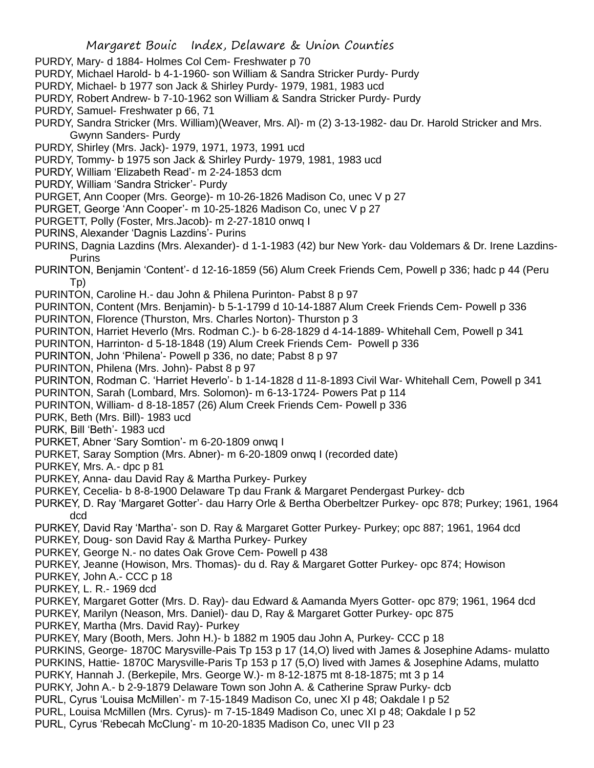PURDY, Mary- d 1884- Holmes Col Cem- Freshwater p 70
PURDY, Michael Harold- b 4-1-1960- son William & Sandra Stricker Purdy- Purdy
PURDY, Michael- b 1977 son Jack & Shirley Purdy- 1979, 1981, 1983 ucd
PURDY, Robert Andrew- b 7-10-1962 son William & Sandra Stricker Purdy- Purdy
PURDY, Samuel- Freshwater p 66, 71
PURDY, Sandra Stricker (Mrs. William)(Weaver, Mrs. Al)- m (2) 3-13-1982- dau Dr. Harold Stricker and Mrs. Gwynn Sanders- Purdy
PURDY, Shirley (Mrs. Jack)- 1979, 1971, 1973, 1991 ucd
PURDY, Tommy- b 1975 son Jack & Shirley Purdy- 1979, 1981, 1983 ucd
PURDY, William 'Elizabeth Read'- m 2-24-1853 dcm
PURDY, William 'Sandra Stricker'- Purdy
PURGET, Ann Cooper (Mrs. George)- m 10-26-1826 Madison Co, unec V p 27
PURGET, George 'Ann Cooper'- m 10-25-1826 Madison Co, unec V p 27
PURGETT, Polly (Foster, Mrs.Jacob)- m 2-27-1810 onwq I
PURINS, Alexander 'Dagnis Lazdins'- Purins
PURINS, Dagnia Lazdins (Mrs. Alexander)- d 1-1-1983 (42) bur New York- dau Voldemars & Dr. Irene Lazdins- Purins
PURINTON, Benjamin 'Content'- d 12-16-1859 (56) Alum Creek Friends Cem, Powell p 336; hadc p 44 (Peru Tp)
PURINTON, Caroline H.- dau John & Philena Purinton- Pabst 8 p 97
PURINTON, Content (Mrs. Benjamin)- b 5-1-1799 d 10-14-1887 Alum Creek Friends Cem- Powell p 336
PURINTON, Florence (Thurston, Mrs. Charles Norton)- Thurston p 3
PURINTON, Harriet Heverlo (Mrs. Rodman C.)- b 6-28-1829 d 4-14-1889- Whitehall Cem, Powell p 341
PURINTON, Harrinton- d 5-18-1848 (19) Alum Creek Friends Cem- Powell p 336
PURINTON, John 'Philena'- Powell p 336, no date; Pabst 8 p 97
PURINTON, Philena (Mrs. John)- Pabst 8 p 97
PURINTON, Rodman C. 'Harriet Heverlo'- b 1-14-1828 d 11-8-1893 Civil War- Whitehall Cem, Powell p 341
PURINTON, Sarah (Lombard, Mrs. Solomon)- m 6-13-1724- Powers Pat p 114
PURINTON, William- d 8-18-1857 (26) Alum Creek Friends Cem- Powell p 336
PURK, Beth (Mrs. Bill)- 1983 ucd
PURK, Bill 'Beth'- 1983 ucd
PURKET, Abner 'Sary Somtion'- m 6-20-1809 onwq I
PURKET, Saray Somption (Mrs. Abner)- m 6-20-1809 onwq I (recorded date)
PURKEY, Mrs. A.- dpc p 81
PURKEY, Anna- dau David Ray & Martha Purkey- Purkey
PURKEY, Cecelia- b 8-8-1900 Delaware Tp dau Frank & Margaret Pendergast Purkey- dcb
PURKEY, D. Ray 'Margaret Gotter'- dau Harry Orle & Bertha Oberbeltzer Purkey- opc 878; Purkey; 1961, 1964 dcd
PURKEY, David Ray 'Martha'- son D. Ray & Margaret Gotter Purkey- Purkey; opc 887; 1961, 1964 dcd
PURKEY, Doug- son David Ray & Martha Purkey- Purkey
PURKEY, George N.- no dates Oak Grove Cem- Powell p 438
PURKEY, Jeanne (Howison, Mrs. Thomas)- du d. Ray & Margaret Gotter Purkey- opc 874; Howison
PURKEY, John A.- CCC p 18
PURKEY, L. R.- 1969 dcd
PURKEY, Margaret Gotter (Mrs. D. Ray)- dau Edward & Aamanda Myers Gotter- opc 879; 1961, 1964 dcd
PURKEY, Marilyn (Neason, Mrs. Daniel)- dau D, Ray & Margaret Gotter Purkey- opc 875
PURKEY, Martha (Mrs. David Ray)- Purkey
PURKEY, Mary (Booth, Mers. John H.)- b 1882 m 1905 dau John A, Purkey- CCC p 18
PURKINS, George- 1870C Marysville-Pais Tp 153 p 17 (14,O) lived with James & Josephine Adams- mulatto
PURKINS, Hattie- 1870C Marysville-Paris Tp 153 p 17 (5,O) lived with James & Josephine Adams, mulatto
PURKY, Hannah J. (Berkepile, Mrs. George W.)- m 8-12-1875 mt 8-18-1875; mt 3 p 14
PURKY, John A.- b 2-9-1879 Delaware Town son John A. & Catherine Spraw Purky- dcb
PURL, Cyrus 'Louisa McMillen'- m 7-15-1849 Madison Co, unec XI p 48; Oakdale I p 52
PURL, Louisa McMillen (Mrs. Cyrus)- m 7-15-1849 Madison Co, unec XI p 48; Oakdale I p 52
PURL, Cyrus 'Rebecah McClung'- m 10-20-1835 Madison Co, unec VII p 23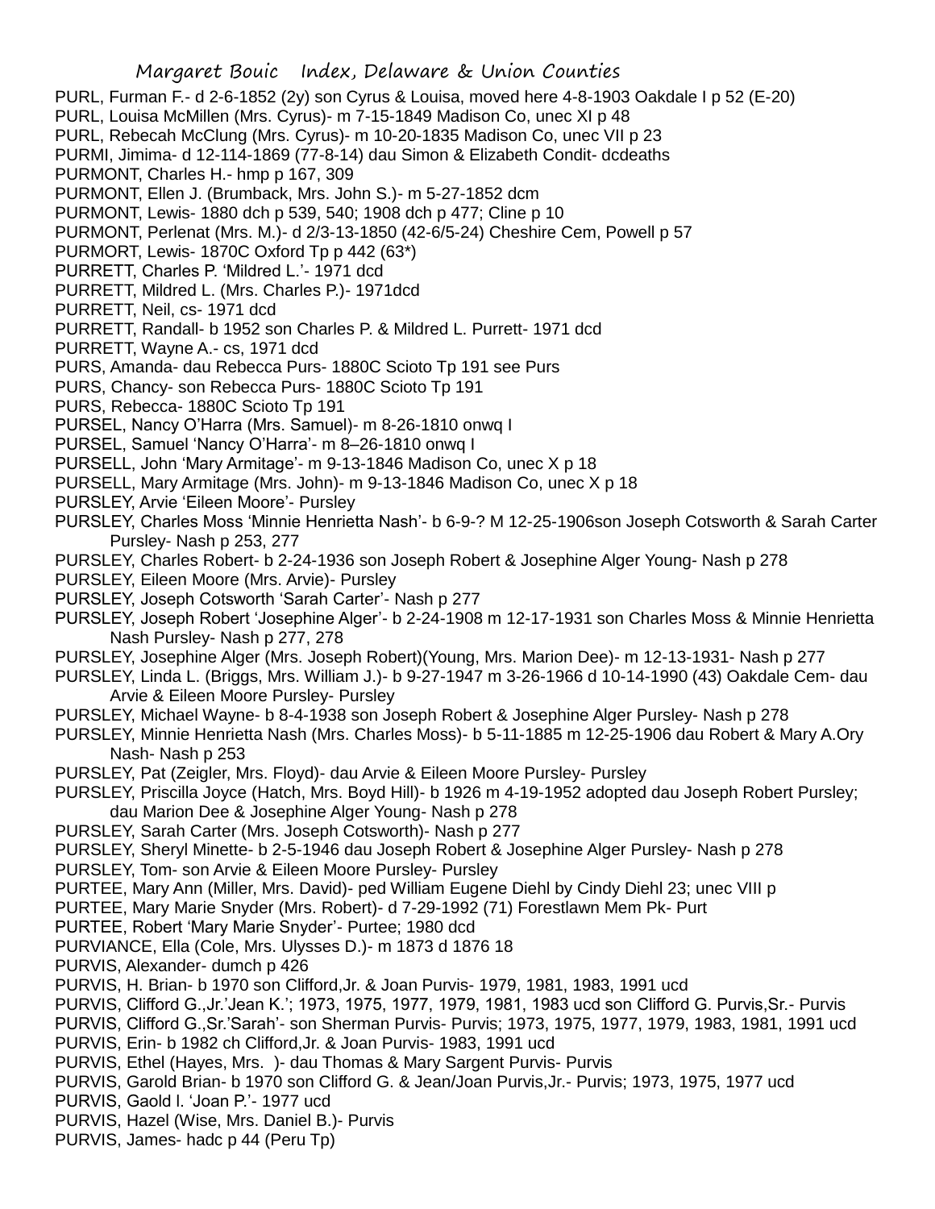PURL, Furman F.- d 2-6-1852 (2y) son Cyrus & Louisa, moved here 4-8-1903 Oakdale I p 52 (E-20)
PURL, Louisa McMillen (Mrs. Cyrus)- m 7-15-1849 Madison Co, unec XI p 48
PURL, Rebecah McClung (Mrs. Cyrus)- m 10-20-1835 Madison Co, unec VII p 23
PURMI, Jimima- d 12-114-1869 (77-8-14) dau Simon & Elizabeth Condit- dcdeaths
PURMONT, Charles H.- hmp p 167, 309
PURMONT, Ellen J. (Brumback, Mrs. John S.)- m 5-27-1852 dcm
PURMONT, Lewis- 1880 dch p 539, 540; 1908 dch p 477; Cline p 10
PURMONT, Perlenat (Mrs. M.)- d 2/3-13-1850 (42-6/5-24) Cheshire Cem, Powell p 57
PURMORT, Lewis- 1870C Oxford Tp p 442 (63*)
PURRETT, Charles P. 'Mildred L.'- 1971 dcd
PURRETT, Mildred L. (Mrs. Charles P.)- 1971dcd
PURRETT, Neil, cs- 1971 dcd
PURRETT, Randall- b 1952 son Charles P. & Mildred L. Purrett- 1971 dcd
PURRETT, Wayne A.- cs, 1971 dcd
PURS, Amanda- dau Rebecca Purs- 1880C Scioto Tp 191 see Purs
PURS, Chancy- son Rebecca Purs- 1880C Scioto Tp 191
PURS, Rebecca- 1880C Scioto Tp 191
PURSEL, Nancy O'Harra (Mrs. Samuel)- m 8-26-1810 onwq I
PURSEL, Samuel 'Nancy O'Harra'- m 8–26-1810 onwq I
PURSELL, John 'Mary Armitage'- m 9-13-1846 Madison Co, unec X p 18
PURSELL, Mary Armitage (Mrs. John)- m 9-13-1846 Madison Co, unec X p 18
PURSLEY, Arvie 'Eileen Moore'- Pursley
PURSLEY, Charles Moss 'Minnie Henrietta Nash'- b 6-9-? M 12-25-1906son Joseph Cotsworth & Sarah Carter Pursley- Nash p 253, 277
PURSLEY, Charles Robert- b 2-24-1936 son Joseph Robert & Josephine Alger Young- Nash p 278
PURSLEY, Eileen Moore (Mrs. Arvie)- Pursley
PURSLEY, Joseph Cotsworth 'Sarah Carter'- Nash p 277
PURSLEY, Joseph Robert 'Josephine Alger'- b 2-24-1908 m 12-17-1931 son Charles Moss & Minnie Henrietta Nash Pursley- Nash p 277, 278
PURSLEY, Josephine Alger (Mrs. Joseph Robert)(Young, Mrs. Marion Dee)- m 12-13-1931- Nash p 277
PURSLEY, Linda L. (Briggs, Mrs. William J.)- b 9-27-1947 m 3-26-1966 d 10-14-1990 (43) Oakdale Cem- dau Arvie & Eileen Moore Pursley- Pursley
PURSLEY, Michael Wayne- b 8-4-1938 son Joseph Robert & Josephine Alger Pursley- Nash p 278
PURSLEY, Minnie Henrietta Nash (Mrs. Charles Moss)- b 5-11-1885 m 12-25-1906 dau Robert & Mary A.Ory Nash- Nash p 253
PURSLEY, Pat (Zeigler, Mrs. Floyd)- dau Arvie & Eileen Moore Pursley- Pursley
PURSLEY, Priscilla Joyce (Hatch, Mrs. Boyd Hill)- b 1926 m 4-19-1952 adopted dau Joseph Robert Pursley; dau Marion Dee & Josephine Alger Young- Nash p 278
PURSLEY, Sarah Carter (Mrs. Joseph Cotsworth)- Nash p 277
PURSLEY, Sheryl Minette- b 2-5-1946 dau Joseph Robert & Josephine Alger Pursley- Nash p 278
PURSLEY, Tom- son Arvie & Eileen Moore Pursley- Pursley
PURTEE, Mary Ann (Miller, Mrs. David)- ped William Eugene Diehl by Cindy Diehl 23; unec VIII p
PURTEE, Mary Marie Snyder (Mrs. Robert)- d 7-29-1992 (71) Forestlawn Mem Pk- Purt
PURTEE, Robert 'Mary Marie Snyder'- Purtee; 1980 dcd
PURVIANCE, Ella (Cole, Mrs. Ulysses D.)- m 1873 d 1876 18
PURVIS, Alexander- dumch p 426
PURVIS, H. Brian- b 1970 son Clifford,Jr. & Joan Purvis- 1979, 1981, 1983, 1991 ucd
PURVIS, Clifford G.,Jr.'Jean K.'; 1973, 1975, 1977, 1979, 1981, 1983 ucd son Clifford G. Purvis,Sr.- Purvis
PURVIS, Clifford G.,Sr.'Sarah'- son Sherman Purvis- Purvis; 1973, 1975, 1977, 1979, 1983, 1981, 1991 ucd
PURVIS, Erin- b 1982 ch Clifford,Jr. & Joan Purvis- 1983, 1991 ucd
PURVIS, Ethel (Hayes, Mrs. )- dau Thomas & Mary Sargent Purvis- Purvis
PURVIS, Garold Brian- b 1970 son Clifford G. & Jean/Joan Purvis,Jr.- Purvis; 1973, 1975, 1977 ucd
PURVIS, Gaold l. 'Joan P.'- 1977 ucd
PURVIS, Hazel (Wise, Mrs. Daniel B.)- Purvis
PURVIS, James- hadc p 44 (Peru Tp)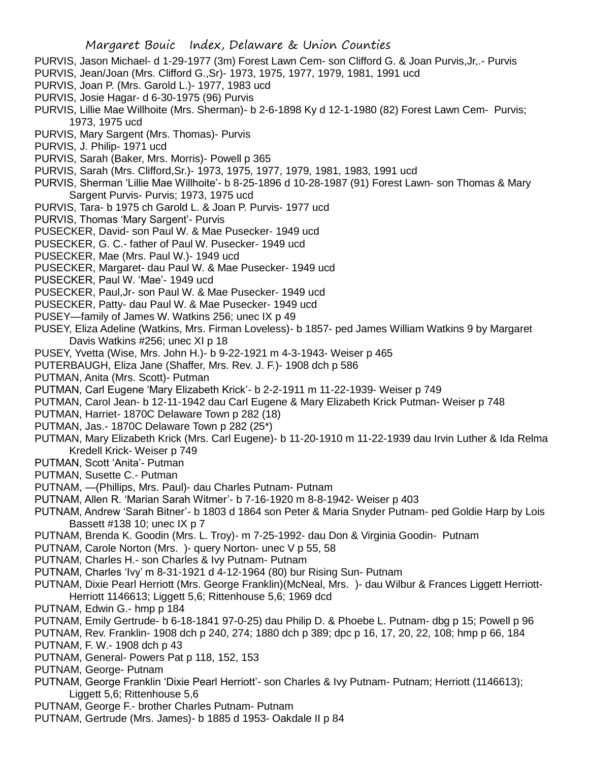PURVIS, Jason Michael- d 1-29-1977 (3m) Forest Lawn Cem- son Clifford G. & Joan Purvis,Jr,.- Purvis
PURVIS, Jean/Joan (Mrs. Clifford G.,Sr)- 1973, 1975, 1977, 1979, 1981, 1991 ucd
PURVIS, Joan P. (Mrs. Garold L.)- 1977, 1983 ucd
PURVIS, Josie Hagar- d 6-30-1975 (96) Purvis
PURVIS, Lillie Mae Willhoite (Mrs. Sherman)- b 2-6-1898 Ky d 12-1-1980 (82) Forest Lawn Cem- Purvis; 1973, 1975 ucd
PURVIS, Mary Sargent (Mrs. Thomas)- Purvis
PURVIS, J. Philip- 1971 ucd
PURVIS, Sarah (Baker, Mrs. Morris)- Powell p 365
PURVIS, Sarah (Mrs. Clifford,Sr.)- 1973, 1975, 1977, 1979, 1981, 1983, 1991 ucd
PURVIS, Sherman 'Lillie Mae Willhoite'- b 8-25-1896 d 10-28-1987 (91) Forest Lawn- son Thomas & Mary Sargent Purvis- Purvis; 1973, 1975 ucd
PURVIS, Tara- b 1975 ch Garold L. & Joan P. Purvis- 1977 ucd
PURVIS, Thomas 'Mary Sargent'- Purvis
PUSECKER, David- son Paul W. & Mae Pusecker- 1949 ucd
PUSECKER, G. C.- father of Paul W. Pusecker- 1949 ucd
PUSECKER, Mae (Mrs. Paul W.)- 1949 ucd
PUSECKER, Margaret- dau Paul W. & Mae Pusecker- 1949 ucd
PUSECKER, Paul W. 'Mae'- 1949 ucd
PUSECKER, Paul,Jr- son Paul W. & Mae Pusecker- 1949 ucd
PUSECKER, Patty- dau Paul W. & Mae Pusecker- 1949 ucd
PUSEY—family of James W. Watkins 256; unec IX p 49
PUSEY, Eliza Adeline (Watkins, Mrs. Firman Loveless)- b 1857- ped James William Watkins 9 by Margaret Davis Watkins #256; unec XI p 18
PUSEY, Yvetta (Wise, Mrs. John H.)- b 9-22-1921 m 4-3-1943- Weiser p 465
PUTERBAUGH, Eliza Jane (Shaffer, Mrs. Rev. J. F.)- 1908 dch p 586
PUTMAN, Anita (Mrs. Scott)- Putman
PUTMAN, Carl Eugene 'Mary Elizabeth Krick'- b 2-2-1911 m 11-22-1939- Weiser p 749
PUTMAN, Carol Jean- b 12-11-1942 dau Carl Eugene & Mary Elizabeth Krick Putman- Weiser p 748
PUTMAN, Harriet- 1870C Delaware Town p 282 (18)
PUTMAN, Jas.- 1870C Delaware Town p 282 (25*)
PUTMAN, Mary Elizabeth Krick (Mrs. Carl Eugene)- b 11-20-1910 m 11-22-1939 dau Irvin Luther & Ida Relma Kredell Krick- Weiser p 749
PUTMAN, Scott 'Anita'- Putman
PUTMAN, Susette C.- Putman
PUTNAM, —(Phillips, Mrs. Paul)- dau Charles Putnam- Putnam
PUTNAM, Allen R. 'Marian Sarah Witmer'- b 7-16-1920 m 8-8-1942- Weiser p 403
PUTNAM, Andrew 'Sarah Bitner'- b 1803 d 1864 son Peter & Maria Snyder Putnam- ped Goldie Harp by Lois Bassett #138 10; unec IX p 7
PUTNAM, Brenda K. Goodin (Mrs. L. Troy)- m 7-25-1992- dau Don & Virginia Goodin- Putnam
PUTNAM, Carole Norton (Mrs. )- query Norton- unec V p 55, 58
PUTNAM, Charles H.- son Charles & Ivy Putnam- Putnam
PUTNAM, Charles 'Ivy' m 8-31-1921 d 4-12-1964 (80) bur Rising Sun- Putnam
PUTNAM, Dixie Pearl Herriott (Mrs. George Franklin)(McNeal, Mrs. )- dau Wilbur & Frances Liggett Herriott- Herriott 1146613; Liggett 5,6; Rittenhouse 5,6; 1969 dcd
PUTNAM, Edwin G.- hmp p 184
PUTNAM, Emily Gertrude- b 6-18-1841 97-0-25) dau Philip D. & Phoebe L. Putnam- dbg p 15; Powell p 96
PUTNAM, Rev. Franklin- 1908 dch p 240, 274; 1880 dch p 389; dpc p 16, 17, 20, 22, 108; hmp p 66, 184
PUTNAM, F. W.- 1908 dch p 43
PUTNAM, General- Powers Pat p 118, 152, 153
PUTNAM, George- Putnam
PUTNAM, George Franklin 'Dixie Pearl Herriott'- son Charles & Ivy Putnam- Putnam; Herriott (1146613); Liggett 5,6; Rittenhouse 5,6
PUTNAM, George F.- brother Charles Putnam- Putnam
PUTNAM, Gertrude (Mrs. James)- b 1885 d 1953- Oakdale II p 84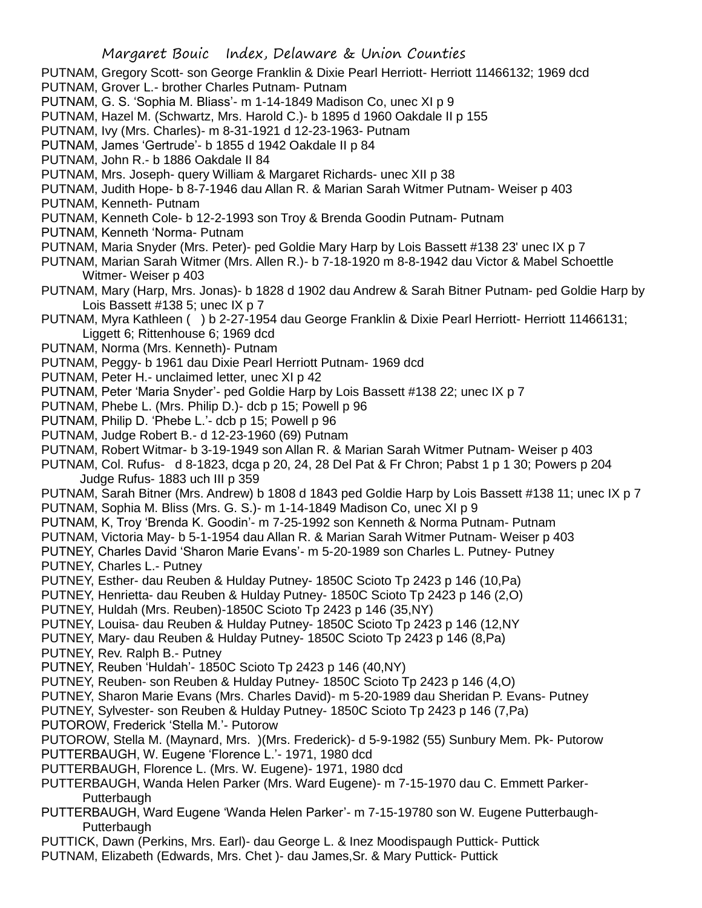PUTNAM, Gregory Scott- son George Franklin & Dixie Pearl Herriott- Herriott 11466132; 1969 dcd
PUTNAM, Grover L.- brother Charles Putnam- Putnam
PUTNAM, G. S. 'Sophia M. Bliass'- m 1-14-1849 Madison Co, unec XI p 9
PUTNAM, Hazel M. (Schwartz, Mrs. Harold C.)- b 1895 d 1960 Oakdale II p 155
PUTNAM, Ivy (Mrs. Charles)- m 8-31-1921 d 12-23-1963- Putnam
PUTNAM, James 'Gertrude'- b 1855 d 1942 Oakdale II p 84
PUTNAM, John R.- b 1886 Oakdale II 84
PUTNAM, Mrs. Joseph- query William & Margaret Richards- unec XII p 38
PUTNAM, Judith Hope- b 8-7-1946 dau Allan R. & Marian Sarah Witmer Putnam- Weiser p 403
PUTNAM, Kenneth- Putnam
PUTNAM, Kenneth Cole- b 12-2-1993 son Troy & Brenda Goodin Putnam- Putnam
PUTNAM, Kenneth 'Norma- Putnam
PUTNAM, Maria Snyder (Mrs. Peter)- ped Goldie Mary Harp by Lois Bassett #138 23' unec IX p 7
PUTNAM, Marian Sarah Witmer (Mrs. Allen R.)- b 7-18-1920 m 8-8-1942 dau Victor & Mabel Schoettle Witmer- Weiser p 403
PUTNAM, Mary (Harp, Mrs. Jonas)- b 1828 d 1902 dau Andrew & Sarah Bitner Putnam- ped Goldie Harp by Lois Bassett #138 5; unec IX p 7
PUTNAM, Myra Kathleen ( ) b 2-27-1954 dau George Franklin & Dixie Pearl Herriott- Herriott 11466131; Liggett 6; Rittenhouse 6; 1969 dcd
PUTNAM, Norma (Mrs. Kenneth)- Putnam
PUTNAM, Peggy- b 1961 dau Dixie Pearl Herriott Putnam- 1969 dcd
PUTNAM, Peter H.- unclaimed letter, unec XI p 42
PUTNAM, Peter 'Maria Snyder'- ped Goldie Harp by Lois Bassett #138 22; unec IX p 7
PUTNAM, Phebe L. (Mrs. Philip D.)- dcb p 15; Powell p 96
PUTNAM, Philip D. 'Phebe L.'- dcb p 15; Powell p 96
PUTNAM, Judge Robert B.- d 12-23-1960 (69) Putnam
PUTNAM, Robert Witmar- b 3-19-1949 son Allan R. & Marian Sarah Witmer Putnam- Weiser p 403
PUTNAM, Col. Rufus- d 8-1823, dcga p 20, 24, 28 Del Pat & Fr Chron; Pabst 1 p 1 30; Powers p 204
Judge Rufus- 1883 uch III p 359
PUTNAM, Sarah Bitner (Mrs. Andrew) b 1808 d 1843 ped Goldie Harp by Lois Bassett #138 11; unec IX p 7
PUTNAM, Sophia M. Bliss (Mrs. G. S.)- m 1-14-1849 Madison Co, unec XI p 9
PUTNAM, K, Troy 'Brenda K. Goodin'- m 7-25-1992 son Kenneth & Norma Putnam- Putnam
PUTNAM, Victoria May- b 5-1-1954 dau Allan R. & Marian Sarah Witmer Putnam- Weiser p 403
PUTNEY, Charles David 'Sharon Marie Evans'- m 5-20-1989 son Charles L. Putney- Putney
PUTNEY, Charles L.- Putney
PUTNEY, Esther- dau Reuben & Hulday Putney- 1850C Scioto Tp 2423 p 146 (10,Pa)
PUTNEY, Henrietta- dau Reuben & Hulday Putney- 1850C Scioto Tp 2423 p 146 (2,O)
PUTNEY, Huldah (Mrs. Reuben)-1850C Scioto Tp 2423 p 146 (35,NY)
PUTNEY, Louisa- dau Reuben & Hulday Putney- 1850C Scioto Tp 2423 p 146 (12,NY
PUTNEY, Mary- dau Reuben & Hulday Putney- 1850C Scioto Tp 2423 p 146 (8,Pa)
PUTNEY, Rev. Ralph B.- Putney
PUTNEY, Reuben 'Huldah'- 1850C Scioto Tp 2423 p 146 (40,NY)
PUTNEY, Reuben- son Reuben & Hulday Putney- 1850C Scioto Tp 2423 p 146 (4,O)
PUTNEY, Sharon Marie Evans (Mrs. Charles David)- m 5-20-1989 dau Sheridan P. Evans- Putney
PUTNEY, Sylvester- son Reuben & Hulday Putney- 1850C Scioto Tp 2423 p 146 (7,Pa)
PUTOROW, Frederick 'Stella M.'- Putorow
PUTOROW, Stella M. (Maynard, Mrs. )(Mrs. Frederick)- d 5-9-1982 (55) Sunbury Mem. Pk- Putorow
PUTTERBAUGH, W. Eugene 'Florence L.'- 1971, 1980 dcd
PUTTERBAUGH, Florence L. (Mrs. W. Eugene)- 1971, 1980 dcd
PUTTERBAUGH, Wanda Helen Parker (Mrs. Ward Eugene)- m 7-15-1970 dau C. Emmett Parker- Putterbaugh
PUTTERBAUGH, Ward Eugene 'Wanda Helen Parker'- m 7-15-19780 son W. Eugene Putterbaugh- Putterbaugh
PUTTICK, Dawn (Perkins, Mrs. Earl)- dau George L. & Inez Moodispaugh Puttick- Puttick
PUTNAM, Elizabeth (Edwards, Mrs. Chet )- dau James,Sr. & Mary Puttick- Puttick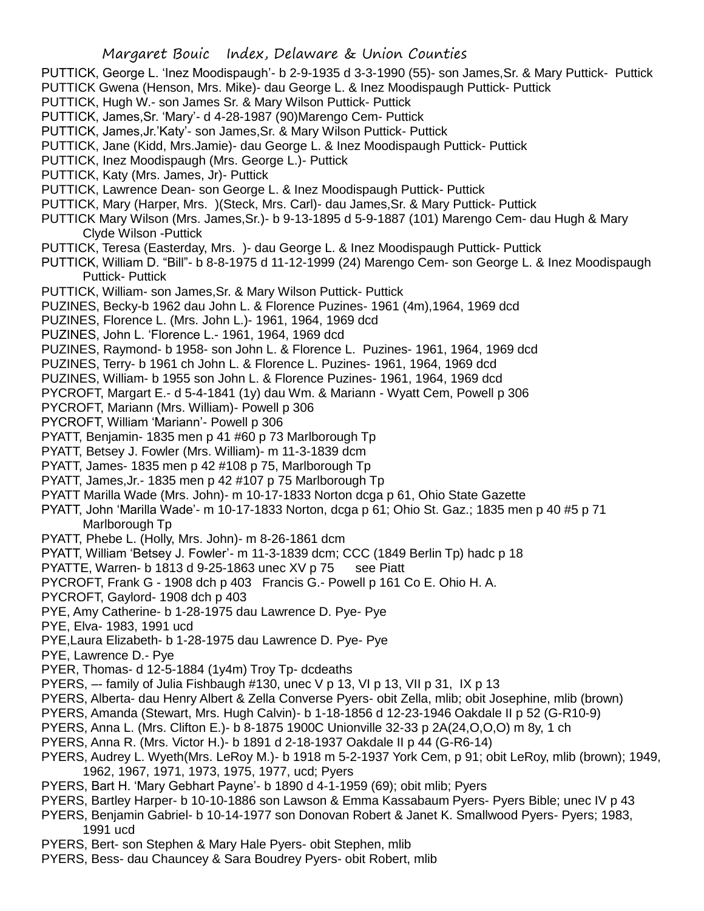PUTTICK, George L. 'Inez Moodispaugh'- b 2-9-1935 d 3-3-1990 (55)- son James,Sr. & Mary Puttick- Puttick
PUTTICK Gwena (Henson, Mrs. Mike)- dau George L. & Inez Moodispaugh Puttick- Puttick
PUTTICK, Hugh W.- son James Sr. & Mary Wilson Puttick- Puttick
PUTTICK, James,Sr. 'Mary'- d 4-28-1987 (90)Marengo Cem- Puttick
PUTTICK, James,Jr.'Katy'- son James,Sr. & Mary Wilson Puttick- Puttick
PUTTICK, Jane (Kidd, Mrs.Jamie)- dau George L. & Inez Moodispaugh Puttick- Puttick
PUTTICK, Inez Moodispaugh (Mrs. George L.)- Puttick
PUTTICK, Katy (Mrs. James, Jr)- Puttick
PUTTICK, Lawrence Dean- son George L. & Inez Moodispaugh Puttick- Puttick
PUTTICK, Mary (Harper, Mrs. )(Steck, Mrs. Carl)- dau James,Sr. & Mary Puttick- Puttick
PUTTICK Mary Wilson (Mrs. James,Sr.)- b 9-13-1895 d 5-9-1887 (101) Marengo Cem- dau Hugh & Mary Clyde Wilson -Puttick
PUTTICK, Teresa (Easterday, Mrs. )- dau George L. & Inez Moodispaugh Puttick- Puttick
PUTTICK, William D. "Bill"- b 8-8-1975 d 11-12-1999 (24) Marengo Cem- son George L. & Inez Moodispaugh Puttick- Puttick
PUTTICK, William- son James,Sr. & Mary Wilson Puttick- Puttick
PUZINES, Becky-b 1962 dau John L. & Florence Puzines- 1961 (4m),1964, 1969 dcd
PUZINES, Florence L. (Mrs. John L.)- 1961, 1964, 1969 dcd
PUZINES, John L. 'Florence L.- 1961, 1964, 1969 dcd
PUZINES, Raymond- b 1958- son John L. & Florence L. Puzines- 1961, 1964, 1969 dcd
PUZINES, Terry- b 1961 ch John L. & Florence L. Puzines- 1961, 1964, 1969 dcd
PUZINES, William- b 1955 son John L. & Florence Puzines- 1961, 1964, 1969 dcd
PYCROFT, Margart E.- d 5-4-1841 (1y) dau Wm. & Mariann - Wyatt Cem, Powell p 306
PYCROFT, Mariann (Mrs. William)- Powell p 306
PYCROFT, William 'Mariann'- Powell p 306
PYATT, Benjamin- 1835 men p 41 #60 p 73 Marlborough Tp
PYATT, Betsey J. Fowler (Mrs. William)- m 11-3-1839 dcm
PYATT, James- 1835 men p 42 #108 p 75, Marlborough Tp
PYATT, James,Jr.- 1835 men p 42 #107 p 75 Marlborough Tp
PYATT Marilla Wade (Mrs. John)- m 10-17-1833 Norton dcga p 61, Ohio State Gazette
PYATT, John 'Marilla Wade'- m 10-17-1833 Norton, dcga p 61; Ohio St. Gaz.; 1835 men p 40 #5 p 71 Marlborough Tp
PYATT, Phebe L. (Holly, Mrs. John)- m 8-26-1861 dcm
PYATT, William 'Betsey J. Fowler'- m 11-3-1839 dcm; CCC (1849 Berlin Tp) hadc p 18
PYATTE, Warren- b 1813 d 9-25-1863 unec XV p 75 see Piatt
PYCROFT, Frank G - 1908 dch p 403 Francis G.- Powell p 161 Co E. Ohio H. A.
PYCROFT, Gaylord- 1908 dch p 403
PYE, Amy Catherine- b 1-28-1975 dau Lawrence D. Pye- Pye
PYE, Elva- 1983, 1991 ucd
PYE,Laura Elizabeth- b 1-28-1975 dau Lawrence D. Pye- Pye
PYE, Lawrence D.- Pye
PYER, Thomas- d 12-5-1884 (1y4m) Troy Tp- dcdeaths
PYERS, –- family of Julia Fishbaugh #130, unec V p 13, VI p 13, VII p 31, IX p 13
PYERS, Alberta- dau Henry Albert & Zella Converse Pyers- obit Zella, mlib; obit Josephine, mlib (brown)
PYERS, Amanda (Stewart, Mrs. Hugh Calvin)- b 1-18-1856 d 12-23-1946 Oakdale II p 52 (G-R10-9)
PYERS, Anna L. (Mrs. Clifton E.)- b 8-1875 1900C Unionville 32-33 p 2A(24,O,O,O) m 8y, 1 ch
PYERS, Anna R. (Mrs. Victor H.)- b 1891 d 2-18-1937 Oakdale II p 44 (G-R6-14)
PYERS, Audrey L. Wyeth(Mrs. LeRoy M.)- b 1918 m 5-2-1937 York Cem, p 91; obit LeRoy, mlib (brown); 1949, 1962, 1967, 1971, 1973, 1975, 1977, ucd; Pyers
PYERS, Bart H. 'Mary Gebhart Payne'- b 1890 d 4-1-1959 (69); obit mlib; Pyers
PYERS, Bartley Harper- b 10-10-1886 son Lawson & Emma Kassabaum Pyers- Pyers Bible; unec IV p 43
PYERS, Benjamin Gabriel- b 10-14-1977 son Donovan Robert & Janet K. Smallwood Pyers- Pyers; 1983, 1991 ucd
PYERS, Bert- son Stephen & Mary Hale Pyers- obit Stephen, mlib
PYERS, Bess- dau Chauncey & Sara Boudrey Pyers- obit Robert, mlib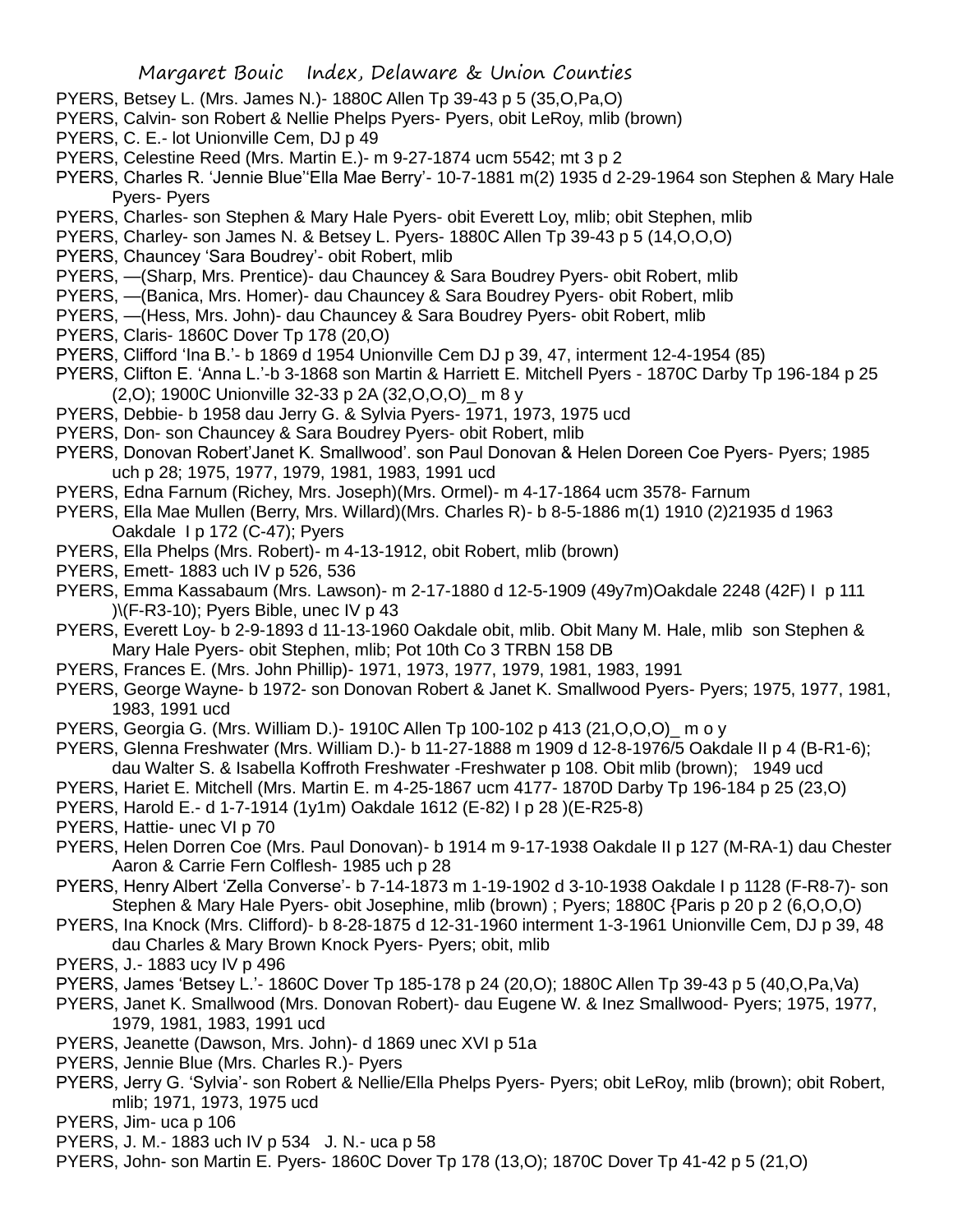PYERS, Betsey L. (Mrs. James N.)- 1880C Allen Tp 39-43 p 5 (35,O,Pa,O)

PYERS, Calvin- son Robert & Nellie Phelps Pyers- Pyers, obit LeRoy, mlib (brown)

PYERS, C. E.- lot Unionville Cem, DJ p 49

PYERS, Celestine Reed (Mrs. Martin E.)- m 9-27-1874 ucm 5542; mt 3 p 2

PYERS, Charles R. 'Jennie Blue''Ella Mae Berry'- 10-7-1881 m(2) 1935 d 2-29-1964 son Stephen & Mary Hale Pyers- Pyers

PYERS, Charles- son Stephen & Mary Hale Pyers- obit Everett Loy, mlib; obit Stephen, mlib

PYERS, Charley- son James N. & Betsey L. Pyers- 1880C Allen Tp 39-43 p 5 (14,O,O,O)

PYERS, Chauncey 'Sara Boudrey'- obit Robert, mlib

PYERS, —(Sharp, Mrs. Prentice)- dau Chauncey & Sara Boudrey Pyers- obit Robert, mlib

PYERS, —(Banica, Mrs. Homer)- dau Chauncey & Sara Boudrey Pyers- obit Robert, mlib

PYERS, —(Hess, Mrs. John)- dau Chauncey & Sara Boudrey Pyers- obit Robert, mlib

PYERS, Claris- 1860C Dover Tp 178 (20,O)

PYERS, Clifford 'Ina B.'- b 1869 d 1954 Unionville Cem DJ p 39, 47, interment 12-4-1954 (85)

PYERS, Clifton E. 'Anna L.'-b 3-1868 son Martin & Harriett E. Mitchell Pyers - 1870C Darby Tp 196-184 p 25 (2,O); 1900C Unionville 32-33 p 2A (32,O,O,O)_ m 8 y

PYERS, Debbie- b 1958 dau Jerry G. & Sylvia Pyers- 1971, 1973, 1975 ucd

PYERS, Don- son Chauncey & Sara Boudrey Pyers- obit Robert, mlib

PYERS, Donovan Robert'Janet K. Smallwood'. son Paul Donovan & Helen Doreen Coe Pyers- Pyers; 1985 uch p 28; 1975, 1977, 1979, 1981, 1983, 1991 ucd

PYERS, Edna Farnum (Richey, Mrs. Joseph)(Mrs. Ormel)- m 4-17-1864 ucm 3578- Farnum

PYERS, Ella Mae Mullen (Berry, Mrs. Willard)(Mrs. Charles R)- b 8-5-1886 m(1) 1910 (2)21935 d 1963 Oakdale I p 172 (C-47); Pyers

PYERS, Ella Phelps (Mrs. Robert)- m 4-13-1912, obit Robert, mlib (brown)

PYERS, Emett- 1883 uch IV p 526, 536

PYERS, Emma Kassabaum (Mrs. Lawson)- m 2-17-1880 d 12-5-1909 (49y7m)Oakdale 2248 (42F) I p 111 )\(F-R3-10); Pyers Bible, unec IV p 43

PYERS, Everett Loy- b 2-9-1893 d 11-13-1960 Oakdale obit, mlib. Obit Many M. Hale, mlib son Stephen & Mary Hale Pyers- obit Stephen, mlib; Pot 10th Co 3 TRBN 158 DB

PYERS, Frances E. (Mrs. John Phillip)- 1971, 1973, 1977, 1979, 1981, 1983, 1991

PYERS, George Wayne- b 1972- son Donovan Robert & Janet K. Smallwood Pyers- Pyers; 1975, 1977, 1981, 1983, 1991 ucd

PYERS, Georgia G. (Mrs. William D.)- 1910C Allen Tp 100-102 p 413 (21,O,O,O)_ m o y

PYERS, Glenna Freshwater (Mrs. William D.)- b 11-27-1888 m 1909 d 12-8-1976/5 Oakdale II p 4 (B-R1-6); dau Walter S. & Isabella Koffroth Freshwater -Freshwater p 108. Obit mlib (brown);   1949 ucd

PYERS, Hariet E. Mitchell (Mrs. Martin E. m 4-25-1867 ucm 4177- 1870D Darby Tp 196-184 p 25 (23,O)

PYERS, Harold E.- d 1-7-1914 (1y1m) Oakdale 1612 (E-82) I p 28 )(E-R25-8)

PYERS, Hattie- unec VI p 70

PYERS, Helen Dorren Coe (Mrs. Paul Donovan)- b 1914 m 9-17-1938 Oakdale II p 127 (M-RA-1) dau Chester Aaron & Carrie Fern Colflesh- 1985 uch p 28

PYERS, Henry Albert 'Zella Converse'- b 7-14-1873 m 1-19-1902 d 3-10-1938 Oakdale I p 1128 (F-R8-7)- son Stephen & Mary Hale Pyers- obit Josephine, mlib (brown) ; Pyers; 1880C {Paris p 20 p 2 (6,O,O,O)

PYERS, Ina Knock (Mrs. Clifford)- b 8-28-1875 d 12-31-1960 interment 1-3-1961 Unionville Cem, DJ p 39, 48 dau Charles & Mary Brown Knock Pyers- Pyers; obit, mlib

PYERS, J.- 1883 ucy IV p 496

PYERS, James 'Betsey L.'- 1860C Dover Tp 185-178 p 24 (20,O); 1880C Allen Tp 39-43 p 5 (40,O,Pa,Va)

PYERS, Janet K. Smallwood (Mrs. Donovan Robert)- dau Eugene W. & Inez Smallwood- Pyers; 1975, 1977, 1979, 1981, 1983, 1991 ucd

PYERS, Jeanette (Dawson, Mrs. John)- d 1869 unec XVI p 51a

PYERS, Jennie Blue (Mrs. Charles R.)- Pyers

PYERS, Jerry G. 'Sylvia'- son Robert & Nellie/Ella Phelps Pyers- Pyers; obit LeRoy, mlib (brown); obit Robert, mlib; 1971, 1973, 1975 ucd

PYERS, Jim- uca p 106

PYERS, J. M.- 1883 uch IV p 534   J. N.- uca p 58

PYERS, John- son Martin E. Pyers- 1860C Dover Tp 178 (13,O); 1870C Dover Tp 41-42 p 5 (21,O)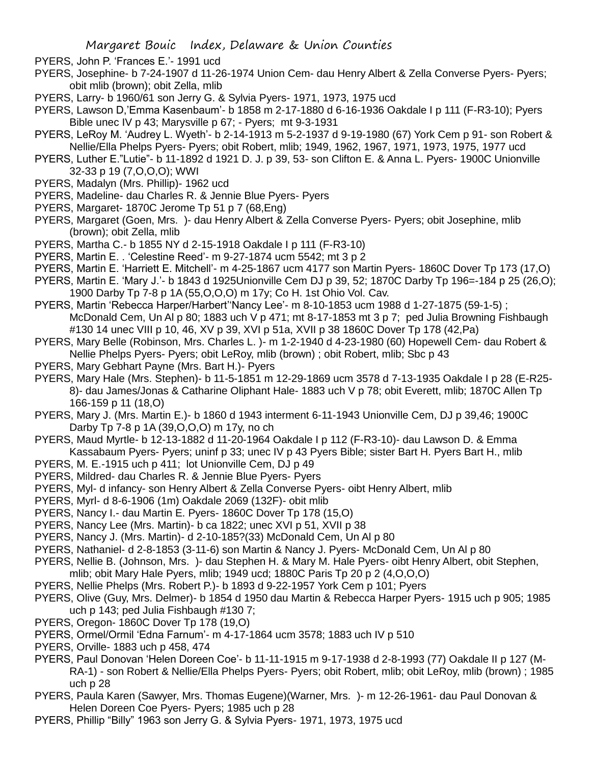PYERS, John P. 'Frances E.'- 1991 ucd

PYERS, Josephine- b 7-24-1907 d 11-26-1974 Union Cem- dau Henry Albert & Zella Converse Pyers- Pyers; obit mlib (brown); obit Zella, mlib

PYERS, Larry- b 1960/61 son Jerry G. & Sylvia Pyers- 1971, 1973, 1975 ucd

PYERS, Lawson D,'Emma Kasenbaum'- b 1858 m 2-17-1880 d 6-16-1936 Oakdale I p 111 (F-R3-10); Pyers Bible unec IV p 43; Marysville p 67; - Pyers; mt 9-3-1931

PYERS, LeRoy M. 'Audrey L. Wyeth'- b 2-14-1913 m 5-2-1937 d 9-19-1980 (67) York Cem p 91- son Robert & Nellie/Ella Phelps Pyers- Pyers; obit Robert, mlib; 1949, 1962, 1967, 1971, 1973, 1975, 1977 ucd

PYERS, Luther E."Lutie"- b 11-1892 d 1921 D. J. p 39, 53- son Clifton E. & Anna L. Pyers- 1900C Unionville 32-33 p 19 (7,O,O,O); WWI

PYERS, Madalyn (Mrs. Phillip)- 1962 ucd

PYERS, Madeline- dau Charles R. & Jennie Blue Pyers- Pyers

PYERS, Margaret- 1870C Jerome Tp 51 p 7 (68,Eng)

PYERS, Margaret (Goen, Mrs. )- dau Henry Albert & Zella Converse Pyers- Pyers; obit Josephine, mlib (brown); obit Zella, mlib

PYERS, Martha C.- b 1855 NY d 2-15-1918 Oakdale I p 111 (F-R3-10)

PYERS, Martin E. . 'Celestine Reed'- m 9-27-1874 ucm 5542; mt 3 p 2

PYERS, Martin E. 'Harriett E. Mitchell'- m 4-25-1867 ucm 4177 son Martin Pyers- 1860C Dover Tp 173 (17,O)

PYERS, Martin E. 'Mary J.'- b 1843 d 1925Unionville Cem DJ p 39, 52; 1870C Darby Tp 196=-184 p 25 (26,O); 1900 Darby Tp 7-8 p 1A (55,O,O,O) m 17y; Co H. 1st Ohio Vol. Cav.

PYERS, Martin 'Rebecca Harper/Harbert''Nancy Lee'- m 8-10-1853 ucm 1988 d 1-27-1875 (59-1-5) ; McDonald Cem, Un Al p 80; 1883 uch V p 471; mt 8-17-1853 mt 3 p 7; ped Julia Browning Fishbaugh #130 14 unec VIII p 10, 46, XV p 39, XVI p 51a, XVII p 38 1860C Dover Tp 178 (42,Pa)

PYERS, Mary Belle (Robinson, Mrs. Charles L. )- m 1-2-1940 d 4-23-1980 (60) Hopewell Cem- dau Robert & Nellie Phelps Pyers- Pyers; obit LeRoy, mlib (brown) ; obit Robert, mlib; Sbc p 43

PYERS, Mary Gebhart Payne (Mrs. Bart H.)- Pyers

PYERS, Mary Hale (Mrs. Stephen)- b 11-5-1851 m 12-29-1869 ucm 3578 d 7-13-1935 Oakdale I p 28 (E-R25-8)- dau James/Jonas & Catharine Oliphant Hale- 1883 uch V p 78; obit Everett, mlib; 1870C Allen Tp 166-159 p 11 (18,O)

PYERS, Mary J. (Mrs. Martin E.)- b 1860 d 1943 interment 6-11-1943 Unionville Cem, DJ p 39,46; 1900C Darby Tp 7-8 p 1A (39,O,O,O) m 17y, no ch

PYERS, Maud Myrtle- b 12-13-1882 d 11-20-1964 Oakdale I p 112 (F-R3-10)- dau Lawson D. & Emma Kassabaum Pyers- Pyers; uninf p 33; unec IV p 43 Pyers Bible; sister Bart H. Pyers Bart H., mlib

PYERS, M. E.-1915 uch p 411; lot Unionville Cem, DJ p 49

PYERS, Mildred- dau Charles R. & Jennie Blue Pyers- Pyers

PYERS, Myl- d infancy- son Henry Albert & Zella Converse Pyers- oibt Henry Albert, mlib

PYERS, Myrl- d 8-6-1906 (1m) Oakdale 2069 (132F)- obit mlib

PYERS, Nancy I.- dau Martin E. Pyers- 1860C Dover Tp 178 (15,O)

PYERS, Nancy Lee (Mrs. Martin)- b ca 1822; unec XVI p 51, XVII p 38

PYERS, Nancy J. (Mrs. Martin)- d 2-10-185?(33) McDonald Cem, Un Al p 80

PYERS, Nathaniel- d 2-8-1853 (3-11-6) son Martin & Nancy J. Pyers- McDonald Cem, Un Al p 80

PYERS, Nellie B. (Johnson, Mrs. )- dau Stephen H. & Mary M. Hale Pyers- oibt Henry Albert, obit Stephen, mlib; obit Mary Hale Pyers, mlib; 1949 ucd; 1880C Paris Tp 20 p 2 (4,O,O,O)

PYERS, Nellie Phelps (Mrs. Robert P.)- b 1893 d 9-22-1957 York Cem p 101; Pyers

PYERS, Olive (Guy, Mrs. Delmer)- b 1854 d 1950 dau Martin & Rebecca Harper Pyers- 1915 uch p 905; 1985 uch p 143; ped Julia Fishbaugh #130 7;

PYERS, Oregon- 1860C Dover Tp 178 (19,O)

PYERS, Ormel/Ormil 'Edna Farnum'- m 4-17-1864 ucm 3578; 1883 uch IV p 510

PYERS, Orville- 1883 uch p 458, 474

PYERS, Paul Donovan 'Helen Doreen Coe'- b 11-11-1915 m 9-17-1938 d 2-8-1993 (77) Oakdale II p 127 (M-RA-1) - son Robert & Nellie/Ella Phelps Pyers- Pyers; obit Robert, mlib; obit LeRoy, mlib (brown) ; 1985 uch p 28

PYERS, Paula Karen (Sawyer, Mrs. Thomas Eugene)(Warner, Mrs. )- m 12-26-1961- dau Paul Donovan & Helen Doreen Coe Pyers- Pyers; 1985 uch p 28

PYERS, Phillip "Billy" 1963 son Jerry G. & Sylvia Pyers- 1971, 1973, 1975 ucd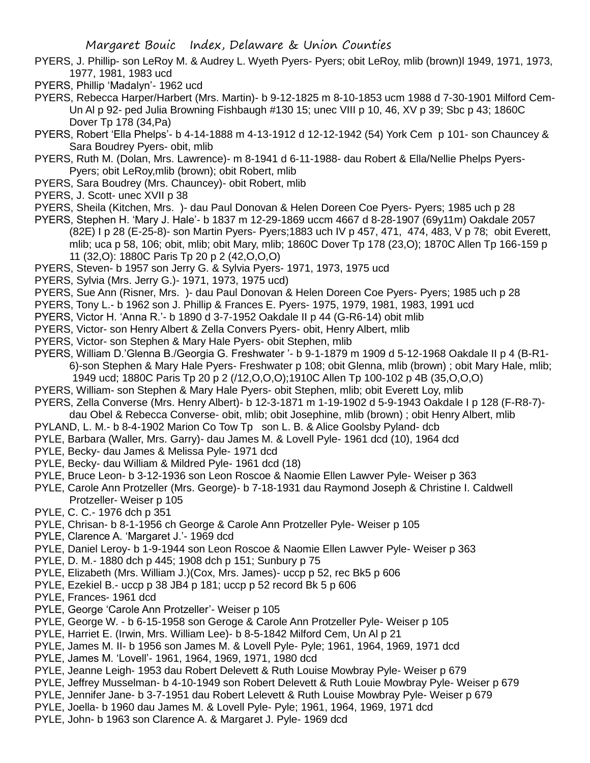PYERS, J. Phillip- son LeRoy M. & Audrey L. Wyeth Pyers- Pyers; obit LeRoy, mlib (brown)l 1949, 1971, 1973, 1977, 1981, 1983 ucd

PYERS, Phillip 'Madalyn'- 1962 ucd

PYERS, Rebecca Harper/Harbert (Mrs. Martin)- b 9-12-1825 m 8-10-1853 ucm 1988 d 7-30-1901 Milford Cem-Un Al p 92- ped Julia Browning Fishbaugh #130 15; unec VIII p 10, 46, XV p 39; Sbc p 43; 1860C Dover Tp 178 (34,Pa)

PYERS, Robert 'Ella Phelps'- b 4-14-1888 m 4-13-1912 d 12-12-1942 (54) York Cem p 101- son Chauncey & Sara Boudrey Pyers- obit, mlib

PYERS, Ruth M. (Dolan, Mrs. Lawrence)- m 8-1941 d 6-11-1988- dau Robert & Ella/Nellie Phelps Pyers- Pyers; obit LeRoy,mlib (brown); obit Robert, mlib

PYERS, Sara Boudrey (Mrs. Chauncey)- obit Robert, mlib

PYERS, J. Scott- unec XVII p 38

PYERS, Sheila (Kitchen, Mrs. )- dau Paul Donovan & Helen Doreen Coe Pyers- Pyers; 1985 uch p 28

PYERS, Stephen H. 'Mary J. Hale'- b 1837 m 12-29-1869 uccm 4667 d 8-28-1907 (69y11m) Oakdale 2057 (82E) I p 28 (E-25-8)- son Martin Pyers- Pyers;1883 uch IV p 457, 471, 474, 483, V p 78; obit Everett, mlib; uca p 58, 106; obit, mlib; obit Mary, mlib; 1860C Dover Tp 178 (23,O); 1870C Allen Tp 166-159 p 11 (32,O): 1880C Paris Tp 20 p 2 (42,O,O,O)

PYERS, Steven- b 1957 son Jerry G. & Sylvia Pyers- 1971, 1973, 1975 ucd

PYERS, Sylvia (Mrs. Jerry G.)- 1971, 1973, 1975 ucd)

PYERS, Sue Ann (Risner, Mrs. )- dau Paul Donovan & Helen Doreen Coe Pyers- Pyers; 1985 uch p 28

PYERS, Tony L.- b 1962 son J. Phillip & Frances E. Pyers- 1975, 1979, 1981, 1983, 1991 ucd

PYERS, Victor H. 'Anna R.'- b 1890 d 3-7-1952 Oakdale II p 44 (G-R6-14) obit mlib

PYERS, Victor- son Henry Albert & Zella Convers Pyers- obit, Henry Albert, mlib

PYERS, Victor- son Stephen & Mary Hale Pyers- obit Stephen, mlib

PYERS, William D.'Glenna B./Georgia G. Freshwater '- b 9-1-1879 m 1909 d 5-12-1968 Oakdale II p 4 (B-R1-6)-son Stephen & Mary Hale Pyers- Freshwater p 108; obit Glenna, mlib (brown) ; obit Mary Hale, mlib; 1949 ucd; 1880C Paris Tp 20 p 2 (/12,O,O,O);1910C Allen Tp 100-102 p 4B (35,O,O,O)

PYERS, William- son Stephen & Mary Hale Pyers- obit Stephen, mlib; obit Everett Loy, mlib

PYERS, Zella Converse (Mrs. Henry Albert)- b 12-3-1871 m 1-19-1902 d 5-9-1943 Oakdale I p 128 (F-R8-7)- dau Obel & Rebecca Converse- obit, mlib; obit Josephine, mlib (brown) ; obit Henry Albert, mlib

PYLAND, L. M.- b 8-4-1902 Marion Co Tow Tp son L. B. & Alice Goolsby Pyland- dcb

PYLE, Barbara (Waller, Mrs. Garry)- dau James M. & Lovell Pyle- 1961 dcd (10), 1964 dcd

PYLE, Becky- dau James & Melissa Pyle- 1971 dcd

PYLE, Becky- dau William & Mildred Pyle- 1961 dcd (18)

PYLE, Bruce Leon- b 3-12-1936 son Leon Roscoe & Naomie Ellen Lawver Pyle- Weiser p 363

PYLE, Carole Ann Protzeller (Mrs. George)- b 7-18-1931 dau Raymond Joseph & Christine I. Caldwell Protzeller- Weiser p 105

PYLE, C. C.- 1976 dch p 351

PYLE, Chrisan- b 8-1-1956 ch George & Carole Ann Protzeller Pyle- Weiser p 105

PYLE, Clarence A. 'Margaret J.'- 1969 dcd

PYLE, Daniel Leroy- b 1-9-1944 son Leon Roscoe & Naomie Ellen Lawver Pyle- Weiser p 363

PYLE, D. M.- 1880 dch p 445; 1908 dch p 151; Sunbury p 75

PYLE, Elizabeth (Mrs. William J.)(Cox, Mrs. James)- uccp p 52, rec Bk5 p 606

PYLE, Ezekiel B.- uccp p 38 JB4 p 181; uccp p 52 record Bk 5 p 606

PYLE, Frances- 1961 dcd

PYLE, George 'Carole Ann Protzeller'- Weiser p 105

PYLE, George W. - b 6-15-1958 son Geroge & Carole Ann Protzeller Pyle- Weiser p 105

PYLE, Harriet E. (Irwin, Mrs. William Lee)- b 8-5-1842 Milford Cem, Un Al p 21

PYLE, James M. II- b 1956 son James M. & Lovell Pyle- Pyle; 1961, 1964, 1969, 1971 dcd

PYLE, James M. 'Lovell'- 1961, 1964, 1969, 1971, 1980 dcd

PYLE, Jeanne Leigh- 1953 dau Robert Delevett & Ruth Louise Mowbray Pyle- Weiser p 679

PYLE, Jeffrey Musselman- b 4-10-1949 son Robert Delevett & Ruth Louie Mowbray Pyle- Weiser p 679

PYLE, Jennifer Jane- b 3-7-1951 dau Robert Lelevett & Ruth Louise Mowbray Pyle- Weiser p 679

PYLE, Joella- b 1960 dau James M. & Lovell Pyle- Pyle; 1961, 1964, 1969, 1971 dcd

PYLE, John- b 1963 son Clarence A. & Margaret J. Pyle- 1969 dcd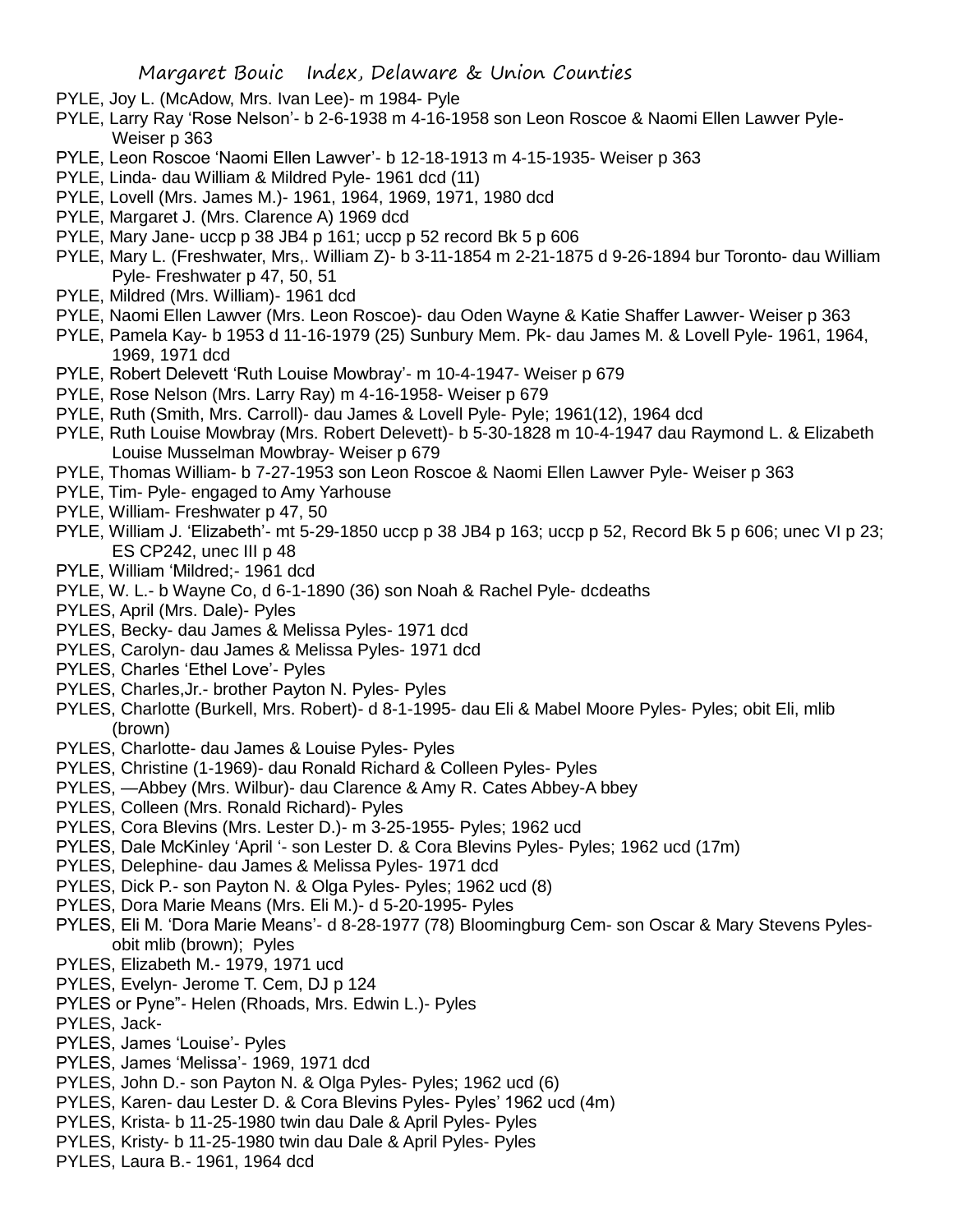PYLE, Joy L. (McAdow, Mrs. Ivan Lee)- m 1984- Pyle
PYLE, Larry Ray 'Rose Nelson'- b 2-6-1938 m 4-16-1958 son Leon Roscoe & Naomi Ellen Lawver Pyle- Weiser p 363
PYLE, Leon Roscoe 'Naomi Ellen Lawver'- b 12-18-1913 m 4-15-1935- Weiser p 363
PYLE, Linda- dau William & Mildred Pyle- 1961 dcd (11)
PYLE, Lovell (Mrs. James M.)- 1961, 1964, 1969, 1971, 1980 dcd
PYLE, Margaret J. (Mrs. Clarence A) 1969 dcd
PYLE, Mary Jane- uccp p 38 JB4 p 161; uccp p 52 record Bk 5 p 606
PYLE, Mary L. (Freshwater, Mrs,. William Z)- b 3-11-1854 m 2-21-1875 d 9-26-1894 bur Toronto- dau William Pyle- Freshwater p 47, 50, 51
PYLE, Mildred (Mrs. William)- 1961 dcd
PYLE, Naomi Ellen Lawver (Mrs. Leon Roscoe)- dau Oden Wayne & Katie Shaffer Lawver- Weiser p 363
PYLE, Pamela Kay- b 1953 d 11-16-1979 (25) Sunbury Mem. Pk- dau James M. & Lovell Pyle- 1961, 1964, 1969, 1971 dcd
PYLE, Robert Delevett 'Ruth Louise Mowbray'- m 10-4-1947- Weiser p 679
PYLE, Rose Nelson (Mrs. Larry Ray) m 4-16-1958- Weiser p 679
PYLE, Ruth (Smith, Mrs. Carroll)- dau James & Lovell Pyle- Pyle; 1961(12), 1964 dcd
PYLE, Ruth Louise Mowbray (Mrs. Robert Delevett)- b 5-30-1828 m 10-4-1947 dau Raymond L. & Elizabeth Louise Musselman Mowbray- Weiser p 679
PYLE, Thomas William- b 7-27-1953 son Leon Roscoe & Naomi Ellen Lawver Pyle- Weiser p 363
PYLE, Tim- Pyle- engaged to Amy Yarhouse
PYLE, William- Freshwater p 47, 50
PYLE, William J. 'Elizabeth'- mt 5-29-1850 uccp p 38 JB4 p 163; uccp p 52, Record Bk 5 p 606; unec VI p 23; ES CP242, unec III p 48
PYLE, William 'Mildred;- 1961 dcd
PYLE, W. L.- b Wayne Co, d 6-1-1890 (36) son Noah & Rachel Pyle- dcdeaths
PYLES, April (Mrs. Dale)- Pyles
PYLES, Becky- dau James & Melissa Pyles- 1971 dcd
PYLES, Carolyn- dau James & Melissa Pyles- 1971 dcd
PYLES, Charles 'Ethel Love'- Pyles
PYLES, Charles,Jr.- brother Payton N. Pyles- Pyles
PYLES, Charlotte (Burkell, Mrs. Robert)- d 8-1-1995- dau Eli & Mabel Moore Pyles- Pyles; obit Eli, mlib (brown)
PYLES, Charlotte- dau James & Louise Pyles- Pyles
PYLES, Christine (1-1969)- dau Ronald Richard & Colleen Pyles- Pyles
PYLES, —Abbey (Mrs. Wilbur)- dau Clarence & Amy R. Cates Abbey-A bbey
PYLES, Colleen (Mrs. Ronald Richard)- Pyles
PYLES, Cora Blevins (Mrs. Lester D.)- m 3-25-1955- Pyles; 1962 ucd
PYLES, Dale McKinley 'April '- son Lester D. & Cora Blevins Pyles- Pyles; 1962 ucd (17m)
PYLES, Delephine- dau James & Melissa Pyles- 1971 dcd
PYLES, Dick P.- son Payton N. & Olga Pyles- Pyles; 1962 ucd (8)
PYLES, Dora Marie Means (Mrs. Eli M.)- d 5-20-1995- Pyles
PYLES, Eli M. 'Dora Marie Means'- d 8-28-1977 (78) Bloomingburg Cem- son Oscar & Mary Stevens Pyles- obit mlib (brown); Pyles
PYLES, Elizabeth M.- 1979, 1971 ucd
PYLES, Evelyn- Jerome T. Cem, DJ p 124
PYLES or Pyne"- Helen (Rhoads, Mrs. Edwin L.)- Pyles
PYLES, Jack-
PYLES, James 'Louise'- Pyles
PYLES, James 'Melissa'- 1969, 1971 dcd
PYLES, John D.- son Payton N. & Olga Pyles- Pyles; 1962 ucd (6)
PYLES, Karen- dau Lester D. & Cora Blevins Pyles- Pyles' 1962 ucd (4m)
PYLES, Krista- b 11-25-1980 twin dau Dale & April Pyles- Pyles
PYLES, Kristy- b 11-25-1980 twin dau Dale & April Pyles- Pyles
PYLES, Laura B.- 1961, 1964 dcd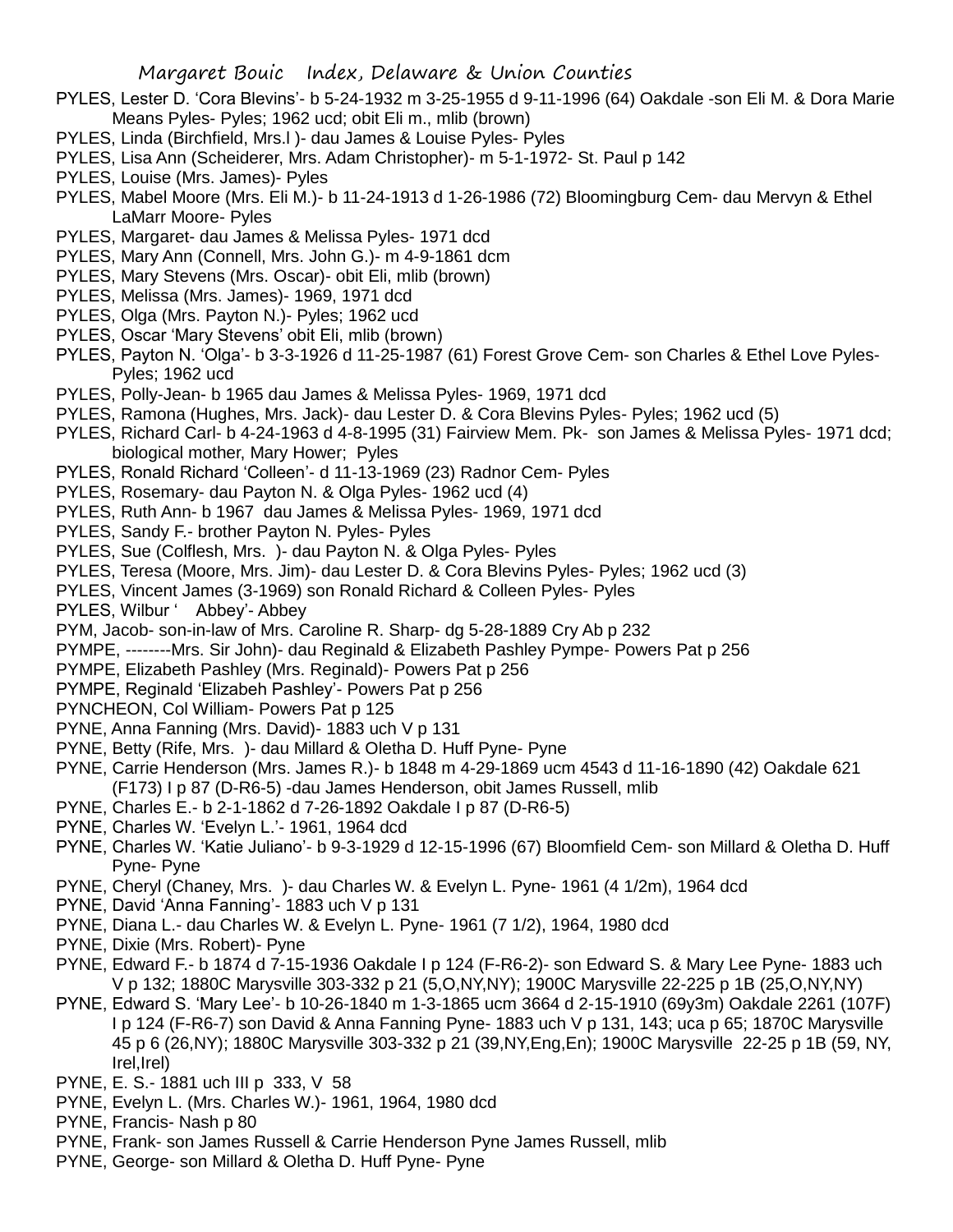PYLES, Lester D. 'Cora Blevins'- b 5-24-1932 m 3-25-1955 d 9-11-1996 (64) Oakdale -son Eli M. & Dora Marie Means Pyles- Pyles; 1962 ucd; obit Eli m., mlib (brown)

PYLES, Linda (Birchfield, Mrs.l )- dau James & Louise Pyles- Pyles

PYLES, Lisa Ann (Scheiderer, Mrs. Adam Christopher)- m 5-1-1972- St. Paul p 142

PYLES, Louise (Mrs. James)- Pyles

PYLES, Mabel Moore (Mrs. Eli M.)- b 11-24-1913 d 1-26-1986 (72) Bloomingburg Cem- dau Mervyn & Ethel LaMarr Moore- Pyles

PYLES, Margaret- dau James & Melissa Pyles- 1971 dcd

PYLES, Mary Ann (Connell, Mrs. John G.)- m 4-9-1861 dcm

PYLES, Mary Stevens (Mrs. Oscar)- obit Eli, mlib (brown)

PYLES, Melissa (Mrs. James)- 1969, 1971 dcd

PYLES, Olga (Mrs. Payton N.)- Pyles; 1962 ucd

PYLES, Oscar 'Mary Stevens' obit Eli, mlib (brown)

PYLES, Payton N. 'Olga'- b 3-3-1926 d 11-25-1987 (61) Forest Grove Cem- son Charles & Ethel Love Pyles- Pyles; 1962 ucd

PYLES, Polly-Jean- b 1965 dau James & Melissa Pyles- 1969, 1971 dcd

PYLES, Ramona (Hughes, Mrs. Jack)- dau Lester D. & Cora Blevins Pyles- Pyles; 1962 ucd (5)

PYLES, Richard Carl- b 4-24-1963 d 4-8-1995 (31) Fairview Mem. Pk- son James & Melissa Pyles- 1971 dcd; biological mother, Mary Hower; Pyles

PYLES, Ronald Richard 'Colleen'- d 11-13-1969 (23) Radnor Cem- Pyles

PYLES, Rosemary- dau Payton N. & Olga Pyles- 1962 ucd (4)

PYLES, Ruth Ann- b 1967 dau James & Melissa Pyles- 1969, 1971 dcd

PYLES, Sandy F.- brother Payton N. Pyles- Pyles

PYLES, Sue (Colflesh, Mrs. )- dau Payton N. & Olga Pyles- Pyles

PYLES, Teresa (Moore, Mrs. Jim)- dau Lester D. & Cora Blevins Pyles- Pyles; 1962 ucd (3)

PYLES, Vincent James (3-1969) son Ronald Richard & Colleen Pyles- Pyles

PYLES, Wilbur ' Abbey'- Abbey

PYM, Jacob- son-in-law of Mrs. Caroline R. Sharp- dg 5-28-1889 Cry Ab p 232

PYMPE, --------Mrs. Sir John)- dau Reginald & Elizabeth Pashley Pympe- Powers Pat p 256

PYMPE, Elizabeth Pashley (Mrs. Reginald)- Powers Pat p 256

PYMPE, Reginald 'Elizabeh Pashley'- Powers Pat p 256

PYNCHEON, Col William- Powers Pat p 125

PYNE, Anna Fanning (Mrs. David)- 1883 uch V p 131

PYNE, Betty (Rife, Mrs. )- dau Millard & Oletha D. Huff Pyne- Pyne

PYNE, Carrie Henderson (Mrs. James R.)- b 1848 m 4-29-1869 ucm 4543 d 11-16-1890 (42) Oakdale 621 (F173) I p 87 (D-R6-5) -dau James Henderson, obit James Russell, mlib

PYNE, Charles E.- b 2-1-1862 d 7-26-1892 Oakdale I p 87 (D-R6-5)

PYNE, Charles W. 'Evelyn L.'- 1961, 1964 dcd

PYNE, Charles W. 'Katie Juliano'- b 9-3-1929 d 12-15-1996 (67) Bloomfield Cem- son Millard & Oletha D. Huff Pyne- Pyne

PYNE, Cheryl (Chaney, Mrs. )- dau Charles W. & Evelyn L. Pyne- 1961 (4 1/2m), 1964 dcd

PYNE, David 'Anna Fanning'- 1883 uch V p 131

PYNE, Diana L.- dau Charles W. & Evelyn L. Pyne- 1961 (7 1/2), 1964, 1980 dcd

PYNE, Dixie (Mrs. Robert)- Pyne

PYNE, Edward F.- b 1874 d 7-15-1936 Oakdale I p 124 (F-R6-2)- son Edward S. & Mary Lee Pyne- 1883 uch V p 132; 1880C Marysville 303-332 p 21 (5,O,NY,NY); 1900C Marysville 22-225 p 1B (25,O,NY,NY)

PYNE, Edward S. 'Mary Lee'- b 10-26-1840 m 1-3-1865 ucm 3664 d 2-15-1910 (69y3m) Oakdale 2261 (107F) I p 124 (F-R6-7) son David & Anna Fanning Pyne- 1883 uch V p 131, 143; uca p 65; 1870C Marysville 45 p 6 (26,NY); 1880C Marysville 303-332 p 21 (39,NY,Eng,En); 1900C Marysville 22-25 p 1B (59, NY, Irel,Irel)

PYNE, E. S.- 1881 uch III p 333, V 58

PYNE, Evelyn L. (Mrs. Charles W.)- 1961, 1964, 1980 dcd

PYNE, Francis- Nash p 80

PYNE, Frank- son James Russell & Carrie Henderson Pyne James Russell, mlib

PYNE, George- son Millard & Oletha D. Huff Pyne- Pyne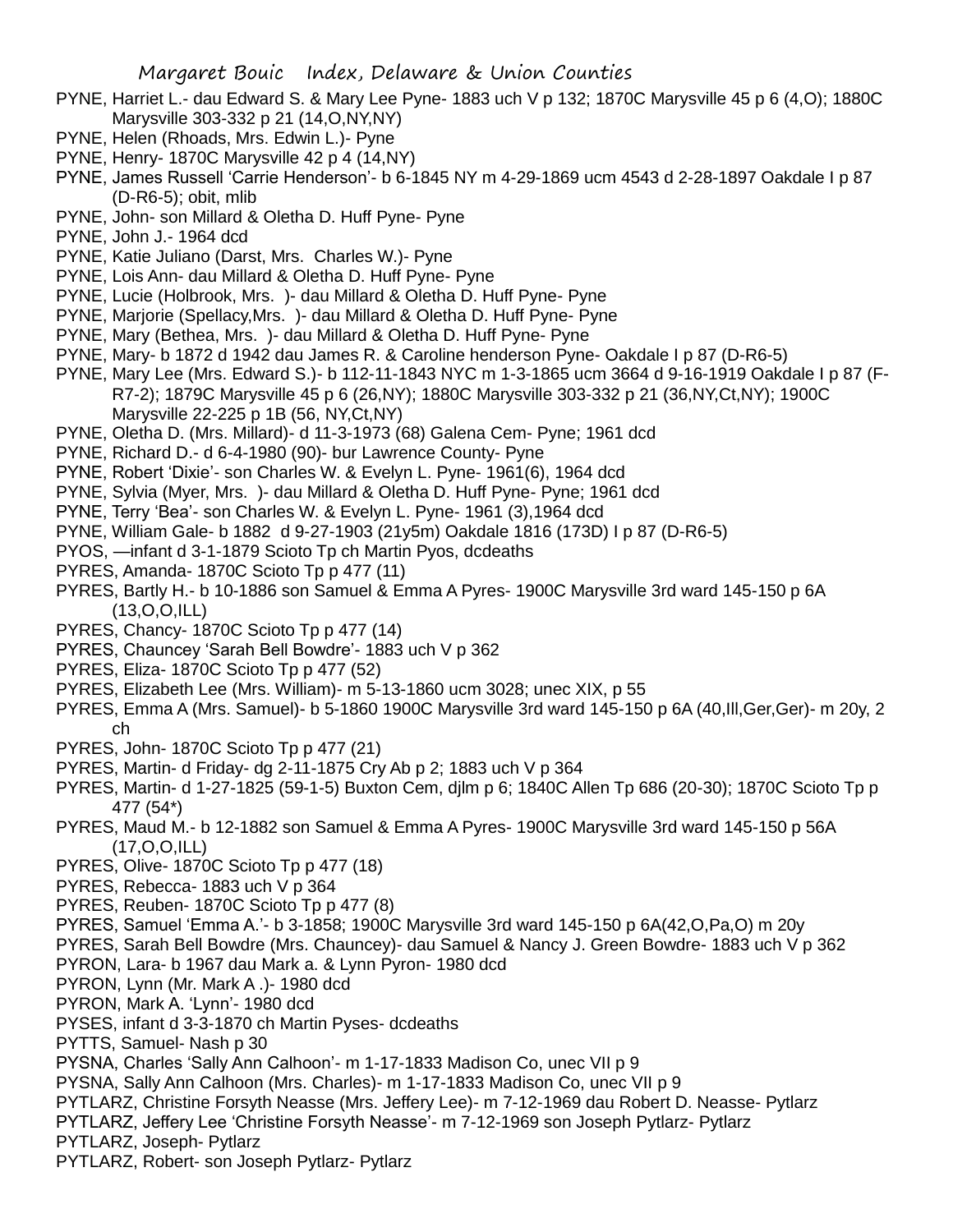PYNE, Harriet L.- dau Edward S. & Mary Lee Pyne- 1883 uch V p 132; 1870C Marysville 45 p 6 (4,O); 1880C Marysville 303-332 p 21 (14,O,NY,NY)

PYNE, Helen (Rhoads, Mrs. Edwin L.)- Pyne

PYNE, Henry- 1870C Marysville 42 p 4 (14,NY)

PYNE, James Russell 'Carrie Henderson'- b 6-1845 NY m 4-29-1869 ucm 4543 d 2-28-1897 Oakdale I p 87 (D-R6-5); obit, mlib

PYNE, John- son Millard & Oletha D. Huff Pyne- Pyne

PYNE, John J.- 1964 dcd

PYNE, Katie Juliano (Darst, Mrs. Charles W.)- Pyne

PYNE, Lois Ann- dau Millard & Oletha D. Huff Pyne- Pyne

PYNE, Lucie (Holbrook, Mrs. )- dau Millard & Oletha D. Huff Pyne- Pyne

PYNE, Marjorie (Spellacy,Mrs. )- dau Millard & Oletha D. Huff Pyne- Pyne

PYNE, Mary (Bethea, Mrs. )- dau Millard & Oletha D. Huff Pyne- Pyne

PYNE, Mary- b 1872 d 1942 dau James R. & Caroline henderson Pyne- Oakdale I p 87 (D-R6-5)

PYNE, Mary Lee (Mrs. Edward S.)- b 112-11-1843 NYC m 1-3-1865 ucm 3664 d 9-16-1919 Oakdale I p 87 (F-R7-2); 1879C Marysville 45 p 6 (26,NY); 1880C Marysville 303-332 p 21 (36,NY,Ct,NY); 1900C Marysville 22-225 p 1B (56, NY,Ct,NY)

PYNE, Oletha D. (Mrs. Millard)- d 11-3-1973 (68) Galena Cem- Pyne; 1961 dcd

PYNE, Richard D.- d 6-4-1980 (90)- bur Lawrence County- Pyne

PYNE, Robert 'Dixie'- son Charles W. & Evelyn L. Pyne- 1961(6), 1964 dcd

PYNE, Sylvia (Myer, Mrs. )- dau Millard & Oletha D. Huff Pyne- Pyne; 1961 dcd

PYNE, Terry 'Bea'- son Charles W. & Evelyn L. Pyne- 1961 (3),1964 dcd

PYNE, William Gale- b 1882 d 9-27-1903 (21y5m) Oakdale 1816 (173D) I p 87 (D-R6-5)

PYOS, —infant d 3-1-1879 Scioto Tp ch Martin Pyos, dcdeaths

PYRES, Amanda- 1870C Scioto Tp p 477 (11)

PYRES, Bartly H.- b 10-1886 son Samuel & Emma A Pyres- 1900C Marysville 3rd ward 145-150 p 6A (13,O,O,ILL)

PYRES, Chancy- 1870C Scioto Tp p 477 (14)

PYRES, Chauncey 'Sarah Bell Bowdre'- 1883 uch V p 362

PYRES, Eliza- 1870C Scioto Tp p 477 (52)

PYRES, Elizabeth Lee (Mrs. William)- m 5-13-1860 ucm 3028; unec XIX, p 55

PYRES, Emma A (Mrs. Samuel)- b 5-1860 1900C Marysville 3rd ward 145-150 p 6A (40,Ill,Ger,Ger)- m 20y, 2 ch

PYRES, John- 1870C Scioto Tp p 477 (21)

PYRES, Martin- d Friday- dg 2-11-1875 Cry Ab p 2; 1883 uch V p 364

PYRES, Martin- d 1-27-1825 (59-1-5) Buxton Cem, djlm p 6; 1840C Allen Tp 686 (20-30); 1870C Scioto Tp p 477 (54*)

PYRES, Maud M.- b 12-1882 son Samuel & Emma A Pyres- 1900C Marysville 3rd ward 145-150 p 56A (17,O,O,ILL)

PYRES, Olive- 1870C Scioto Tp p 477 (18)

PYRES, Rebecca- 1883 uch V p 364

PYRES, Reuben- 1870C Scioto Tp p 477 (8)

PYRES, Samuel 'Emma A.'- b 3-1858; 1900C Marysville 3rd ward 145-150 p 6A(42,O,Pa,O) m 20y

PYRES, Sarah Bell Bowdre (Mrs. Chauncey)- dau Samuel & Nancy J. Green Bowdre- 1883 uch V p 362

PYRON, Lara- b 1967 dau Mark a. & Lynn Pyron- 1980 dcd

PYRON, Lynn (Mr. Mark A .)- 1980 dcd

PYRON, Mark A. 'Lynn'- 1980 dcd

PYSES, infant d 3-3-1870 ch Martin Pyses- dcdeaths

PYTTS, Samuel- Nash p 30

PYSNA, Charles 'Sally Ann Calhoon'- m 1-17-1833 Madison Co, unec VII p 9

PYSNA, Sally Ann Calhoon (Mrs. Charles)- m 1-17-1833 Madison Co, unec VII p 9

PYTLARZ, Christine Forsyth Neasse (Mrs. Jeffery Lee)- m 7-12-1969 dau Robert D. Neasse- Pytlarz

PYTLARZ, Jeffery Lee 'Christine Forsyth Neasse'- m 7-12-1969 son Joseph Pytlarz- Pytlarz

PYTLARZ, Joseph- Pytlarz

PYTLARZ, Robert- son Joseph Pytlarz- Pytlarz